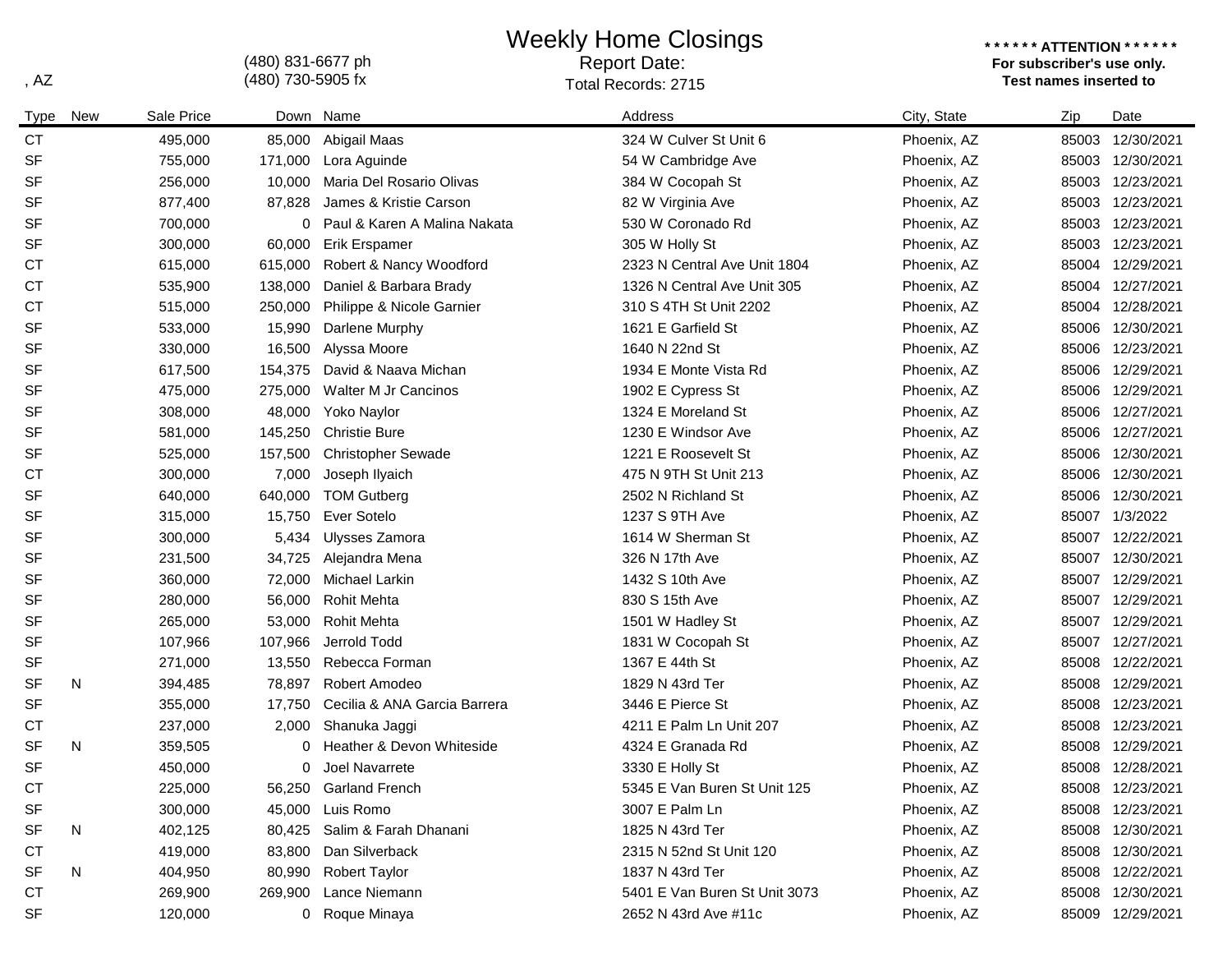# Weekly Home Closings

, AZ

(480) 831-6677 ph
(480) 730-5905 fx

Report Date:
Total Records: 2715

**\* \* \* \* \* \* ATTENTION \* \* \* \* \* \***
**For subscriber's use only.**
**Test names inserted to**

| Type | New | Sale Price | Down | Name | Address | City, State | Zip | Date |
|---|---|---|---|---|---|---|---|---|
| CT | | 495,000 | 85,000 | Abigail Maas | 324 W Culver St Unit 6 | Phoenix, AZ | 85003 | 12/30/2021 |
| SF | | 755,000 | 171,000 | Lora Aguinde | 54 W Cambridge Ave | Phoenix, AZ | 85003 | 12/30/2021 |
| SF | | 256,000 | 10,000 | Maria Del Rosario Olivas | 384 W Cocopah St | Phoenix, AZ | 85003 | 12/23/2021 |
| SF | | 877,400 | 87,828 | James & Kristie Carson | 82 W Virginia Ave | Phoenix, AZ | 85003 | 12/23/2021 |
| SF | | 700,000 | 0 | Paul & Karen A Malina Nakata | 530 W Coronado Rd | Phoenix, AZ | 85003 | 12/23/2021 |
| SF | | 300,000 | 60,000 | Erik Erspamer | 305 W Holly St | Phoenix, AZ | 85003 | 12/23/2021 |
| CT | | 615,000 | 615,000 | Robert & Nancy Woodford | 2323 N Central Ave Unit 1804 | Phoenix, AZ | 85004 | 12/29/2021 |
| CT | | 535,900 | 138,000 | Daniel & Barbara Brady | 1326 N Central Ave Unit 305 | Phoenix, AZ | 85004 | 12/27/2021 |
| CT | | 515,000 | 250,000 | Philippe & Nicole Garnier | 310 S 4TH St Unit 2202 | Phoenix, AZ | 85004 | 12/28/2021 |
| SF | | 533,000 | 15,990 | Darlene Murphy | 1621 E Garfield St | Phoenix, AZ | 85006 | 12/30/2021 |
| SF | | 330,000 | 16,500 | Alyssa Moore | 1640 N 22nd St | Phoenix, AZ | 85006 | 12/23/2021 |
| SF | | 617,500 | 154,375 | David & Naava Michan | 1934 E Monte Vista Rd | Phoenix, AZ | 85006 | 12/29/2021 |
| SF | | 475,000 | 275,000 | Walter M Jr Cancinos | 1902 E Cypress St | Phoenix, AZ | 85006 | 12/29/2021 |
| SF | | 308,000 | 48,000 | Yoko Naylor | 1324 E Moreland St | Phoenix, AZ | 85006 | 12/27/2021 |
| SF | | 581,000 | 145,250 | Christie Bure | 1230 E Windsor Ave | Phoenix, AZ | 85006 | 12/27/2021 |
| SF | | 525,000 | 157,500 | Christopher Sewade | 1221 E Roosevelt St | Phoenix, AZ | 85006 | 12/30/2021 |
| CT | | 300,000 | 7,000 | Joseph Ilyaich | 475 N 9TH St Unit 213 | Phoenix, AZ | 85006 | 12/30/2021 |
| SF | | 640,000 | 640,000 | TOM Gutberg | 2502 N Richland St | Phoenix, AZ | 85006 | 12/30/2021 |
| SF | | 315,000 | 15,750 | Ever Sotelo | 1237 S 9TH Ave | Phoenix, AZ | 85007 | 1/3/2022 |
| SF | | 300,000 | 5,434 | Ulysses Zamora | 1614 W Sherman St | Phoenix, AZ | 85007 | 12/22/2021 |
| SF | | 231,500 | 34,725 | Alejandra Mena | 326 N 17th Ave | Phoenix, AZ | 85007 | 12/30/2021 |
| SF | | 360,000 | 72,000 | Michael Larkin | 1432 S 10th Ave | Phoenix, AZ | 85007 | 12/29/2021 |
| SF | | 280,000 | 56,000 | Rohit Mehta | 830 S 15th Ave | Phoenix, AZ | 85007 | 12/29/2021 |
| SF | | 265,000 | 53,000 | Rohit Mehta | 1501 W Hadley St | Phoenix, AZ | 85007 | 12/29/2021 |
| SF | | 107,966 | 107,966 | Jerrold Todd | 1831 W Cocopah St | Phoenix, AZ | 85007 | 12/27/2021 |
| SF | | 271,000 | 13,550 | Rebecca Forman | 1367 E 44th St | Phoenix, AZ | 85008 | 12/22/2021 |
| SF | N | 394,485 | 78,897 | Robert Amodeo | 1829 N 43rd Ter | Phoenix, AZ | 85008 | 12/29/2021 |
| SF | | 355,000 | 17,750 | Cecilia & ANA Garcia Barrera | 3446 E Pierce St | Phoenix, AZ | 85008 | 12/23/2021 |
| CT | | 237,000 | 2,000 | Shanuka Jaggi | 4211 E Palm Ln Unit 207 | Phoenix, AZ | 85008 | 12/23/2021 |
| SF | N | 359,505 | 0 | Heather & Devon Whiteside | 4324 E Granada Rd | Phoenix, AZ | 85008 | 12/29/2021 |
| SF | | 450,000 | 0 | Joel Navarrete | 3330 E Holly St | Phoenix, AZ | 85008 | 12/28/2021 |
| CT | | 225,000 | 56,250 | Garland French | 5345 E Van Buren St Unit 125 | Phoenix, AZ | 85008 | 12/23/2021 |
| SF | | 300,000 | 45,000 | Luis Romo | 3007 E Palm Ln | Phoenix, AZ | 85008 | 12/23/2021 |
| SF | N | 402,125 | 80,425 | Salim & Farah Dhanani | 1825 N 43rd Ter | Phoenix, AZ | 85008 | 12/30/2021 |
| CT | | 419,000 | 83,800 | Dan Silverback | 2315 N 52nd St Unit 120 | Phoenix, AZ | 85008 | 12/30/2021 |
| SF | N | 404,950 | 80,990 | Robert Taylor | 1837 N 43rd Ter | Phoenix, AZ | 85008 | 12/22/2021 |
| CT | | 269,900 | 269,900 | Lance Niemann | 5401 E Van Buren St Unit 3073 | Phoenix, AZ | 85008 | 12/30/2021 |
| SF | | 120,000 | 0 | Roque Minaya | 2652 N 43rd Ave #11c | Phoenix, AZ | 85009 | 12/29/2021 |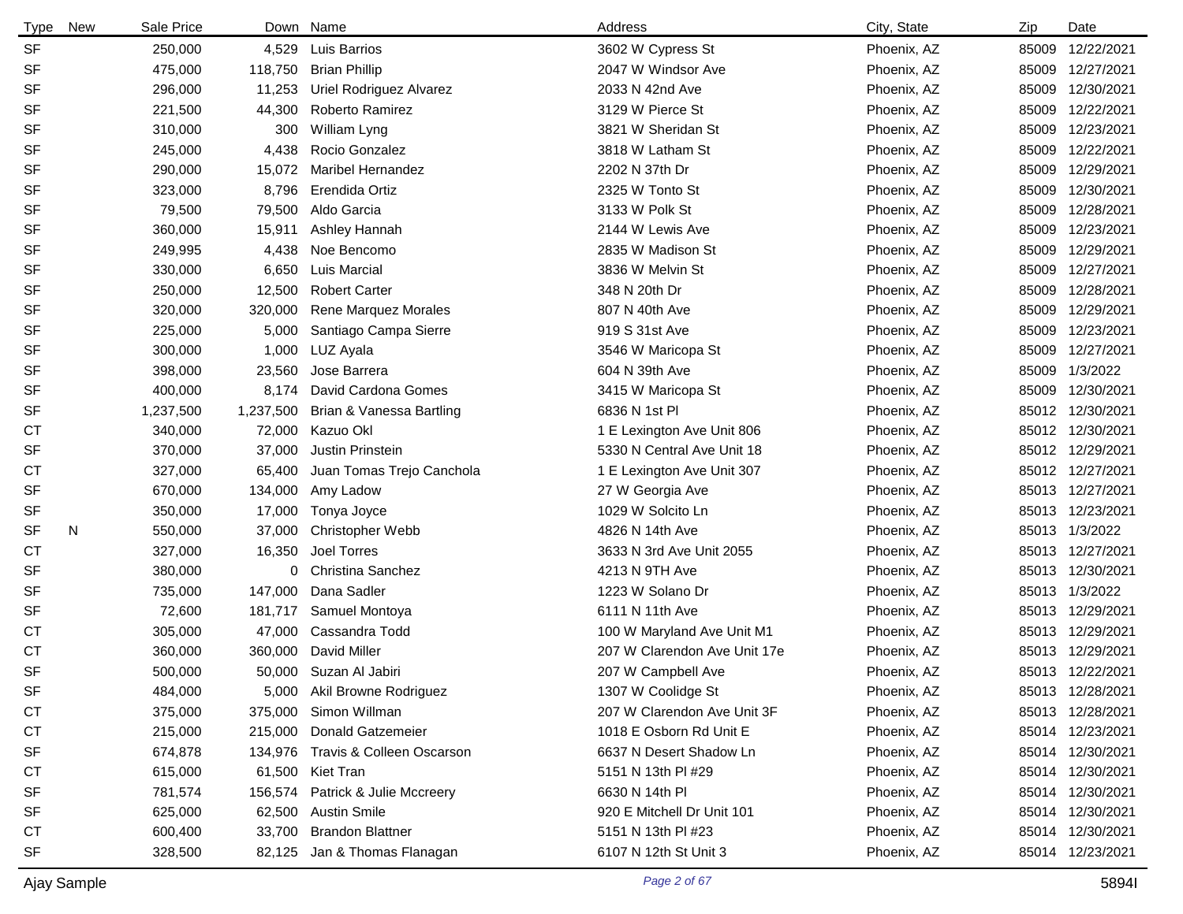| Type | New | Sale Price | Down | Name | Address | City, State | Zip | Date |
|---|---|---|---|---|---|---|---|---|
| SF | | 250,000 | 4,529 | Luis Barrios | 3602 W Cypress St | Phoenix, AZ | 85009 | 12/22/2021 |
| SF | | 475,000 | 118,750 | Brian Phillip | 2047 W Windsor Ave | Phoenix, AZ | 85009 | 12/27/2021 |
| SF | | 296,000 | 11,253 | Uriel Rodriguez Alvarez | 2033 N 42nd Ave | Phoenix, AZ | 85009 | 12/30/2021 |
| SF | | 221,500 | 44,300 | Roberto Ramirez | 3129 W Pierce St | Phoenix, AZ | 85009 | 12/22/2021 |
| SF | | 310,000 | 300 | William Lyng | 3821 W Sheridan St | Phoenix, AZ | 85009 | 12/23/2021 |
| SF | | 245,000 | 4,438 | Rocio Gonzalez | 3818 W Latham St | Phoenix, AZ | 85009 | 12/22/2021 |
| SF | | 290,000 | 15,072 | Maribel Hernandez | 2202 N 37th Dr | Phoenix, AZ | 85009 | 12/29/2021 |
| SF | | 323,000 | 8,796 | Erendida Ortiz | 2325 W Tonto St | Phoenix, AZ | 85009 | 12/30/2021 |
| SF | | 79,500 | 79,500 | Aldo Garcia | 3133 W Polk St | Phoenix, AZ | 85009 | 12/28/2021 |
| SF | | 360,000 | 15,911 | Ashley Hannah | 2144 W Lewis Ave | Phoenix, AZ | 85009 | 12/23/2021 |
| SF | | 249,995 | 4,438 | Noe Bencomo | 2835 W Madison St | Phoenix, AZ | 85009 | 12/29/2021 |
| SF | | 330,000 | 6,650 | Luis Marcial | 3836 W Melvin St | Phoenix, AZ | 85009 | 12/27/2021 |
| SF | | 250,000 | 12,500 | Robert Carter | 348 N 20th Dr | Phoenix, AZ | 85009 | 12/28/2021 |
| SF | | 320,000 | 320,000 | Rene Marquez Morales | 807 N 40th Ave | Phoenix, AZ | 85009 | 12/29/2021 |
| SF | | 225,000 | 5,000 | Santiago Campa Sierre | 919 S 31st Ave | Phoenix, AZ | 85009 | 12/23/2021 |
| SF | | 300,000 | 1,000 | LUZ Ayala | 3546 W Maricopa St | Phoenix, AZ | 85009 | 12/27/2021 |
| SF | | 398,000 | 23,560 | Jose Barrera | 604 N 39th Ave | Phoenix, AZ | 85009 | 1/3/2022 |
| SF | | 400,000 | 8,174 | David Cardona Gomes | 3415 W Maricopa St | Phoenix, AZ | 85009 | 12/30/2021 |
| SF | | 1,237,500 | 1,237,500 | Brian & Vanessa Bartling | 6836 N 1st Pl | Phoenix, AZ | 85012 | 12/30/2021 |
| CT | | 340,000 | 72,000 | Kazuo Okl | 1 E Lexington Ave Unit 806 | Phoenix, AZ | 85012 | 12/30/2021 |
| SF | | 370,000 | 37,000 | Justin Prinstein | 5330 N Central Ave Unit 18 | Phoenix, AZ | 85012 | 12/29/2021 |
| CT | | 327,000 | 65,400 | Juan Tomas Trejo Canchola | 1 E Lexington Ave Unit 307 | Phoenix, AZ | 85012 | 12/27/2021 |
| SF | | 670,000 | 134,000 | Amy Ladow | 27 W Georgia Ave | Phoenix, AZ | 85013 | 12/27/2021 |
| SF | | 350,000 | 17,000 | Tonya Joyce | 1029 W Solcito Ln | Phoenix, AZ | 85013 | 12/23/2021 |
| SF | N | 550,000 | 37,000 | Christopher Webb | 4826 N 14th Ave | Phoenix, AZ | 85013 | 1/3/2022 |
| CT | | 327,000 | 16,350 | Joel Torres | 3633 N 3rd Ave Unit 2055 | Phoenix, AZ | 85013 | 12/27/2021 |
| SF | | 380,000 | 0 | Christina Sanchez | 4213 N 9TH Ave | Phoenix, AZ | 85013 | 12/30/2021 |
| SF | | 735,000 | 147,000 | Dana Sadler | 1223 W Solano Dr | Phoenix, AZ | 85013 | 1/3/2022 |
| SF | | 72,600 | 181,717 | Samuel Montoya | 6111 N 11th Ave | Phoenix, AZ | 85013 | 12/29/2021 |
| CT | | 305,000 | 47,000 | Cassandra Todd | 100 W Maryland Ave Unit M1 | Phoenix, AZ | 85013 | 12/29/2021 |
| CT | | 360,000 | 360,000 | David Miller | 207 W Clarendon Ave Unit 17e | Phoenix, AZ | 85013 | 12/29/2021 |
| SF | | 500,000 | 50,000 | Suzan Al Jabiri | 207 W Campbell Ave | Phoenix, AZ | 85013 | 12/22/2021 |
| SF | | 484,000 | 5,000 | Akil Browne Rodriguez | 1307 W Coolidge St | Phoenix, AZ | 85013 | 12/28/2021 |
| CT | | 375,000 | 375,000 | Simon Willman | 207 W Clarendon Ave Unit 3F | Phoenix, AZ | 85013 | 12/28/2021 |
| CT | | 215,000 | 215,000 | Donald Gatzemeier | 1018 E Osborn Rd Unit E | Phoenix, AZ | 85014 | 12/23/2021 |
| SF | | 674,878 | 134,976 | Travis & Colleen Oscarson | 6637 N Desert Shadow Ln | Phoenix, AZ | 85014 | 12/30/2021 |
| CT | | 615,000 | 61,500 | Kiet Tran | 5151 N 13th Pl #29 | Phoenix, AZ | 85014 | 12/30/2021 |
| SF | | 781,574 | 156,574 | Patrick & Julie Mccreery | 6630 N 14th Pl | Phoenix, AZ | 85014 | 12/30/2021 |
| SF | | 625,000 | 62,500 | Austin Smile | 920 E Mitchell Dr Unit 101 | Phoenix, AZ | 85014 | 12/30/2021 |
| CT | | 600,400 | 33,700 | Brandon Blattner | 5151 N 13th Pl #23 | Phoenix, AZ | 85014 | 12/30/2021 |
| SF | | 328,500 | 82,125 | Jan & Thomas Flanagan | 6107 N 12th St Unit 3 | Phoenix, AZ | 85014 | 12/23/2021 |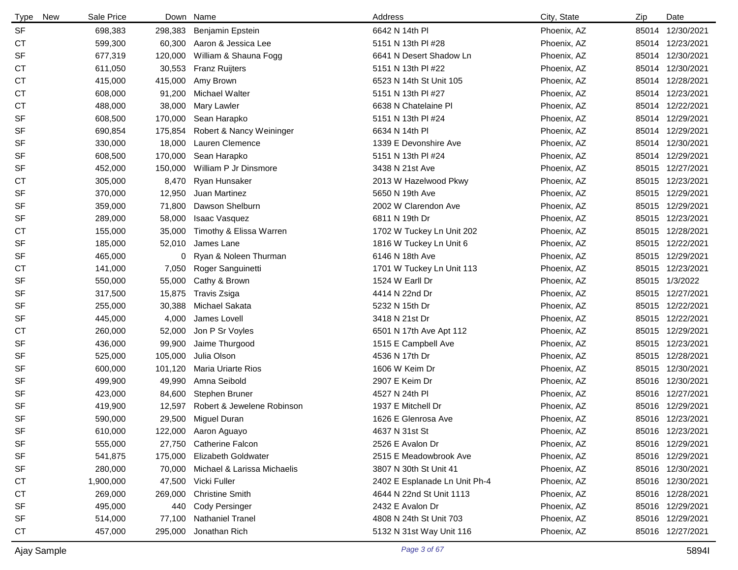| Type | New | Sale Price | Down | Name | Address | City, State | Zip | Date |
|---|---|---|---|---|---|---|---|---|
| SF | | 698,383 | 298,383 | Benjamin Epstein | 6642 N 14th Pl | Phoenix, AZ | 85014 | 12/30/2021 |
| CT | | 599,300 | 60,300 | Aaron & Jessica Lee | 5151 N 13th Pl #28 | Phoenix, AZ | 85014 | 12/23/2021 |
| SF | | 677,319 | 120,000 | William & Shauna Fogg | 6641 N Desert Shadow Ln | Phoenix, AZ | 85014 | 12/30/2021 |
| CT | | 611,050 | 30,553 | Franz Ruijters | 5151 N 13th Pl #22 | Phoenix, AZ | 85014 | 12/30/2021 |
| CT | | 415,000 | 415,000 | Amy Brown | 6523 N 14th St Unit 105 | Phoenix, AZ | 85014 | 12/28/2021 |
| CT | | 608,000 | 91,200 | Michael Walter | 5151 N 13th Pl #27 | Phoenix, AZ | 85014 | 12/23/2021 |
| CT | | 488,000 | 38,000 | Mary Lawler | 6638 N Chatelaine Pl | Phoenix, AZ | 85014 | 12/22/2021 |
| SF | | 608,500 | 170,000 | Sean Harapko | 5151 N 13th Pl #24 | Phoenix, AZ | 85014 | 12/29/2021 |
| SF | | 690,854 | 175,854 | Robert & Nancy Weininger | 6634 N 14th Pl | Phoenix, AZ | 85014 | 12/29/2021 |
| SF | | 330,000 | 18,000 | Lauren Clemence | 1339 E Devonshire Ave | Phoenix, AZ | 85014 | 12/30/2021 |
| SF | | 608,500 | 170,000 | Sean Harapko | 5151 N 13th Pl #24 | Phoenix, AZ | 85014 | 12/29/2021 |
| SF | | 452,000 | 150,000 | William P Jr Dinsmore | 3438 N 21st Ave | Phoenix, AZ | 85015 | 12/27/2021 |
| CT | | 305,000 | 8,470 | Ryan Hunsaker | 2013 W Hazelwood Pkwy | Phoenix, AZ | 85015 | 12/23/2021 |
| SF | | 370,000 | 12,950 | Juan Martinez | 5650 N 19th Ave | Phoenix, AZ | 85015 | 12/29/2021 |
| SF | | 359,000 | 71,800 | Dawson Shelburn | 2002 W Clarendon Ave | Phoenix, AZ | 85015 | 12/29/2021 |
| SF | | 289,000 | 58,000 | Isaac Vasquez | 6811 N 19th Dr | Phoenix, AZ | 85015 | 12/23/2021 |
| CT | | 155,000 | 35,000 | Timothy & Elissa Warren | 1702 W Tuckey Ln Unit 202 | Phoenix, AZ | 85015 | 12/28/2021 |
| SF | | 185,000 | 52,010 | James Lane | 1816 W Tuckey Ln Unit 6 | Phoenix, AZ | 85015 | 12/22/2021 |
| SF | | 465,000 | 0 | Ryan & Noleen Thurman | 6146 N 18th Ave | Phoenix, AZ | 85015 | 12/29/2021 |
| CT | | 141,000 | 7,050 | Roger Sanguinetti | 1701 W Tuckey Ln Unit 113 | Phoenix, AZ | 85015 | 12/23/2021 |
| SF | | 550,000 | 55,000 | Cathy & Brown | 1524 W Earll Dr | Phoenix, AZ | 85015 | 1/3/2022 |
| SF | | 317,500 | 15,875 | Travis Zsiga | 4414 N 22nd Dr | Phoenix, AZ | 85015 | 12/27/2021 |
| SF | | 255,000 | 30,388 | Michael Sakata | 5232 N 15th Dr | Phoenix, AZ | 85015 | 12/22/2021 |
| SF | | 445,000 | 4,000 | James Lovell | 3418 N 21st Dr | Phoenix, AZ | 85015 | 12/22/2021 |
| CT | | 260,000 | 52,000 | Jon P Sr Voyles | 6501 N 17th Ave Apt 112 | Phoenix, AZ | 85015 | 12/29/2021 |
| SF | | 436,000 | 99,900 | Jaime Thurgood | 1515 E Campbell Ave | Phoenix, AZ | 85015 | 12/23/2021 |
| SF | | 525,000 | 105,000 | Julia Olson | 4536 N 17th Dr | Phoenix, AZ | 85015 | 12/28/2021 |
| SF | | 600,000 | 101,120 | Maria Uriarte Rios | 1606 W Keim Dr | Phoenix, AZ | 85015 | 12/30/2021 |
| SF | | 499,900 | 49,990 | Amna Seibold | 2907 E Keim Dr | Phoenix, AZ | 85016 | 12/30/2021 |
| SF | | 423,000 | 84,600 | Stephen Bruner | 4527 N 24th Pl | Phoenix, AZ | 85016 | 12/27/2021 |
| SF | | 419,900 | 12,597 | Robert & Jewelene Robinson | 1937 E Mitchell Dr | Phoenix, AZ | 85016 | 12/29/2021 |
| SF | | 590,000 | 29,500 | Miguel Duran | 1626 E Glenrosa Ave | Phoenix, AZ | 85016 | 12/23/2021 |
| SF | | 610,000 | 122,000 | Aaron Aguayo | 4637 N 31st St | Phoenix, AZ | 85016 | 12/23/2021 |
| SF | | 555,000 | 27,750 | Catherine Falcon | 2526 E Avalon Dr | Phoenix, AZ | 85016 | 12/29/2021 |
| SF | | 541,875 | 175,000 | Elizabeth Goldwater | 2515 E Meadowbrook Ave | Phoenix, AZ | 85016 | 12/29/2021 |
| SF | | 280,000 | 70,000 | Michael & Larissa Michaelis | 3807 N 30th St Unit 41 | Phoenix, AZ | 85016 | 12/30/2021 |
| CT | | 1,900,000 | 47,500 | Vicki Fuller | 2402 E Esplanade Ln Unit Ph-4 | Phoenix, AZ | 85016 | 12/30/2021 |
| CT | | 269,000 | 269,000 | Christine Smith | 4644 N 22nd St Unit 1113 | Phoenix, AZ | 85016 | 12/28/2021 |
| SF | | 495,000 | 440 | Cody Persinger | 2432 E Avalon Dr | Phoenix, AZ | 85016 | 12/29/2021 |
| SF | | 514,000 | 77,100 | Nathaniel Tranel | 4808 N 24th St Unit 703 | Phoenix, AZ | 85016 | 12/29/2021 |
| CT | | 457,000 | 295,000 | Jonathan Rich | 5132 N 31st Way Unit 116 | Phoenix, AZ | 85016 | 12/27/2021 |

Ajay Sample 5894I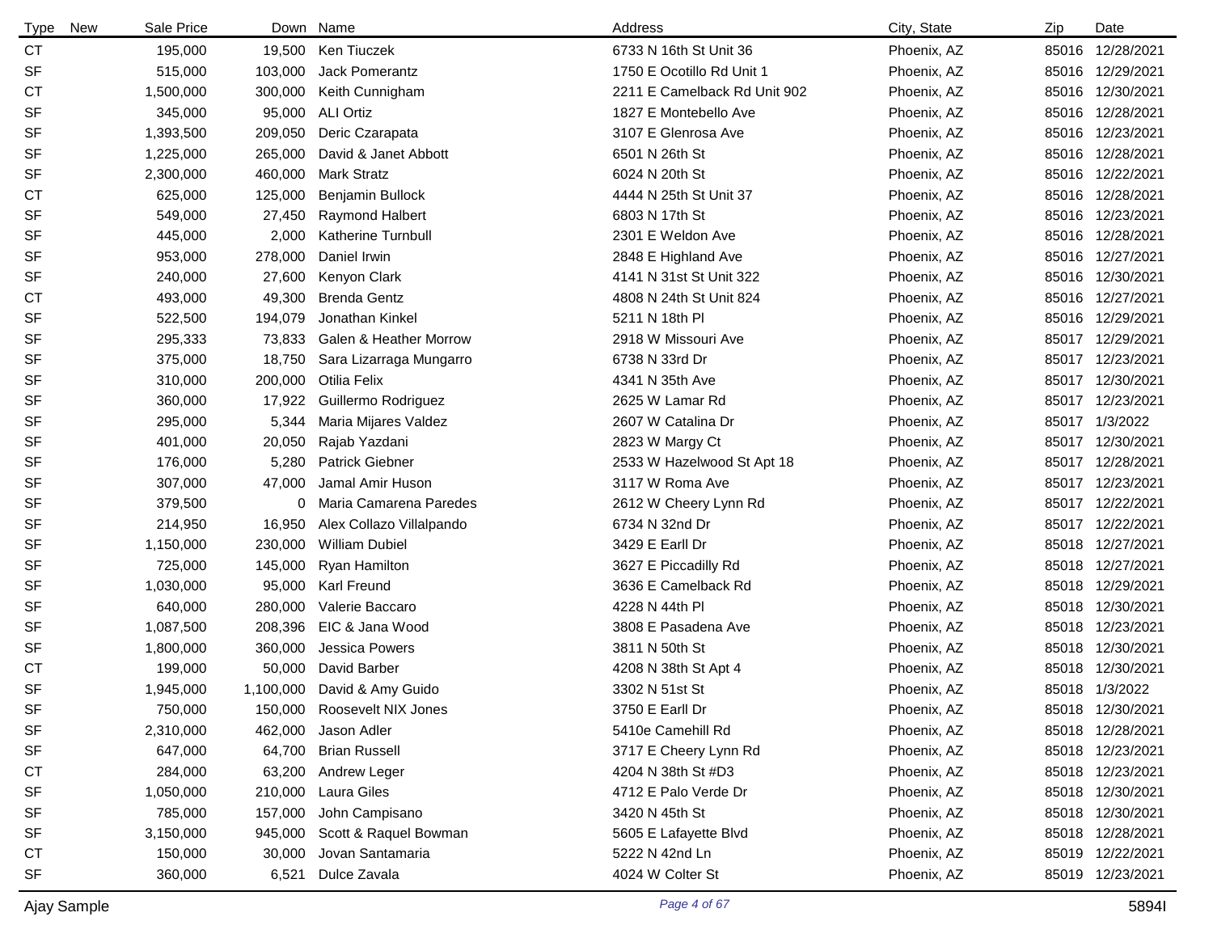| Type | New | Sale Price | Down | Name | Address | City, State | Zip | Date |
|---|---|---|---|---|---|---|---|---|
| CT | | 195,000 | 19,500 | Ken Tiuczek | 6733 N 16th St Unit 36 | Phoenix, AZ | 85016 | 12/28/2021 |
| SF | | 515,000 | 103,000 | Jack Pomerantz | 1750 E Ocotillo Rd Unit 1 | Phoenix, AZ | 85016 | 12/29/2021 |
| CT | | 1,500,000 | 300,000 | Keith Cunnigham | 2211 E Camelback Rd Unit 902 | Phoenix, AZ | 85016 | 12/30/2021 |
| SF | | 345,000 | 95,000 | ALI Ortiz | 1827 E Montebello Ave | Phoenix, AZ | 85016 | 12/28/2021 |
| SF | | 1,393,500 | 209,050 | Deric Czarapata | 3107 E Glenrosa Ave | Phoenix, AZ | 85016 | 12/23/2021 |
| SF | | 1,225,000 | 265,000 | David & Janet Abbott | 6501 N 26th St | Phoenix, AZ | 85016 | 12/28/2021 |
| SF | | 2,300,000 | 460,000 | Mark Stratz | 6024 N 20th St | Phoenix, AZ | 85016 | 12/22/2021 |
| CT | | 625,000 | 125,000 | Benjamin Bullock | 4444 N 25th St Unit 37 | Phoenix, AZ | 85016 | 12/28/2021 |
| SF | | 549,000 | 27,450 | Raymond Halbert | 6803 N 17th St | Phoenix, AZ | 85016 | 12/23/2021 |
| SF | | 445,000 | 2,000 | Katherine Turnbull | 2301 E Weldon Ave | Phoenix, AZ | 85016 | 12/28/2021 |
| SF | | 953,000 | 278,000 | Daniel Irwin | 2848 E Highland Ave | Phoenix, AZ | 85016 | 12/27/2021 |
| SF | | 240,000 | 27,600 | Kenyon Clark | 4141 N 31st St Unit 322 | Phoenix, AZ | 85016 | 12/30/2021 |
| CT | | 493,000 | 49,300 | Brenda Gentz | 4808 N 24th St Unit 824 | Phoenix, AZ | 85016 | 12/27/2021 |
| SF | | 522,500 | 194,079 | Jonathan Kinkel | 5211 N 18th Pl | Phoenix, AZ | 85016 | 12/29/2021 |
| SF | | 295,333 | 73,833 | Galen & Heather Morrow | 2918 W Missouri Ave | Phoenix, AZ | 85017 | 12/29/2021 |
| SF | | 375,000 | 18,750 | Sara Lizarraga Mungarro | 6738 N 33rd Dr | Phoenix, AZ | 85017 | 12/23/2021 |
| SF | | 310,000 | 200,000 | Otilia Felix | 4341 N 35th Ave | Phoenix, AZ | 85017 | 12/30/2021 |
| SF | | 360,000 | 17,922 | Guillermo Rodriguez | 2625 W Lamar Rd | Phoenix, AZ | 85017 | 12/23/2021 |
| SF | | 295,000 | 5,344 | Maria Mijares Valdez | 2607 W Catalina Dr | Phoenix, AZ | 85017 | 1/3/2022 |
| SF | | 401,000 | 20,050 | Rajab Yazdani | 2823 W Margy Ct | Phoenix, AZ | 85017 | 12/30/2021 |
| SF | | 176,000 | 5,280 | Patrick Giebner | 2533 W Hazelwood St Apt 18 | Phoenix, AZ | 85017 | 12/28/2021 |
| SF | | 307,000 | 47,000 | Jamal Amir Huson | 3117 W Roma Ave | Phoenix, AZ | 85017 | 12/23/2021 |
| SF | | 379,500 | 0 | Maria Camarena Paredes | 2612 W Cheery Lynn Rd | Phoenix, AZ | 85017 | 12/22/2021 |
| SF | | 214,950 | 16,950 | Alex Collazo Villalpando | 6734 N 32nd Dr | Phoenix, AZ | 85017 | 12/22/2021 |
| SF | | 1,150,000 | 230,000 | William Dubiel | 3429 E Earll Dr | Phoenix, AZ | 85018 | 12/27/2021 |
| SF | | 725,000 | 145,000 | Ryan Hamilton | 3627 E Piccadilly Rd | Phoenix, AZ | 85018 | 12/27/2021 |
| SF | | 1,030,000 | 95,000 | Karl Freund | 3636 E Camelback Rd | Phoenix, AZ | 85018 | 12/29/2021 |
| SF | | 640,000 | 280,000 | Valerie Baccaro | 4228 N 44th Pl | Phoenix, AZ | 85018 | 12/30/2021 |
| SF | | 1,087,500 | 208,396 | EIC & Jana Wood | 3808 E Pasadena Ave | Phoenix, AZ | 85018 | 12/23/2021 |
| SF | | 1,800,000 | 360,000 | Jessica Powers | 3811 N 50th St | Phoenix, AZ | 85018 | 12/30/2021 |
| CT | | 199,000 | 50,000 | David Barber | 4208 N 38th St Apt 4 | Phoenix, AZ | 85018 | 12/30/2021 |
| SF | | 1,945,000 | 1,100,000 | David & Amy Guido | 3302 N 51st St | Phoenix, AZ | 85018 | 1/3/2022 |
| SF | | 750,000 | 150,000 | Roosevelt NIX Jones | 3750 E Earll Dr | Phoenix, AZ | 85018 | 12/30/2021 |
| SF | | 2,310,000 | 462,000 | Jason Adler | 5410e Camehill Rd | Phoenix, AZ | 85018 | 12/28/2021 |
| SF | | 647,000 | 64,700 | Brian Russell | 3717 E Cheery Lynn Rd | Phoenix, AZ | 85018 | 12/23/2021 |
| CT | | 284,000 | 63,200 | Andrew Leger | 4204 N 38th St #D3 | Phoenix, AZ | 85018 | 12/23/2021 |
| SF | | 1,050,000 | 210,000 | Laura Giles | 4712 E Palo Verde Dr | Phoenix, AZ | 85018 | 12/30/2021 |
| SF | | 785,000 | 157,000 | John Campisano | 3420 N 45th St | Phoenix, AZ | 85018 | 12/30/2021 |
| SF | | 3,150,000 | 945,000 | Scott & Raquel Bowman | 5605 E Lafayette Blvd | Phoenix, AZ | 85018 | 12/28/2021 |
| CT | | 150,000 | 30,000 | Jovan Santamaria | 5222 N 42nd Ln | Phoenix, AZ | 85019 | 12/22/2021 |
| SF | | 360,000 | 6,521 | Dulce Zavala | 4024 W Colter St | Phoenix, AZ | 85019 | 12/23/2021 |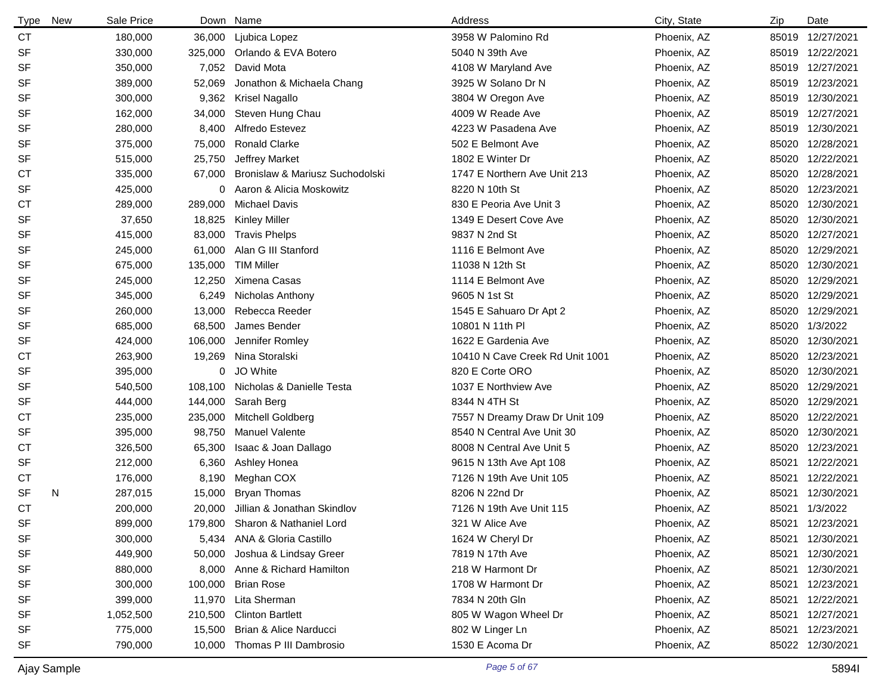| Type | New | Sale Price | Down | Name | Address | City, State | Zip | Date |
|---|---|---|---|---|---|---|---|---|
| CT | | 180,000 | 36,000 | Ljubica Lopez | 3958 W Palomino Rd | Phoenix, AZ | 85019 | 12/27/2021 |
| SF | | 330,000 | 325,000 | Orlando & EVA Botero | 5040 N 39th Ave | Phoenix, AZ | 85019 | 12/22/2021 |
| SF | | 350,000 | 7,052 | David Mota | 4108 W Maryland Ave | Phoenix, AZ | 85019 | 12/27/2021 |
| SF | | 389,000 | 52,069 | Jonathon & Michaela Chang | 3925 W Solano Dr N | Phoenix, AZ | 85019 | 12/23/2021 |
| SF | | 300,000 | 9,362 | Krisel Nagallo | 3804 W Oregon Ave | Phoenix, AZ | 85019 | 12/30/2021 |
| SF | | 162,000 | 34,000 | Steven Hung Chau | 4009 W Reade Ave | Phoenix, AZ | 85019 | 12/27/2021 |
| SF | | 280,000 | 8,400 | Alfredo Estevez | 4223 W Pasadena Ave | Phoenix, AZ | 85019 | 12/30/2021 |
| SF | | 375,000 | 75,000 | Ronald Clarke | 502 E Belmont Ave | Phoenix, AZ | 85020 | 12/28/2021 |
| SF | | 515,000 | 25,750 | Jeffrey Market | 1802 E Winter Dr | Phoenix, AZ | 85020 | 12/22/2021 |
| CT | | 335,000 | 67,000 | Bronislaw & Mariusz Suchodolski | 1747 E Northern Ave Unit 213 | Phoenix, AZ | 85020 | 12/28/2021 |
| SF | | 425,000 | 0 | Aaron & Alicia Moskowitz | 8220 N 10th St | Phoenix, AZ | 85020 | 12/23/2021 |
| CT | | 289,000 | 289,000 | Michael Davis | 830 E Peoria Ave Unit 3 | Phoenix, AZ | 85020 | 12/30/2021 |
| SF | | 37,650 | 18,825 | Kinley Miller | 1349 E Desert Cove Ave | Phoenix, AZ | 85020 | 12/30/2021 |
| SF | | 415,000 | 83,000 | Travis Phelps | 9837 N 2nd St | Phoenix, AZ | 85020 | 12/27/2021 |
| SF | | 245,000 | 61,000 | Alan G III Stanford | 1116 E Belmont Ave | Phoenix, AZ | 85020 | 12/29/2021 |
| SF | | 675,000 | 135,000 | TIM Miller | 11038 N 12th St | Phoenix, AZ | 85020 | 12/30/2021 |
| SF | | 245,000 | 12,250 | Ximena Casas | 1114 E Belmont Ave | Phoenix, AZ | 85020 | 12/29/2021 |
| SF | | 345,000 | 6,249 | Nicholas Anthony | 9605 N 1st St | Phoenix, AZ | 85020 | 12/29/2021 |
| SF | | 260,000 | 13,000 | Rebecca Reeder | 1545 E Sahuaro Dr Apt 2 | Phoenix, AZ | 85020 | 12/29/2021 |
| SF | | 685,000 | 68,500 | James Bender | 10801 N 11th Pl | Phoenix, AZ | 85020 | 1/3/2022 |
| SF | | 424,000 | 106,000 | Jennifer Romley | 1622 E Gardenia Ave | Phoenix, AZ | 85020 | 12/30/2021 |
| CT | | 263,900 | 19,269 | Nina Storalski | 10410 N Cave Creek Rd Unit 1001 | Phoenix, AZ | 85020 | 12/23/2021 |
| SF | | 395,000 | 0 | JO White | 820 E Corte ORO | Phoenix, AZ | 85020 | 12/30/2021 |
| SF | | 540,500 | 108,100 | Nicholas & Danielle Testa | 1037 E Northview Ave | Phoenix, AZ | 85020 | 12/29/2021 |
| SF | | 444,000 | 144,000 | Sarah Berg | 8344 N 4TH St | Phoenix, AZ | 85020 | 12/29/2021 |
| CT | | 235,000 | 235,000 | Mitchell Goldberg | 7557 N Dreamy Draw Dr Unit 109 | Phoenix, AZ | 85020 | 12/22/2021 |
| SF | | 395,000 | 98,750 | Manuel Valente | 8540 N Central Ave Unit 30 | Phoenix, AZ | 85020 | 12/30/2021 |
| CT | | 326,500 | 65,300 | Isaac & Joan Dallago | 8008 N Central Ave Unit 5 | Phoenix, AZ | 85020 | 12/23/2021 |
| SF | | 212,000 | 6,360 | Ashley Honea | 9615 N 13th Ave Apt 108 | Phoenix, AZ | 85021 | 12/22/2021 |
| CT | | 176,000 | 8,190 | Meghan COX | 7126 N 19th Ave Unit 105 | Phoenix, AZ | 85021 | 12/22/2021 |
| SF | N | 287,015 | 15,000 | Bryan Thomas | 8206 N 22nd Dr | Phoenix, AZ | 85021 | 12/30/2021 |
| CT | | 200,000 | 20,000 | Jillian & Jonathan Skindlov | 7126 N 19th Ave Unit 115 | Phoenix, AZ | 85021 | 1/3/2022 |
| SF | | 899,000 | 179,800 | Sharon & Nathaniel Lord | 321 W Alice Ave | Phoenix, AZ | 85021 | 12/23/2021 |
| SF | | 300,000 | 5,434 | ANA & Gloria Castillo | 1624 W Cheryl Dr | Phoenix, AZ | 85021 | 12/30/2021 |
| SF | | 449,900 | 50,000 | Joshua & Lindsay Greer | 7819 N 17th Ave | Phoenix, AZ | 85021 | 12/30/2021 |
| SF | | 880,000 | 8,000 | Anne & Richard Hamilton | 218 W Harmont Dr | Phoenix, AZ | 85021 | 12/30/2021 |
| SF | | 300,000 | 100,000 | Brian Rose | 1708 W Harmont Dr | Phoenix, AZ | 85021 | 12/23/2021 |
| SF | | 399,000 | 11,970 | Lita Sherman | 7834 N 20th Gln | Phoenix, AZ | 85021 | 12/22/2021 |
| SF | | 1,052,500 | 210,500 | Clinton Bartlett | 805 W Wagon Wheel Dr | Phoenix, AZ | 85021 | 12/27/2021 |
| SF | | 775,000 | 15,500 | Brian & Alice Narducci | 802 W Linger Ln | Phoenix, AZ | 85021 | 12/23/2021 |
| SF | | 790,000 | 10,000 | Thomas P III Dambrosio | 1530 E Acoma Dr | Phoenix, AZ | 85022 | 12/30/2021 |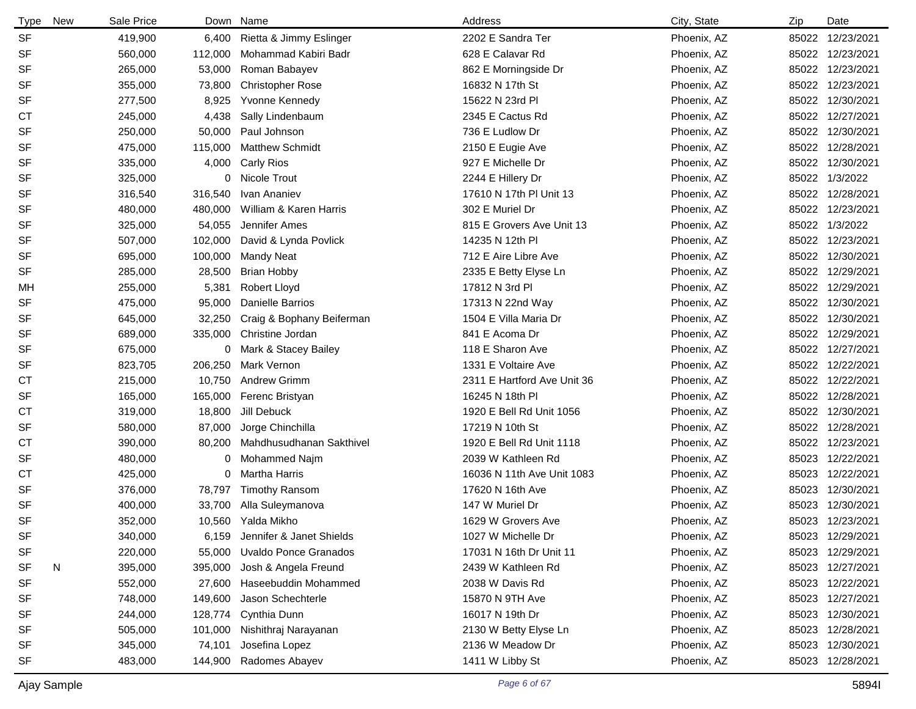| Type | New | Sale Price | Down | Name | Address | City, State | Zip | Date |
|---|---|---|---|---|---|---|---|---|
| SF | | 419,900 | 6,400 | Rietta & Jimmy Eslinger | 2202 E Sandra Ter | Phoenix, AZ | 85022 | 12/23/2021 |
| SF | | 560,000 | 112,000 | Mohammad Kabiri Badr | 628 E Calavar Rd | Phoenix, AZ | 85022 | 12/23/2021 |
| SF | | 265,000 | 53,000 | Roman Babayev | 862 E Morningside Dr | Phoenix, AZ | 85022 | 12/23/2021 |
| SF | | 355,000 | 73,800 | Christopher Rose | 16832 N 17th St | Phoenix, AZ | 85022 | 12/23/2021 |
| SF | | 277,500 | 8,925 | Yvonne Kennedy | 15622 N 23rd Pl | Phoenix, AZ | 85022 | 12/30/2021 |
| CT | | 245,000 | 4,438 | Sally Lindenbaum | 2345 E Cactus Rd | Phoenix, AZ | 85022 | 12/27/2021 |
| SF | | 250,000 | 50,000 | Paul Johnson | 736 E Ludlow Dr | Phoenix, AZ | 85022 | 12/30/2021 |
| SF | | 475,000 | 115,000 | Matthew Schmidt | 2150 E Eugie Ave | Phoenix, AZ | 85022 | 12/28/2021 |
| SF | | 335,000 | 4,000 | Carly Rios | 927 E Michelle Dr | Phoenix, AZ | 85022 | 12/30/2021 |
| SF | | 325,000 | 0 | Nicole Trout | 2244 E Hillery Dr | Phoenix, AZ | 85022 | 1/3/2022 |
| SF | | 316,540 | 316,540 | Ivan Ananiev | 17610 N 17th Pl Unit 13 | Phoenix, AZ | 85022 | 12/28/2021 |
| SF | | 480,000 | 480,000 | William & Karen Harris | 302 E Muriel Dr | Phoenix, AZ | 85022 | 12/23/2021 |
| SF | | 325,000 | 54,055 | Jennifer Ames | 815 E Grovers Ave Unit 13 | Phoenix, AZ | 85022 | 1/3/2022 |
| SF | | 507,000 | 102,000 | David & Lynda Povlick | 14235 N 12th Pl | Phoenix, AZ | 85022 | 12/23/2021 |
| SF | | 695,000 | 100,000 | Mandy Neat | 712 E Aire Libre Ave | Phoenix, AZ | 85022 | 12/30/2021 |
| SF | | 285,000 | 28,500 | Brian Hobby | 2335 E Betty Elyse Ln | Phoenix, AZ | 85022 | 12/29/2021 |
| MH | | 255,000 | 5,381 | Robert Lloyd | 17812 N 3rd Pl | Phoenix, AZ | 85022 | 12/29/2021 |
| SF | | 475,000 | 95,000 | Danielle Barrios | 17313 N 22nd Way | Phoenix, AZ | 85022 | 12/30/2021 |
| SF | | 645,000 | 32,250 | Craig & Bophany Beiferman | 1504 E Villa Maria Dr | Phoenix, AZ | 85022 | 12/30/2021 |
| SF | | 689,000 | 335,000 | Christine Jordan | 841 E Acoma Dr | Phoenix, AZ | 85022 | 12/29/2021 |
| SF | | 675,000 | 0 | Mark & Stacey Bailey | 118 E Sharon Ave | Phoenix, AZ | 85022 | 12/27/2021 |
| SF | | 823,705 | 206,250 | Mark Vernon | 1331 E Voltaire Ave | Phoenix, AZ | 85022 | 12/22/2021 |
| CT | | 215,000 | 10,750 | Andrew Grimm | 2311 E Hartford Ave Unit 36 | Phoenix, AZ | 85022 | 12/22/2021 |
| SF | | 165,000 | 165,000 | Ferenc Bristyan | 16245 N 18th Pl | Phoenix, AZ | 85022 | 12/28/2021 |
| CT | | 319,000 | 18,800 | Jill Debuck | 1920 E Bell Rd Unit 1056 | Phoenix, AZ | 85022 | 12/30/2021 |
| SF | | 580,000 | 87,000 | Jorge Chinchilla | 17219 N 10th St | Phoenix, AZ | 85022 | 12/28/2021 |
| CT | | 390,000 | 80,200 | Mahdhusudhanan Sakthivel | 1920 E Bell Rd Unit 1118 | Phoenix, AZ | 85022 | 12/23/2021 |
| SF | | 480,000 | 0 | Mohammed Najm | 2039 W Kathleen Rd | Phoenix, AZ | 85023 | 12/22/2021 |
| CT | | 425,000 | 0 | Martha Harris | 16036 N 11th Ave Unit 1083 | Phoenix, AZ | 85023 | 12/22/2021 |
| SF | | 376,000 | 78,797 | Timothy Ransom | 17620 N 16th Ave | Phoenix, AZ | 85023 | 12/30/2021 |
| SF | | 400,000 | 33,700 | Alla Suleymanova | 147 W Muriel Dr | Phoenix, AZ | 85023 | 12/30/2021 |
| SF | | 352,000 | 10,560 | Yalda Mikho | 1629 W Grovers Ave | Phoenix, AZ | 85023 | 12/23/2021 |
| SF | | 340,000 | 6,159 | Jennifer & Janet Shields | 1027 W Michelle Dr | Phoenix, AZ | 85023 | 12/29/2021 |
| SF | | 220,000 | 55,000 | Uvaldo Ponce Granados | 17031 N 16th Dr Unit 11 | Phoenix, AZ | 85023 | 12/29/2021 |
| SF | N | 395,000 | 395,000 | Josh & Angela Freund | 2439 W Kathleen Rd | Phoenix, AZ | 85023 | 12/27/2021 |
| SF | | 552,000 | 27,600 | Haseebuddin Mohammed | 2038 W Davis Rd | Phoenix, AZ | 85023 | 12/22/2021 |
| SF | | 748,000 | 149,600 | Jason Schechterle | 15870 N 9TH Ave | Phoenix, AZ | 85023 | 12/27/2021 |
| SF | | 244,000 | 128,774 | Cynthia Dunn | 16017 N 19th Dr | Phoenix, AZ | 85023 | 12/30/2021 |
| SF | | 505,000 | 101,000 | Nishithraj Narayanan | 2130 W Betty Elyse Ln | Phoenix, AZ | 85023 | 12/28/2021 |
| SF | | 345,000 | 74,101 | Josefina Lopez | 2136 W Meadow Dr | Phoenix, AZ | 85023 | 12/30/2021 |
| SF | | 483,000 | 144,900 | Radomes Abayev | 1411 W Libby St | Phoenix, AZ | 85023 | 12/28/2021 |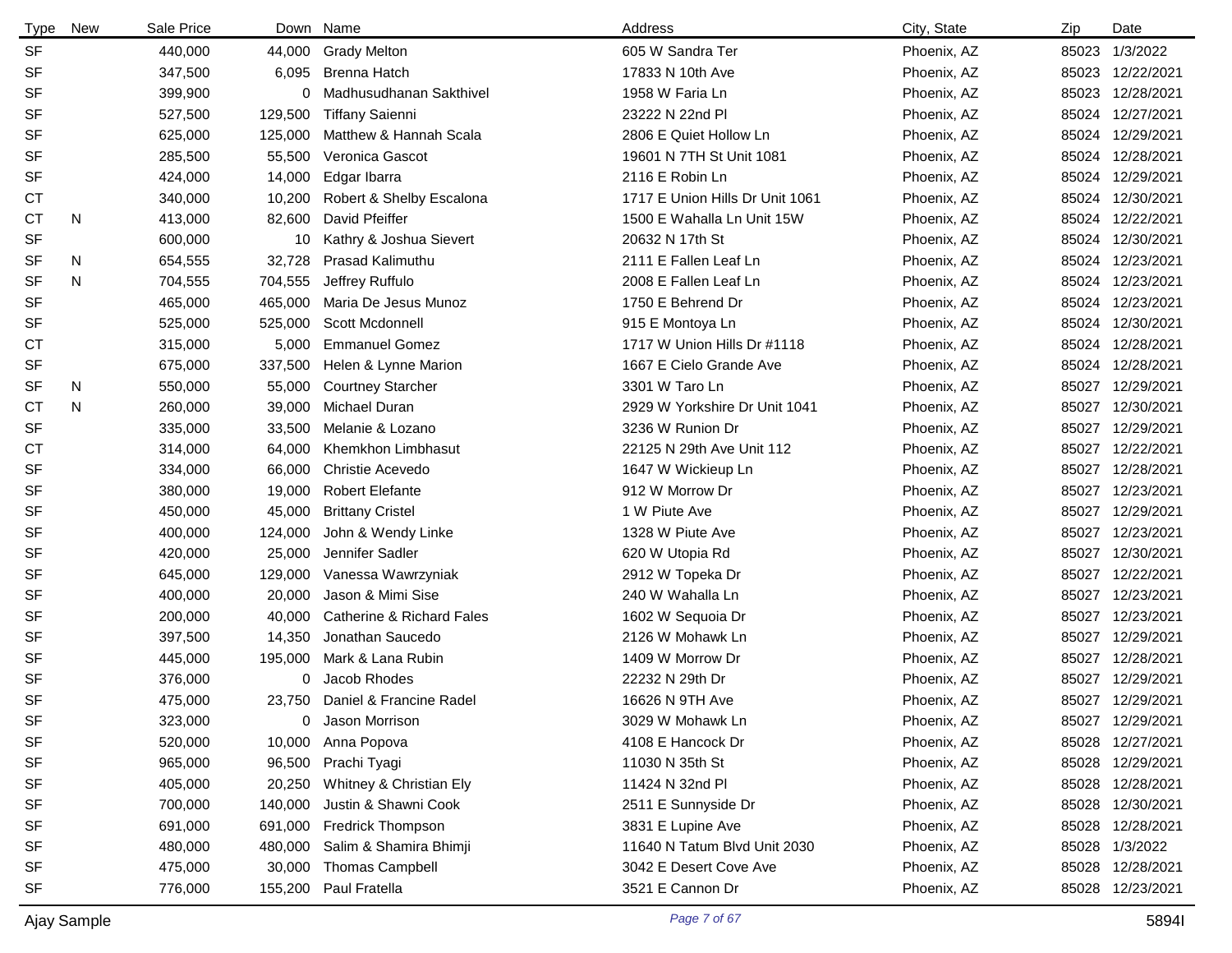| Type | New | Sale Price | Down | Name | Address | City, State | Zip | Date |
|---|---|---|---|---|---|---|---|---|
| SF | | 440,000 | 44,000 | Grady Melton | 605 W Sandra Ter | Phoenix, AZ | 85023 | 1/3/2022 |
| SF | | 347,500 | 6,095 | Brenna Hatch | 17833 N 10th Ave | Phoenix, AZ | 85023 | 12/22/2021 |
| SF | | 399,900 | 0 | Madhusudhanan Sakthivel | 1958 W Faria Ln | Phoenix, AZ | 85023 | 12/28/2021 |
| SF | | 527,500 | 129,500 | Tiffany Saienni | 23222 N 22nd Pl | Phoenix, AZ | 85024 | 12/27/2021 |
| SF | | 625,000 | 125,000 | Matthew & Hannah Scala | 2806 E Quiet Hollow Ln | Phoenix, AZ | 85024 | 12/29/2021 |
| SF | | 285,500 | 55,500 | Veronica Gascot | 19601 N 7TH St Unit 1081 | Phoenix, AZ | 85024 | 12/28/2021 |
| SF | | 424,000 | 14,000 | Edgar Ibarra | 2116 E Robin Ln | Phoenix, AZ | 85024 | 12/29/2021 |
| CT | | 340,000 | 10,200 | Robert & Shelby Escalona | 1717 E Union Hills Dr Unit 1061 | Phoenix, AZ | 85024 | 12/30/2021 |
| CT | N | 413,000 | 82,600 | David Pfeiffer | 1500 E Wahalla Ln Unit 15W | Phoenix, AZ | 85024 | 12/22/2021 |
| SF | | 600,000 | 10 | Kathry & Joshua Sievert | 20632 N 17th St | Phoenix, AZ | 85024 | 12/30/2021 |
| SF | N | 654,555 | 32,728 | Prasad Kalimuthu | 2111 E Fallen Leaf Ln | Phoenix, AZ | 85024 | 12/23/2021 |
| SF | N | 704,555 | 704,555 | Jeffrey Ruffulo | 2008 E Fallen Leaf Ln | Phoenix, AZ | 85024 | 12/23/2021 |
| SF | | 465,000 | 465,000 | Maria De Jesus Munoz | 1750 E Behrend Dr | Phoenix, AZ | 85024 | 12/23/2021 |
| SF | | 525,000 | 525,000 | Scott Mcdonnell | 915 E Montoya Ln | Phoenix, AZ | 85024 | 12/30/2021 |
| CT | | 315,000 | 5,000 | Emmanuel Gomez | 1717 W Union Hills Dr #1118 | Phoenix, AZ | 85024 | 12/28/2021 |
| SF | | 675,000 | 337,500 | Helen & Lynne Marion | 1667 E Cielo Grande Ave | Phoenix, AZ | 85024 | 12/28/2021 |
| SF | N | 550,000 | 55,000 | Courtney Starcher | 3301 W Taro Ln | Phoenix, AZ | 85027 | 12/29/2021 |
| CT | N | 260,000 | 39,000 | Michael Duran | 2929 W Yorkshire Dr Unit 1041 | Phoenix, AZ | 85027 | 12/30/2021 |
| SF | | 335,000 | 33,500 | Melanie & Lozano | 3236 W Runion Dr | Phoenix, AZ | 85027 | 12/29/2021 |
| CT | | 314,000 | 64,000 | Khemkhon Limbhasut | 22125 N 29th Ave Unit 112 | Phoenix, AZ | 85027 | 12/22/2021 |
| SF | | 334,000 | 66,000 | Christie Acevedo | 1647 W Wickieup Ln | Phoenix, AZ | 85027 | 12/28/2021 |
| SF | | 380,000 | 19,000 | Robert Elefante | 912 W Morrow Dr | Phoenix, AZ | 85027 | 12/23/2021 |
| SF | | 450,000 | 45,000 | Brittany Cristel | 1 W Piute Ave | Phoenix, AZ | 85027 | 12/29/2021 |
| SF | | 400,000 | 124,000 | John & Wendy Linke | 1328 W Piute Ave | Phoenix, AZ | 85027 | 12/23/2021 |
| SF | | 420,000 | 25,000 | Jennifer Sadler | 620 W Utopia Rd | Phoenix, AZ | 85027 | 12/30/2021 |
| SF | | 645,000 | 129,000 | Vanessa Wawrzyniak | 2912 W Topeka Dr | Phoenix, AZ | 85027 | 12/22/2021 |
| SF | | 400,000 | 20,000 | Jason & Mimi Sise | 240 W Wahalla Ln | Phoenix, AZ | 85027 | 12/23/2021 |
| SF | | 200,000 | 40,000 | Catherine & Richard Fales | 1602 W Sequoia Dr | Phoenix, AZ | 85027 | 12/23/2021 |
| SF | | 397,500 | 14,350 | Jonathan Saucedo | 2126 W Mohawk Ln | Phoenix, AZ | 85027 | 12/29/2021 |
| SF | | 445,000 | 195,000 | Mark & Lana Rubin | 1409 W Morrow Dr | Phoenix, AZ | 85027 | 12/28/2021 |
| SF | | 376,000 | 0 | Jacob Rhodes | 22232 N 29th Dr | Phoenix, AZ | 85027 | 12/29/2021 |
| SF | | 475,000 | 23,750 | Daniel & Francine Radel | 16626 N 9TH Ave | Phoenix, AZ | 85027 | 12/29/2021 |
| SF | | 323,000 | 0 | Jason Morrison | 3029 W Mohawk Ln | Phoenix, AZ | 85027 | 12/29/2021 |
| SF | | 520,000 | 10,000 | Anna Popova | 4108 E Hancock Dr | Phoenix, AZ | 85028 | 12/27/2021 |
| SF | | 965,000 | 96,500 | Prachi Tyagi | 11030 N 35th St | Phoenix, AZ | 85028 | 12/29/2021 |
| SF | | 405,000 | 20,250 | Whitney & Christian Ely | 11424 N 32nd Pl | Phoenix, AZ | 85028 | 12/28/2021 |
| SF | | 700,000 | 140,000 | Justin & Shawni Cook | 2511 E Sunnyside Dr | Phoenix, AZ | 85028 | 12/30/2021 |
| SF | | 691,000 | 691,000 | Fredrick Thompson | 3831 E Lupine Ave | Phoenix, AZ | 85028 | 12/28/2021 |
| SF | | 480,000 | 480,000 | Salim & Shamira Bhimji | 11640 N Tatum Blvd Unit 2030 | Phoenix, AZ | 85028 | 1/3/2022 |
| SF | | 475,000 | 30,000 | Thomas Campbell | 3042 E Desert Cove Ave | Phoenix, AZ | 85028 | 12/28/2021 |
| SF | | 776,000 | 155,200 | Paul Fratella | 3521 E Cannon Dr | Phoenix, AZ | 85028 | 12/23/2021 |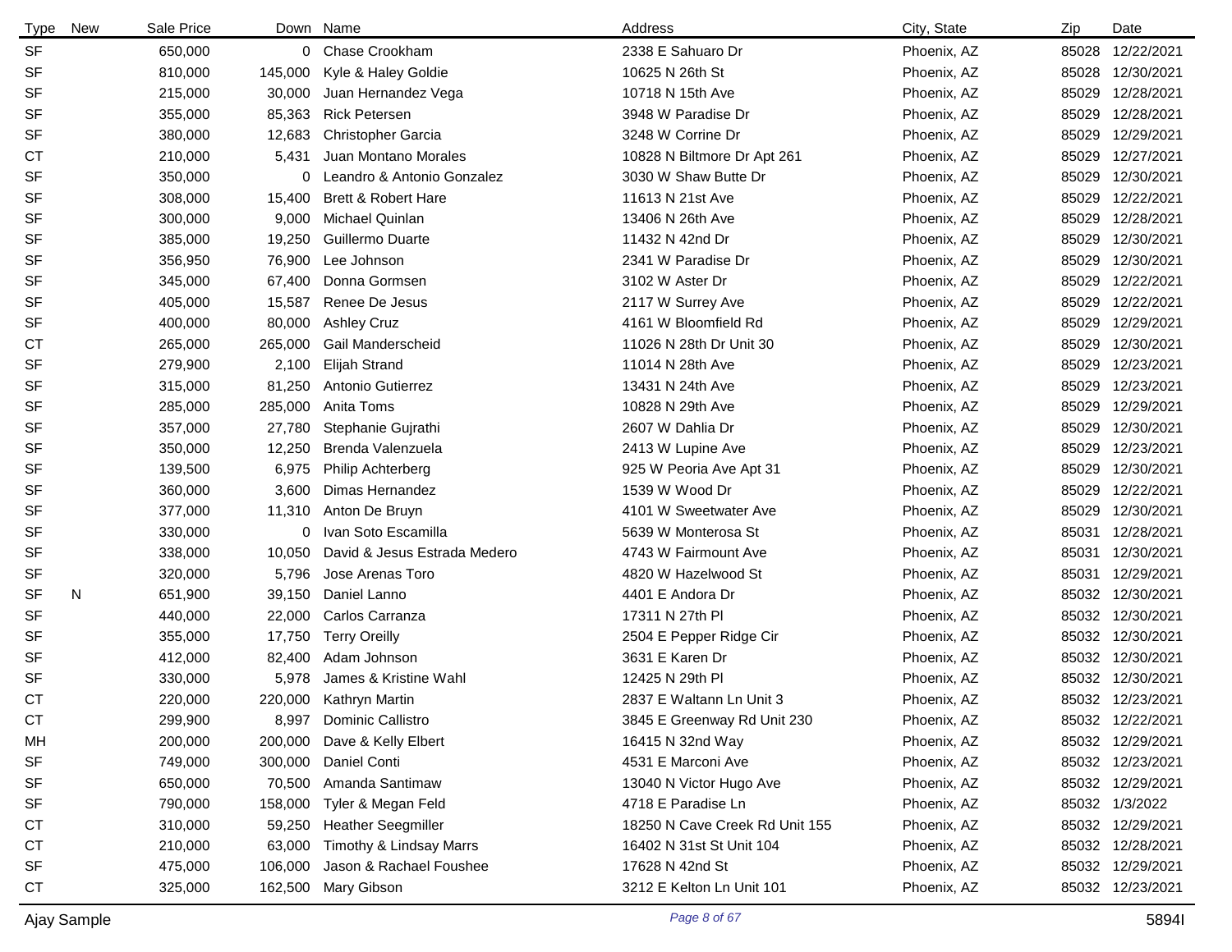| Type | New | Sale Price | Down | Name | Address | City, State | Zip | Date |
|---|---|---|---|---|---|---|---|---|
| SF | | 650,000 | 0 | Chase Crookham | 2338 E Sahuaro Dr | Phoenix, AZ | 85028 | 12/22/2021 |
| SF | | 810,000 | 145,000 | Kyle & Haley Goldie | 10625 N 26th St | Phoenix, AZ | 85028 | 12/30/2021 |
| SF | | 215,000 | 30,000 | Juan Hernandez Vega | 10718 N 15th Ave | Phoenix, AZ | 85029 | 12/28/2021 |
| SF | | 355,000 | 85,363 | Rick Petersen | 3948 W Paradise Dr | Phoenix, AZ | 85029 | 12/28/2021 |
| SF | | 380,000 | 12,683 | Christopher Garcia | 3248 W Corrine Dr | Phoenix, AZ | 85029 | 12/29/2021 |
| CT | | 210,000 | 5,431 | Juan Montano Morales | 10828 N Biltmore Dr Apt 261 | Phoenix, AZ | 85029 | 12/27/2021 |
| SF | | 350,000 | 0 | Leandro & Antonio Gonzalez | 3030 W Shaw Butte Dr | Phoenix, AZ | 85029 | 12/30/2021 |
| SF | | 308,000 | 15,400 | Brett & Robert Hare | 11613 N 21st Ave | Phoenix, AZ | 85029 | 12/22/2021 |
| SF | | 300,000 | 9,000 | Michael Quinlan | 13406 N 26th Ave | Phoenix, AZ | 85029 | 12/28/2021 |
| SF | | 385,000 | 19,250 | Guillermo Duarte | 11432 N 42nd Dr | Phoenix, AZ | 85029 | 12/30/2021 |
| SF | | 356,950 | 76,900 | Lee Johnson | 2341 W Paradise Dr | Phoenix, AZ | 85029 | 12/30/2021 |
| SF | | 345,000 | 67,400 | Donna Gormsen | 3102 W Aster Dr | Phoenix, AZ | 85029 | 12/22/2021 |
| SF | | 405,000 | 15,587 | Renee De Jesus | 2117 W Surrey Ave | Phoenix, AZ | 85029 | 12/22/2021 |
| SF | | 400,000 | 80,000 | Ashley Cruz | 4161 W Bloomfield Rd | Phoenix, AZ | 85029 | 12/29/2021 |
| CT | | 265,000 | 265,000 | Gail Manderscheid | 11026 N 28th Dr Unit 30 | Phoenix, AZ | 85029 | 12/30/2021 |
| SF | | 279,900 | 2,100 | Elijah Strand | 11014 N 28th Ave | Phoenix, AZ | 85029 | 12/23/2021 |
| SF | | 315,000 | 81,250 | Antonio Gutierrez | 13431 N 24th Ave | Phoenix, AZ | 85029 | 12/23/2021 |
| SF | | 285,000 | 285,000 | Anita Toms | 10828 N 29th Ave | Phoenix, AZ | 85029 | 12/29/2021 |
| SF | | 357,000 | 27,780 | Stephanie Gujrathi | 2607 W Dahlia Dr | Phoenix, AZ | 85029 | 12/30/2021 |
| SF | | 350,000 | 12,250 | Brenda Valenzuela | 2413 W Lupine Ave | Phoenix, AZ | 85029 | 12/23/2021 |
| SF | | 139,500 | 6,975 | Philip Achterberg | 925 W Peoria Ave Apt 31 | Phoenix, AZ | 85029 | 12/30/2021 |
| SF | | 360,000 | 3,600 | Dimas Hernandez | 1539 W Wood Dr | Phoenix, AZ | 85029 | 12/22/2021 |
| SF | | 377,000 | 11,310 | Anton De Bruyn | 4101 W Sweetwater Ave | Phoenix, AZ | 85029 | 12/30/2021 |
| SF | | 330,000 | 0 | Ivan Soto Escamilla | 5639 W Monterosa St | Phoenix, AZ | 85031 | 12/28/2021 |
| SF | | 338,000 | 10,050 | David & Jesus Estrada Medero | 4743 W Fairmount Ave | Phoenix, AZ | 85031 | 12/30/2021 |
| SF | | 320,000 | 5,796 | Jose Arenas Toro | 4820 W Hazelwood St | Phoenix, AZ | 85031 | 12/29/2021 |
| SF | N | 651,900 | 39,150 | Daniel Lanno | 4401 E Andora Dr | Phoenix, AZ | 85032 | 12/30/2021 |
| SF | | 440,000 | 22,000 | Carlos Carranza | 17311 N 27th Pl | Phoenix, AZ | 85032 | 12/30/2021 |
| SF | | 355,000 | 17,750 | Terry Oreilly | 2504 E Pepper Ridge Cir | Phoenix, AZ | 85032 | 12/30/2021 |
| SF | | 412,000 | 82,400 | Adam Johnson | 3631 E Karen Dr | Phoenix, AZ | 85032 | 12/30/2021 |
| SF | | 330,000 | 5,978 | James & Kristine Wahl | 12425 N 29th Pl | Phoenix, AZ | 85032 | 12/30/2021 |
| CT | | 220,000 | 220,000 | Kathryn Martin | 2837 E Waltann Ln Unit 3 | Phoenix, AZ | 85032 | 12/23/2021 |
| CT | | 299,900 | 8,997 | Dominic Callistro | 3845 E Greenway Rd Unit 230 | Phoenix, AZ | 85032 | 12/22/2021 |
| MH | | 200,000 | 200,000 | Dave & Kelly Elbert | 16415 N 32nd Way | Phoenix, AZ | 85032 | 12/29/2021 |
| SF | | 749,000 | 300,000 | Daniel Conti | 4531 E Marconi Ave | Phoenix, AZ | 85032 | 12/23/2021 |
| SF | | 650,000 | 70,500 | Amanda Santimaw | 13040 N Victor Hugo Ave | Phoenix, AZ | 85032 | 12/29/2021 |
| SF | | 790,000 | 158,000 | Tyler & Megan Feld | 4718 E Paradise Ln | Phoenix, AZ | 85032 | 1/3/2022 |
| CT | | 310,000 | 59,250 | Heather Seegmiller | 18250 N Cave Creek Rd Unit 155 | Phoenix, AZ | 85032 | 12/29/2021 |
| CT | | 210,000 | 63,000 | Timothy & Lindsay Marrs | 16402 N 31st St Unit 104 | Phoenix, AZ | 85032 | 12/28/2021 |
| SF | | 475,000 | 106,000 | Jason & Rachael Foushee | 17628 N 42nd St | Phoenix, AZ | 85032 | 12/29/2021 |
| CT | | 325,000 | 162,500 | Mary Gibson | 3212 E Kelton Ln Unit 101 | Phoenix, AZ | 85032 | 12/23/2021 |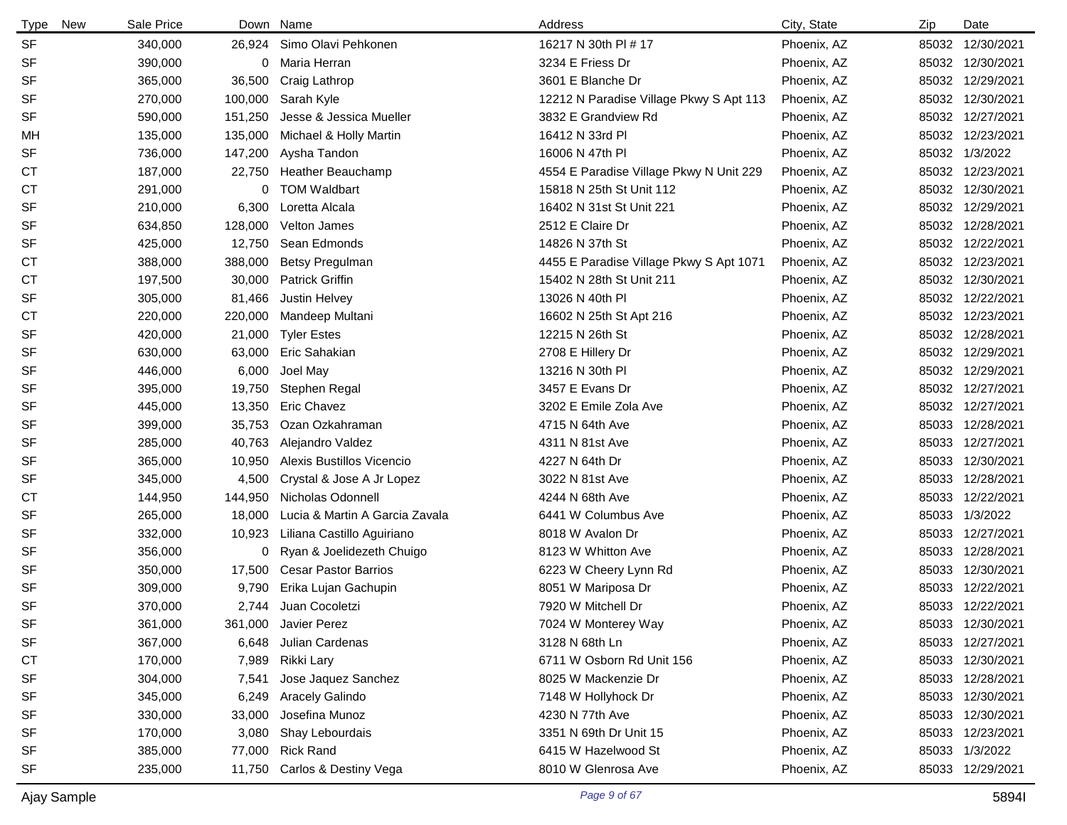| Type | New | Sale Price | Down | Name | Address | City, State | Zip | Date |
|---|---|---|---|---|---|---|---|---|
| SF | | 340,000 | 26,924 | Simo Olavi Pehkonen | 16217 N 30th Pl # 17 | Phoenix, AZ | 85032 | 12/30/2021 |
| SF | | 390,000 | 0 | Maria Herran | 3234 E Friess Dr | Phoenix, AZ | 85032 | 12/30/2021 |
| SF | | 365,000 | 36,500 | Craig Lathrop | 3601 E Blanche Dr | Phoenix, AZ | 85032 | 12/29/2021 |
| SF | | 270,000 | 100,000 | Sarah Kyle | 12212 N Paradise Village Pkwy S Apt 113 | Phoenix, AZ | 85032 | 12/30/2021 |
| SF | | 590,000 | 151,250 | Jesse & Jessica Mueller | 3832 E Grandview Rd | Phoenix, AZ | 85032 | 12/27/2021 |
| MH | | 135,000 | 135,000 | Michael & Holly Martin | 16412 N 33rd Pl | Phoenix, AZ | 85032 | 12/23/2021 |
| SF | | 736,000 | 147,200 | Aysha Tandon | 16006 N 47th Pl | Phoenix, AZ | 85032 | 1/3/2022 |
| CT | | 187,000 | 22,750 | Heather Beauchamp | 4554 E Paradise Village Pkwy N Unit 229 | Phoenix, AZ | 85032 | 12/23/2021 |
| CT | | 291,000 | 0 | TOM Waldbart | 15818 N 25th St Unit 112 | Phoenix, AZ | 85032 | 12/30/2021 |
| SF | | 210,000 | 6,300 | Loretta Alcala | 16402 N 31st St Unit 221 | Phoenix, AZ | 85032 | 12/29/2021 |
| SF | | 634,850 | 128,000 | Velton James | 2512 E Claire Dr | Phoenix, AZ | 85032 | 12/28/2021 |
| SF | | 425,000 | 12,750 | Sean Edmonds | 14826 N 37th St | Phoenix, AZ | 85032 | 12/22/2021 |
| CT | | 388,000 | 388,000 | Betsy Pregulman | 4455 E Paradise Village Pkwy S Apt 1071 | Phoenix, AZ | 85032 | 12/23/2021 |
| CT | | 197,500 | 30,000 | Patrick Griffin | 15402 N 28th St Unit 211 | Phoenix, AZ | 85032 | 12/30/2021 |
| SF | | 305,000 | 81,466 | Justin Helvey | 13026 N 40th Pl | Phoenix, AZ | 85032 | 12/22/2021 |
| CT | | 220,000 | 220,000 | Mandeep Multani | 16602 N 25th St Apt 216 | Phoenix, AZ | 85032 | 12/23/2021 |
| SF | | 420,000 | 21,000 | Tyler Estes | 12215 N 26th St | Phoenix, AZ | 85032 | 12/28/2021 |
| SF | | 630,000 | 63,000 | Eric Sahakian | 2708 E Hillery Dr | Phoenix, AZ | 85032 | 12/29/2021 |
| SF | | 446,000 | 6,000 | Joel May | 13216 N 30th Pl | Phoenix, AZ | 85032 | 12/29/2021 |
| SF | | 395,000 | 19,750 | Stephen Regal | 3457 E Evans Dr | Phoenix, AZ | 85032 | 12/27/2021 |
| SF | | 445,000 | 13,350 | Eric Chavez | 3202 E Emile Zola Ave | Phoenix, AZ | 85032 | 12/27/2021 |
| SF | | 399,000 | 35,753 | Ozan Ozkahraman | 4715 N 64th Ave | Phoenix, AZ | 85033 | 12/28/2021 |
| SF | | 285,000 | 40,763 | Alejandro Valdez | 4311 N 81st Ave | Phoenix, AZ | 85033 | 12/27/2021 |
| SF | | 365,000 | 10,950 | Alexis Bustillos Vicencio | 4227 N 64th Dr | Phoenix, AZ | 85033 | 12/30/2021 |
| SF | | 345,000 | 4,500 | Crystal & Jose A Jr Lopez | 3022 N 81st Ave | Phoenix, AZ | 85033 | 12/28/2021 |
| CT | | 144,950 | 144,950 | Nicholas Odonnell | 4244 N 68th Ave | Phoenix, AZ | 85033 | 12/22/2021 |
| SF | | 265,000 | 18,000 | Lucia & Martin A Garcia Zavala | 6441 W Columbus Ave | Phoenix, AZ | 85033 | 1/3/2022 |
| SF | | 332,000 | 10,923 | Liliana Castillo Aguiriano | 8018 W Avalon Dr | Phoenix, AZ | 85033 | 12/27/2021 |
| SF | | 356,000 | 0 | Ryan & Joelidezeth Chuigo | 8123 W Whitton Ave | Phoenix, AZ | 85033 | 12/28/2021 |
| SF | | 350,000 | 17,500 | Cesar Pastor Barrios | 6223 W Cheery Lynn Rd | Phoenix, AZ | 85033 | 12/30/2021 |
| SF | | 309,000 | 9,790 | Erika Lujan Gachupin | 8051 W Mariposa Dr | Phoenix, AZ | 85033 | 12/22/2021 |
| SF | | 370,000 | 2,744 | Juan Cocoletzi | 7920 W Mitchell Dr | Phoenix, AZ | 85033 | 12/22/2021 |
| SF | | 361,000 | 361,000 | Javier Perez | 7024 W Monterey Way | Phoenix, AZ | 85033 | 12/30/2021 |
| SF | | 367,000 | 6,648 | Julian Cardenas | 3128 N 68th Ln | Phoenix, AZ | 85033 | 12/27/2021 |
| CT | | 170,000 | 7,989 | Rikki Lary | 6711 W Osborn Rd Unit 156 | Phoenix, AZ | 85033 | 12/30/2021 |
| SF | | 304,000 | 7,541 | Jose Jaquez Sanchez | 8025 W Mackenzie Dr | Phoenix, AZ | 85033 | 12/28/2021 |
| SF | | 345,000 | 6,249 | Aracely Galindo | 7148 W Hollyhock Dr | Phoenix, AZ | 85033 | 12/30/2021 |
| SF | | 330,000 | 33,000 | Josefina Munoz | 4230 N 77th Ave | Phoenix, AZ | 85033 | 12/30/2021 |
| SF | | 170,000 | 3,080 | Shay Lebourdais | 3351 N 69th Dr Unit 15 | Phoenix, AZ | 85033 | 12/23/2021 |
| SF | | 385,000 | 77,000 | Rick Rand | 6415 W Hazelwood St | Phoenix, AZ | 85033 | 1/3/2022 |
| SF | | 235,000 | 11,750 | Carlos & Destiny Vega | 8010 W Glenrosa Ave | Phoenix, AZ | 85033 | 12/29/2021 |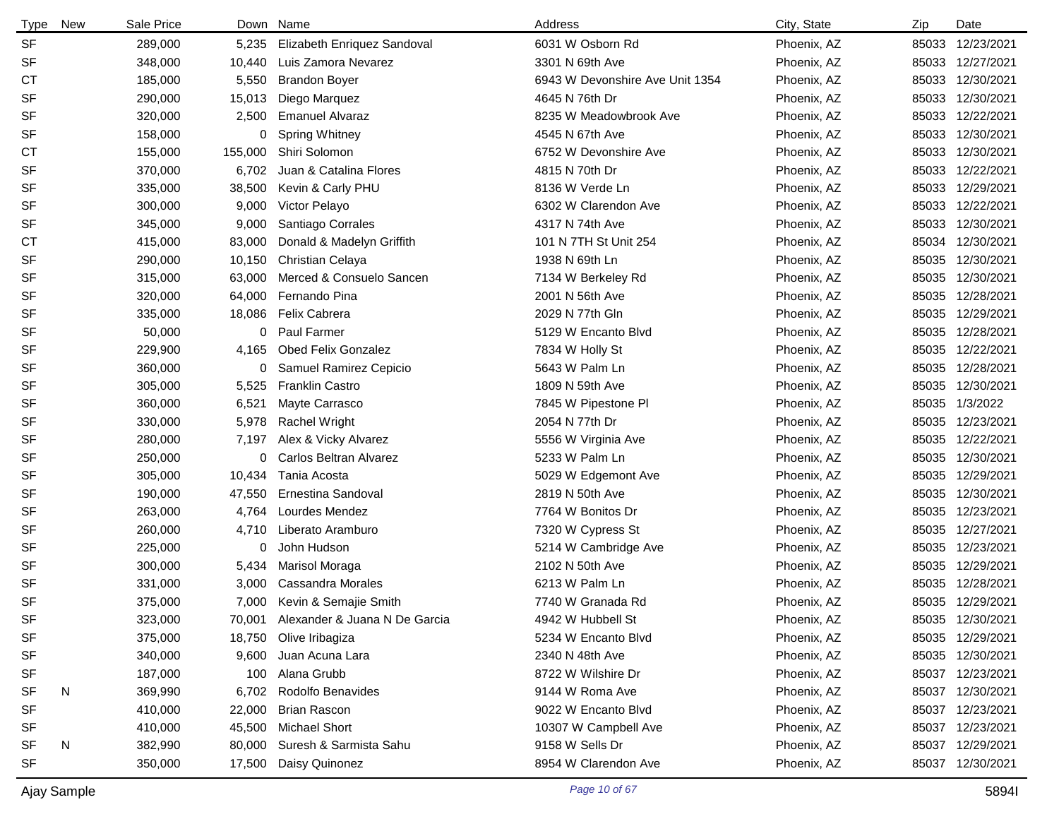| Type | New | Sale Price | Down | Name | Address | City, State | Zip | Date |
|---|---|---|---|---|---|---|---|---|
| SF | | 289,000 | 5,235 | Elizabeth Enriquez Sandoval | 6031 W Osborn Rd | Phoenix, AZ | 85033 | 12/23/2021 |
| SF | | 348,000 | 10,440 | Luis Zamora Nevarez | 3301 N 69th Ave | Phoenix, AZ | 85033 | 12/27/2021 |
| CT | | 185,000 | 5,550 | Brandon Boyer | 6943 W Devonshire Ave Unit 1354 | Phoenix, AZ | 85033 | 12/30/2021 |
| SF | | 290,000 | 15,013 | Diego Marquez | 4645 N 76th Dr | Phoenix, AZ | 85033 | 12/30/2021 |
| SF | | 320,000 | 2,500 | Emanuel Alvaraz | 8235 W Meadowbrook Ave | Phoenix, AZ | 85033 | 12/22/2021 |
| SF | | 158,000 | 0 | Spring Whitney | 4545 N 67th Ave | Phoenix, AZ | 85033 | 12/30/2021 |
| CT | | 155,000 | 155,000 | Shiri Solomon | 6752 W Devonshire Ave | Phoenix, AZ | 85033 | 12/30/2021 |
| SF | | 370,000 | 6,702 | Juan & Catalina Flores | 4815 N 70th Dr | Phoenix, AZ | 85033 | 12/22/2021 |
| SF | | 335,000 | 38,500 | Kevin & Carly PHU | 8136 W Verde Ln | Phoenix, AZ | 85033 | 12/29/2021 |
| SF | | 300,000 | 9,000 | Victor Pelayo | 6302 W Clarendon Ave | Phoenix, AZ | 85033 | 12/22/2021 |
| SF | | 345,000 | 9,000 | Santiago Corrales | 4317 N 74th Ave | Phoenix, AZ | 85033 | 12/30/2021 |
| CT | | 415,000 | 83,000 | Donald & Madelyn Griffith | 101 N 7TH St Unit 254 | Phoenix, AZ | 85034 | 12/30/2021 |
| SF | | 290,000 | 10,150 | Christian Celaya | 1938 N 69th Ln | Phoenix, AZ | 85035 | 12/30/2021 |
| SF | | 315,000 | 63,000 | Merced & Consuelo Sancen | 7134 W Berkeley Rd | Phoenix, AZ | 85035 | 12/30/2021 |
| SF | | 320,000 | 64,000 | Fernando Pina | 2001 N 56th Ave | Phoenix, AZ | 85035 | 12/28/2021 |
| SF | | 335,000 | 18,086 | Felix Cabrera | 2029 N 77th Gln | Phoenix, AZ | 85035 | 12/29/2021 |
| SF | | 50,000 | 0 | Paul Farmer | 5129 W Encanto Blvd | Phoenix, AZ | 85035 | 12/28/2021 |
| SF | | 229,900 | 4,165 | Obed Felix Gonzalez | 7834 W Holly St | Phoenix, AZ | 85035 | 12/22/2021 |
| SF | | 360,000 | 0 | Samuel Ramirez Cepicio | 5643 W Palm Ln | Phoenix, AZ | 85035 | 12/28/2021 |
| SF | | 305,000 | 5,525 | Franklin Castro | 1809 N 59th Ave | Phoenix, AZ | 85035 | 12/30/2021 |
| SF | | 360,000 | 6,521 | Mayte Carrasco | 7845 W Pipestone Pl | Phoenix, AZ | 85035 | 1/3/2022 |
| SF | | 330,000 | 5,978 | Rachel Wright | 2054 N 77th Dr | Phoenix, AZ | 85035 | 12/23/2021 |
| SF | | 280,000 | 7,197 | Alex & Vicky Alvarez | 5556 W Virginia Ave | Phoenix, AZ | 85035 | 12/22/2021 |
| SF | | 250,000 | 0 | Carlos Beltran Alvarez | 5233 W Palm Ln | Phoenix, AZ | 85035 | 12/30/2021 |
| SF | | 305,000 | 10,434 | Tania Acosta | 5029 W Edgemont Ave | Phoenix, AZ | 85035 | 12/29/2021 |
| SF | | 190,000 | 47,550 | Ernestina Sandoval | 2819 N 50th Ave | Phoenix, AZ | 85035 | 12/30/2021 |
| SF | | 263,000 | 4,764 | Lourdes Mendez | 7764 W Bonitos Dr | Phoenix, AZ | 85035 | 12/23/2021 |
| SF | | 260,000 | 4,710 | Liberato Aramburo | 7320 W Cypress St | Phoenix, AZ | 85035 | 12/27/2021 |
| SF | | 225,000 | 0 | John Hudson | 5214 W Cambridge Ave | Phoenix, AZ | 85035 | 12/23/2021 |
| SF | | 300,000 | 5,434 | Marisol Moraga | 2102 N 50th Ave | Phoenix, AZ | 85035 | 12/29/2021 |
| SF | | 331,000 | 3,000 | Cassandra Morales | 6213 W Palm Ln | Phoenix, AZ | 85035 | 12/28/2021 |
| SF | | 375,000 | 7,000 | Kevin & Semajie Smith | 7740 W Granada Rd | Phoenix, AZ | 85035 | 12/29/2021 |
| SF | | 323,000 | 70,001 | Alexander & Juana N De Garcia | 4942 W Hubbell St | Phoenix, AZ | 85035 | 12/30/2021 |
| SF | | 375,000 | 18,750 | Olive Iribagiza | 5234 W Encanto Blvd | Phoenix, AZ | 85035 | 12/29/2021 |
| SF | | 340,000 | 9,600 | Juan Acuna Lara | 2340 N 48th Ave | Phoenix, AZ | 85035 | 12/30/2021 |
| SF | | 187,000 | 100 | Alana Grubb | 8722 W Wilshire Dr | Phoenix, AZ | 85037 | 12/23/2021 |
| SF | N | 369,990 | 6,702 | Rodolfo Benavides | 9144 W Roma Ave | Phoenix, AZ | 85037 | 12/30/2021 |
| SF | | 410,000 | 22,000 | Brian Rascon | 9022 W Encanto Blvd | Phoenix, AZ | 85037 | 12/23/2021 |
| SF | | 410,000 | 45,500 | Michael Short | 10307 W Campbell Ave | Phoenix, AZ | 85037 | 12/23/2021 |
| SF | N | 382,990 | 80,000 | Suresh & Sarmista Sahu | 9158 W Sells Dr | Phoenix, AZ | 85037 | 12/29/2021 |
| SF | | 350,000 | 17,500 | Daisy Quinonez | 8954 W Clarendon Ave | Phoenix, AZ | 85037 | 12/30/2021 |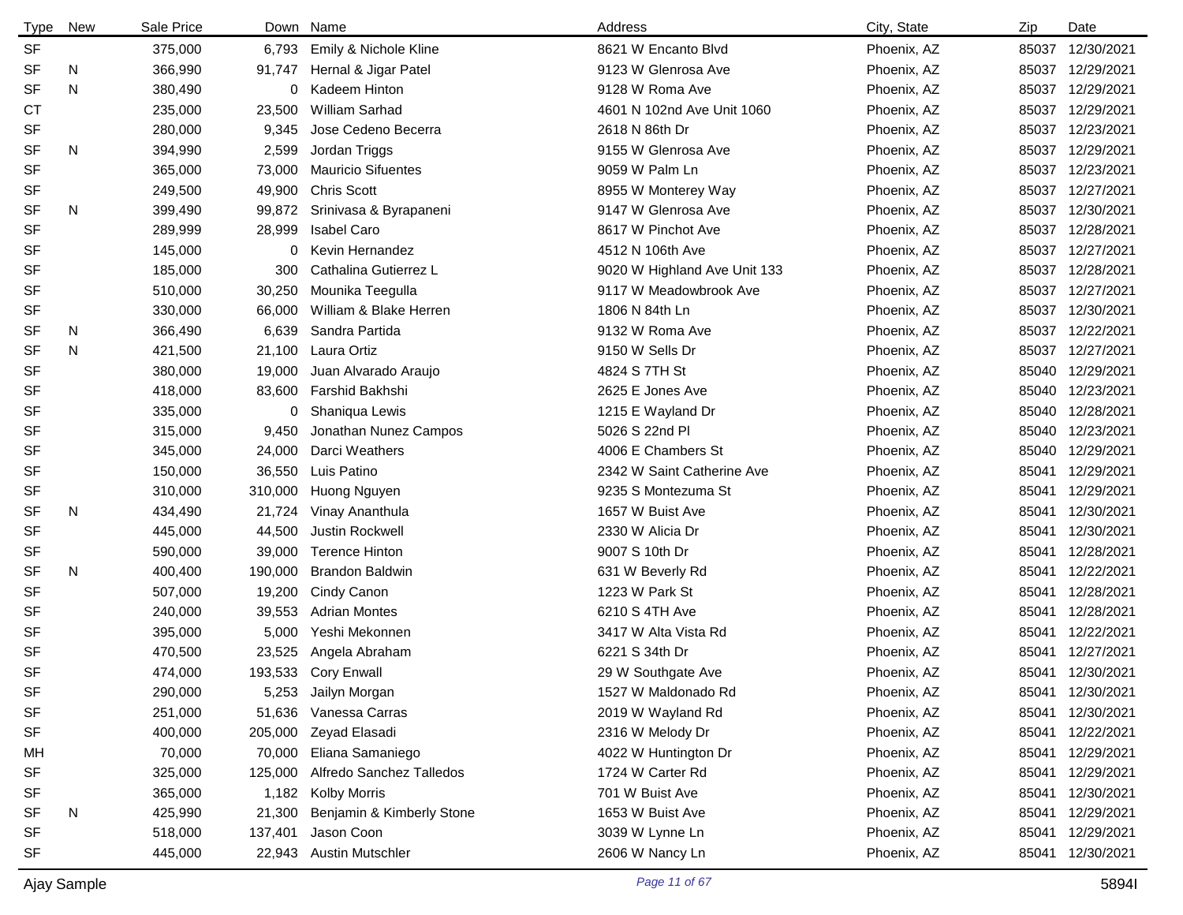| Type | New | Sale Price | Down | Name | Address | City, State | Zip | Date |
|---|---|---|---|---|---|---|---|---|
| SF | | 375,000 | 6,793 | Emily & Nichole Kline | 8621 W Encanto Blvd | Phoenix, AZ | 85037 | 12/30/2021 |
| SF | N | 366,990 | 91,747 | Hernal & Jigar Patel | 9123 W Glenrosa Ave | Phoenix, AZ | 85037 | 12/29/2021 |
| SF | N | 380,490 | 0 | Kadeem Hinton | 9128 W Roma Ave | Phoenix, AZ | 85037 | 12/29/2021 |
| CT | | 235,000 | 23,500 | William Sarhad | 4601 N 102nd Ave Unit 1060 | Phoenix, AZ | 85037 | 12/29/2021 |
| SF | | 280,000 | 9,345 | Jose Cedeno Becerra | 2618 N 86th Dr | Phoenix, AZ | 85037 | 12/23/2021 |
| SF | N | 394,990 | 2,599 | Jordan Triggs | 9155 W Glenrosa Ave | Phoenix, AZ | 85037 | 12/29/2021 |
| SF | | 365,000 | 73,000 | Mauricio Sifuentes | 9059 W Palm Ln | Phoenix, AZ | 85037 | 12/23/2021 |
| SF | | 249,500 | 49,900 | Chris Scott | 8955 W Monterey Way | Phoenix, AZ | 85037 | 12/27/2021 |
| SF | N | 399,490 | 99,872 | Srinivasa & Byrapaneni | 9147 W Glenrosa Ave | Phoenix, AZ | 85037 | 12/30/2021 |
| SF | | 289,999 | 28,999 | Isabel Caro | 8617 W Pinchot Ave | Phoenix, AZ | 85037 | 12/28/2021 |
| SF | | 145,000 | 0 | Kevin Hernandez | 4512 N 106th Ave | Phoenix, AZ | 85037 | 12/27/2021 |
| SF | | 185,000 | 300 | Cathalina Gutierrez L | 9020 W Highland Ave Unit 133 | Phoenix, AZ | 85037 | 12/28/2021 |
| SF | | 510,000 | 30,250 | Mounika Teegulla | 9117 W Meadowbrook Ave | Phoenix, AZ | 85037 | 12/27/2021 |
| SF | | 330,000 | 66,000 | William & Blake Herren | 1806 N 84th Ln | Phoenix, AZ | 85037 | 12/30/2021 |
| SF | N | 366,490 | 6,639 | Sandra Partida | 9132 W Roma Ave | Phoenix, AZ | 85037 | 12/22/2021 |
| SF | N | 421,500 | 21,100 | Laura Ortiz | 9150 W Sells Dr | Phoenix, AZ | 85037 | 12/27/2021 |
| SF | | 380,000 | 19,000 | Juan Alvarado Araujo | 4824 S 7TH St | Phoenix, AZ | 85040 | 12/29/2021 |
| SF | | 418,000 | 83,600 | Farshid Bakhshi | 2625 E Jones Ave | Phoenix, AZ | 85040 | 12/23/2021 |
| SF | | 335,000 | 0 | Shaniqua Lewis | 1215 E Wayland Dr | Phoenix, AZ | 85040 | 12/28/2021 |
| SF | | 315,000 | 9,450 | Jonathan Nunez Campos | 5026 S 22nd Pl | Phoenix, AZ | 85040 | 12/23/2021 |
| SF | | 345,000 | 24,000 | Darci Weathers | 4006 E Chambers St | Phoenix, AZ | 85040 | 12/29/2021 |
| SF | | 150,000 | 36,550 | Luis Patino | 2342 W Saint Catherine Ave | Phoenix, AZ | 85041 | 12/29/2021 |
| SF | | 310,000 | 310,000 | Huong Nguyen | 9235 S Montezuma St | Phoenix, AZ | 85041 | 12/29/2021 |
| SF | N | 434,490 | 21,724 | Vinay Ananthula | 1657 W Buist Ave | Phoenix, AZ | 85041 | 12/30/2021 |
| SF | | 445,000 | 44,500 | Justin Rockwell | 2330 W Alicia Dr | Phoenix, AZ | 85041 | 12/30/2021 |
| SF | | 590,000 | 39,000 | Terence Hinton | 9007 S 10th Dr | Phoenix, AZ | 85041 | 12/28/2021 |
| SF | N | 400,400 | 190,000 | Brandon Baldwin | 631 W Beverly Rd | Phoenix, AZ | 85041 | 12/22/2021 |
| SF | | 507,000 | 19,200 | Cindy Canon | 1223 W Park St | Phoenix, AZ | 85041 | 12/28/2021 |
| SF | | 240,000 | 39,553 | Adrian Montes | 6210 S 4TH Ave | Phoenix, AZ | 85041 | 12/28/2021 |
| SF | | 395,000 | 5,000 | Yeshi Mekonnen | 3417 W Alta Vista Rd | Phoenix, AZ | 85041 | 12/22/2021 |
| SF | | 470,500 | 23,525 | Angela Abraham | 6221 S 34th Dr | Phoenix, AZ | 85041 | 12/27/2021 |
| SF | | 474,000 | 193,533 | Cory Enwall | 29 W Southgate Ave | Phoenix, AZ | 85041 | 12/30/2021 |
| SF | | 290,000 | 5,253 | Jailyn Morgan | 1527 W Maldonado Rd | Phoenix, AZ | 85041 | 12/30/2021 |
| SF | | 251,000 | 51,636 | Vanessa Carras | 2019 W Wayland Rd | Phoenix, AZ | 85041 | 12/30/2021 |
| SF | | 400,000 | 205,000 | Zeyad Elasadi | 2316 W Melody Dr | Phoenix, AZ | 85041 | 12/22/2021 |
| MH | | 70,000 | 70,000 | Eliana Samaniego | 4022 W Huntington Dr | Phoenix, AZ | 85041 | 12/29/2021 |
| SF | | 325,000 | 125,000 | Alfredo Sanchez Talledos | 1724 W Carter Rd | Phoenix, AZ | 85041 | 12/29/2021 |
| SF | | 365,000 | 1,182 | Kolby Morris | 701 W Buist Ave | Phoenix, AZ | 85041 | 12/30/2021 |
| SF | N | 425,990 | 21,300 | Benjamin & Kimberly Stone | 1653 W Buist Ave | Phoenix, AZ | 85041 | 12/29/2021 |
| SF | | 518,000 | 137,401 | Jason Coon | 3039 W Lynne Ln | Phoenix, AZ | 85041 | 12/29/2021 |
| SF | | 445,000 | 22,943 | Austin Mutschler | 2606 W Nancy Ln | Phoenix, AZ | 85041 | 12/30/2021 |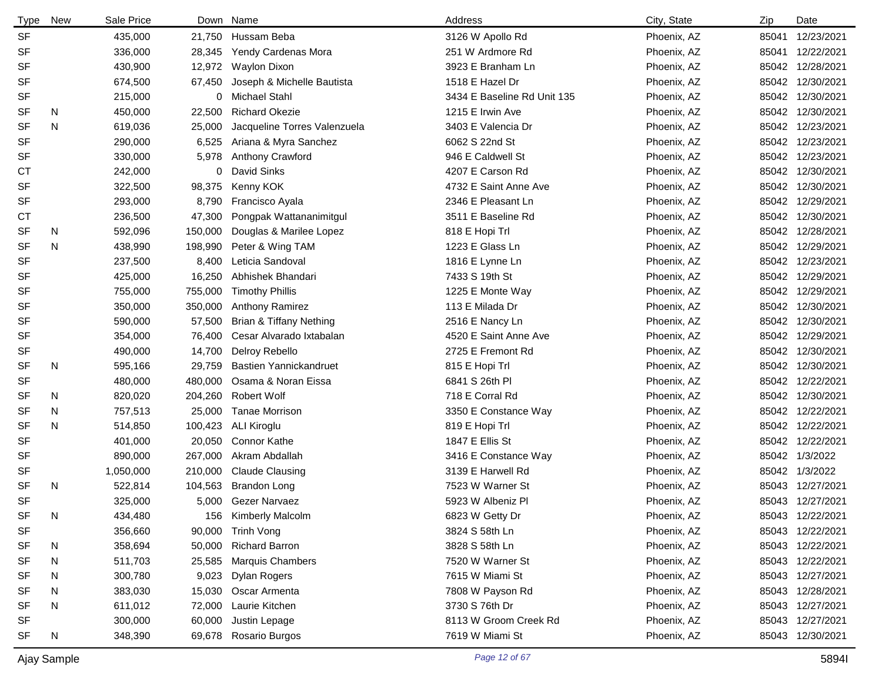| Type | New | Sale Price | Down | Name | Address | City, State | Zip | Date |
|---|---|---|---|---|---|---|---|---|
| SF | | 435,000 | 21,750 | Hussam Beba | 3126 W Apollo Rd | Phoenix, AZ | 85041 | 12/23/2021 |
| SF | | 336,000 | 28,345 | Yendy Cardenas Mora | 251 W Ardmore Rd | Phoenix, AZ | 85041 | 12/22/2021 |
| SF | | 430,900 | 12,972 | Waylon Dixon | 3923 E Branham Ln | Phoenix, AZ | 85042 | 12/28/2021 |
| SF | | 674,500 | 67,450 | Joseph & Michelle Bautista | 1518 E Hazel Dr | Phoenix, AZ | 85042 | 12/30/2021 |
| SF | | 215,000 | 0 | Michael Stahl | 3434 E Baseline Rd Unit 135 | Phoenix, AZ | 85042 | 12/30/2021 |
| SF | N | 450,000 | 22,500 | Richard Okezie | 1215 E Irwin Ave | Phoenix, AZ | 85042 | 12/30/2021 |
| SF | N | 619,036 | 25,000 | Jacqueline Torres Valenzuela | 3403 E Valencia Dr | Phoenix, AZ | 85042 | 12/23/2021 |
| SF | | 290,000 | 6,525 | Ariana & Myra Sanchez | 6062 S 22nd St | Phoenix, AZ | 85042 | 12/23/2021 |
| SF | | 330,000 | 5,978 | Anthony Crawford | 946 E Caldwell St | Phoenix, AZ | 85042 | 12/23/2021 |
| CT | | 242,000 | 0 | David Sinks | 4207 E Carson Rd | Phoenix, AZ | 85042 | 12/30/2021 |
| SF | | 322,500 | 98,375 | Kenny KOK | 4732 E Saint Anne Ave | Phoenix, AZ | 85042 | 12/30/2021 |
| SF | | 293,000 | 8,790 | Francisco Ayala | 2346 E Pleasant Ln | Phoenix, AZ | 85042 | 12/29/2021 |
| CT | | 236,500 | 47,300 | Pongpak Wattananimitgul | 3511 E Baseline Rd | Phoenix, AZ | 85042 | 12/30/2021 |
| SF | N | 592,096 | 150,000 | Douglas & Marilee Lopez | 818 E Hopi Trl | Phoenix, AZ | 85042 | 12/28/2021 |
| SF | N | 438,990 | 198,990 | Peter & Wing TAM | 1223 E Glass Ln | Phoenix, AZ | 85042 | 12/29/2021 |
| SF | | 237,500 | 8,400 | Leticia Sandoval | 1816 E Lynne Ln | Phoenix, AZ | 85042 | 12/23/2021 |
| SF | | 425,000 | 16,250 | Abhishek Bhandari | 7433 S 19th St | Phoenix, AZ | 85042 | 12/29/2021 |
| SF | | 755,000 | 755,000 | Timothy Phillis | 1225 E Monte Way | Phoenix, AZ | 85042 | 12/29/2021 |
| SF | | 350,000 | 350,000 | Anthony Ramirez | 113 E Milada Dr | Phoenix, AZ | 85042 | 12/30/2021 |
| SF | | 590,000 | 57,500 | Brian & Tiffany Nething | 2516 E Nancy Ln | Phoenix, AZ | 85042 | 12/30/2021 |
| SF | | 354,000 | 76,400 | Cesar Alvarado Ixtabalan | 4520 E Saint Anne Ave | Phoenix, AZ | 85042 | 12/29/2021 |
| SF | | 490,000 | 14,700 | Delroy Rebello | 2725 E Fremont Rd | Phoenix, AZ | 85042 | 12/30/2021 |
| SF | N | 595,166 | 29,759 | Bastien Yannickandruet | 815 E Hopi Trl | Phoenix, AZ | 85042 | 12/30/2021 |
| SF | | 480,000 | 480,000 | Osama & Noran Eissa | 6841 S 26th Pl | Phoenix, AZ | 85042 | 12/22/2021 |
| SF | N | 820,020 | 204,260 | Robert Wolf | 718 E Corral Rd | Phoenix, AZ | 85042 | 12/30/2021 |
| SF | N | 757,513 | 25,000 | Tanae Morrison | 3350 E Constance Way | Phoenix, AZ | 85042 | 12/22/2021 |
| SF | N | 514,850 | 100,423 | ALI Kiroglu | 819 E Hopi Trl | Phoenix, AZ | 85042 | 12/22/2021 |
| SF | | 401,000 | 20,050 | Connor Kathe | 1847 E Ellis St | Phoenix, AZ | 85042 | 12/22/2021 |
| SF | | 890,000 | 267,000 | Akram Abdallah | 3416 E Constance Way | Phoenix, AZ | 85042 | 1/3/2022 |
| SF | | 1,050,000 | 210,000 | Claude Clausing | 3139 E Harwell Rd | Phoenix, AZ | 85042 | 1/3/2022 |
| SF | N | 522,814 | 104,563 | Brandon Long | 7523 W Warner St | Phoenix, AZ | 85043 | 12/27/2021 |
| SF | | 325,000 | 5,000 | Gezer Narvaez | 5923 W Albeniz Pl | Phoenix, AZ | 85043 | 12/27/2021 |
| SF | N | 434,480 | 156 | Kimberly Malcolm | 6823 W Getty Dr | Phoenix, AZ | 85043 | 12/22/2021 |
| SF | | 356,660 | 90,000 | Trinh Vong | 3824 S 58th Ln | Phoenix, AZ | 85043 | 12/22/2021 |
| SF | N | 358,694 | 50,000 | Richard Barron | 3828 S 58th Ln | Phoenix, AZ | 85043 | 12/22/2021 |
| SF | N | 511,703 | 25,585 | Marquis Chambers | 7520 W Warner St | Phoenix, AZ | 85043 | 12/22/2021 |
| SF | N | 300,780 | 9,023 | Dylan Rogers | 7615 W Miami St | Phoenix, AZ | 85043 | 12/27/2021 |
| SF | N | 383,030 | 15,030 | Oscar Armenta | 7808 W Payson Rd | Phoenix, AZ | 85043 | 12/28/2021 |
| SF | N | 611,012 | 72,000 | Laurie Kitchen | 3730 S 76th Dr | Phoenix, AZ | 85043 | 12/27/2021 |
| SF | | 300,000 | 60,000 | Justin Lepage | 8113 W Groom Creek Rd | Phoenix, AZ | 85043 | 12/27/2021 |
| SF | N | 348,390 | 69,678 | Rosario Burgos | 7619 W Miami St | Phoenix, AZ | 85043 | 12/30/2021 |

Ajay Sample 5894I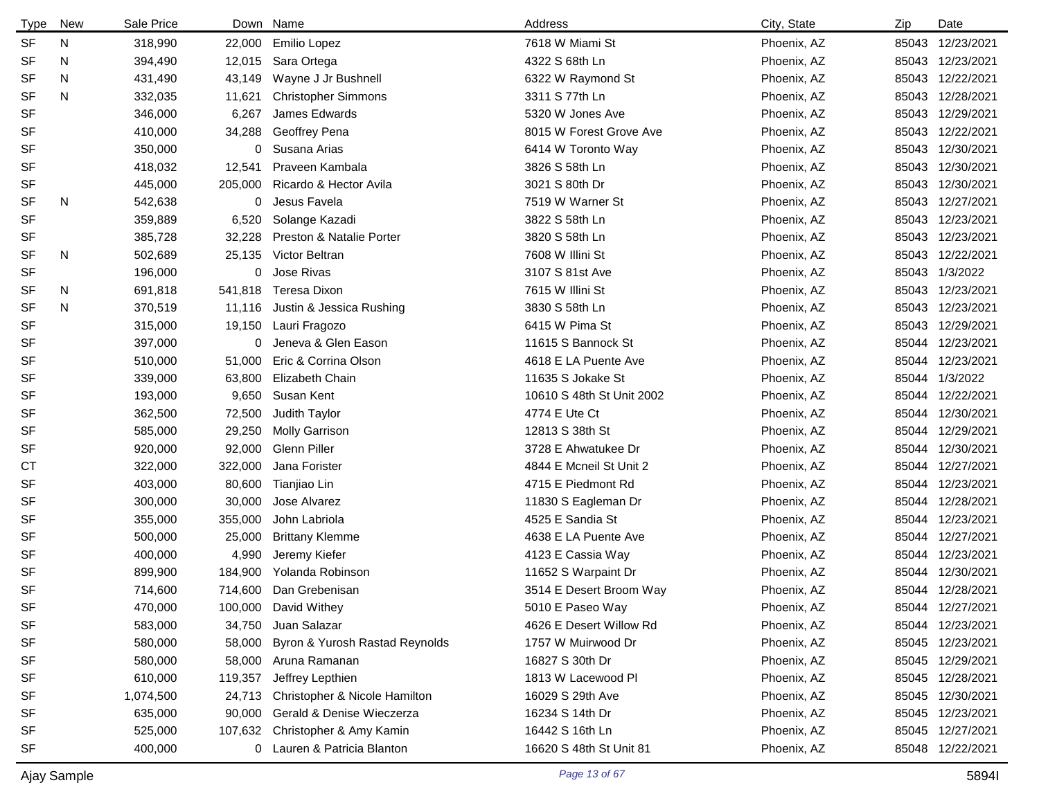| Type | New | Sale Price | Down | Name | Address | City, State | Zip | Date |
|---|---|---|---|---|---|---|---|---|
| SF | N | 318,990 | 22,000 | Emilio Lopez | 7618 W Miami St | Phoenix, AZ | 85043 | 12/23/2021 |
| SF | N | 394,490 | 12,015 | Sara Ortega | 4322 S 68th Ln | Phoenix, AZ | 85043 | 12/23/2021 |
| SF | N | 431,490 | 43,149 | Wayne J Jr Bushnell | 6322 W Raymond St | Phoenix, AZ | 85043 | 12/22/2021 |
| SF | N | 332,035 | 11,621 | Christopher Simmons | 3311 S 77th Ln | Phoenix, AZ | 85043 | 12/28/2021 |
| SF | | 346,000 | 6,267 | James Edwards | 5320 W Jones Ave | Phoenix, AZ | 85043 | 12/29/2021 |
| SF | | 410,000 | 34,288 | Geoffrey Pena | 8015 W Forest Grove Ave | Phoenix, AZ | 85043 | 12/22/2021 |
| SF | | 350,000 | 0 | Susana Arias | 6414 W Toronto Way | Phoenix, AZ | 85043 | 12/30/2021 |
| SF | | 418,032 | 12,541 | Praveen Kambala | 3826 S 58th Ln | Phoenix, AZ | 85043 | 12/30/2021 |
| SF | | 445,000 | 205,000 | Ricardo & Hector Avila | 3021 S 80th Dr | Phoenix, AZ | 85043 | 12/30/2021 |
| SF | N | 542,638 | 0 | Jesus Favela | 7519 W Warner St | Phoenix, AZ | 85043 | 12/27/2021 |
| SF | | 359,889 | 6,520 | Solange Kazadi | 3822 S 58th Ln | Phoenix, AZ | 85043 | 12/23/2021 |
| SF | | 385,728 | 32,228 | Preston & Natalie Porter | 3820 S 58th Ln | Phoenix, AZ | 85043 | 12/23/2021 |
| SF | N | 502,689 | 25,135 | Victor Beltran | 7608 W Illini St | Phoenix, AZ | 85043 | 12/22/2021 |
| SF | | 196,000 | 0 | Jose Rivas | 3107 S 81st Ave | Phoenix, AZ | 85043 | 1/3/2022 |
| SF | N | 691,818 | 541,818 | Teresa Dixon | 7615 W Illini St | Phoenix, AZ | 85043 | 12/23/2021 |
| SF | N | 370,519 | 11,116 | Justin & Jessica Rushing | 3830 S 58th Ln | Phoenix, AZ | 85043 | 12/23/2021 |
| SF | | 315,000 | 19,150 | Lauri Fragozo | 6415 W Pima St | Phoenix, AZ | 85043 | 12/29/2021 |
| SF | | 397,000 | 0 | Jeneva & Glen Eason | 11615 S Bannock St | Phoenix, AZ | 85044 | 12/23/2021 |
| SF | | 510,000 | 51,000 | Eric & Corrina Olson | 4618 E LA Puente Ave | Phoenix, AZ | 85044 | 12/23/2021 |
| SF | | 339,000 | 63,800 | Elizabeth Chain | 11635 S Jokake St | Phoenix, AZ | 85044 | 1/3/2022 |
| SF | | 193,000 | 9,650 | Susan Kent | 10610 S 48th St Unit 2002 | Phoenix, AZ | 85044 | 12/22/2021 |
| SF | | 362,500 | 72,500 | Judith Taylor | 4774 E Ute Ct | Phoenix, AZ | 85044 | 12/30/2021 |
| SF | | 585,000 | 29,250 | Molly Garrison | 12813 S 38th St | Phoenix, AZ | 85044 | 12/29/2021 |
| SF | | 920,000 | 92,000 | Glenn Piller | 3728 E Ahwatukee Dr | Phoenix, AZ | 85044 | 12/30/2021 |
| CT | | 322,000 | 322,000 | Jana Forister | 4844 E Mcneil St Unit 2 | Phoenix, AZ | 85044 | 12/27/2021 |
| SF | | 403,000 | 80,600 | Tianjiao Lin | 4715 E Piedmont Rd | Phoenix, AZ | 85044 | 12/23/2021 |
| SF | | 300,000 | 30,000 | Jose Alvarez | 11830 S Eagleman Dr | Phoenix, AZ | 85044 | 12/28/2021 |
| SF | | 355,000 | 355,000 | John Labriola | 4525 E Sandia St | Phoenix, AZ | 85044 | 12/23/2021 |
| SF | | 500,000 | 25,000 | Brittany Klemme | 4638 E LA Puente Ave | Phoenix, AZ | 85044 | 12/27/2021 |
| SF | | 400,000 | 4,990 | Jeremy Kiefer | 4123 E Cassia Way | Phoenix, AZ | 85044 | 12/23/2021 |
| SF | | 899,900 | 184,900 | Yolanda Robinson | 11652 S Warpaint Dr | Phoenix, AZ | 85044 | 12/30/2021 |
| SF | | 714,600 | 714,600 | Dan Grebenisan | 3514 E Desert Broom Way | Phoenix, AZ | 85044 | 12/28/2021 |
| SF | | 470,000 | 100,000 | David Withey | 5010 E Paseo Way | Phoenix, AZ | 85044 | 12/27/2021 |
| SF | | 583,000 | 34,750 | Juan Salazar | 4626 E Desert Willow Rd | Phoenix, AZ | 85044 | 12/23/2021 |
| SF | | 580,000 | 58,000 | Byron & Yurosh Rastad Reynolds | 1757 W Muirwood Dr | Phoenix, AZ | 85045 | 12/23/2021 |
| SF | | 580,000 | 58,000 | Aruna Ramanan | 16827 S 30th Dr | Phoenix, AZ | 85045 | 12/29/2021 |
| SF | | 610,000 | 119,357 | Jeffrey Lepthien | 1813 W Lacewood Pl | Phoenix, AZ | 85045 | 12/28/2021 |
| SF | | 1,074,500 | 24,713 | Christopher & Nicole Hamilton | 16029 S 29th Ave | Phoenix, AZ | 85045 | 12/30/2021 |
| SF | | 635,000 | 90,000 | Gerald & Denise Wieczerza | 16234 S 14th Dr | Phoenix, AZ | 85045 | 12/23/2021 |
| SF | | 525,000 | 107,632 | Christopher & Amy Kamin | 16442 S 16th Ln | Phoenix, AZ | 85045 | 12/27/2021 |
| SF | | 400,000 | 0 | Lauren & Patricia Blanton | 16620 S 48th St Unit 81 | Phoenix, AZ | 85048 | 12/22/2021 |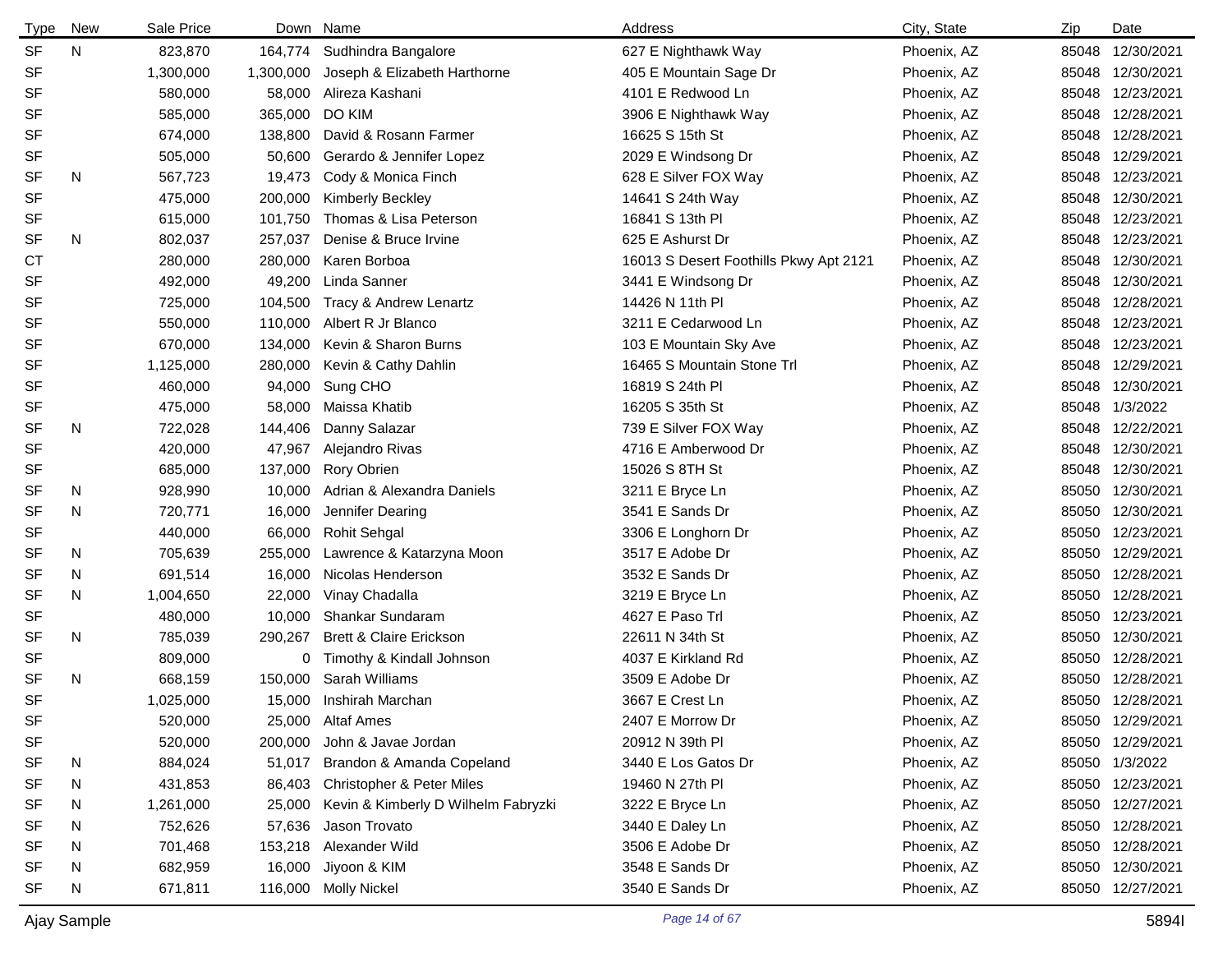| Type | New | Sale Price | Down | Name | Address | City, State | Zip | Date |
|---|---|---|---|---|---|---|---|---|
| SF | N | 823,870 | 164,774 | Sudhindra Bangalore | 627 E Nighthawk Way | Phoenix, AZ | 85048 | 12/30/2021 |
| SF | | 1,300,000 | 1,300,000 | Joseph & Elizabeth Harthorne | 405 E Mountain Sage Dr | Phoenix, AZ | 85048 | 12/30/2021 |
| SF | | 580,000 | 58,000 | Alireza Kashani | 4101 E Redwood Ln | Phoenix, AZ | 85048 | 12/23/2021 |
| SF | | 585,000 | 365,000 | DO KIM | 3906 E Nighthawk Way | Phoenix, AZ | 85048 | 12/28/2021 |
| SF | | 674,000 | 138,800 | David & Rosann Farmer | 16625 S 15th St | Phoenix, AZ | 85048 | 12/28/2021 |
| SF | | 505,000 | 50,600 | Gerardo & Jennifer Lopez | 2029 E Windsong Dr | Phoenix, AZ | 85048 | 12/29/2021 |
| SF | N | 567,723 | 19,473 | Cody & Monica Finch | 628 E Silver FOX Way | Phoenix, AZ | 85048 | 12/23/2021 |
| SF | | 475,000 | 200,000 | Kimberly Beckley | 14641 S 24th Way | Phoenix, AZ | 85048 | 12/30/2021 |
| SF | | 615,000 | 101,750 | Thomas & Lisa Peterson | 16841 S 13th Pl | Phoenix, AZ | 85048 | 12/23/2021 |
| SF | N | 802,037 | 257,037 | Denise & Bruce Irvine | 625 E Ashurst Dr | Phoenix, AZ | 85048 | 12/23/2021 |
| CT | | 280,000 | 280,000 | Karen Borboa | 16013 S Desert Foothills Pkwy Apt 2121 | Phoenix, AZ | 85048 | 12/30/2021 |
| SF | | 492,000 | 49,200 | Linda Sanner | 3441 E Windsong Dr | Phoenix, AZ | 85048 | 12/30/2021 |
| SF | | 725,000 | 104,500 | Tracy & Andrew Lenartz | 14426 N 11th Pl | Phoenix, AZ | 85048 | 12/28/2021 |
| SF | | 550,000 | 110,000 | Albert R Jr Blanco | 3211 E Cedarwood Ln | Phoenix, AZ | 85048 | 12/23/2021 |
| SF | | 670,000 | 134,000 | Kevin & Sharon Burns | 103 E Mountain Sky Ave | Phoenix, AZ | 85048 | 12/23/2021 |
| SF | | 1,125,000 | 280,000 | Kevin & Cathy Dahlin | 16465 S Mountain Stone Trl | Phoenix, AZ | 85048 | 12/29/2021 |
| SF | | 460,000 | 94,000 | Sung CHO | 16819 S 24th Pl | Phoenix, AZ | 85048 | 12/30/2021 |
| SF | | 475,000 | 58,000 | Maissa Khatib | 16205 S 35th St | Phoenix, AZ | 85048 | 1/3/2022 |
| SF | N | 722,028 | 144,406 | Danny Salazar | 739 E Silver FOX Way | Phoenix, AZ | 85048 | 12/22/2021 |
| SF | | 420,000 | 47,967 | Alejandro Rivas | 4716 E Amberwood Dr | Phoenix, AZ | 85048 | 12/30/2021 |
| SF | | 685,000 | 137,000 | Rory Obrien | 15026 S 8TH St | Phoenix, AZ | 85048 | 12/30/2021 |
| SF | N | 928,990 | 10,000 | Adrian & Alexandra Daniels | 3211 E Bryce Ln | Phoenix, AZ | 85050 | 12/30/2021 |
| SF | N | 720,771 | 16,000 | Jennifer Dearing | 3541 E Sands Dr | Phoenix, AZ | 85050 | 12/30/2021 |
| SF | | 440,000 | 66,000 | Rohit Sehgal | 3306 E Longhorn Dr | Phoenix, AZ | 85050 | 12/23/2021 |
| SF | N | 705,639 | 255,000 | Lawrence & Katarzyna Moon | 3517 E Adobe Dr | Phoenix, AZ | 85050 | 12/29/2021 |
| SF | N | 691,514 | 16,000 | Nicolas Henderson | 3532 E Sands Dr | Phoenix, AZ | 85050 | 12/28/2021 |
| SF | N | 1,004,650 | 22,000 | Vinay Chadalla | 3219 E Bryce Ln | Phoenix, AZ | 85050 | 12/28/2021 |
| SF | | 480,000 | 10,000 | Shankar Sundaram | 4627 E Paso Trl | Phoenix, AZ | 85050 | 12/23/2021 |
| SF | N | 785,039 | 290,267 | Brett & Claire Erickson | 22611 N 34th St | Phoenix, AZ | 85050 | 12/30/2021 |
| SF | | 809,000 | 0 | Timothy & Kindall Johnson | 4037 E Kirkland Rd | Phoenix, AZ | 85050 | 12/28/2021 |
| SF | N | 668,159 | 150,000 | Sarah Williams | 3509 E Adobe Dr | Phoenix, AZ | 85050 | 12/28/2021 |
| SF | | 1,025,000 | 15,000 | Inshirah Marchan | 3667 E Crest Ln | Phoenix, AZ | 85050 | 12/28/2021 |
| SF | | 520,000 | 25,000 | Altaf Ames | 2407 E Morrow Dr | Phoenix, AZ | 85050 | 12/29/2021 |
| SF | | 520,000 | 200,000 | John & Javae Jordan | 20912 N 39th Pl | Phoenix, AZ | 85050 | 12/29/2021 |
| SF | N | 884,024 | 51,017 | Brandon & Amanda Copeland | 3440 E Los Gatos Dr | Phoenix, AZ | 85050 | 1/3/2022 |
| SF | N | 431,853 | 86,403 | Christopher & Peter Miles | 19460 N 27th Pl | Phoenix, AZ | 85050 | 12/23/2021 |
| SF | N | 1,261,000 | 25,000 | Kevin & Kimberly D Wilhelm Fabryzki | 3222 E Bryce Ln | Phoenix, AZ | 85050 | 12/27/2021 |
| SF | N | 752,626 | 57,636 | Jason Trovato | 3440 E Daley Ln | Phoenix, AZ | 85050 | 12/28/2021 |
| SF | N | 701,468 | 153,218 | Alexander Wild | 3506 E Adobe Dr | Phoenix, AZ | 85050 | 12/28/2021 |
| SF | N | 682,959 | 16,000 | Jiyoon & KIM | 3548 E Sands Dr | Phoenix, AZ | 85050 | 12/30/2021 |
| SF | N | 671,811 | 116,000 | Molly Nickel | 3540 E Sands Dr | Phoenix, AZ | 85050 | 12/27/2021 |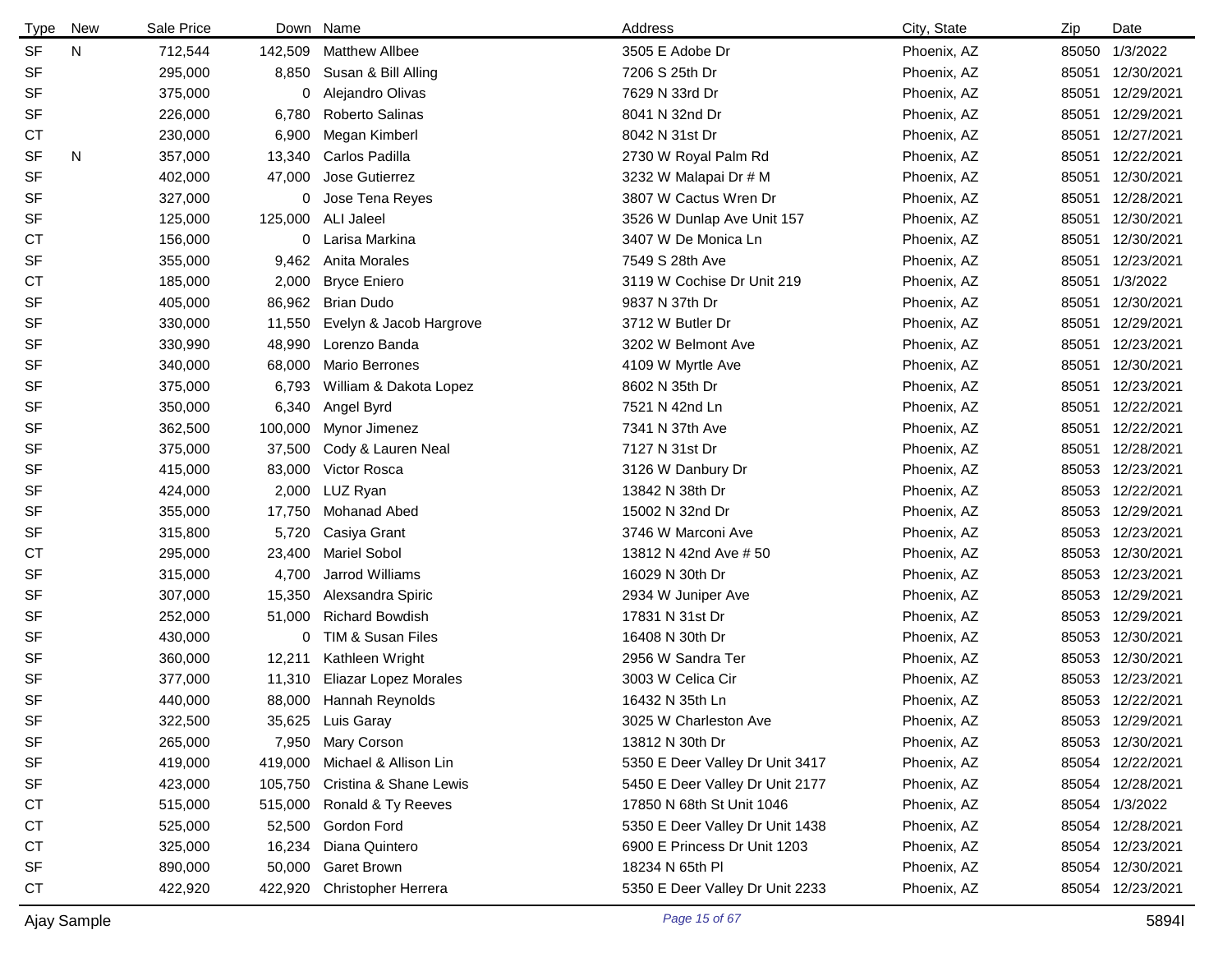| Type | New | Sale Price | Down | Name | Address | City, State | Zip | Date |
|---|---|---|---|---|---|---|---|---|
| SF | N | 712,544 | 142,509 | Matthew Allbee | 3505 E Adobe Dr | Phoenix, AZ | 85050 | 1/3/2022 |
| SF | | 295,000 | 8,850 | Susan & Bill Alling | 7206 S 25th Dr | Phoenix, AZ | 85051 | 12/30/2021 |
| SF | | 375,000 | 0 | Alejandro Olivas | 7629 N 33rd Dr | Phoenix, AZ | 85051 | 12/29/2021 |
| SF | | 226,000 | 6,780 | Roberto Salinas | 8041 N 32nd Dr | Phoenix, AZ | 85051 | 12/29/2021 |
| CT | | 230,000 | 6,900 | Megan Kimberl | 8042 N 31st Dr | Phoenix, AZ | 85051 | 12/27/2021 |
| SF | N | 357,000 | 13,340 | Carlos Padilla | 2730 W Royal Palm Rd | Phoenix, AZ | 85051 | 12/22/2021 |
| SF | | 402,000 | 47,000 | Jose Gutierrez | 3232 W Malapai Dr # M | Phoenix, AZ | 85051 | 12/30/2021 |
| SF | | 327,000 | 0 | Jose Tena Reyes | 3807 W Cactus Wren Dr | Phoenix, AZ | 85051 | 12/28/2021 |
| SF | | 125,000 | 125,000 | ALI Jaleel | 3526 W Dunlap Ave Unit 157 | Phoenix, AZ | 85051 | 12/30/2021 |
| CT | | 156,000 | 0 | Larisa Markina | 3407 W De Monica Ln | Phoenix, AZ | 85051 | 12/30/2021 |
| SF | | 355,000 | 9,462 | Anita Morales | 7549 S 28th Ave | Phoenix, AZ | 85051 | 12/23/2021 |
| CT | | 185,000 | 2,000 | Bryce Eniero | 3119 W Cochise Dr Unit 219 | Phoenix, AZ | 85051 | 1/3/2022 |
| SF | | 405,000 | 86,962 | Brian Dudo | 9837 N 37th Dr | Phoenix, AZ | 85051 | 12/30/2021 |
| SF | | 330,000 | 11,550 | Evelyn & Jacob Hargrove | 3712 W Butler Dr | Phoenix, AZ | 85051 | 12/29/2021 |
| SF | | 330,990 | 48,990 | Lorenzo Banda | 3202 W Belmont Ave | Phoenix, AZ | 85051 | 12/23/2021 |
| SF | | 340,000 | 68,000 | Mario Berrones | 4109 W Myrtle Ave | Phoenix, AZ | 85051 | 12/30/2021 |
| SF | | 375,000 | 6,793 | William & Dakota Lopez | 8602 N 35th Dr | Phoenix, AZ | 85051 | 12/23/2021 |
| SF | | 350,000 | 6,340 | Angel Byrd | 7521 N 42nd Ln | Phoenix, AZ | 85051 | 12/22/2021 |
| SF | | 362,500 | 100,000 | Mynor Jimenez | 7341 N 37th Ave | Phoenix, AZ | 85051 | 12/22/2021 |
| SF | | 375,000 | 37,500 | Cody & Lauren Neal | 7127 N 31st Dr | Phoenix, AZ | 85051 | 12/28/2021 |
| SF | | 415,000 | 83,000 | Victor Rosca | 3126 W Danbury Dr | Phoenix, AZ | 85053 | 12/23/2021 |
| SF | | 424,000 | 2,000 | LUZ Ryan | 13842 N 38th Dr | Phoenix, AZ | 85053 | 12/22/2021 |
| SF | | 355,000 | 17,750 | Mohanad Abed | 15002 N 32nd Dr | Phoenix, AZ | 85053 | 12/29/2021 |
| SF | | 315,800 | 5,720 | Casiya Grant | 3746 W Marconi Ave | Phoenix, AZ | 85053 | 12/23/2021 |
| CT | | 295,000 | 23,400 | Mariel Sobol | 13812 N 42nd Ave # 50 | Phoenix, AZ | 85053 | 12/30/2021 |
| SF | | 315,000 | 4,700 | Jarrod Williams | 16029 N 30th Dr | Phoenix, AZ | 85053 | 12/23/2021 |
| SF | | 307,000 | 15,350 | Alexsandra Spiric | 2934 W Juniper Ave | Phoenix, AZ | 85053 | 12/29/2021 |
| SF | | 252,000 | 51,000 | Richard Bowdish | 17831 N 31st Dr | Phoenix, AZ | 85053 | 12/29/2021 |
| SF | | 430,000 | 0 | TIM & Susan Files | 16408 N 30th Dr | Phoenix, AZ | 85053 | 12/30/2021 |
| SF | | 360,000 | 12,211 | Kathleen Wright | 2956 W Sandra Ter | Phoenix, AZ | 85053 | 12/30/2021 |
| SF | | 377,000 | 11,310 | Eliazar Lopez Morales | 3003 W Celica Cir | Phoenix, AZ | 85053 | 12/23/2021 |
| SF | | 440,000 | 88,000 | Hannah Reynolds | 16432 N 35th Ln | Phoenix, AZ | 85053 | 12/22/2021 |
| SF | | 322,500 | 35,625 | Luis Garay | 3025 W Charleston Ave | Phoenix, AZ | 85053 | 12/29/2021 |
| SF | | 265,000 | 7,950 | Mary Corson | 13812 N 30th Dr | Phoenix, AZ | 85053 | 12/30/2021 |
| SF | | 419,000 | 419,000 | Michael & Allison Lin | 5350 E Deer Valley Dr Unit 3417 | Phoenix, AZ | 85054 | 12/22/2021 |
| SF | | 423,000 | 105,750 | Cristina & Shane Lewis | 5450 E Deer Valley Dr Unit 2177 | Phoenix, AZ | 85054 | 12/28/2021 |
| CT | | 515,000 | 515,000 | Ronald & Ty Reeves | 17850 N 68th St Unit 1046 | Phoenix, AZ | 85054 | 1/3/2022 |
| CT | | 525,000 | 52,500 | Gordon Ford | 5350 E Deer Valley Dr Unit 1438 | Phoenix, AZ | 85054 | 12/28/2021 |
| CT | | 325,000 | 16,234 | Diana Quintero | 6900 E Princess Dr Unit 1203 | Phoenix, AZ | 85054 | 12/23/2021 |
| SF | | 890,000 | 50,000 | Garet Brown | 18234 N 65th Pl | Phoenix, AZ | 85054 | 12/30/2021 |
| CT | | 422,920 | 422,920 | Christopher Herrera | 5350 E Deer Valley Dr Unit 2233 | Phoenix, AZ | 85054 | 12/23/2021 |

Ajay Sample 5894I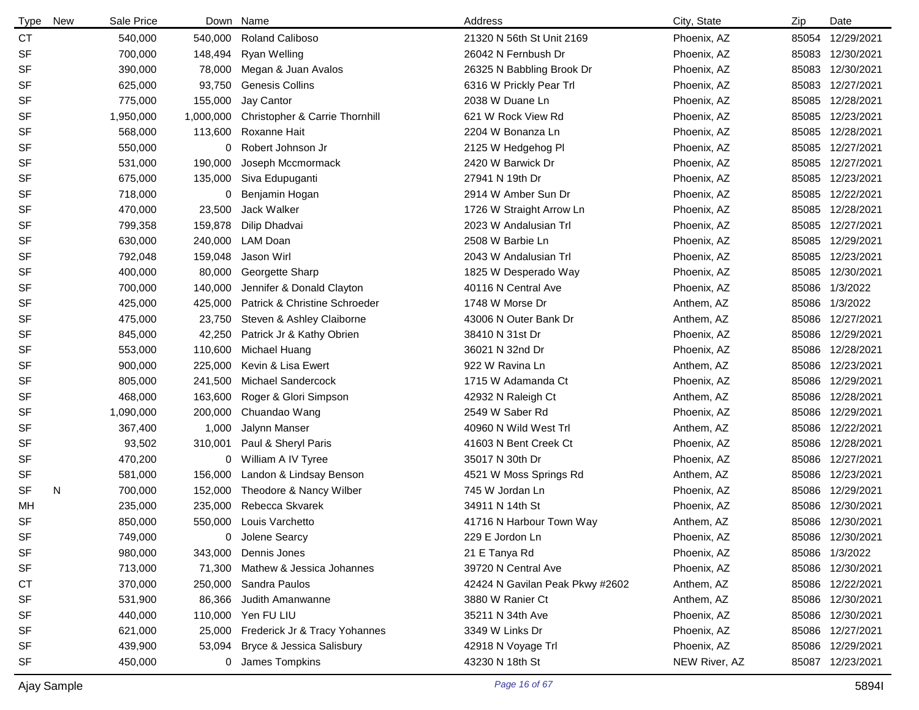| Type | New | Sale Price | Down | Name | Address | City, State | Zip | Date |
|---|---|---|---|---|---|---|---|---|
| CT | | 540,000 | 540,000 | Roland Caliboso | 21320 N 56th St Unit 2169 | Phoenix, AZ | 85054 | 12/29/2021 |
| SF | | 700,000 | 148,494 | Ryan Welling | 26042 N Fernbush Dr | Phoenix, AZ | 85083 | 12/30/2021 |
| SF | | 390,000 | 78,000 | Megan & Juan Avalos | 26325 N Babbling Brook Dr | Phoenix, AZ | 85083 | 12/30/2021 |
| SF | | 625,000 | 93,750 | Genesis Collins | 6316 W Prickly Pear Trl | Phoenix, AZ | 85083 | 12/27/2021 |
| SF | | 775,000 | 155,000 | Jay Cantor | 2038 W Duane Ln | Phoenix, AZ | 85085 | 12/28/2021 |
| SF | | 1,950,000 | 1,000,000 | Christopher & Carrie Thornhill | 621 W Rock View Rd | Phoenix, AZ | 85085 | 12/23/2021 |
| SF | | 568,000 | 113,600 | Roxanne Hait | 2204 W Bonanza Ln | Phoenix, AZ | 85085 | 12/28/2021 |
| SF | | 550,000 | 0 | Robert Johnson Jr | 2125 W Hedgehog Pl | Phoenix, AZ | 85085 | 12/27/2021 |
| SF | | 531,000 | 190,000 | Joseph Mccmormack | 2420 W Barwick Dr | Phoenix, AZ | 85085 | 12/27/2021 |
| SF | | 675,000 | 135,000 | Siva Edupuganti | 27941 N 19th Dr | Phoenix, AZ | 85085 | 12/23/2021 |
| SF | | 718,000 | 0 | Benjamin Hogan | 2914 W Amber Sun Dr | Phoenix, AZ | 85085 | 12/22/2021 |
| SF | | 470,000 | 23,500 | Jack Walker | 1726 W Straight Arrow Ln | Phoenix, AZ | 85085 | 12/28/2021 |
| SF | | 799,358 | 159,878 | Dilip Dhadvai | 2023 W Andalusian Trl | Phoenix, AZ | 85085 | 12/27/2021 |
| SF | | 630,000 | 240,000 | LAM Doan | 2508 W Barbie Ln | Phoenix, AZ | 85085 | 12/29/2021 |
| SF | | 792,048 | 159,048 | Jason Wirl | 2043 W Andalusian Trl | Phoenix, AZ | 85085 | 12/23/2021 |
| SF | | 400,000 | 80,000 | Georgette Sharp | 1825 W Desperado Way | Phoenix, AZ | 85085 | 12/30/2021 |
| SF | | 700,000 | 140,000 | Jennifer & Donald Clayton | 40116 N Central Ave | Phoenix, AZ | 85086 | 1/3/2022 |
| SF | | 425,000 | 425,000 | Patrick & Christine Schroeder | 1748 W Morse Dr | Anthem, AZ | 85086 | 1/3/2022 |
| SF | | 475,000 | 23,750 | Steven & Ashley Claiborne | 43006 N Outer Bank Dr | Anthem, AZ | 85086 | 12/27/2021 |
| SF | | 845,000 | 42,250 | Patrick Jr & Kathy Obrien | 38410 N 31st Dr | Phoenix, AZ | 85086 | 12/29/2021 |
| SF | | 553,000 | 110,600 | Michael Huang | 36021 N 32nd Dr | Phoenix, AZ | 85086 | 12/28/2021 |
| SF | | 900,000 | 225,000 | Kevin & Lisa Ewert | 922 W Ravina Ln | Anthem, AZ | 85086 | 12/23/2021 |
| SF | | 805,000 | 241,500 | Michael Sandercock | 1715 W Adamanda Ct | Phoenix, AZ | 85086 | 12/29/2021 |
| SF | | 468,000 | 163,600 | Roger & Glori Simpson | 42932 N Raleigh Ct | Anthem, AZ | 85086 | 12/28/2021 |
| SF | | 1,090,000 | 200,000 | Chuandao Wang | 2549 W Saber Rd | Phoenix, AZ | 85086 | 12/29/2021 |
| SF | | 367,400 | 1,000 | Jalynn Manser | 40960 N Wild West Trl | Anthem, AZ | 85086 | 12/22/2021 |
| SF | | 93,502 | 310,001 | Paul & Sheryl Paris | 41603 N Bent Creek Ct | Phoenix, AZ | 85086 | 12/28/2021 |
| SF | | 470,200 | 0 | William A IV Tyree | 35017 N 30th Dr | Phoenix, AZ | 85086 | 12/27/2021 |
| SF | | 581,000 | 156,000 | Landon & Lindsay Benson | 4521 W Moss Springs Rd | Anthem, AZ | 85086 | 12/23/2021 |
| SF | N | 700,000 | 152,000 | Theodore & Nancy Wilber | 745 W Jordan Ln | Phoenix, AZ | 85086 | 12/29/2021 |
| MH | | 235,000 | 235,000 | Rebecca Skvarek | 34911 N 14th St | Phoenix, AZ | 85086 | 12/30/2021 |
| SF | | 850,000 | 550,000 | Louis Varchetto | 41716 N Harbour Town Way | Anthem, AZ | 85086 | 12/30/2021 |
| SF | | 749,000 | 0 | Jolene Searcy | 229 E Jordon Ln | Phoenix, AZ | 85086 | 12/30/2021 |
| SF | | 980,000 | 343,000 | Dennis Jones | 21 E Tanya Rd | Phoenix, AZ | 85086 | 1/3/2022 |
| SF | | 713,000 | 71,300 | Mathew & Jessica Johannes | 39720 N Central Ave | Phoenix, AZ | 85086 | 12/30/2021 |
| CT | | 370,000 | 250,000 | Sandra Paulos | 42424 N Gavilan Peak Pkwy #2602 | Anthem, AZ | 85086 | 12/22/2021 |
| SF | | 531,900 | 86,366 | Judith Amanwanne | 3880 W Ranier Ct | Anthem, AZ | 85086 | 12/30/2021 |
| SF | | 440,000 | 110,000 | Yen FU LIU | 35211 N 34th Ave | Phoenix, AZ | 85086 | 12/30/2021 |
| SF | | 621,000 | 25,000 | Frederick Jr & Tracy Yohannes | 3349 W Links Dr | Phoenix, AZ | 85086 | 12/27/2021 |
| SF | | 439,900 | 53,094 | Bryce & Jessica Salisbury | 42918 N Voyage Trl | Phoenix, AZ | 85086 | 12/29/2021 |
| SF | | 450,000 | 0 | James Tompkins | 43230 N 18th St | NEW River, AZ | 85087 | 12/23/2021 |

Ajay Sample 5894I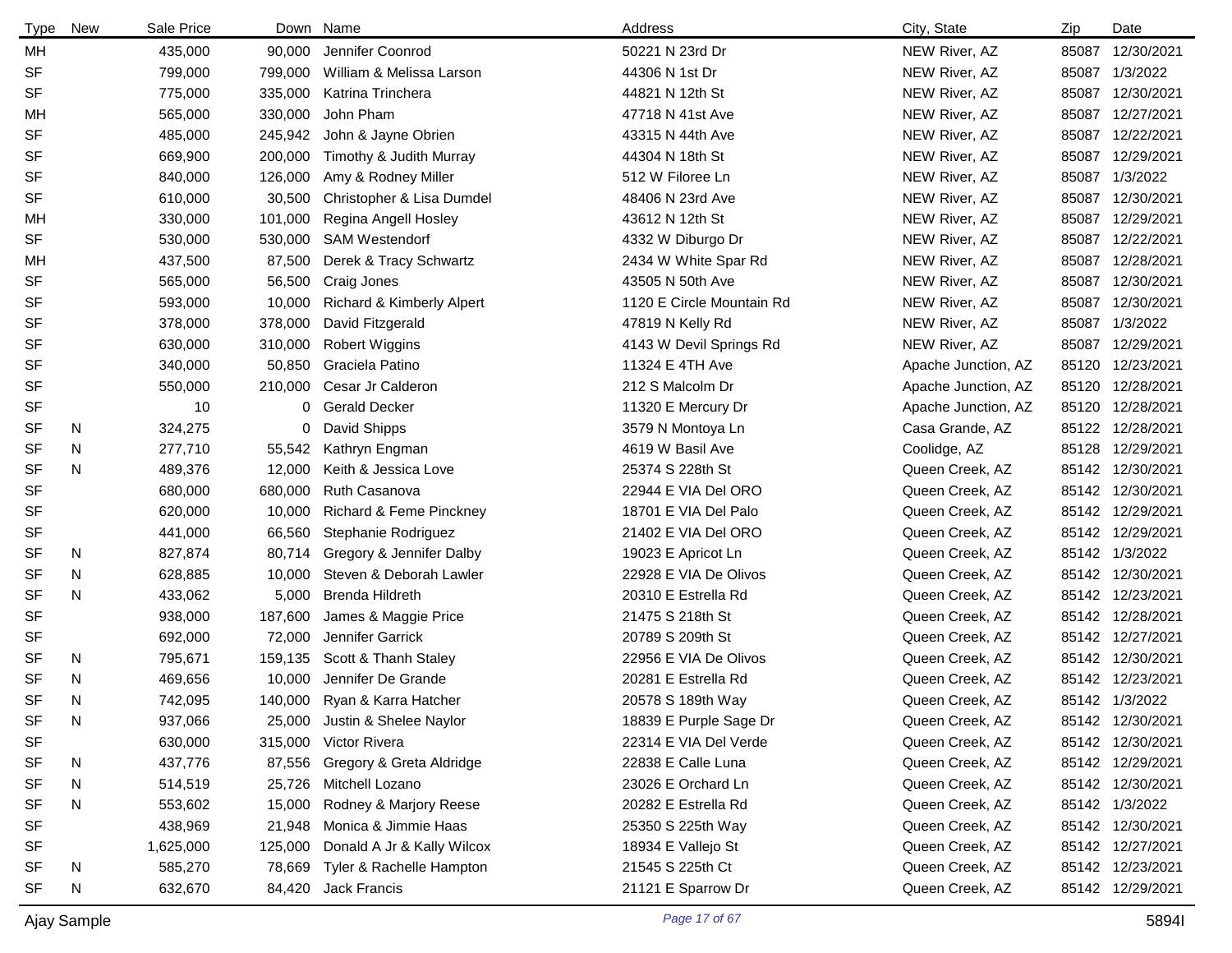| Type | New | Sale Price | Down | Name | Address | City, State | Zip | Date |
|---|---|---|---|---|---|---|---|---|
| MH | | 435,000 | 90,000 | Jennifer Coonrod | 50221 N 23rd Dr | NEW River, AZ | 85087 | 12/30/2021 |
| SF | | 799,000 | 799,000 | William & Melissa Larson | 44306 N 1st Dr | NEW River, AZ | 85087 | 1/3/2022 |
| SF | | 775,000 | 335,000 | Katrina Trinchera | 44821 N 12th St | NEW River, AZ | 85087 | 12/30/2021 |
| MH | | 565,000 | 330,000 | John Pham | 47718 N 41st Ave | NEW River, AZ | 85087 | 12/27/2021 |
| SF | | 485,000 | 245,942 | John & Jayne Obrien | 43315 N 44th Ave | NEW River, AZ | 85087 | 12/22/2021 |
| SF | | 669,900 | 200,000 | Timothy & Judith Murray | 44304 N 18th St | NEW River, AZ | 85087 | 12/29/2021 |
| SF | | 840,000 | 126,000 | Amy & Rodney Miller | 512 W Filoree Ln | NEW River, AZ | 85087 | 1/3/2022 |
| SF | | 610,000 | 30,500 | Christopher & Lisa Dumdel | 48406 N 23rd Ave | NEW River, AZ | 85087 | 12/30/2021 |
| MH | | 330,000 | 101,000 | Regina Angell Hosley | 43612 N 12th St | NEW River, AZ | 85087 | 12/29/2021 |
| SF | | 530,000 | 530,000 | SAM Westendorf | 4332 W Diburgo Dr | NEW River, AZ | 85087 | 12/22/2021 |
| MH | | 437,500 | 87,500 | Derek & Tracy Schwartz | 2434 W White Spar Rd | NEW River, AZ | 85087 | 12/28/2021 |
| SF | | 565,000 | 56,500 | Craig Jones | 43505 N 50th Ave | NEW River, AZ | 85087 | 12/30/2021 |
| SF | | 593,000 | 10,000 | Richard & Kimberly Alpert | 1120 E Circle Mountain Rd | NEW River, AZ | 85087 | 12/30/2021 |
| SF | | 378,000 | 378,000 | David Fitzgerald | 47819 N Kelly Rd | NEW River, AZ | 85087 | 1/3/2022 |
| SF | | 630,000 | 310,000 | Robert Wiggins | 4143 W Devil Springs Rd | NEW River, AZ | 85087 | 12/29/2021 |
| SF | | 340,000 | 50,850 | Graciela Patino | 11324 E 4TH Ave | Apache Junction, AZ | 85120 | 12/23/2021 |
| SF | | 550,000 | 210,000 | Cesar Jr Calderon | 212 S Malcolm Dr | Apache Junction, AZ | 85120 | 12/28/2021 |
| SF | | 10 | 0 | Gerald Decker | 11320 E Mercury Dr | Apache Junction, AZ | 85120 | 12/28/2021 |
| SF | N | 324,275 | 0 | David Shipps | 3579 N Montoya Ln | Casa Grande, AZ | 85122 | 12/28/2021 |
| SF | N | 277,710 | 55,542 | Kathryn Engman | 4619 W Basil Ave | Coolidge, AZ | 85128 | 12/29/2021 |
| SF | N | 489,376 | 12,000 | Keith & Jessica Love | 25374 S 228th St | Queen Creek, AZ | 85142 | 12/30/2021 |
| SF | | 680,000 | 680,000 | Ruth Casanova | 22944 E VIA Del ORO | Queen Creek, AZ | 85142 | 12/30/2021 |
| SF | | 620,000 | 10,000 | Richard & Feme Pinckney | 18701 E VIA Del Palo | Queen Creek, AZ | 85142 | 12/29/2021 |
| SF | | 441,000 | 66,560 | Stephanie Rodriguez | 21402 E VIA Del ORO | Queen Creek, AZ | 85142 | 12/29/2021 |
| SF | N | 827,874 | 80,714 | Gregory & Jennifer Dalby | 19023 E Apricot Ln | Queen Creek, AZ | 85142 | 1/3/2022 |
| SF | N | 628,885 | 10,000 | Steven & Deborah Lawler | 22928 E VIA De Olivos | Queen Creek, AZ | 85142 | 12/30/2021 |
| SF | N | 433,062 | 5,000 | Brenda Hildreth | 20310 E Estrella Rd | Queen Creek, AZ | 85142 | 12/23/2021 |
| SF | | 938,000 | 187,600 | James & Maggie Price | 21475 S 218th St | Queen Creek, AZ | 85142 | 12/28/2021 |
| SF | | 692,000 | 72,000 | Jennifer Garrick | 20789 S 209th St | Queen Creek, AZ | 85142 | 12/27/2021 |
| SF | N | 795,671 | 159,135 | Scott & Thanh Staley | 22956 E VIA De Olivos | Queen Creek, AZ | 85142 | 12/30/2021 |
| SF | N | 469,656 | 10,000 | Jennifer De Grande | 20281 E Estrella Rd | Queen Creek, AZ | 85142 | 12/23/2021 |
| SF | N | 742,095 | 140,000 | Ryan & Karra Hatcher | 20578 S 189th Way | Queen Creek, AZ | 85142 | 1/3/2022 |
| SF | N | 937,066 | 25,000 | Justin & Shelee Naylor | 18839 E Purple Sage Dr | Queen Creek, AZ | 85142 | 12/30/2021 |
| SF | | 630,000 | 315,000 | Victor Rivera | 22314 E VIA Del Verde | Queen Creek, AZ | 85142 | 12/30/2021 |
| SF | N | 437,776 | 87,556 | Gregory & Greta Aldridge | 22838 E Calle Luna | Queen Creek, AZ | 85142 | 12/29/2021 |
| SF | N | 514,519 | 25,726 | Mitchell Lozano | 23026 E Orchard Ln | Queen Creek, AZ | 85142 | 12/30/2021 |
| SF | N | 553,602 | 15,000 | Rodney & Marjory Reese | 20282 E Estrella Rd | Queen Creek, AZ | 85142 | 1/3/2022 |
| SF | | 438,969 | 21,948 | Monica & Jimmie Haas | 25350 S 225th Way | Queen Creek, AZ | 85142 | 12/30/2021 |
| SF | | 1,625,000 | 125,000 | Donald A Jr & Kally Wilcox | 18934 E Vallejo St | Queen Creek, AZ | 85142 | 12/27/2021 |
| SF | N | 585,270 | 78,669 | Tyler & Rachelle Hampton | 21545 S 225th Ct | Queen Creek, AZ | 85142 | 12/23/2021 |
| SF | N | 632,670 | 84,420 | Jack Francis | 21121 E Sparrow Dr | Queen Creek, AZ | 85142 | 12/29/2021 |

Ajay Sample 5894I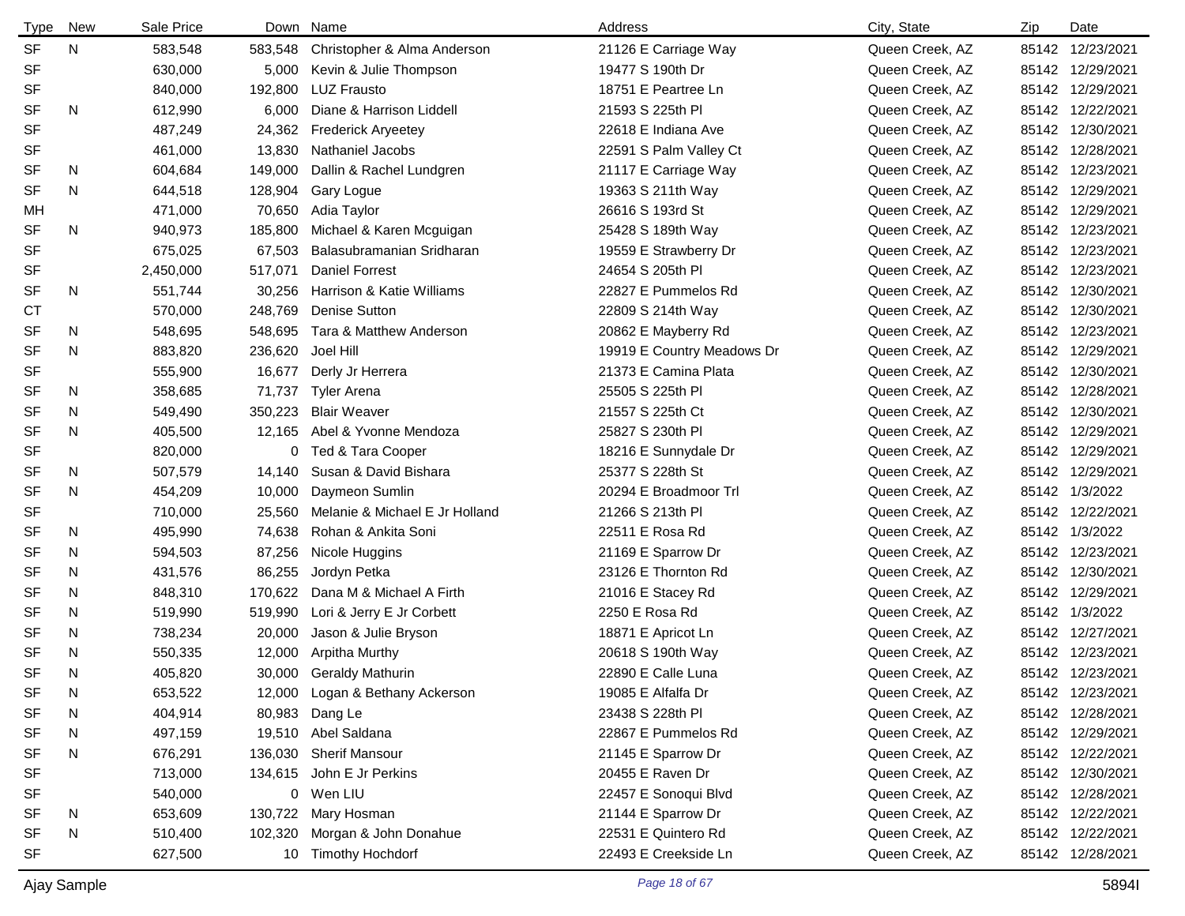| Type | New | Sale Price | Down | Name | Address | City, State | Zip | Date |
|---|---|---|---|---|---|---|---|---|
| SF | N | 583,548 | 583,548 | Christopher & Alma Anderson | 21126 E Carriage Way | Queen Creek, AZ | 85142 | 12/23/2021 |
| SF | | 630,000 | 5,000 | Kevin & Julie Thompson | 19477 S 190th Dr | Queen Creek, AZ | 85142 | 12/29/2021 |
| SF | | 840,000 | 192,800 | LUZ Frausto | 18751 E Peartree Ln | Queen Creek, AZ | 85142 | 12/29/2021 |
| SF | N | 612,990 | 6,000 | Diane & Harrison Liddell | 21593 S 225th Pl | Queen Creek, AZ | 85142 | 12/22/2021 |
| SF | | 487,249 | 24,362 | Frederick Aryeetey | 22618 E Indiana Ave | Queen Creek, AZ | 85142 | 12/30/2021 |
| SF | | 461,000 | 13,830 | Nathaniel Jacobs | 22591 S Palm Valley Ct | Queen Creek, AZ | 85142 | 12/28/2021 |
| SF | N | 604,684 | 149,000 | Dallin & Rachel Lundgren | 21117 E Carriage Way | Queen Creek, AZ | 85142 | 12/23/2021 |
| SF | N | 644,518 | 128,904 | Gary Logue | 19363 S 211th Way | Queen Creek, AZ | 85142 | 12/29/2021 |
| MH | | 471,000 | 70,650 | Adia Taylor | 26616 S 193rd St | Queen Creek, AZ | 85142 | 12/29/2021 |
| SF | N | 940,973 | 185,800 | Michael & Karen Mcguigan | 25428 S 189th Way | Queen Creek, AZ | 85142 | 12/23/2021 |
| SF | | 675,025 | 67,503 | Balasubramanian Sridharan | 19559 E Strawberry Dr | Queen Creek, AZ | 85142 | 12/23/2021 |
| SF | | 2,450,000 | 517,071 | Daniel Forrest | 24654 S 205th Pl | Queen Creek, AZ | 85142 | 12/23/2021 |
| SF | N | 551,744 | 30,256 | Harrison & Katie Williams | 22827 E Pummelos Rd | Queen Creek, AZ | 85142 | 12/30/2021 |
| CT | | 570,000 | 248,769 | Denise Sutton | 22809 S 214th Way | Queen Creek, AZ | 85142 | 12/30/2021 |
| SF | N | 548,695 | 548,695 | Tara & Matthew Anderson | 20862 E Mayberry Rd | Queen Creek, AZ | 85142 | 12/23/2021 |
| SF | N | 883,820 | 236,620 | Joel Hill | 19919 E Country Meadows Dr | Queen Creek, AZ | 85142 | 12/29/2021 |
| SF | | 555,900 | 16,677 | Derly Jr Herrera | 21373 E Camina Plata | Queen Creek, AZ | 85142 | 12/30/2021 |
| SF | N | 358,685 | 71,737 | Tyler Arena | 25505 S 225th Pl | Queen Creek, AZ | 85142 | 12/28/2021 |
| SF | N | 549,490 | 350,223 | Blair Weaver | 21557 S 225th Ct | Queen Creek, AZ | 85142 | 12/30/2021 |
| SF | N | 405,500 | 12,165 | Abel & Yvonne Mendoza | 25827 S 230th Pl | Queen Creek, AZ | 85142 | 12/29/2021 |
| SF | | 820,000 | 0 | Ted & Tara Cooper | 18216 E Sunnydale Dr | Queen Creek, AZ | 85142 | 12/29/2021 |
| SF | N | 507,579 | 14,140 | Susan & David Bishara | 25377 S 228th St | Queen Creek, AZ | 85142 | 12/29/2021 |
| SF | N | 454,209 | 10,000 | Daymeon Sumlin | 20294 E Broadmoor Trl | Queen Creek, AZ | 85142 | 1/3/2022 |
| SF | | 710,000 | 25,560 | Melanie & Michael E Jr Holland | 21266 S 213th Pl | Queen Creek, AZ | 85142 | 12/22/2021 |
| SF | N | 495,990 | 74,638 | Rohan & Ankita Soni | 22511 E Rosa Rd | Queen Creek, AZ | 85142 | 1/3/2022 |
| SF | N | 594,503 | 87,256 | Nicole Huggins | 21169 E Sparrow Dr | Queen Creek, AZ | 85142 | 12/23/2021 |
| SF | N | 431,576 | 86,255 | Jordyn Petka | 23126 E Thornton Rd | Queen Creek, AZ | 85142 | 12/30/2021 |
| SF | N | 848,310 | 170,622 | Dana M & Michael A Firth | 21016 E Stacey Rd | Queen Creek, AZ | 85142 | 12/29/2021 |
| SF | N | 519,990 | 519,990 | Lori & Jerry E Jr Corbett | 2250 E Rosa Rd | Queen Creek, AZ | 85142 | 1/3/2022 |
| SF | N | 738,234 | 20,000 | Jason & Julie Bryson | 18871 E Apricot Ln | Queen Creek, AZ | 85142 | 12/27/2021 |
| SF | N | 550,335 | 12,000 | Arpitha Murthy | 20618 S 190th Way | Queen Creek, AZ | 85142 | 12/23/2021 |
| SF | N | 405,820 | 30,000 | Geraldy Mathurin | 22890 E Calle Luna | Queen Creek, AZ | 85142 | 12/23/2021 |
| SF | N | 653,522 | 12,000 | Logan & Bethany Ackerson | 19085 E Alfalfa Dr | Queen Creek, AZ | 85142 | 12/23/2021 |
| SF | N | 404,914 | 80,983 | Dang Le | 23438 S 228th Pl | Queen Creek, AZ | 85142 | 12/28/2021 |
| SF | N | 497,159 | 19,510 | Abel Saldana | 22867 E Pummelos Rd | Queen Creek, AZ | 85142 | 12/29/2021 |
| SF | N | 676,291 | 136,030 | Sherif Mansour | 21145 E Sparrow Dr | Queen Creek, AZ | 85142 | 12/22/2021 |
| SF | | 713,000 | 134,615 | John E Jr Perkins | 20455 E Raven Dr | Queen Creek, AZ | 85142 | 12/30/2021 |
| SF | | 540,000 | 0 | Wen LIU | 22457 E Sonoqui Blvd | Queen Creek, AZ | 85142 | 12/28/2021 |
| SF | N | 653,609 | 130,722 | Mary Hosman | 21144 E Sparrow Dr | Queen Creek, AZ | 85142 | 12/22/2021 |
| SF | N | 510,400 | 102,320 | Morgan & John Donahue | 22531 E Quintero Rd | Queen Creek, AZ | 85142 | 12/22/2021 |
| SF | | 627,500 | 10 | Timothy Hochdorf | 22493 E Creekside Ln | Queen Creek, AZ | 85142 | 12/28/2021 |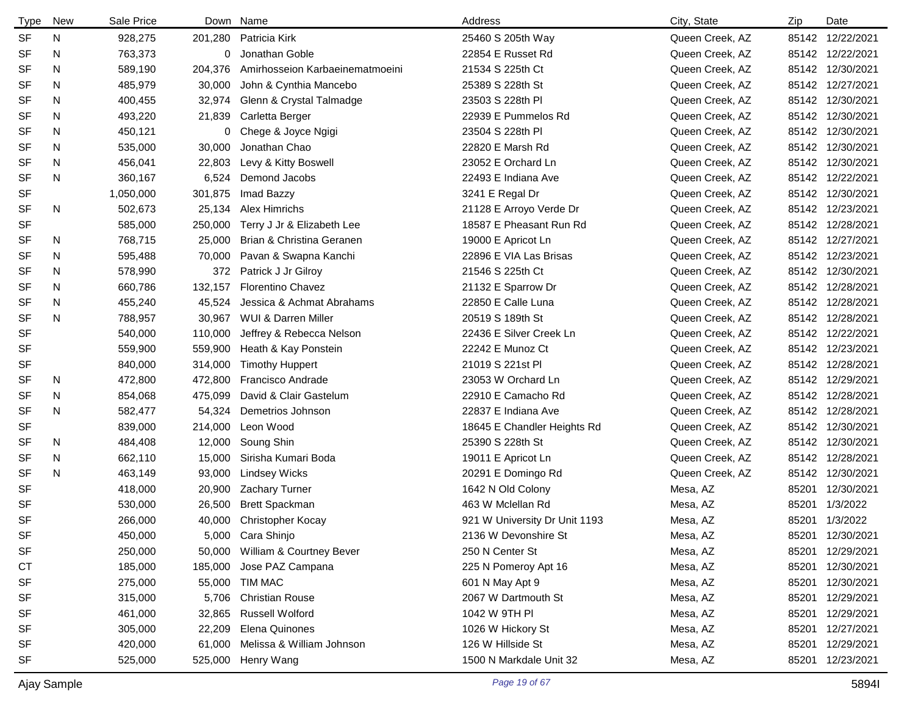| Type | New | Sale Price | Down | Name | Address | City, State | Zip | Date |
|---|---|---|---|---|---|---|---|---|
| SF | N | 928,275 | 201,280 | Patricia Kirk | 25460 S 205th Way | Queen Creek, AZ | 85142 | 12/22/2021 |
| SF | N | 763,373 | 0 | Jonathan Goble | 22854 E Russet Rd | Queen Creek, AZ | 85142 | 12/22/2021 |
| SF | N | 589,190 | 204,376 | Amirhosseion Karbaeinematmoeini | 21534 S 225th Ct | Queen Creek, AZ | 85142 | 12/30/2021 |
| SF | N | 485,979 | 30,000 | John & Cynthia Mancebo | 25389 S 228th St | Queen Creek, AZ | 85142 | 12/27/2021 |
| SF | N | 400,455 | 32,974 | Glenn & Crystal Talmadge | 23503 S 228th Pl | Queen Creek, AZ | 85142 | 12/30/2021 |
| SF | N | 493,220 | 21,839 | Carletta Berger | 22939 E Pummelos Rd | Queen Creek, AZ | 85142 | 12/30/2021 |
| SF | N | 450,121 | 0 | Chege & Joyce Ngigi | 23504 S 228th Pl | Queen Creek, AZ | 85142 | 12/30/2021 |
| SF | N | 535,000 | 30,000 | Jonathan Chao | 22820 E Marsh Rd | Queen Creek, AZ | 85142 | 12/30/2021 |
| SF | N | 456,041 | 22,803 | Levy & Kitty Boswell | 23052 E Orchard Ln | Queen Creek, AZ | 85142 | 12/30/2021 |
| SF | N | 360,167 | 6,524 | Demond Jacobs | 22493 E Indiana Ave | Queen Creek, AZ | 85142 | 12/22/2021 |
| SF | | 1,050,000 | 301,875 | Imad Bazzy | 3241 E Regal Dr | Queen Creek, AZ | 85142 | 12/30/2021 |
| SF | N | 502,673 | 25,134 | Alex Himrichs | 21128 E Arroyo Verde Dr | Queen Creek, AZ | 85142 | 12/23/2021 |
| SF | | 585,000 | 250,000 | Terry J Jr & Elizabeth Lee | 18587 E Pheasant Run Rd | Queen Creek, AZ | 85142 | 12/28/2021 |
| SF | N | 768,715 | 25,000 | Brian & Christina Geranen | 19000 E Apricot Ln | Queen Creek, AZ | 85142 | 12/27/2021 |
| SF | N | 595,488 | 70,000 | Pavan & Swapna Kanchi | 22896 E VIA Las Brisas | Queen Creek, AZ | 85142 | 12/23/2021 |
| SF | N | 578,990 | 372 | Patrick J Jr Gilroy | 21546 S 225th Ct | Queen Creek, AZ | 85142 | 12/30/2021 |
| SF | N | 660,786 | 132,157 | Florentino Chavez | 21132 E Sparrow Dr | Queen Creek, AZ | 85142 | 12/28/2021 |
| SF | N | 455,240 | 45,524 | Jessica & Achmat Abrahams | 22850 E Calle Luna | Queen Creek, AZ | 85142 | 12/28/2021 |
| SF | N | 788,957 | 30,967 | WUI & Darren Miller | 20519 S 189th St | Queen Creek, AZ | 85142 | 12/28/2021 |
| SF | | 540,000 | 110,000 | Jeffrey & Rebecca Nelson | 22436 E Silver Creek Ln | Queen Creek, AZ | 85142 | 12/22/2021 |
| SF | | 559,900 | 559,900 | Heath & Kay Ponstein | 22242 E Munoz Ct | Queen Creek, AZ | 85142 | 12/23/2021 |
| SF | | 840,000 | 314,000 | Timothy Huppert | 21019 S 221st Pl | Queen Creek, AZ | 85142 | 12/28/2021 |
| SF | N | 472,800 | 472,800 | Francisco Andrade | 23053 W Orchard Ln | Queen Creek, AZ | 85142 | 12/29/2021 |
| SF | N | 854,068 | 475,099 | David & Clair Gastelum | 22910 E Camacho Rd | Queen Creek, AZ | 85142 | 12/28/2021 |
| SF | N | 582,477 | 54,324 | Demetrios Johnson | 22837 E Indiana Ave | Queen Creek, AZ | 85142 | 12/28/2021 |
| SF | | 839,000 | 214,000 | Leon Wood | 18645 E Chandler Heights Rd | Queen Creek, AZ | 85142 | 12/30/2021 |
| SF | N | 484,408 | 12,000 | Soung Shin | 25390 S 228th St | Queen Creek, AZ | 85142 | 12/30/2021 |
| SF | N | 662,110 | 15,000 | Sirisha Kumari Boda | 19011 E Apricot Ln | Queen Creek, AZ | 85142 | 12/28/2021 |
| SF | N | 463,149 | 93,000 | Lindsey Wicks | 20291 E Domingo Rd | Queen Creek, AZ | 85142 | 12/30/2021 |
| SF | | 418,000 | 20,900 | Zachary Turner | 1642 N Old Colony | Mesa, AZ | 85201 | 12/30/2021 |
| SF | | 530,000 | 26,500 | Brett Spackman | 463 W Mclellan Rd | Mesa, AZ | 85201 | 1/3/2022 |
| SF | | 266,000 | 40,000 | Christopher Kocay | 921 W University Dr Unit 1193 | Mesa, AZ | 85201 | 1/3/2022 |
| SF | | 450,000 | 5,000 | Cara Shinjo | 2136 W Devonshire St | Mesa, AZ | 85201 | 12/30/2021 |
| SF | | 250,000 | 50,000 | William & Courtney Bever | 250 N Center St | Mesa, AZ | 85201 | 12/29/2021 |
| CT | | 185,000 | 185,000 | Jose PAZ Campana | 225 N Pomeroy Apt 16 | Mesa, AZ | 85201 | 12/30/2021 |
| SF | | 275,000 | 55,000 | TIM MAC | 601 N May Apt 9 | Mesa, AZ | 85201 | 12/30/2021 |
| SF | | 315,000 | 5,706 | Christian Rouse | 2067 W Dartmouth St | Mesa, AZ | 85201 | 12/29/2021 |
| SF | | 461,000 | 32,865 | Russell Wolford | 1042 W 9TH Pl | Mesa, AZ | 85201 | 12/29/2021 |
| SF | | 305,000 | 22,209 | Elena Quinones | 1026 W Hickory St | Mesa, AZ | 85201 | 12/27/2021 |
| SF | | 420,000 | 61,000 | Melissa & William Johnson | 126 W Hillside St | Mesa, AZ | 85201 | 12/29/2021 |
| SF | | 525,000 | 525,000 | Henry Wang | 1500 N Markdale Unit 32 | Mesa, AZ | 85201 | 12/23/2021 |

Ajay Sample

5894I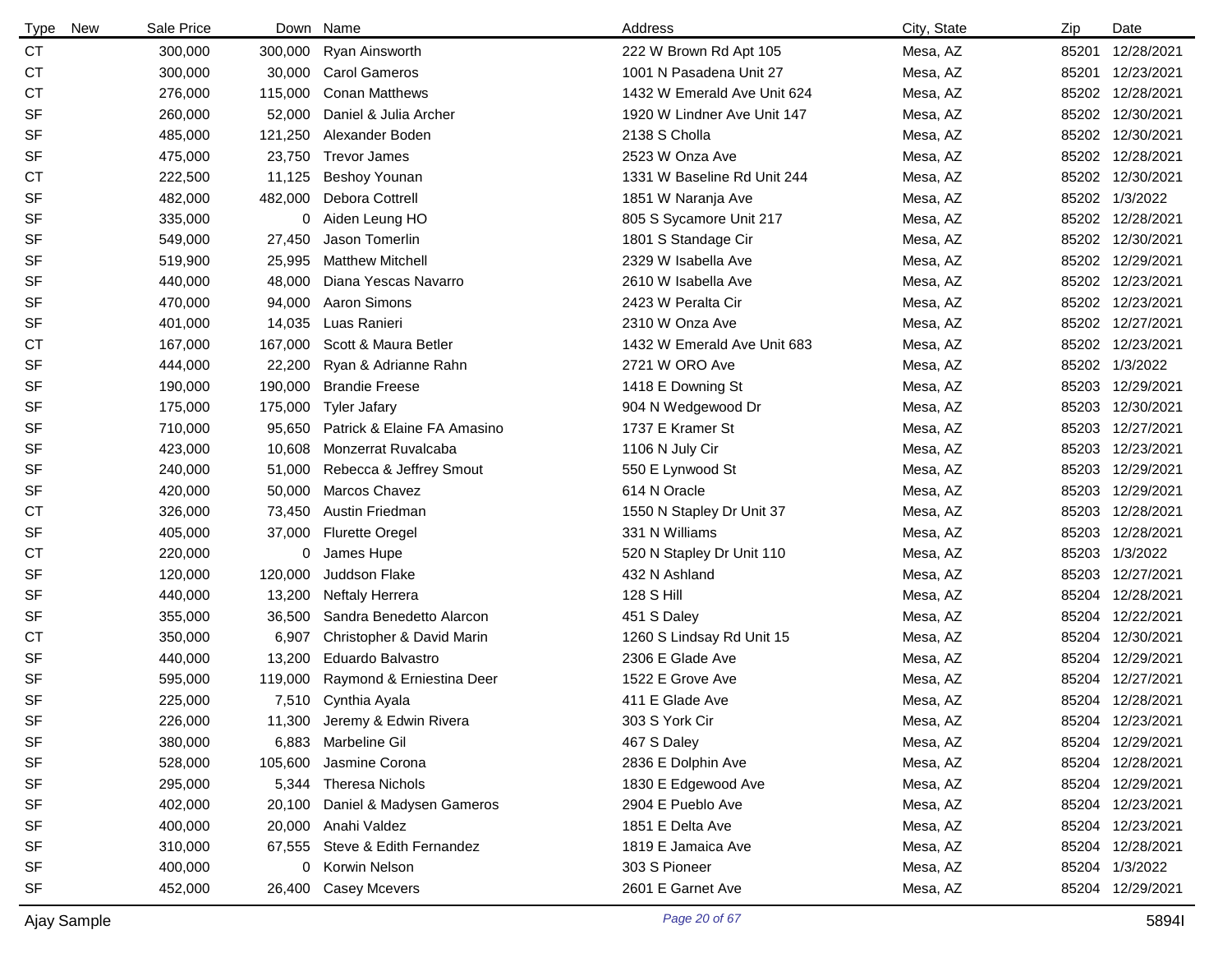| Type | New | Sale Price | Down | Name | Address | City, State | Zip | Date |
|---|---|---|---|---|---|---|---|---|
| CT | | 300,000 | 300,000 | Ryan Ainsworth | 222 W Brown Rd Apt 105 | Mesa, AZ | 85201 | 12/28/2021 |
| CT | | 300,000 | 30,000 | Carol Gameros | 1001 N Pasadena Unit 27 | Mesa, AZ | 85201 | 12/23/2021 |
| CT | | 276,000 | 115,000 | Conan Matthews | 1432 W Emerald Ave Unit 624 | Mesa, AZ | 85202 | 12/28/2021 |
| SF | | 260,000 | 52,000 | Daniel & Julia Archer | 1920 W Lindner Ave Unit 147 | Mesa, AZ | 85202 | 12/30/2021 |
| SF | | 485,000 | 121,250 | Alexander Boden | 2138 S Cholla | Mesa, AZ | 85202 | 12/30/2021 |
| SF | | 475,000 | 23,750 | Trevor James | 2523 W Onza Ave | Mesa, AZ | 85202 | 12/28/2021 |
| CT | | 222,500 | 11,125 | Beshoy Younan | 1331 W Baseline Rd Unit 244 | Mesa, AZ | 85202 | 12/30/2021 |
| SF | | 482,000 | 482,000 | Debora Cottrell | 1851 W Naranja Ave | Mesa, AZ | 85202 | 1/3/2022 |
| SF | | 335,000 | 0 | Aiden Leung HO | 805 S Sycamore Unit 217 | Mesa, AZ | 85202 | 12/28/2021 |
| SF | | 549,000 | 27,450 | Jason Tomerlin | 1801 S Standage Cir | Mesa, AZ | 85202 | 12/30/2021 |
| SF | | 519,900 | 25,995 | Matthew Mitchell | 2329 W Isabella Ave | Mesa, AZ | 85202 | 12/29/2021 |
| SF | | 440,000 | 48,000 | Diana Yescas Navarro | 2610 W Isabella Ave | Mesa, AZ | 85202 | 12/23/2021 |
| SF | | 470,000 | 94,000 | Aaron Simons | 2423 W Peralta Cir | Mesa, AZ | 85202 | 12/23/2021 |
| SF | | 401,000 | 14,035 | Luas Ranieri | 2310 W Onza Ave | Mesa, AZ | 85202 | 12/27/2021 |
| CT | | 167,000 | 167,000 | Scott & Maura Betler | 1432 W Emerald Ave Unit 683 | Mesa, AZ | 85202 | 12/23/2021 |
| SF | | 444,000 | 22,200 | Ryan & Adrianne Rahn | 2721 W ORO Ave | Mesa, AZ | 85202 | 1/3/2022 |
| SF | | 190,000 | 190,000 | Brandie Freese | 1418 E Downing St | Mesa, AZ | 85203 | 12/29/2021 |
| SF | | 175,000 | 175,000 | Tyler Jafary | 904 N Wedgewood Dr | Mesa, AZ | 85203 | 12/30/2021 |
| SF | | 710,000 | 95,650 | Patrick & Elaine FA Amasino | 1737 E Kramer St | Mesa, AZ | 85203 | 12/27/2021 |
| SF | | 423,000 | 10,608 | Monzerrat Ruvalcaba | 1106 N July Cir | Mesa, AZ | 85203 | 12/23/2021 |
| SF | | 240,000 | 51,000 | Rebecca & Jeffrey Smout | 550 E Lynwood St | Mesa, AZ | 85203 | 12/29/2021 |
| SF | | 420,000 | 50,000 | Marcos Chavez | 614 N Oracle | Mesa, AZ | 85203 | 12/29/2021 |
| CT | | 326,000 | 73,450 | Austin Friedman | 1550 N Stapley Dr Unit 37 | Mesa, AZ | 85203 | 12/28/2021 |
| SF | | 405,000 | 37,000 | Flurette Oregel | 331 N Williams | Mesa, AZ | 85203 | 12/28/2021 |
| CT | | 220,000 | 0 | James Hupe | 520 N Stapley Dr Unit 110 | Mesa, AZ | 85203 | 1/3/2022 |
| SF | | 120,000 | 120,000 | Juddson Flake | 432 N Ashland | Mesa, AZ | 85203 | 12/27/2021 |
| SF | | 440,000 | 13,200 | Neftaly Herrera | 128 S Hill | Mesa, AZ | 85204 | 12/28/2021 |
| SF | | 355,000 | 36,500 | Sandra Benedetto Alarcon | 451 S Daley | Mesa, AZ | 85204 | 12/22/2021 |
| CT | | 350,000 | 6,907 | Christopher & David Marin | 1260 S Lindsay Rd Unit 15 | Mesa, AZ | 85204 | 12/30/2021 |
| SF | | 440,000 | 13,200 | Eduardo Balvastro | 2306 E Glade Ave | Mesa, AZ | 85204 | 12/29/2021 |
| SF | | 595,000 | 119,000 | Raymond & Erniestina Deer | 1522 E Grove Ave | Mesa, AZ | 85204 | 12/27/2021 |
| SF | | 225,000 | 7,510 | Cynthia Ayala | 411 E Glade Ave | Mesa, AZ | 85204 | 12/28/2021 |
| SF | | 226,000 | 11,300 | Jeremy & Edwin Rivera | 303 S York Cir | Mesa, AZ | 85204 | 12/23/2021 |
| SF | | 380,000 | 6,883 | Marbeline Gil | 467 S Daley | Mesa, AZ | 85204 | 12/29/2021 |
| SF | | 528,000 | 105,600 | Jasmine Corona | 2836 E Dolphin Ave | Mesa, AZ | 85204 | 12/28/2021 |
| SF | | 295,000 | 5,344 | Theresa Nichols | 1830 E Edgewood Ave | Mesa, AZ | 85204 | 12/29/2021 |
| SF | | 402,000 | 20,100 | Daniel & Madysen Gameros | 2904 E Pueblo Ave | Mesa, AZ | 85204 | 12/23/2021 |
| SF | | 400,000 | 20,000 | Anahi Valdez | 1851 E Delta Ave | Mesa, AZ | 85204 | 12/23/2021 |
| SF | | 310,000 | 67,555 | Steve & Edith Fernandez | 1819 E Jamaica Ave | Mesa, AZ | 85204 | 12/28/2021 |
| SF | | 400,000 | 0 | Korwin Nelson | 303 S Pioneer | Mesa, AZ | 85204 | 1/3/2022 |
| SF | | 452,000 | 26,400 | Casey Mcevers | 2601 E Garnet Ave | Mesa, AZ | 85204 | 12/29/2021 |

Ajay Sample 5894I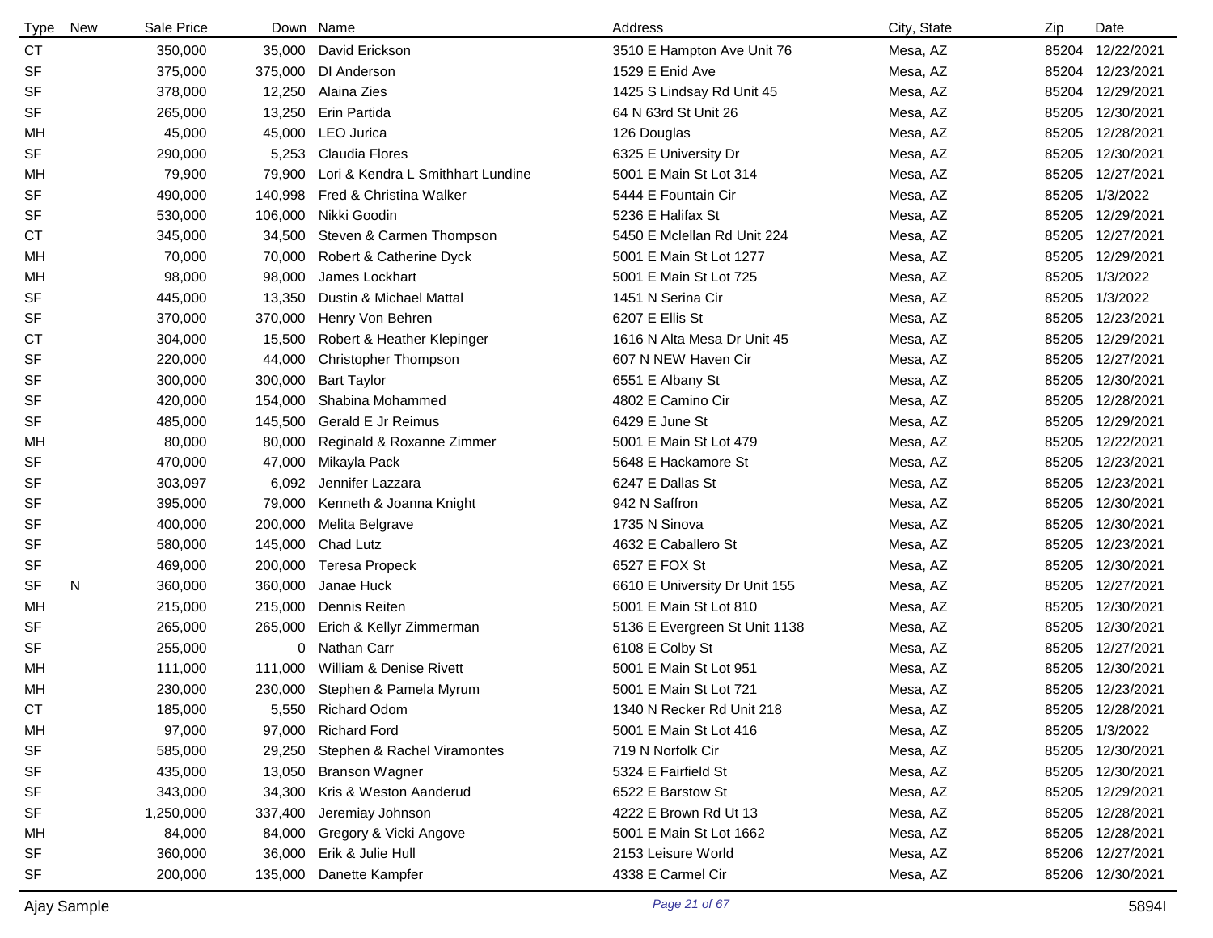| Type | New | Sale Price | Down | Name | Address | City, State | Zip | Date |
|---|---|---|---|---|---|---|---|---|
| CT | | 350,000 | 35,000 | David Erickson | 3510 E Hampton Ave Unit 76 | Mesa, AZ | 85204 | 12/22/2021 |
| SF | | 375,000 | 375,000 | DI Anderson | 1529 E Enid Ave | Mesa, AZ | 85204 | 12/23/2021 |
| SF | | 378,000 | 12,250 | Alaina Zies | 1425 S Lindsay Rd Unit 45 | Mesa, AZ | 85204 | 12/29/2021 |
| SF | | 265,000 | 13,250 | Erin Partida | 64 N 63rd St Unit 26 | Mesa, AZ | 85205 | 12/30/2021 |
| MH | | 45,000 | 45,000 | LEO Jurica | 126 Douglas | Mesa, AZ | 85205 | 12/28/2021 |
| SF | | 290,000 | 5,253 | Claudia Flores | 6325 E University Dr | Mesa, AZ | 85205 | 12/30/2021 |
| MH | | 79,900 | 79,900 | Lori & Kendra L Smithhart Lundine | 5001 E Main St Lot 314 | Mesa, AZ | 85205 | 12/27/2021 |
| SF | | 490,000 | 140,998 | Fred & Christina Walker | 5444 E Fountain Cir | Mesa, AZ | 85205 | 1/3/2022 |
| SF | | 530,000 | 106,000 | Nikki Goodin | 5236 E Halifax St | Mesa, AZ | 85205 | 12/29/2021 |
| CT | | 345,000 | 34,500 | Steven & Carmen Thompson | 5450 E Mclellan Rd Unit 224 | Mesa, AZ | 85205 | 12/27/2021 |
| MH | | 70,000 | 70,000 | Robert & Catherine Dyck | 5001 E Main St Lot 1277 | Mesa, AZ | 85205 | 12/29/2021 |
| MH | | 98,000 | 98,000 | James Lockhart | 5001 E Main St Lot 725 | Mesa, AZ | 85205 | 1/3/2022 |
| SF | | 445,000 | 13,350 | Dustin & Michael Mattal | 1451 N Serina Cir | Mesa, AZ | 85205 | 1/3/2022 |
| SF | | 370,000 | 370,000 | Henry Von Behren | 6207 E Ellis St | Mesa, AZ | 85205 | 12/23/2021 |
| CT | | 304,000 | 15,500 | Robert & Heather Klepinger | 1616 N Alta Mesa Dr Unit 45 | Mesa, AZ | 85205 | 12/29/2021 |
| SF | | 220,000 | 44,000 | Christopher Thompson | 607 N NEW Haven Cir | Mesa, AZ | 85205 | 12/27/2021 |
| SF | | 300,000 | 300,000 | Bart Taylor | 6551 E Albany St | Mesa, AZ | 85205 | 12/30/2021 |
| SF | | 420,000 | 154,000 | Shabina Mohammed | 4802 E Camino Cir | Mesa, AZ | 85205 | 12/28/2021 |
| SF | | 485,000 | 145,500 | Gerald E Jr Reimus | 6429 E June St | Mesa, AZ | 85205 | 12/29/2021 |
| MH | | 80,000 | 80,000 | Reginald & Roxanne Zimmer | 5001 E Main St Lot 479 | Mesa, AZ | 85205 | 12/22/2021 |
| SF | | 470,000 | 47,000 | Mikayla Pack | 5648 E Hackamore St | Mesa, AZ | 85205 | 12/23/2021 |
| SF | | 303,097 | 6,092 | Jennifer Lazzara | 6247 E Dallas St | Mesa, AZ | 85205 | 12/23/2021 |
| SF | | 395,000 | 79,000 | Kenneth & Joanna Knight | 942 N Saffron | Mesa, AZ | 85205 | 12/30/2021 |
| SF | | 400,000 | 200,000 | Melita Belgrave | 1735 N Sinova | Mesa, AZ | 85205 | 12/30/2021 |
| SF | | 580,000 | 145,000 | Chad Lutz | 4632 E Caballero St | Mesa, AZ | 85205 | 12/23/2021 |
| SF | | 469,000 | 200,000 | Teresa Propeck | 6527 E FOX St | Mesa, AZ | 85205 | 12/30/2021 |
| SF | N | 360,000 | 360,000 | Janae Huck | 6610 E University Dr Unit 155 | Mesa, AZ | 85205 | 12/27/2021 |
| MH | | 215,000 | 215,000 | Dennis Reiten | 5001 E Main St Lot 810 | Mesa, AZ | 85205 | 12/30/2021 |
| SF | | 265,000 | 265,000 | Erich & Kellyr Zimmerman | 5136 E Evergreen St Unit 1138 | Mesa, AZ | 85205 | 12/30/2021 |
| SF | | 255,000 | 0 | Nathan Carr | 6108 E Colby St | Mesa, AZ | 85205 | 12/27/2021 |
| MH | | 111,000 | 111,000 | William & Denise Rivett | 5001 E Main St Lot 951 | Mesa, AZ | 85205 | 12/30/2021 |
| MH | | 230,000 | 230,000 | Stephen & Pamela Myrum | 5001 E Main St Lot 721 | Mesa, AZ | 85205 | 12/23/2021 |
| CT | | 185,000 | 5,550 | Richard Odom | 1340 N Recker Rd Unit 218 | Mesa, AZ | 85205 | 12/28/2021 |
| MH | | 97,000 | 97,000 | Richard Ford | 5001 E Main St Lot 416 | Mesa, AZ | 85205 | 1/3/2022 |
| SF | | 585,000 | 29,250 | Stephen & Rachel Viramontes | 719 N Norfolk Cir | Mesa, AZ | 85205 | 12/30/2021 |
| SF | | 435,000 | 13,050 | Branson Wagner | 5324 E Fairfield St | Mesa, AZ | 85205 | 12/30/2021 |
| SF | | 343,000 | 34,300 | Kris & Weston Aanderud | 6522 E Barstow St | Mesa, AZ | 85205 | 12/29/2021 |
| SF | | 1,250,000 | 337,400 | Jeremiay Johnson | 4222 E Brown Rd Ut 13 | Mesa, AZ | 85205 | 12/28/2021 |
| MH | | 84,000 | 84,000 | Gregory & Vicki Angove | 5001 E Main St Lot 1662 | Mesa, AZ | 85205 | 12/28/2021 |
| SF | | 360,000 | 36,000 | Erik & Julie Hull | 2153 Leisure World | Mesa, AZ | 85206 | 12/27/2021 |
| SF | | 200,000 | 135,000 | Danette Kampfer | 4338 E Carmel Cir | Mesa, AZ | 85206 | 12/30/2021 |

Ajay Sample 5894I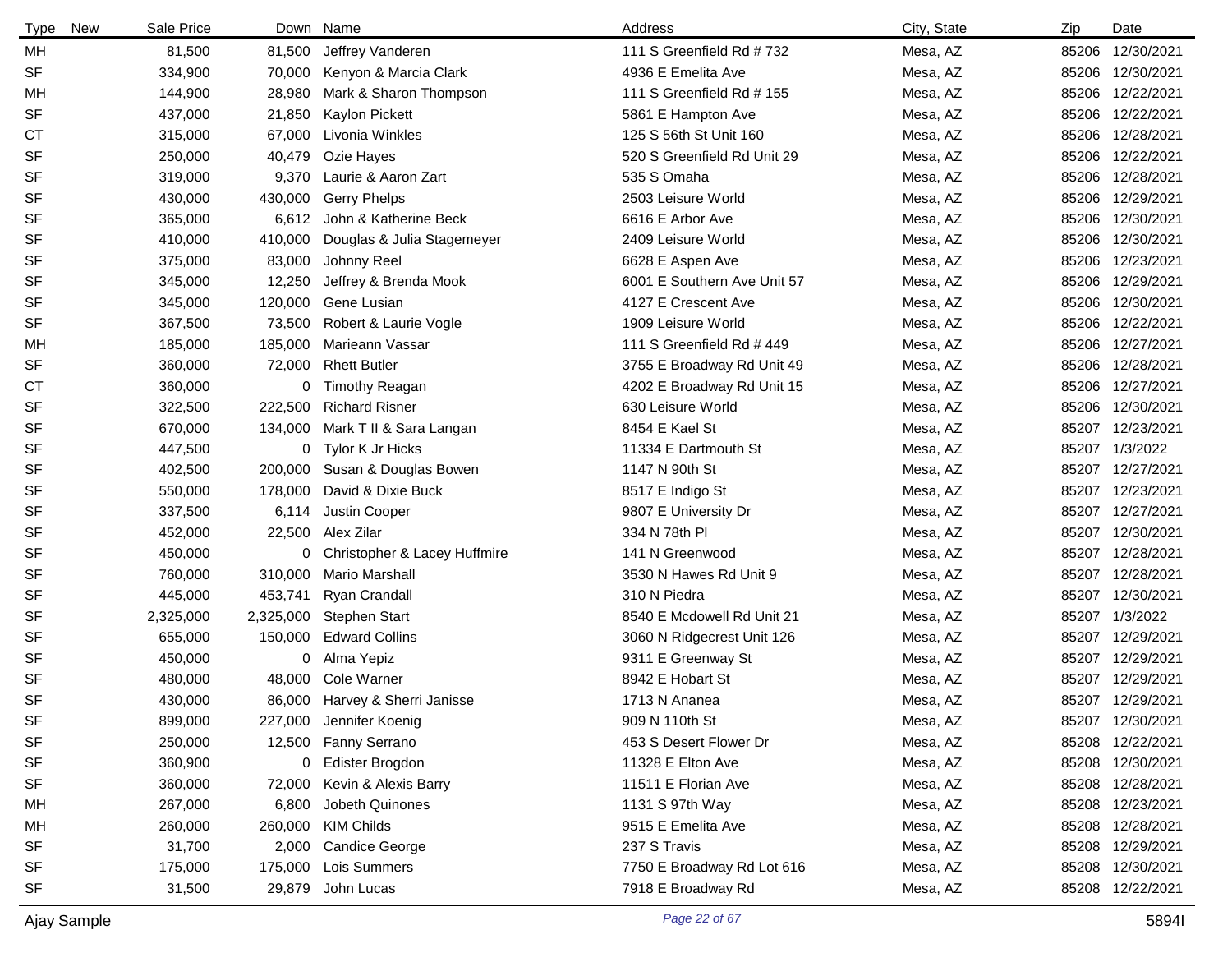| Type | New | Sale Price | Down | Name | Address | City, State | Zip | Date |
|---|---|---|---|---|---|---|---|---|
| MH | | 81,500 | 81,500 | Jeffrey Vanderen | 111 S Greenfield Rd # 732 | Mesa, AZ | 85206 | 12/30/2021 |
| SF | | 334,900 | 70,000 | Kenyon & Marcia Clark | 4936 E Emelita Ave | Mesa, AZ | 85206 | 12/30/2021 |
| MH | | 144,900 | 28,980 | Mark & Sharon Thompson | 111 S Greenfield Rd # 155 | Mesa, AZ | 85206 | 12/22/2021 |
| SF | | 437,000 | 21,850 | Kaylon Pickett | 5861 E Hampton Ave | Mesa, AZ | 85206 | 12/22/2021 |
| CT | | 315,000 | 67,000 | Livonia Winkles | 125 S 56th St Unit 160 | Mesa, AZ | 85206 | 12/28/2021 |
| SF | | 250,000 | 40,479 | Ozie Hayes | 520 S Greenfield Rd Unit 29 | Mesa, AZ | 85206 | 12/22/2021 |
| SF | | 319,000 | 9,370 | Laurie & Aaron Zart | 535 S Omaha | Mesa, AZ | 85206 | 12/28/2021 |
| SF | | 430,000 | 430,000 | Gerry Phelps | 2503 Leisure World | Mesa, AZ | 85206 | 12/29/2021 |
| SF | | 365,000 | 6,612 | John & Katherine Beck | 6616 E Arbor Ave | Mesa, AZ | 85206 | 12/30/2021 |
| SF | | 410,000 | 410,000 | Douglas & Julia Stagemeyer | 2409 Leisure World | Mesa, AZ | 85206 | 12/30/2021 |
| SF | | 375,000 | 83,000 | Johnny Reel | 6628 E Aspen Ave | Mesa, AZ | 85206 | 12/23/2021 |
| SF | | 345,000 | 12,250 | Jeffrey & Brenda Mook | 6001 E Southern Ave Unit 57 | Mesa, AZ | 85206 | 12/29/2021 |
| SF | | 345,000 | 120,000 | Gene Lusian | 4127 E Crescent Ave | Mesa, AZ | 85206 | 12/30/2021 |
| SF | | 367,500 | 73,500 | Robert & Laurie Vogle | 1909 Leisure World | Mesa, AZ | 85206 | 12/22/2021 |
| MH | | 185,000 | 185,000 | Marieann Vassar | 111 S Greenfield Rd # 449 | Mesa, AZ | 85206 | 12/27/2021 |
| SF | | 360,000 | 72,000 | Rhett Butler | 3755 E Broadway Rd Unit 49 | Mesa, AZ | 85206 | 12/28/2021 |
| CT | | 360,000 | 0 | Timothy Reagan | 4202 E Broadway Rd Unit 15 | Mesa, AZ | 85206 | 12/27/2021 |
| SF | | 322,500 | 222,500 | Richard Risner | 630 Leisure World | Mesa, AZ | 85206 | 12/30/2021 |
| SF | | 670,000 | 134,000 | Mark T II & Sara Langan | 8454 E Kael St | Mesa, AZ | 85207 | 12/23/2021 |
| SF | | 447,500 | 0 | Tylor K Jr Hicks | 11334 E Dartmouth St | Mesa, AZ | 85207 | 1/3/2022 |
| SF | | 402,500 | 200,000 | Susan & Douglas Bowen | 1147 N 90th St | Mesa, AZ | 85207 | 12/27/2021 |
| SF | | 550,000 | 178,000 | David & Dixie Buck | 8517 E Indigo St | Mesa, AZ | 85207 | 12/23/2021 |
| SF | | 337,500 | 6,114 | Justin Cooper | 9807 E University Dr | Mesa, AZ | 85207 | 12/27/2021 |
| SF | | 452,000 | 22,500 | Alex Zilar | 334 N 78th Pl | Mesa, AZ | 85207 | 12/30/2021 |
| SF | | 450,000 | 0 | Christopher & Lacey Huffmire | 141 N Greenwood | Mesa, AZ | 85207 | 12/28/2021 |
| SF | | 760,000 | 310,000 | Mario Marshall | 3530 N Hawes Rd Unit 9 | Mesa, AZ | 85207 | 12/28/2021 |
| SF | | 445,000 | 453,741 | Ryan Crandall | 310 N Piedra | Mesa, AZ | 85207 | 12/30/2021 |
| SF | | 2,325,000 | 2,325,000 | Stephen Start | 8540 E Mcdowell Rd Unit 21 | Mesa, AZ | 85207 | 1/3/2022 |
| SF | | 655,000 | 150,000 | Edward Collins | 3060 N Ridgecrest Unit 126 | Mesa, AZ | 85207 | 12/29/2021 |
| SF | | 450,000 | 0 | Alma Yepiz | 9311 E Greenway St | Mesa, AZ | 85207 | 12/29/2021 |
| SF | | 480,000 | 48,000 | Cole Warner | 8942 E Hobart St | Mesa, AZ | 85207 | 12/29/2021 |
| SF | | 430,000 | 86,000 | Harvey & Sherri Janisse | 1713 N Ananea | Mesa, AZ | 85207 | 12/29/2021 |
| SF | | 899,000 | 227,000 | Jennifer Koenig | 909 N 110th St | Mesa, AZ | 85207 | 12/30/2021 |
| SF | | 250,000 | 12,500 | Fanny Serrano | 453 S Desert Flower Dr | Mesa, AZ | 85208 | 12/22/2021 |
| SF | | 360,900 | 0 | Edister Brogdon | 11328 E Elton Ave | Mesa, AZ | 85208 | 12/30/2021 |
| SF | | 360,000 | 72,000 | Kevin & Alexis Barry | 11511 E Florian Ave | Mesa, AZ | 85208 | 12/28/2021 |
| MH | | 267,000 | 6,800 | Jobeth Quinones | 1131 S 97th Way | Mesa, AZ | 85208 | 12/23/2021 |
| MH | | 260,000 | 260,000 | KIM Childs | 9515 E Emelita Ave | Mesa, AZ | 85208 | 12/28/2021 |
| SF | | 31,700 | 2,000 | Candice George | 237 S Travis | Mesa, AZ | 85208 | 12/29/2021 |
| SF | | 175,000 | 175,000 | Lois Summers | 7750 E Broadway Rd Lot 616 | Mesa, AZ | 85208 | 12/30/2021 |
| SF | | 31,500 | 29,879 | John Lucas | 7918 E Broadway Rd | Mesa, AZ | 85208 | 12/22/2021 |

Ajay Sample

5894I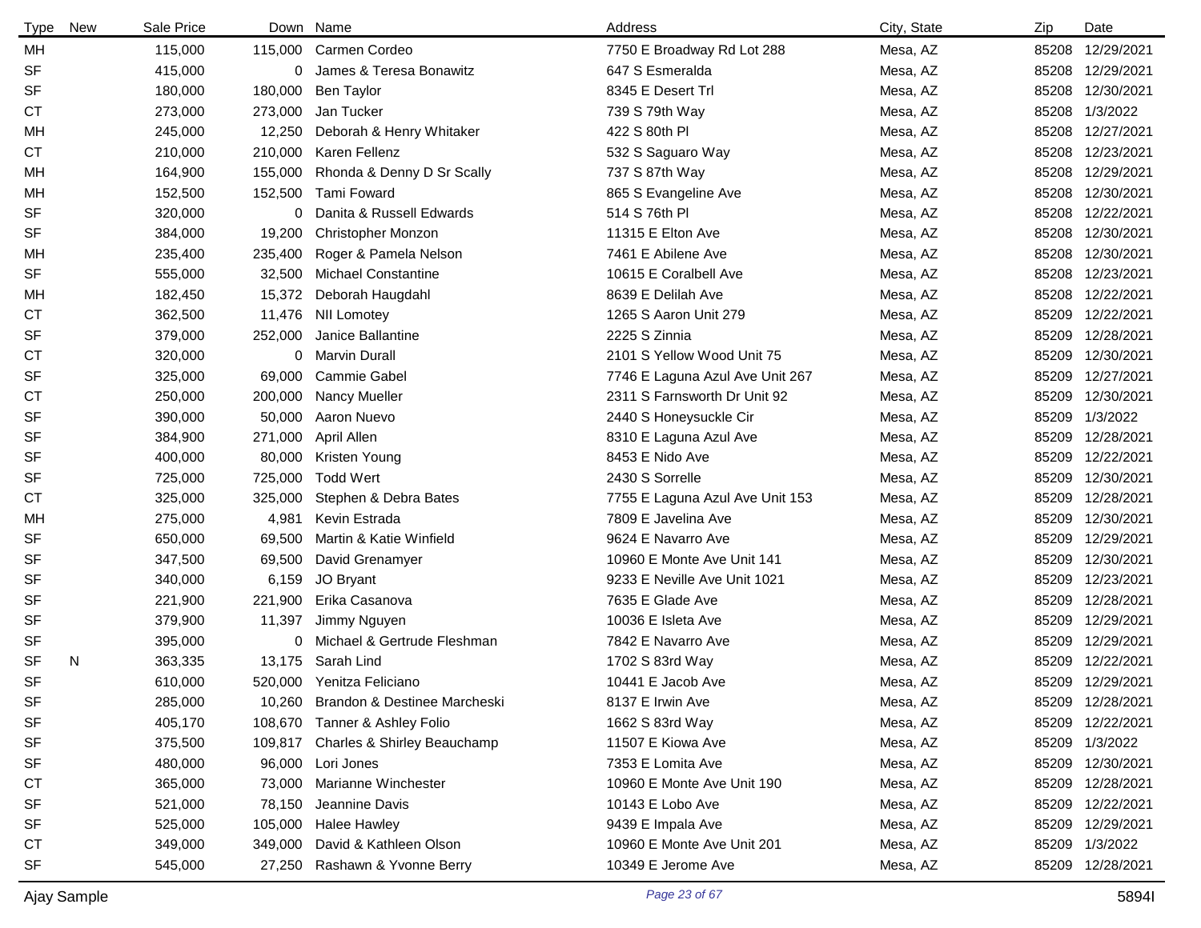| Type | New | Sale Price | Down | Name | Address | City, State | Zip | Date |
|---|---|---|---|---|---|---|---|---|
| MH | | 115,000 | 115,000 | Carmen Cordeo | 7750 E Broadway Rd Lot 288 | Mesa, AZ | 85208 | 12/29/2021 |
| SF | | 415,000 | 0 | James & Teresa Bonawitz | 647 S Esmeralda | Mesa, AZ | 85208 | 12/29/2021 |
| SF | | 180,000 | 180,000 | Ben Taylor | 8345 E Desert Trl | Mesa, AZ | 85208 | 12/30/2021 |
| CT | | 273,000 | 273,000 | Jan Tucker | 739 S 79th Way | Mesa, AZ | 85208 | 1/3/2022 |
| MH | | 245,000 | 12,250 | Deborah & Henry Whitaker | 422 S 80th Pl | Mesa, AZ | 85208 | 12/27/2021 |
| CT | | 210,000 | 210,000 | Karen Fellenz | 532 S Saguaro Way | Mesa, AZ | 85208 | 12/23/2021 |
| MH | | 164,900 | 155,000 | Rhonda & Denny D Sr Scally | 737 S 87th Way | Mesa, AZ | 85208 | 12/29/2021 |
| MH | | 152,500 | 152,500 | Tami Foward | 865 S Evangeline Ave | Mesa, AZ | 85208 | 12/30/2021 |
| SF | | 320,000 | 0 | Danita & Russell Edwards | 514 S 76th Pl | Mesa, AZ | 85208 | 12/22/2021 |
| SF | | 384,000 | 19,200 | Christopher Monzon | 11315 E Elton Ave | Mesa, AZ | 85208 | 12/30/2021 |
| MH | | 235,400 | 235,400 | Roger & Pamela Nelson | 7461 E Abilene Ave | Mesa, AZ | 85208 | 12/30/2021 |
| SF | | 555,000 | 32,500 | Michael Constantine | 10615 E Coralbell Ave | Mesa, AZ | 85208 | 12/23/2021 |
| MH | | 182,450 | 15,372 | Deborah Haugdahl | 8639 E Delilah Ave | Mesa, AZ | 85208 | 12/22/2021 |
| CT | | 362,500 | 11,476 | NII Lomotey | 1265 S Aaron Unit 279 | Mesa, AZ | 85209 | 12/22/2021 |
| SF | | 379,000 | 252,000 | Janice Ballantine | 2225 S Zinnia | Mesa, AZ | 85209 | 12/28/2021 |
| CT | | 320,000 | 0 | Marvin Durall | 2101 S Yellow Wood Unit 75 | Mesa, AZ | 85209 | 12/30/2021 |
| SF | | 325,000 | 69,000 | Cammie Gabel | 7746 E Laguna Azul Ave Unit 267 | Mesa, AZ | 85209 | 12/27/2021 |
| CT | | 250,000 | 200,000 | Nancy Mueller | 2311 S Farnsworth Dr Unit 92 | Mesa, AZ | 85209 | 12/30/2021 |
| SF | | 390,000 | 50,000 | Aaron Nuevo | 2440 S Honeysuckle Cir | Mesa, AZ | 85209 | 1/3/2022 |
| SF | | 384,900 | 271,000 | April Allen | 8310 E Laguna Azul Ave | Mesa, AZ | 85209 | 12/28/2021 |
| SF | | 400,000 | 80,000 | Kristen Young | 8453 E Nido Ave | Mesa, AZ | 85209 | 12/22/2021 |
| SF | | 725,000 | 725,000 | Todd Wert | 2430 S Sorrelle | Mesa, AZ | 85209 | 12/30/2021 |
| CT | | 325,000 | 325,000 | Stephen & Debra Bates | 7755 E Laguna Azul Ave Unit 153 | Mesa, AZ | 85209 | 12/28/2021 |
| MH | | 275,000 | 4,981 | Kevin Estrada | 7809 E Javelina Ave | Mesa, AZ | 85209 | 12/30/2021 |
| SF | | 650,000 | 69,500 | Martin & Katie Winfield | 9624 E Navarro Ave | Mesa, AZ | 85209 | 12/29/2021 |
| SF | | 347,500 | 69,500 | David Grenamyer | 10960 E Monte Ave Unit 141 | Mesa, AZ | 85209 | 12/30/2021 |
| SF | | 340,000 | 6,159 | JO Bryant | 9233 E Neville Ave Unit 1021 | Mesa, AZ | 85209 | 12/23/2021 |
| SF | | 221,900 | 221,900 | Erika Casanova | 7635 E Glade Ave | Mesa, AZ | 85209 | 12/28/2021 |
| SF | | 379,900 | 11,397 | Jimmy Nguyen | 10036 E Isleta Ave | Mesa, AZ | 85209 | 12/29/2021 |
| SF | | 395,000 | 0 | Michael & Gertrude Fleshman | 7842 E Navarro Ave | Mesa, AZ | 85209 | 12/29/2021 |
| SF | N | 363,335 | 13,175 | Sarah Lind | 1702 S 83rd Way | Mesa, AZ | 85209 | 12/22/2021 |
| SF | | 610,000 | 520,000 | Yenitza Feliciano | 10441 E Jacob Ave | Mesa, AZ | 85209 | 12/29/2021 |
| SF | | 285,000 | 10,260 | Brandon & Destinee Marcheski | 8137 E Irwin Ave | Mesa, AZ | 85209 | 12/28/2021 |
| SF | | 405,170 | 108,670 | Tanner & Ashley Folio | 1662 S 83rd Way | Mesa, AZ | 85209 | 12/22/2021 |
| SF | | 375,500 | 109,817 | Charles & Shirley Beauchamp | 11507 E Kiowa Ave | Mesa, AZ | 85209 | 1/3/2022 |
| SF | | 480,000 | 96,000 | Lori Jones | 7353 E Lomita Ave | Mesa, AZ | 85209 | 12/30/2021 |
| CT | | 365,000 | 73,000 | Marianne Winchester | 10960 E Monte Ave Unit 190 | Mesa, AZ | 85209 | 12/28/2021 |
| SF | | 521,000 | 78,150 | Jeannine Davis | 10143 E Lobo Ave | Mesa, AZ | 85209 | 12/22/2021 |
| SF | | 525,000 | 105,000 | Halee Hawley | 9439 E Impala Ave | Mesa, AZ | 85209 | 12/29/2021 |
| CT | | 349,000 | 349,000 | David & Kathleen Olson | 10960 E Monte Ave Unit 201 | Mesa, AZ | 85209 | 1/3/2022 |
| SF | | 545,000 | 27,250 | Rashawn & Yvonne Berry | 10349 E Jerome Ave | Mesa, AZ | 85209 | 12/28/2021 |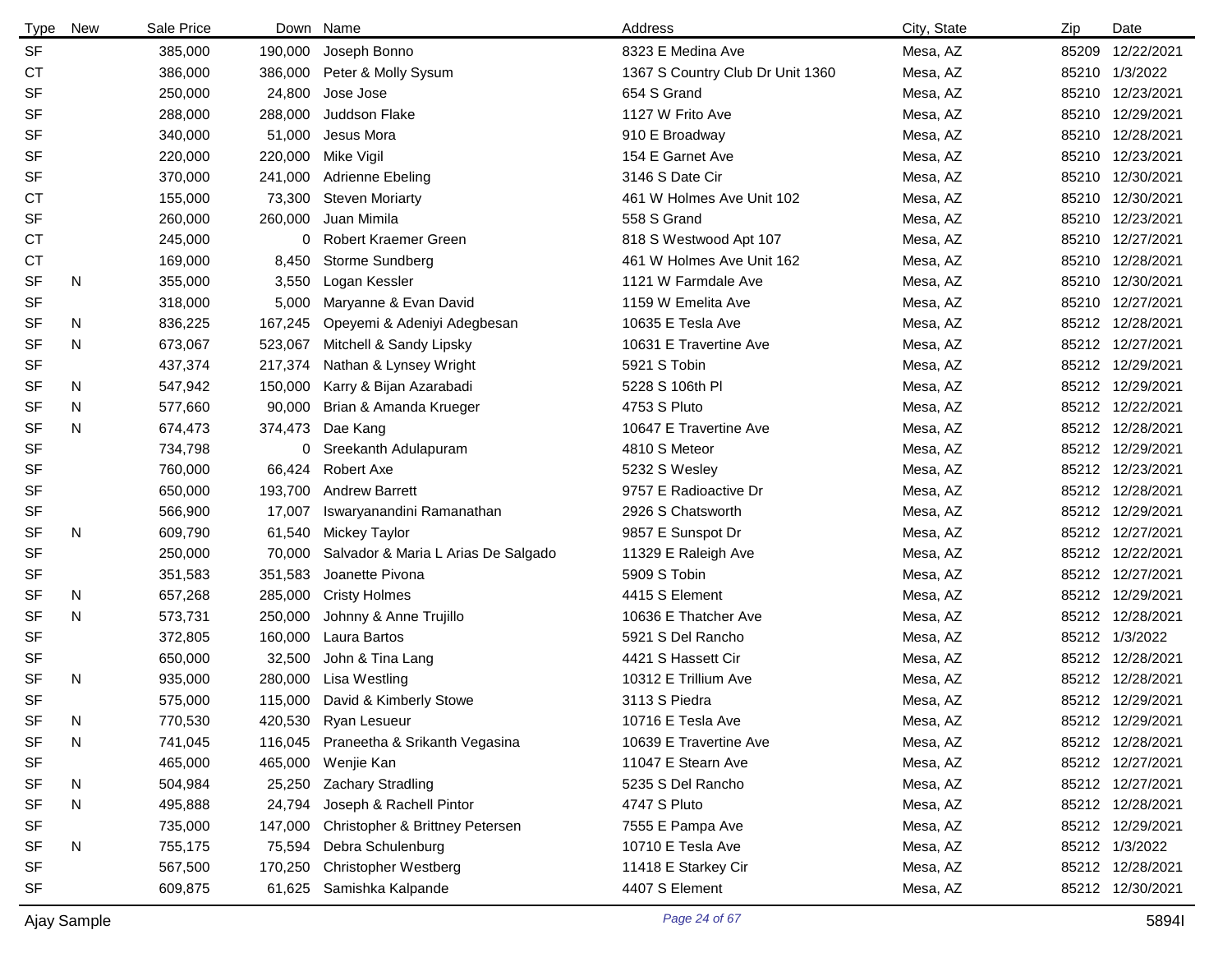| Type | New | Sale Price | Down | Name | Address | City, State | Zip | Date |
|---|---|---|---|---|---|---|---|---|
| SF | | 385,000 | 190,000 | Joseph Bonno | 8323 E Medina Ave | Mesa, AZ | 85209 | 12/22/2021 |
| CT | | 386,000 | 386,000 | Peter & Molly Sysum | 1367 S Country Club Dr Unit 1360 | Mesa, AZ | 85210 | 1/3/2022 |
| SF | | 250,000 | 24,800 | Jose Jose | 654 S Grand | Mesa, AZ | 85210 | 12/23/2021 |
| SF | | 288,000 | 288,000 | Juddson Flake | 1127 W Frito Ave | Mesa, AZ | 85210 | 12/29/2021 |
| SF | | 340,000 | 51,000 | Jesus Mora | 910 E Broadway | Mesa, AZ | 85210 | 12/28/2021 |
| SF | | 220,000 | 220,000 | Mike Vigil | 154 E Garnet Ave | Mesa, AZ | 85210 | 12/23/2021 |
| SF | | 370,000 | 241,000 | Adrienne Ebeling | 3146 S Date Cir | Mesa, AZ | 85210 | 12/30/2021 |
| CT | | 155,000 | 73,300 | Steven Moriarty | 461 W Holmes Ave Unit 102 | Mesa, AZ | 85210 | 12/30/2021 |
| SF | | 260,000 | 260,000 | Juan Mimila | 558 S Grand | Mesa, AZ | 85210 | 12/23/2021 |
| CT | | 245,000 | 0 | Robert Kraemer Green | 818 S Westwood Apt 107 | Mesa, AZ | 85210 | 12/27/2021 |
| CT | | 169,000 | 8,450 | Storme Sundberg | 461 W Holmes Ave Unit 162 | Mesa, AZ | 85210 | 12/28/2021 |
| SF | N | 355,000 | 3,550 | Logan Kessler | 1121 W Farmdale Ave | Mesa, AZ | 85210 | 12/30/2021 |
| SF | | 318,000 | 5,000 | Maryanne & Evan David | 1159 W Emelita Ave | Mesa, AZ | 85210 | 12/27/2021 |
| SF | N | 836,225 | 167,245 | Opeyemi & Adeniyi Adegbesan | 10635 E Tesla Ave | Mesa, AZ | 85212 | 12/28/2021 |
| SF | N | 673,067 | 523,067 | Mitchell & Sandy Lipsky | 10631 E Travertine Ave | Mesa, AZ | 85212 | 12/27/2021 |
| SF | | 437,374 | 217,374 | Nathan & Lynsey Wright | 5921 S Tobin | Mesa, AZ | 85212 | 12/29/2021 |
| SF | N | 547,942 | 150,000 | Karry & Bijan Azarabadi | 5228 S 106th Pl | Mesa, AZ | 85212 | 12/29/2021 |
| SF | N | 577,660 | 90,000 | Brian & Amanda Krueger | 4753 S Pluto | Mesa, AZ | 85212 | 12/22/2021 |
| SF | N | 674,473 | 374,473 | Dae Kang | 10647 E Travertine Ave | Mesa, AZ | 85212 | 12/28/2021 |
| SF | | 734,798 | 0 | Sreekanth Adulapuram | 4810 S Meteor | Mesa, AZ | 85212 | 12/29/2021 |
| SF | | 760,000 | 66,424 | Robert Axe | 5232 S Wesley | Mesa, AZ | 85212 | 12/23/2021 |
| SF | | 650,000 | 193,700 | Andrew Barrett | 9757 E Radioactive Dr | Mesa, AZ | 85212 | 12/28/2021 |
| SF | | 566,900 | 17,007 | Iswaryanandini Ramanathan | 2926 S Chatsworth | Mesa, AZ | 85212 | 12/29/2021 |
| SF | N | 609,790 | 61,540 | Mickey Taylor | 9857 E Sunspot Dr | Mesa, AZ | 85212 | 12/27/2021 |
| SF | | 250,000 | 70,000 | Salvador & Maria L Arias De Salgado | 11329 E Raleigh Ave | Mesa, AZ | 85212 | 12/22/2021 |
| SF | | 351,583 | 351,583 | Joanette Pivona | 5909 S Tobin | Mesa, AZ | 85212 | 12/27/2021 |
| SF | N | 657,268 | 285,000 | Cristy Holmes | 4415 S Element | Mesa, AZ | 85212 | 12/29/2021 |
| SF | N | 573,731 | 250,000 | Johnny & Anne Trujillo | 10636 E Thatcher Ave | Mesa, AZ | 85212 | 12/28/2021 |
| SF | | 372,805 | 160,000 | Laura Bartos | 5921 S Del Rancho | Mesa, AZ | 85212 | 1/3/2022 |
| SF | | 650,000 | 32,500 | John & Tina Lang | 4421 S Hassett Cir | Mesa, AZ | 85212 | 12/28/2021 |
| SF | N | 935,000 | 280,000 | Lisa Westling | 10312 E Trillium Ave | Mesa, AZ | 85212 | 12/28/2021 |
| SF | | 575,000 | 115,000 | David & Kimberly Stowe | 3113 S Piedra | Mesa, AZ | 85212 | 12/29/2021 |
| SF | N | 770,530 | 420,530 | Ryan Lesueur | 10716 E Tesla Ave | Mesa, AZ | 85212 | 12/29/2021 |
| SF | N | 741,045 | 116,045 | Praneetha & Srikanth Vegasina | 10639 E Travertine Ave | Mesa, AZ | 85212 | 12/28/2021 |
| SF | | 465,000 | 465,000 | Wenjie Kan | 11047 E Stearn Ave | Mesa, AZ | 85212 | 12/27/2021 |
| SF | N | 504,984 | 25,250 | Zachary Stradling | 5235 S Del Rancho | Mesa, AZ | 85212 | 12/27/2021 |
| SF | N | 495,888 | 24,794 | Joseph & Rachell Pintor | 4747 S Pluto | Mesa, AZ | 85212 | 12/28/2021 |
| SF | | 735,000 | 147,000 | Christopher & Brittney Petersen | 7555 E Pampa Ave | Mesa, AZ | 85212 | 12/29/2021 |
| SF | N | 755,175 | 75,594 | Debra Schulenburg | 10710 E Tesla Ave | Mesa, AZ | 85212 | 1/3/2022 |
| SF | | 567,500 | 170,250 | Christopher Westberg | 11418 E Starkey Cir | Mesa, AZ | 85212 | 12/28/2021 |
| SF | | 609,875 | 61,625 | Samishka Kalpande | 4407 S Element | Mesa, AZ | 85212 | 12/30/2021 |

Ajay Sample 5894I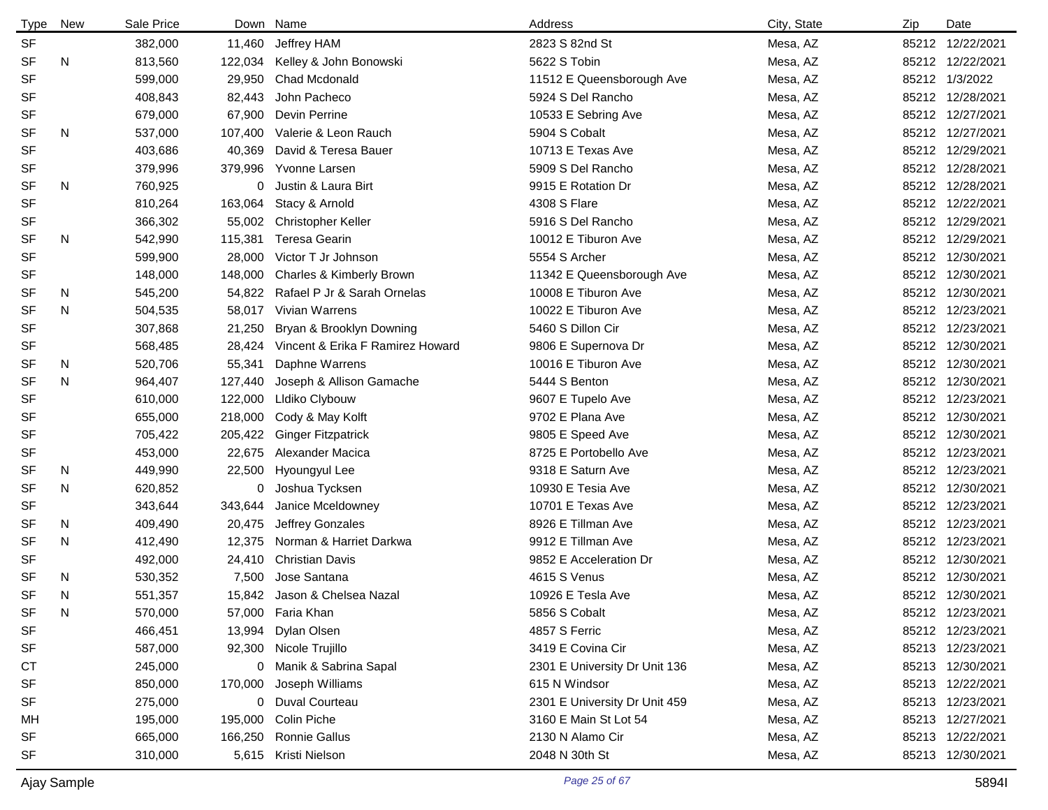| Type | New | Sale Price | Down | Name | Address | City, State | Zip | Date |
|---|---|---|---|---|---|---|---|---|
| SF | | 382,000 | 11,460 | Jeffrey HAM | 2823 S 82nd St | Mesa, AZ | 85212 | 12/22/2021 |
| SF | N | 813,560 | 122,034 | Kelley & John Bonowski | 5622 S Tobin | Mesa, AZ | 85212 | 12/22/2021 |
| SF | | 599,000 | 29,950 | Chad Mcdonald | 11512 E Queensborough Ave | Mesa, AZ | 85212 | 1/3/2022 |
| SF | | 408,843 | 82,443 | John Pacheco | 5924 S Del Rancho | Mesa, AZ | 85212 | 12/28/2021 |
| SF | | 679,000 | 67,900 | Devin Perrine | 10533 E Sebring Ave | Mesa, AZ | 85212 | 12/27/2021 |
| SF | N | 537,000 | 107,400 | Valerie & Leon Rauch | 5904 S Cobalt | Mesa, AZ | 85212 | 12/27/2021 |
| SF | | 403,686 | 40,369 | David & Teresa Bauer | 10713 E Texas Ave | Mesa, AZ | 85212 | 12/29/2021 |
| SF | | 379,996 | 379,996 | Yvonne Larsen | 5909 S Del Rancho | Mesa, AZ | 85212 | 12/28/2021 |
| SF | N | 760,925 | 0 | Justin & Laura Birt | 9915 E Rotation Dr | Mesa, AZ | 85212 | 12/28/2021 |
| SF | | 810,264 | 163,064 | Stacy & Arnold | 4308 S Flare | Mesa, AZ | 85212 | 12/22/2021 |
| SF | | 366,302 | 55,002 | Christopher Keller | 5916 S Del Rancho | Mesa, AZ | 85212 | 12/29/2021 |
| SF | N | 542,990 | 115,381 | Teresa Gearin | 10012 E Tiburon Ave | Mesa, AZ | 85212 | 12/29/2021 |
| SF | | 599,900 | 28,000 | Victor T Jr Johnson | 5554 S Archer | Mesa, AZ | 85212 | 12/30/2021 |
| SF | | 148,000 | 148,000 | Charles & Kimberly Brown | 11342 E Queensborough Ave | Mesa, AZ | 85212 | 12/30/2021 |
| SF | N | 545,200 | 54,822 | Rafael P Jr & Sarah Ornelas | 10008 E Tiburon Ave | Mesa, AZ | 85212 | 12/30/2021 |
| SF | N | 504,535 | 58,017 | Vivian Warrens | 10022 E Tiburon Ave | Mesa, AZ | 85212 | 12/23/2021 |
| SF | | 307,868 | 21,250 | Bryan & Brooklyn Downing | 5460 S Dillon Cir | Mesa, AZ | 85212 | 12/23/2021 |
| SF | | 568,485 | 28,424 | Vincent & Erika F Ramirez Howard | 9806 E Supernova Dr | Mesa, AZ | 85212 | 12/30/2021 |
| SF | N | 520,706 | 55,341 | Daphne Warrens | 10016 E Tiburon Ave | Mesa, AZ | 85212 | 12/30/2021 |
| SF | N | 964,407 | 127,440 | Joseph & Allison Gamache | 5444 S Benton | Mesa, AZ | 85212 | 12/30/2021 |
| SF | | 610,000 | 122,000 | Lldiko Clybouw | 9607 E Tupelo Ave | Mesa, AZ | 85212 | 12/23/2021 |
| SF | | 655,000 | 218,000 | Cody & May Kolft | 9702 E Plana Ave | Mesa, AZ | 85212 | 12/30/2021 |
| SF | | 705,422 | 205,422 | Ginger Fitzpatrick | 9805 E Speed Ave | Mesa, AZ | 85212 | 12/30/2021 |
| SF | | 453,000 | 22,675 | Alexander Macica | 8725 E Portobello Ave | Mesa, AZ | 85212 | 12/23/2021 |
| SF | N | 449,990 | 22,500 | Hyoungyul Lee | 9318 E Saturn Ave | Mesa, AZ | 85212 | 12/23/2021 |
| SF | N | 620,852 | 0 | Joshua Tycksen | 10930 E Tesia Ave | Mesa, AZ | 85212 | 12/30/2021 |
| SF | | 343,644 | 343,644 | Janice Mceldowney | 10701 E Texas Ave | Mesa, AZ | 85212 | 12/23/2021 |
| SF | N | 409,490 | 20,475 | Jeffrey Gonzales | 8926 E Tillman Ave | Mesa, AZ | 85212 | 12/23/2021 |
| SF | N | 412,490 | 12,375 | Norman & Harriet Darkwa | 9912 E Tillman Ave | Mesa, AZ | 85212 | 12/23/2021 |
| SF | | 492,000 | 24,410 | Christian Davis | 9852 E Acceleration Dr | Mesa, AZ | 85212 | 12/30/2021 |
| SF | N | 530,352 | 7,500 | Jose Santana | 4615 S Venus | Mesa, AZ | 85212 | 12/30/2021 |
| SF | N | 551,357 | 15,842 | Jason & Chelsea Nazal | 10926 E Tesla Ave | Mesa, AZ | 85212 | 12/30/2021 |
| SF | N | 570,000 | 57,000 | Faria Khan | 5856 S Cobalt | Mesa, AZ | 85212 | 12/23/2021 |
| SF | | 466,451 | 13,994 | Dylan Olsen | 4857 S Ferric | Mesa, AZ | 85212 | 12/23/2021 |
| SF | | 587,000 | 92,300 | Nicole Trujillo | 3419 E Covina Cir | Mesa, AZ | 85213 | 12/23/2021 |
| CT | | 245,000 | 0 | Manik & Sabrina Sapal | 2301 E University Dr Unit 136 | Mesa, AZ | 85213 | 12/30/2021 |
| SF | | 850,000 | 170,000 | Joseph Williams | 615 N Windsor | Mesa, AZ | 85213 | 12/22/2021 |
| SF | | 275,000 | 0 | Duval Courteau | 2301 E University Dr Unit 459 | Mesa, AZ | 85213 | 12/23/2021 |
| MH | | 195,000 | 195,000 | Colin Piche | 3160 E Main St Lot 54 | Mesa, AZ | 85213 | 12/27/2021 |
| SF | | 665,000 | 166,250 | Ronnie Gallus | 2130 N Alamo Cir | Mesa, AZ | 85213 | 12/22/2021 |
| SF | | 310,000 | 5,615 | Kristi Nielson | 2048 N 30th St | Mesa, AZ | 85213 | 12/30/2021 |

Ajay Sample

5894I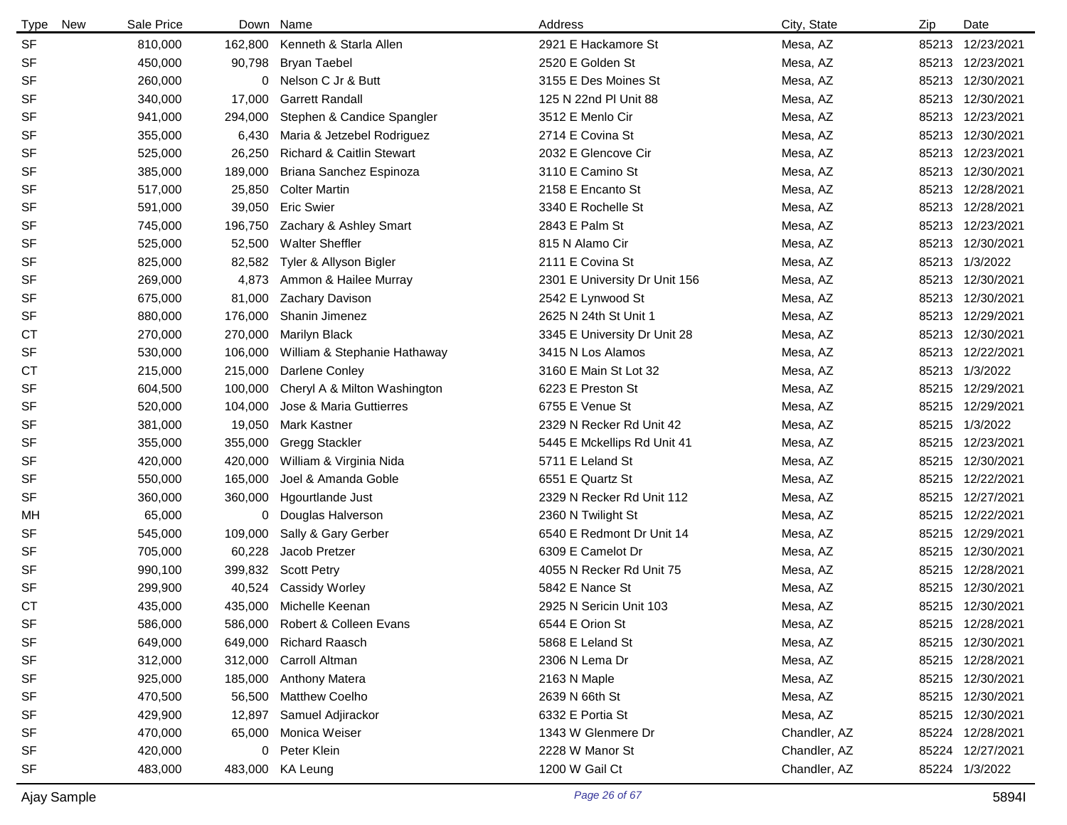| Type | New | Sale Price | Down | Name | Address | City, State | Zip | Date |
|---|---|---|---|---|---|---|---|---|
| SF | | 810,000 | 162,800 | Kenneth & Starla Allen | 2921 E Hackamore St | Mesa, AZ | 85213 | 12/23/2021 |
| SF | | 450,000 | 90,798 | Bryan Taebel | 2520 E Golden St | Mesa, AZ | 85213 | 12/23/2021 |
| SF | | 260,000 | 0 | Nelson C Jr & Butt | 3155 E Des Moines St | Mesa, AZ | 85213 | 12/30/2021 |
| SF | | 340,000 | 17,000 | Garrett Randall | 125 N 22nd Pl Unit 88 | Mesa, AZ | 85213 | 12/30/2021 |
| SF | | 941,000 | 294,000 | Stephen & Candice Spangler | 3512 E Menlo Cir | Mesa, AZ | 85213 | 12/23/2021 |
| SF | | 355,000 | 6,430 | Maria & Jetzebel Rodriguez | 2714 E Covina St | Mesa, AZ | 85213 | 12/30/2021 |
| SF | | 525,000 | 26,250 | Richard & Caitlin Stewart | 2032 E Glencove Cir | Mesa, AZ | 85213 | 12/23/2021 |
| SF | | 385,000 | 189,000 | Briana Sanchez Espinoza | 3110 E Camino St | Mesa, AZ | 85213 | 12/30/2021 |
| SF | | 517,000 | 25,850 | Colter Martin | 2158 E Encanto St | Mesa, AZ | 85213 | 12/28/2021 |
| SF | | 591,000 | 39,050 | Eric Swier | 3340 E Rochelle St | Mesa, AZ | 85213 | 12/28/2021 |
| SF | | 745,000 | 196,750 | Zachary & Ashley Smart | 2843 E Palm St | Mesa, AZ | 85213 | 12/23/2021 |
| SF | | 525,000 | 52,500 | Walter Sheffler | 815 N Alamo Cir | Mesa, AZ | 85213 | 12/30/2021 |
| SF | | 825,000 | 82,582 | Tyler & Allyson Bigler | 2111 E Covina St | Mesa, AZ | 85213 | 1/3/2022 |
| SF | | 269,000 | 4,873 | Ammon & Hailee Murray | 2301 E University Dr Unit 156 | Mesa, AZ | 85213 | 12/30/2021 |
| SF | | 675,000 | 81,000 | Zachary Davison | 2542 E Lynwood St | Mesa, AZ | 85213 | 12/30/2021 |
| SF | | 880,000 | 176,000 | Shanin Jimenez | 2625 N 24th St Unit 1 | Mesa, AZ | 85213 | 12/29/2021 |
| CT | | 270,000 | 270,000 | Marilyn Black | 3345 E University Dr Unit 28 | Mesa, AZ | 85213 | 12/30/2021 |
| SF | | 530,000 | 106,000 | William & Stephanie Hathaway | 3415 N Los Alamos | Mesa, AZ | 85213 | 12/22/2021 |
| CT | | 215,000 | 215,000 | Darlene Conley | 3160 E Main St Lot 32 | Mesa, AZ | 85213 | 1/3/2022 |
| SF | | 604,500 | 100,000 | Cheryl A & Milton Washington | 6223 E Preston St | Mesa, AZ | 85215 | 12/29/2021 |
| SF | | 520,000 | 104,000 | Jose & Maria Guttierres | 6755 E Venue St | Mesa, AZ | 85215 | 12/29/2021 |
| SF | | 381,000 | 19,050 | Mark Kastner | 2329 N Recker Rd Unit 42 | Mesa, AZ | 85215 | 1/3/2022 |
| SF | | 355,000 | 355,000 | Gregg Stackler | 5445 E Mckellips Rd Unit 41 | Mesa, AZ | 85215 | 12/23/2021 |
| SF | | 420,000 | 420,000 | William & Virginia Nida | 5711 E Leland St | Mesa, AZ | 85215 | 12/30/2021 |
| SF | | 550,000 | 165,000 | Joel & Amanda Goble | 6551 E Quartz St | Mesa, AZ | 85215 | 12/22/2021 |
| SF | | 360,000 | 360,000 | Hgourtlande Just | 2329 N Recker Rd Unit 112 | Mesa, AZ | 85215 | 12/27/2021 |
| MH | | 65,000 | 0 | Douglas Halverson | 2360 N Twilight St | Mesa, AZ | 85215 | 12/22/2021 |
| SF | | 545,000 | 109,000 | Sally & Gary Gerber | 6540 E Redmont Dr Unit 14 | Mesa, AZ | 85215 | 12/29/2021 |
| SF | | 705,000 | 60,228 | Jacob Pretzer | 6309 E Camelot Dr | Mesa, AZ | 85215 | 12/30/2021 |
| SF | | 990,100 | 399,832 | Scott Petry | 4055 N Recker Rd Unit 75 | Mesa, AZ | 85215 | 12/28/2021 |
| SF | | 299,900 | 40,524 | Cassidy Worley | 5842 E Nance St | Mesa, AZ | 85215 | 12/30/2021 |
| CT | | 435,000 | 435,000 | Michelle Keenan | 2925 N Sericin Unit 103 | Mesa, AZ | 85215 | 12/30/2021 |
| SF | | 586,000 | 586,000 | Robert & Colleen Evans | 6544 E Orion St | Mesa, AZ | 85215 | 12/28/2021 |
| SF | | 649,000 | 649,000 | Richard Raasch | 5868 E Leland St | Mesa, AZ | 85215 | 12/30/2021 |
| SF | | 312,000 | 312,000 | Carroll Altman | 2306 N Lema Dr | Mesa, AZ | 85215 | 12/28/2021 |
| SF | | 925,000 | 185,000 | Anthony Matera | 2163 N Maple | Mesa, AZ | 85215 | 12/30/2021 |
| SF | | 470,500 | 56,500 | Matthew Coelho | 2639 N 66th St | Mesa, AZ | 85215 | 12/30/2021 |
| SF | | 429,900 | 12,897 | Samuel Adjirackor | 6332 E Portia St | Mesa, AZ | 85215 | 12/30/2021 |
| SF | | 470,000 | 65,000 | Monica Weiser | 1343 W Glenmere Dr | Chandler, AZ | 85224 | 12/28/2021 |
| SF | | 420,000 | 0 | Peter Klein | 2228 W Manor St | Chandler, AZ | 85224 | 12/27/2021 |
| SF | | 483,000 | 483,000 | KA Leung | 1200 W Gail Ct | Chandler, AZ | 85224 | 1/3/2022 |

Ajay Sample 5894I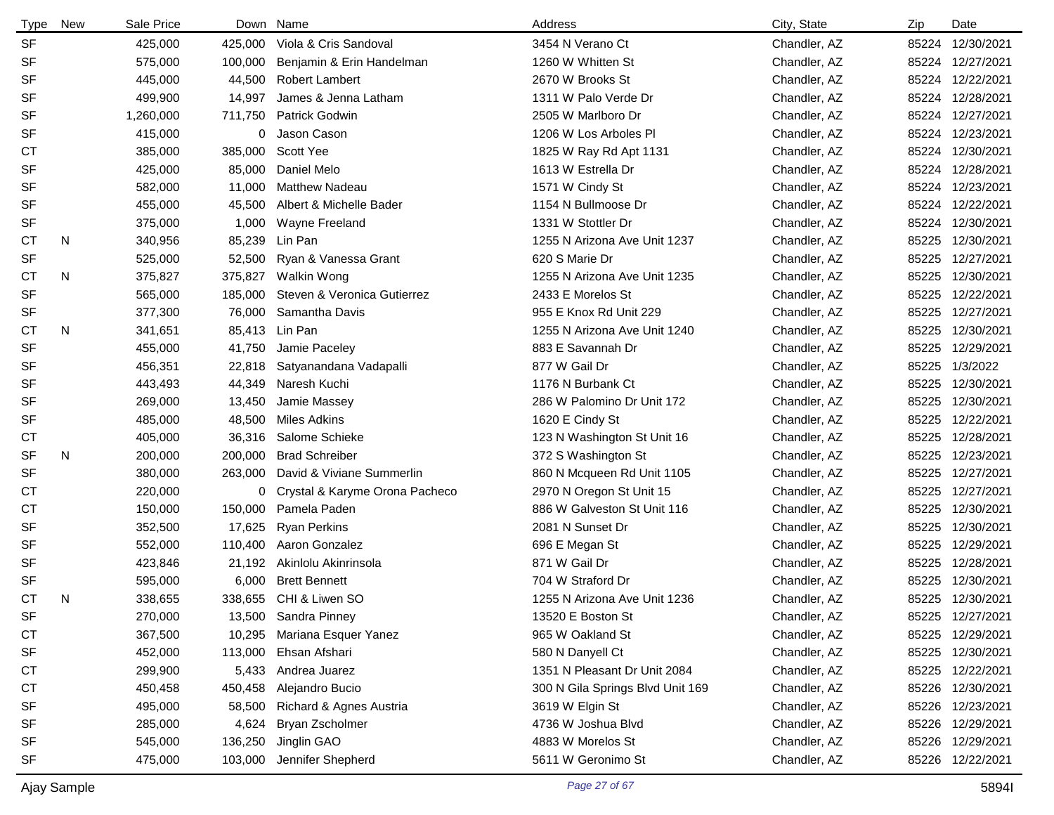| Type | New | Sale Price | Down | Name | Address | City, State | Zip | Date |
|---|---|---|---|---|---|---|---|---|
| SF | | 425,000 | 425,000 | Viola & Cris Sandoval | 3454 N Verano Ct | Chandler, AZ | 85224 | 12/30/2021 |
| SF | | 575,000 | 100,000 | Benjamin & Erin Handelman | 1260 W Whitten St | Chandler, AZ | 85224 | 12/27/2021 |
| SF | | 445,000 | 44,500 | Robert Lambert | 2670 W Brooks St | Chandler, AZ | 85224 | 12/22/2021 |
| SF | | 499,900 | 14,997 | James & Jenna Latham | 1311 W Palo Verde Dr | Chandler, AZ | 85224 | 12/28/2021 |
| SF | | 1,260,000 | 711,750 | Patrick Godwin | 2505 W Marlboro Dr | Chandler, AZ | 85224 | 12/27/2021 |
| SF | | 415,000 | 0 | Jason Cason | 1206 W Los Arboles Pl | Chandler, AZ | 85224 | 12/23/2021 |
| CT | | 385,000 | 385,000 | Scott Yee | 1825 W Ray Rd Apt 1131 | Chandler, AZ | 85224 | 12/30/2021 |
| SF | | 425,000 | 85,000 | Daniel Melo | 1613 W Estrella Dr | Chandler, AZ | 85224 | 12/28/2021 |
| SF | | 582,000 | 11,000 | Matthew Nadeau | 1571 W Cindy St | Chandler, AZ | 85224 | 12/23/2021 |
| SF | | 455,000 | 45,500 | Albert & Michelle Bader | 1154 N Bullmoose Dr | Chandler, AZ | 85224 | 12/22/2021 |
| SF | | 375,000 | 1,000 | Wayne Freeland | 1331 W Stottler Dr | Chandler, AZ | 85224 | 12/30/2021 |
| CT | N | 340,956 | 85,239 | Lin Pan | 1255 N Arizona Ave Unit 1237 | Chandler, AZ | 85225 | 12/30/2021 |
| SF | | 525,000 | 52,500 | Ryan & Vanessa Grant | 620 S Marie Dr | Chandler, AZ | 85225 | 12/27/2021 |
| CT | N | 375,827 | 375,827 | Walkin Wong | 1255 N Arizona Ave Unit 1235 | Chandler, AZ | 85225 | 12/30/2021 |
| SF | | 565,000 | 185,000 | Steven & Veronica Gutierrez | 2433 E Morelos St | Chandler, AZ | 85225 | 12/22/2021 |
| SF | | 377,300 | 76,000 | Samantha Davis | 955 E Knox Rd Unit 229 | Chandler, AZ | 85225 | 12/27/2021 |
| CT | N | 341,651 | 85,413 | Lin Pan | 1255 N Arizona Ave Unit 1240 | Chandler, AZ | 85225 | 12/30/2021 |
| SF | | 455,000 | 41,750 | Jamie Paceley | 883 E Savannah Dr | Chandler, AZ | 85225 | 12/29/2021 |
| SF | | 456,351 | 22,818 | Satyanandana Vadapalli | 877 W Gail Dr | Chandler, AZ | 85225 | 1/3/2022 |
| SF | | 443,493 | 44,349 | Naresh Kuchi | 1176 N Burbank Ct | Chandler, AZ | 85225 | 12/30/2021 |
| SF | | 269,000 | 13,450 | Jamie Massey | 286 W Palomino Dr Unit 172 | Chandler, AZ | 85225 | 12/30/2021 |
| SF | | 485,000 | 48,500 | Miles Adkins | 1620 E Cindy St | Chandler, AZ | 85225 | 12/22/2021 |
| CT | | 405,000 | 36,316 | Salome Schieke | 123 N Washington St Unit 16 | Chandler, AZ | 85225 | 12/28/2021 |
| SF | N | 200,000 | 200,000 | Brad Schreiber | 372 S Washington St | Chandler, AZ | 85225 | 12/23/2021 |
| SF | | 380,000 | 263,000 | David & Viviane Summerlin | 860 N Mcqueen Rd Unit 1105 | Chandler, AZ | 85225 | 12/27/2021 |
| CT | | 220,000 | 0 | Crystal & Karyme Orona Pacheco | 2970 N Oregon St Unit 15 | Chandler, AZ | 85225 | 12/27/2021 |
| CT | | 150,000 | 150,000 | Pamela Paden | 886 W Galveston St Unit 116 | Chandler, AZ | 85225 | 12/30/2021 |
| SF | | 352,500 | 17,625 | Ryan Perkins | 2081 N Sunset Dr | Chandler, AZ | 85225 | 12/30/2021 |
| SF | | 552,000 | 110,400 | Aaron Gonzalez | 696 E Megan St | Chandler, AZ | 85225 | 12/29/2021 |
| SF | | 423,846 | 21,192 | Akinlolu Akinrinsola | 871 W Gail Dr | Chandler, AZ | 85225 | 12/28/2021 |
| SF | | 595,000 | 6,000 | Brett Bennett | 704 W Straford Dr | Chandler, AZ | 85225 | 12/30/2021 |
| CT | N | 338,655 | 338,655 | CHI & Liwen SO | 1255 N Arizona Ave Unit 1236 | Chandler, AZ | 85225 | 12/30/2021 |
| SF | | 270,000 | 13,500 | Sandra Pinney | 13520 E Boston St | Chandler, AZ | 85225 | 12/27/2021 |
| CT | | 367,500 | 10,295 | Mariana Esquer Yanez | 965 W Oakland St | Chandler, AZ | 85225 | 12/29/2021 |
| SF | | 452,000 | 113,000 | Ehsan Afshari | 580 N Danyell Ct | Chandler, AZ | 85225 | 12/30/2021 |
| CT | | 299,900 | 5,433 | Andrea Juarez | 1351 N Pleasant Dr Unit 2084 | Chandler, AZ | 85225 | 12/22/2021 |
| CT | | 450,458 | 450,458 | Alejandro Bucio | 300 N Gila Springs Blvd Unit 169 | Chandler, AZ | 85226 | 12/30/2021 |
| SF | | 495,000 | 58,500 | Richard & Agnes Austria | 3619 W Elgin St | Chandler, AZ | 85226 | 12/23/2021 |
| SF | | 285,000 | 4,624 | Bryan Zscholmer | 4736 W Joshua Blvd | Chandler, AZ | 85226 | 12/29/2021 |
| SF | | 545,000 | 136,250 | Jinglin GAO | 4883 W Morelos St | Chandler, AZ | 85226 | 12/29/2021 |
| SF | | 475,000 | 103,000 | Jennifer Shepherd | 5611 W Geronimo St | Chandler, AZ | 85226 | 12/22/2021 |

Ajay Sample 5894I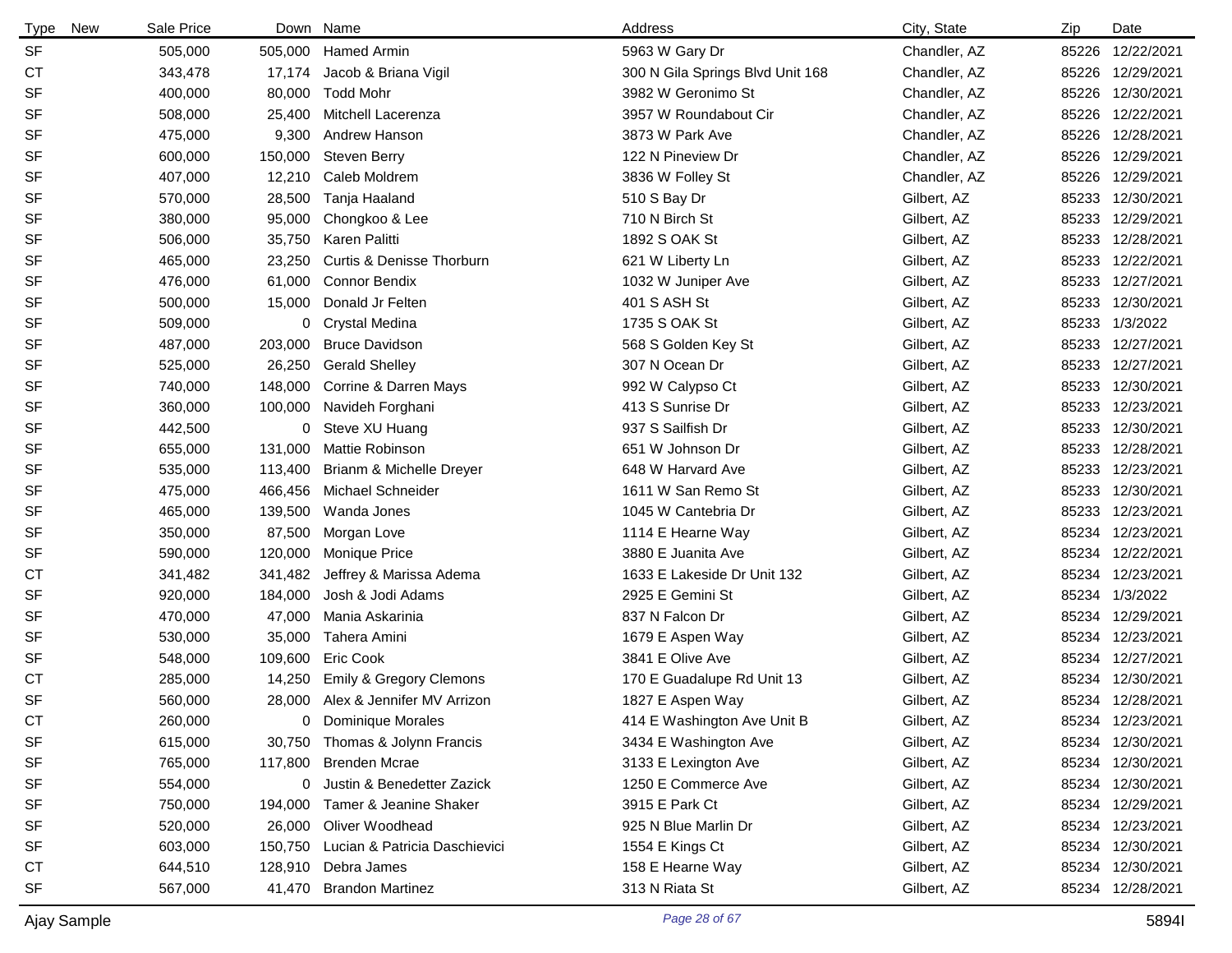| Type | New | Sale Price | Down | Name | Address | City, State | Zip | Date |
|---|---|---|---|---|---|---|---|---|
| SF | | 505,000 | 505,000 | Hamed Armin | 5963 W Gary Dr | Chandler, AZ | 85226 | 12/22/2021 |
| CT | | 343,478 | 17,174 | Jacob & Briana Vigil | 300 N Gila Springs Blvd Unit 168 | Chandler, AZ | 85226 | 12/29/2021 |
| SF | | 400,000 | 80,000 | Todd Mohr | 3982 W Geronimo St | Chandler, AZ | 85226 | 12/30/2021 |
| SF | | 508,000 | 25,400 | Mitchell Lacerenza | 3957 W Roundabout Cir | Chandler, AZ | 85226 | 12/22/2021 |
| SF | | 475,000 | 9,300 | Andrew Hanson | 3873 W Park Ave | Chandler, AZ | 85226 | 12/28/2021 |
| SF | | 600,000 | 150,000 | Steven Berry | 122 N Pineview Dr | Chandler, AZ | 85226 | 12/29/2021 |
| SF | | 407,000 | 12,210 | Caleb Moldrem | 3836 W Folley St | Chandler, AZ | 85226 | 12/29/2021 |
| SF | | 570,000 | 28,500 | Tanja Haaland | 510 S Bay Dr | Gilbert, AZ | 85233 | 12/30/2021 |
| SF | | 380,000 | 95,000 | Chongkoo & Lee | 710 N Birch St | Gilbert, AZ | 85233 | 12/29/2021 |
| SF | | 506,000 | 35,750 | Karen Palitti | 1892 S OAK St | Gilbert, AZ | 85233 | 12/28/2021 |
| SF | | 465,000 | 23,250 | Curtis & Denisse Thorburn | 621 W Liberty Ln | Gilbert, AZ | 85233 | 12/22/2021 |
| SF | | 476,000 | 61,000 | Connor Bendix | 1032 W Juniper Ave | Gilbert, AZ | 85233 | 12/27/2021 |
| SF | | 500,000 | 15,000 | Donald Jr Felten | 401 S ASH St | Gilbert, AZ | 85233 | 12/30/2021 |
| SF | | 509,000 | 0 | Crystal Medina | 1735 S OAK St | Gilbert, AZ | 85233 | 1/3/2022 |
| SF | | 487,000 | 203,000 | Bruce Davidson | 568 S Golden Key St | Gilbert, AZ | 85233 | 12/27/2021 |
| SF | | 525,000 | 26,250 | Gerald Shelley | 307 N Ocean Dr | Gilbert, AZ | 85233 | 12/27/2021 |
| SF | | 740,000 | 148,000 | Corrine & Darren Mays | 992 W Calypso Ct | Gilbert, AZ | 85233 | 12/30/2021 |
| SF | | 360,000 | 100,000 | Navideh Forghani | 413 S Sunrise Dr | Gilbert, AZ | 85233 | 12/23/2021 |
| SF | | 442,500 | 0 | Steve XU Huang | 937 S Sailfish Dr | Gilbert, AZ | 85233 | 12/30/2021 |
| SF | | 655,000 | 131,000 | Mattie Robinson | 651 W Johnson Dr | Gilbert, AZ | 85233 | 12/28/2021 |
| SF | | 535,000 | 113,400 | Brianm & Michelle Dreyer | 648 W Harvard Ave | Gilbert, AZ | 85233 | 12/23/2021 |
| SF | | 475,000 | 466,456 | Michael Schneider | 1611 W San Remo St | Gilbert, AZ | 85233 | 12/30/2021 |
| SF | | 465,000 | 139,500 | Wanda Jones | 1045 W Cantebria Dr | Gilbert, AZ | 85233 | 12/23/2021 |
| SF | | 350,000 | 87,500 | Morgan Love | 1114 E Hearne Way | Gilbert, AZ | 85234 | 12/23/2021 |
| SF | | 590,000 | 120,000 | Monique Price | 3880 E Juanita Ave | Gilbert, AZ | 85234 | 12/22/2021 |
| CT | | 341,482 | 341,482 | Jeffrey & Marissa Adema | 1633 E Lakeside Dr Unit 132 | Gilbert, AZ | 85234 | 12/23/2021 |
| SF | | 920,000 | 184,000 | Josh & Jodi Adams | 2925 E Gemini St | Gilbert, AZ | 85234 | 1/3/2022 |
| SF | | 470,000 | 47,000 | Mania Askarinia | 837 N Falcon Dr | Gilbert, AZ | 85234 | 12/29/2021 |
| SF | | 530,000 | 35,000 | Tahera Amini | 1679 E Aspen Way | Gilbert, AZ | 85234 | 12/23/2021 |
| SF | | 548,000 | 109,600 | Eric Cook | 3841 E Olive Ave | Gilbert, AZ | 85234 | 12/27/2021 |
| CT | | 285,000 | 14,250 | Emily & Gregory Clemons | 170 E Guadalupe Rd Unit 13 | Gilbert, AZ | 85234 | 12/30/2021 |
| SF | | 560,000 | 28,000 | Alex & Jennifer MV Arrizon | 1827 E Aspen Way | Gilbert, AZ | 85234 | 12/28/2021 |
| CT | | 260,000 | 0 | Dominique Morales | 414 E Washington Ave Unit B | Gilbert, AZ | 85234 | 12/23/2021 |
| SF | | 615,000 | 30,750 | Thomas & Jolynn Francis | 3434 E Washington Ave | Gilbert, AZ | 85234 | 12/30/2021 |
| SF | | 765,000 | 117,800 | Brenden Mcrae | 3133 E Lexington Ave | Gilbert, AZ | 85234 | 12/30/2021 |
| SF | | 554,000 | 0 | Justin & Benedetter Zazick | 1250 E Commerce Ave | Gilbert, AZ | 85234 | 12/30/2021 |
| SF | | 750,000 | 194,000 | Tamer & Jeanine Shaker | 3915 E Park Ct | Gilbert, AZ | 85234 | 12/29/2021 |
| SF | | 520,000 | 26,000 | Oliver Woodhead | 925 N Blue Marlin Dr | Gilbert, AZ | 85234 | 12/23/2021 |
| SF | | 603,000 | 150,750 | Lucian & Patricia Daschievici | 1554 E Kings Ct | Gilbert, AZ | 85234 | 12/30/2021 |
| CT | | 644,510 | 128,910 | Debra James | 158 E Hearne Way | Gilbert, AZ | 85234 | 12/30/2021 |
| SF | | 567,000 | 41,470 | Brandon Martinez | 313 N Riata St | Gilbert, AZ | 85234 | 12/28/2021 |

Ajay Sample 5894I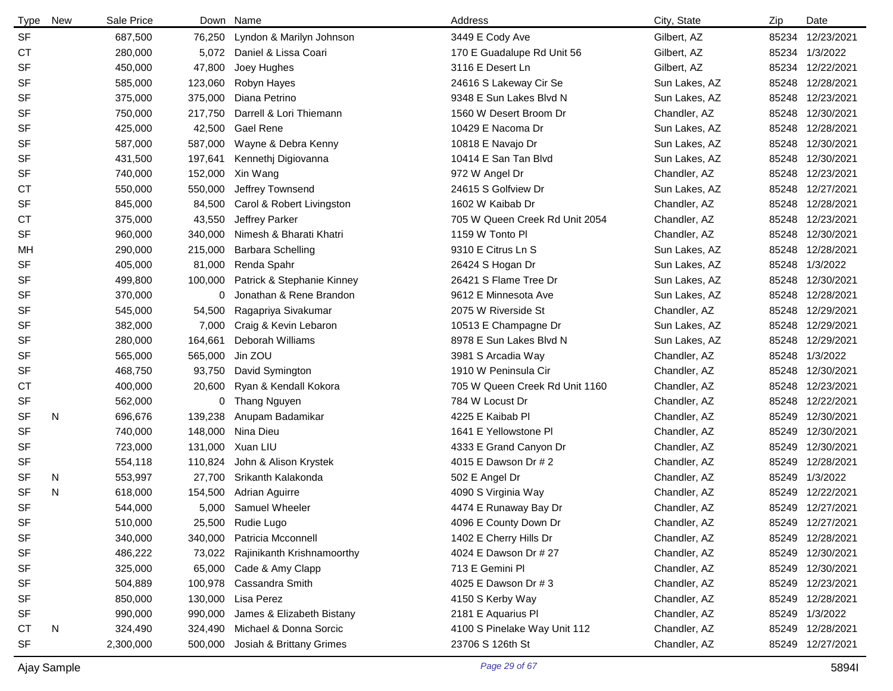| Type | New | Sale Price | Down | Name | Address | City, State | Zip | Date |
|---|---|---|---|---|---|---|---|---|
| SF | | 687,500 | 76,250 | Lyndon & Marilyn Johnson | 3449 E Cody Ave | Gilbert, AZ | 85234 | 12/23/2021 |
| CT | | 280,000 | 5,072 | Daniel & Lissa Coari | 170 E Guadalupe Rd Unit 56 | Gilbert, AZ | 85234 | 1/3/2022 |
| SF | | 450,000 | 47,800 | Joey Hughes | 3116 E Desert Ln | Gilbert, AZ | 85234 | 12/22/2021 |
| SF | | 585,000 | 123,060 | Robyn Hayes | 24616 S Lakeway Cir Se | Sun Lakes, AZ | 85248 | 12/28/2021 |
| SF | | 375,000 | 375,000 | Diana Petrino | 9348 E Sun Lakes Blvd N | Sun Lakes, AZ | 85248 | 12/23/2021 |
| SF | | 750,000 | 217,750 | Darrell & Lori Thiemann | 1560 W Desert Broom Dr | Chandler, AZ | 85248 | 12/30/2021 |
| SF | | 425,000 | 42,500 | Gael Rene | 10429 E Nacoma Dr | Sun Lakes, AZ | 85248 | 12/28/2021 |
| SF | | 587,000 | 587,000 | Wayne & Debra Kenny | 10818 E Navajo Dr | Sun Lakes, AZ | 85248 | 12/30/2021 |
| SF | | 431,500 | 197,641 | Kennethj Digiovanna | 10414 E San Tan Blvd | Sun Lakes, AZ | 85248 | 12/30/2021 |
| SF | | 740,000 | 152,000 | Xin Wang | 972 W Angel Dr | Chandler, AZ | 85248 | 12/23/2021 |
| CT | | 550,000 | 550,000 | Jeffrey Townsend | 24615 S Golfview Dr | Sun Lakes, AZ | 85248 | 12/27/2021 |
| SF | | 845,000 | 84,500 | Carol & Robert Livingston | 1602 W Kaibab Dr | Chandler, AZ | 85248 | 12/28/2021 |
| CT | | 375,000 | 43,550 | Jeffrey Parker | 705 W Queen Creek Rd Unit 2054 | Chandler, AZ | 85248 | 12/23/2021 |
| SF | | 960,000 | 340,000 | Nimesh & Bharati Khatri | 1159 W Tonto Pl | Chandler, AZ | 85248 | 12/30/2021 |
| MH | | 290,000 | 215,000 | Barbara Schelling | 9310 E Citrus Ln S | Sun Lakes, AZ | 85248 | 12/28/2021 |
| SF | | 405,000 | 81,000 | Renda Spahr | 26424 S Hogan Dr | Sun Lakes, AZ | 85248 | 1/3/2022 |
| SF | | 499,800 | 100,000 | Patrick & Stephanie Kinney | 26421 S Flame Tree Dr | Sun Lakes, AZ | 85248 | 12/30/2021 |
| SF | | 370,000 | 0 | Jonathan & Rene Brandon | 9612 E Minnesota Ave | Sun Lakes, AZ | 85248 | 12/28/2021 |
| SF | | 545,000 | 54,500 | Ragapriya Sivakumar | 2075 W Riverside St | Chandler, AZ | 85248 | 12/29/2021 |
| SF | | 382,000 | 7,000 | Craig & Kevin Lebaron | 10513 E Champagne Dr | Sun Lakes, AZ | 85248 | 12/29/2021 |
| SF | | 280,000 | 164,661 | Deborah Williams | 8978 E Sun Lakes Blvd N | Sun Lakes, AZ | 85248 | 12/29/2021 |
| SF | | 565,000 | 565,000 | Jin ZOU | 3981 S Arcadia Way | Chandler, AZ | 85248 | 1/3/2022 |
| SF | | 468,750 | 93,750 | David Symington | 1910 W Peninsula Cir | Chandler, AZ | 85248 | 12/30/2021 |
| CT | | 400,000 | 20,600 | Ryan & Kendall Kokora | 705 W Queen Creek Rd Unit 1160 | Chandler, AZ | 85248 | 12/23/2021 |
| SF | | 562,000 | 0 | Thang Nguyen | 784 W Locust Dr | Chandler, AZ | 85248 | 12/22/2021 |
| SF | N | 696,676 | 139,238 | Anupam Badamikar | 4225 E Kaibab Pl | Chandler, AZ | 85249 | 12/30/2021 |
| SF | | 740,000 | 148,000 | Nina Dieu | 1641 E Yellowstone Pl | Chandler, AZ | 85249 | 12/30/2021 |
| SF | | 723,000 | 131,000 | Xuan LIU | 4333 E Grand Canyon Dr | Chandler, AZ | 85249 | 12/30/2021 |
| SF | | 554,118 | 110,824 | John & Alison Krystek | 4015 E Dawson Dr # 2 | Chandler, AZ | 85249 | 12/28/2021 |
| SF | N | 553,997 | 27,700 | Srikanth Kalakonda | 502 E Angel Dr | Chandler, AZ | 85249 | 1/3/2022 |
| SF | N | 618,000 | 154,500 | Adrian Aguirre | 4090 S Virginia Way | Chandler, AZ | 85249 | 12/22/2021 |
| SF | | 544,000 | 5,000 | Samuel Wheeler | 4474 E Runaway Bay Dr | Chandler, AZ | 85249 | 12/27/2021 |
| SF | | 510,000 | 25,500 | Rudie Lugo | 4096 E County Down Dr | Chandler, AZ | 85249 | 12/27/2021 |
| SF | | 340,000 | 340,000 | Patricia Mcconnell | 1402 E Cherry Hills Dr | Chandler, AZ | 85249 | 12/28/2021 |
| SF | | 486,222 | 73,022 | Rajinikanth Krishnamoorthy | 4024 E Dawson Dr # 27 | Chandler, AZ | 85249 | 12/30/2021 |
| SF | | 325,000 | 65,000 | Cade & Amy Clapp | 713 E Gemini Pl | Chandler, AZ | 85249 | 12/30/2021 |
| SF | | 504,889 | 100,978 | Cassandra Smith | 4025 E Dawson Dr # 3 | Chandler, AZ | 85249 | 12/23/2021 |
| SF | | 850,000 | 130,000 | Lisa Perez | 4150 S Kerby Way | Chandler, AZ | 85249 | 12/28/2021 |
| SF | | 990,000 | 990,000 | James & Elizabeth Bistany | 2181 E Aquarius Pl | Chandler, AZ | 85249 | 1/3/2022 |
| CT | N | 324,490 | 324,490 | Michael & Donna Sorcic | 4100 S Pinelake Way Unit 112 | Chandler, AZ | 85249 | 12/28/2021 |
| SF | | 2,300,000 | 500,000 | Josiah & Brittany Grimes | 23706 S 126th St | Chandler, AZ | 85249 | 12/27/2021 |

Ajay Sample 5894I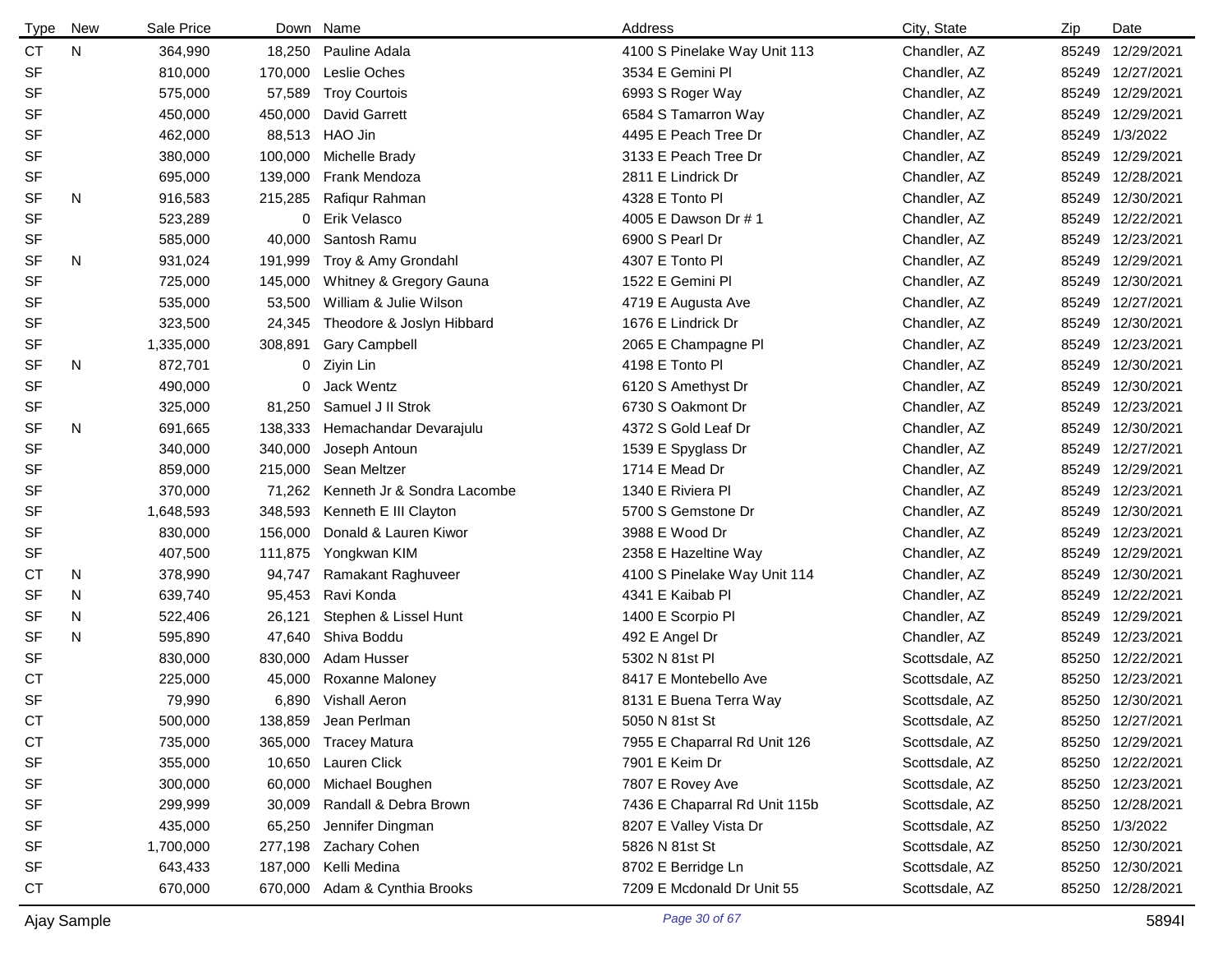| Type | New | Sale Price | Down | Name | Address | City, State | Zip | Date |
|---|---|---|---|---|---|---|---|---|
| CT | N | 364,990 | 18,250 | Pauline Adala | 4100 S Pinelake Way Unit 113 | Chandler, AZ | 85249 | 12/29/2021 |
| SF | | 810,000 | 170,000 | Leslie Oches | 3534 E Gemini Pl | Chandler, AZ | 85249 | 12/27/2021 |
| SF | | 575,000 | 57,589 | Troy Courtois | 6993 S Roger Way | Chandler, AZ | 85249 | 12/29/2021 |
| SF | | 450,000 | 450,000 | David Garrett | 6584 S Tamarron Way | Chandler, AZ | 85249 | 12/29/2021 |
| SF | | 462,000 | 88,513 | HAO Jin | 4495 E Peach Tree Dr | Chandler, AZ | 85249 | 1/3/2022 |
| SF | | 380,000 | 100,000 | Michelle Brady | 3133 E Peach Tree Dr | Chandler, AZ | 85249 | 12/29/2021 |
| SF | | 695,000 | 139,000 | Frank Mendoza | 2811 E Lindrick Dr | Chandler, AZ | 85249 | 12/28/2021 |
| SF | N | 916,583 | 215,285 | Rafiqur Rahman | 4328 E Tonto Pl | Chandler, AZ | 85249 | 12/30/2021 |
| SF | | 523,289 | 0 | Erik Velasco | 4005 E Dawson Dr # 1 | Chandler, AZ | 85249 | 12/22/2021 |
| SF | | 585,000 | 40,000 | Santosh Ramu | 6900 S Pearl Dr | Chandler, AZ | 85249 | 12/23/2021 |
| SF | N | 931,024 | 191,999 | Troy & Amy Grondahl | 4307 E Tonto Pl | Chandler, AZ | 85249 | 12/29/2021 |
| SF | | 725,000 | 145,000 | Whitney & Gregory Gauna | 1522 E Gemini Pl | Chandler, AZ | 85249 | 12/30/2021 |
| SF | | 535,000 | 53,500 | William & Julie Wilson | 4719 E Augusta Ave | Chandler, AZ | 85249 | 12/27/2021 |
| SF | | 323,500 | 24,345 | Theodore & Joslyn Hibbard | 1676 E Lindrick Dr | Chandler, AZ | 85249 | 12/30/2021 |
| SF | | 1,335,000 | 308,891 | Gary Campbell | 2065 E Champagne Pl | Chandler, AZ | 85249 | 12/23/2021 |
| SF | N | 872,701 | 0 | Ziyin Lin | 4198 E Tonto Pl | Chandler, AZ | 85249 | 12/30/2021 |
| SF | | 490,000 | 0 | Jack Wentz | 6120 S Amethyst Dr | Chandler, AZ | 85249 | 12/30/2021 |
| SF | | 325,000 | 81,250 | Samuel J II Strok | 6730 S Oakmont Dr | Chandler, AZ | 85249 | 12/23/2021 |
| SF | N | 691,665 | 138,333 | Hemachandar Devarajulu | 4372 S Gold Leaf Dr | Chandler, AZ | 85249 | 12/30/2021 |
| SF | | 340,000 | 340,000 | Joseph Antoun | 1539 E Spyglass Dr | Chandler, AZ | 85249 | 12/27/2021 |
| SF | | 859,000 | 215,000 | Sean Meltzer | 1714 E Mead Dr | Chandler, AZ | 85249 | 12/29/2021 |
| SF | | 370,000 | 71,262 | Kenneth Jr & Sondra Lacombe | 1340 E Riviera Pl | Chandler, AZ | 85249 | 12/23/2021 |
| SF | | 1,648,593 | 348,593 | Kenneth E III Clayton | 5700 S Gemstone Dr | Chandler, AZ | 85249 | 12/30/2021 |
| SF | | 830,000 | 156,000 | Donald & Lauren Kiwor | 3988 E Wood Dr | Chandler, AZ | 85249 | 12/23/2021 |
| SF | | 407,500 | 111,875 | Yongkwan KIM | 2358 E Hazeltine Way | Chandler, AZ | 85249 | 12/29/2021 |
| CT | N | 378,990 | 94,747 | Ramakant Raghuveer | 4100 S Pinelake Way Unit 114 | Chandler, AZ | 85249 | 12/30/2021 |
| SF | N | 639,740 | 95,453 | Ravi Konda | 4341 E Kaibab Pl | Chandler, AZ | 85249 | 12/22/2021 |
| SF | N | 522,406 | 26,121 | Stephen & Lissel Hunt | 1400 E Scorpio Pl | Chandler, AZ | 85249 | 12/29/2021 |
| SF | N | 595,890 | 47,640 | Shiva Boddu | 492 E Angel Dr | Chandler, AZ | 85249 | 12/23/2021 |
| SF | | 830,000 | 830,000 | Adam Husser | 5302 N 81st Pl | Scottsdale, AZ | 85250 | 12/22/2021 |
| CT | | 225,000 | 45,000 | Roxanne Maloney | 8417 E Montebello Ave | Scottsdale, AZ | 85250 | 12/23/2021 |
| SF | | 79,990 | 6,890 | Vishall Aeron | 8131 E Buena Terra Way | Scottsdale, AZ | 85250 | 12/30/2021 |
| CT | | 500,000 | 138,859 | Jean Perlman | 5050 N 81st St | Scottsdale, AZ | 85250 | 12/27/2021 |
| CT | | 735,000 | 365,000 | Tracey Matura | 7955 E Chaparral Rd Unit 126 | Scottsdale, AZ | 85250 | 12/29/2021 |
| SF | | 355,000 | 10,650 | Lauren Click | 7901 E Keim Dr | Scottsdale, AZ | 85250 | 12/22/2021 |
| SF | | 300,000 | 60,000 | Michael Boughen | 7807 E Rovey Ave | Scottsdale, AZ | 85250 | 12/23/2021 |
| SF | | 299,999 | 30,009 | Randall & Debra Brown | 7436 E Chaparral Rd Unit 115b | Scottsdale, AZ | 85250 | 12/28/2021 |
| SF | | 435,000 | 65,250 | Jennifer Dingman | 8207 E Valley Vista Dr | Scottsdale, AZ | 85250 | 1/3/2022 |
| SF | | 1,700,000 | 277,198 | Zachary Cohen | 5826 N 81st St | Scottsdale, AZ | 85250 | 12/30/2021 |
| SF | | 643,433 | 187,000 | Kelli Medina | 8702 E Berridge Ln | Scottsdale, AZ | 85250 | 12/30/2021 |
| CT | | 670,000 | 670,000 | Adam & Cynthia Brooks | 7209 E Mcdonald Dr Unit 55 | Scottsdale, AZ | 85250 | 12/28/2021 |

Ajay Sample 5894I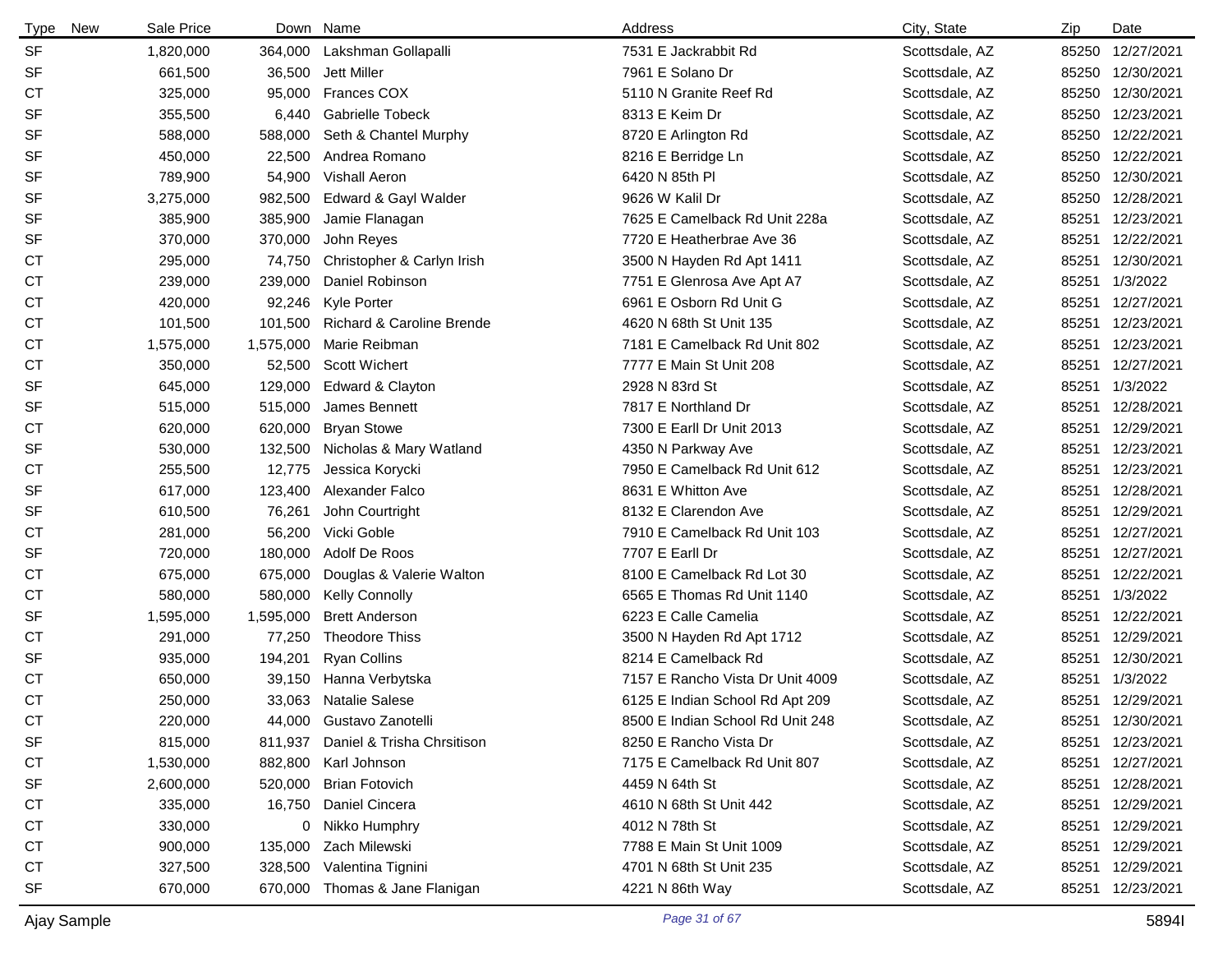| Type | New | Sale Price | Down | Name | Address | City, State | Zip | Date |
|---|---|---|---|---|---|---|---|---|
| SF | | 1,820,000 | 364,000 | Lakshman Gollapalli | 7531 E Jackrabbit Rd | Scottsdale, AZ | 85250 | 12/27/2021 |
| SF | | 661,500 | 36,500 | Jett Miller | 7961 E Solano Dr | Scottsdale, AZ | 85250 | 12/30/2021 |
| CT | | 325,000 | 95,000 | Frances COX | 5110 N Granite Reef Rd | Scottsdale, AZ | 85250 | 12/30/2021 |
| SF | | 355,500 | 6,440 | Gabrielle Tobeck | 8313 E Keim Dr | Scottsdale, AZ | 85250 | 12/23/2021 |
| SF | | 588,000 | 588,000 | Seth & Chantel Murphy | 8720 E Arlington Rd | Scottsdale, AZ | 85250 | 12/22/2021 |
| SF | | 450,000 | 22,500 | Andrea Romano | 8216 E Berridge Ln | Scottsdale, AZ | 85250 | 12/22/2021 |
| SF | | 789,900 | 54,900 | Vishall Aeron | 6420 N 85th Pl | Scottsdale, AZ | 85250 | 12/30/2021 |
| SF | | 3,275,000 | 982,500 | Edward & Gayl Walder | 9626 W Kalil Dr | Scottsdale, AZ | 85250 | 12/28/2021 |
| SF | | 385,900 | 385,900 | Jamie Flanagan | 7625 E Camelback Rd Unit 228a | Scottsdale, AZ | 85251 | 12/23/2021 |
| SF | | 370,000 | 370,000 | John Reyes | 7720 E Heatherbrae Ave 36 | Scottsdale, AZ | 85251 | 12/22/2021 |
| CT | | 295,000 | 74,750 | Christopher & Carlyn Irish | 3500 N Hayden Rd Apt 1411 | Scottsdale, AZ | 85251 | 12/30/2021 |
| CT | | 239,000 | 239,000 | Daniel Robinson | 7751 E Glenrosa Ave Apt A7 | Scottsdale, AZ | 85251 | 1/3/2022 |
| CT | | 420,000 | 92,246 | Kyle Porter | 6961 E Osborn Rd Unit G | Scottsdale, AZ | 85251 | 12/27/2021 |
| CT | | 101,500 | 101,500 | Richard & Caroline Brende | 4620 N 68th St Unit 135 | Scottsdale, AZ | 85251 | 12/23/2021 |
| CT | | 1,575,000 | 1,575,000 | Marie Reibman | 7181 E Camelback Rd Unit 802 | Scottsdale, AZ | 85251 | 12/23/2021 |
| CT | | 350,000 | 52,500 | Scott Wichert | 7777 E Main St Unit 208 | Scottsdale, AZ | 85251 | 12/27/2021 |
| SF | | 645,000 | 129,000 | Edward & Clayton | 2928 N 83rd St | Scottsdale, AZ | 85251 | 1/3/2022 |
| SF | | 515,000 | 515,000 | James Bennett | 7817 E Northland Dr | Scottsdale, AZ | 85251 | 12/28/2021 |
| CT | | 620,000 | 620,000 | Bryan Stowe | 7300 E Earll Dr Unit 2013 | Scottsdale, AZ | 85251 | 12/29/2021 |
| SF | | 530,000 | 132,500 | Nicholas & Mary Watland | 4350 N Parkway Ave | Scottsdale, AZ | 85251 | 12/23/2021 |
| CT | | 255,500 | 12,775 | Jessica Korycki | 7950 E Camelback Rd Unit 612 | Scottsdale, AZ | 85251 | 12/23/2021 |
| SF | | 617,000 | 123,400 | Alexander Falco | 8631 E Whitton Ave | Scottsdale, AZ | 85251 | 12/28/2021 |
| SF | | 610,500 | 76,261 | John Courtright | 8132 E Clarendon Ave | Scottsdale, AZ | 85251 | 12/29/2021 |
| CT | | 281,000 | 56,200 | Vicki Goble | 7910 E Camelback Rd Unit 103 | Scottsdale, AZ | 85251 | 12/27/2021 |
| SF | | 720,000 | 180,000 | Adolf De Roos | 7707 E Earll Dr | Scottsdale, AZ | 85251 | 12/27/2021 |
| CT | | 675,000 | 675,000 | Douglas & Valerie Walton | 8100 E Camelback Rd Lot 30 | Scottsdale, AZ | 85251 | 12/22/2021 |
| CT | | 580,000 | 580,000 | Kelly Connolly | 6565 E Thomas Rd Unit 1140 | Scottsdale, AZ | 85251 | 1/3/2022 |
| SF | | 1,595,000 | 1,595,000 | Brett Anderson | 6223 E Calle Camelia | Scottsdale, AZ | 85251 | 12/22/2021 |
| CT | | 291,000 | 77,250 | Theodore Thiss | 3500 N Hayden Rd Apt 1712 | Scottsdale, AZ | 85251 | 12/29/2021 |
| SF | | 935,000 | 194,201 | Ryan Collins | 8214 E Camelback Rd | Scottsdale, AZ | 85251 | 12/30/2021 |
| CT | | 650,000 | 39,150 | Hanna Verbytska | 7157 E Rancho Vista Dr Unit 4009 | Scottsdale, AZ | 85251 | 1/3/2022 |
| CT | | 250,000 | 33,063 | Natalie Salese | 6125 E Indian School Rd Apt 209 | Scottsdale, AZ | 85251 | 12/29/2021 |
| CT | | 220,000 | 44,000 | Gustavo Zanotelli | 8500 E Indian School Rd Unit 248 | Scottsdale, AZ | 85251 | 12/30/2021 |
| SF | | 815,000 | 811,937 | Daniel & Trisha Chrsitison | 8250 E Rancho Vista Dr | Scottsdale, AZ | 85251 | 12/23/2021 |
| CT | | 1,530,000 | 882,800 | Karl Johnson | 7175 E Camelback Rd Unit 807 | Scottsdale, AZ | 85251 | 12/27/2021 |
| SF | | 2,600,000 | 520,000 | Brian Fotovich | 4459 N 64th St | Scottsdale, AZ | 85251 | 12/28/2021 |
| CT | | 335,000 | 16,750 | Daniel Cincera | 4610 N 68th St Unit 442 | Scottsdale, AZ | 85251 | 12/29/2021 |
| CT | | 330,000 | 0 | Nikko Humphry | 4012 N 78th St | Scottsdale, AZ | 85251 | 12/29/2021 |
| CT | | 900,000 | 135,000 | Zach Milewski | 7788 E Main St Unit 1009 | Scottsdale, AZ | 85251 | 12/29/2021 |
| CT | | 327,500 | 328,500 | Valentina Tignini | 4701 N 68th St Unit 235 | Scottsdale, AZ | 85251 | 12/29/2021 |
| SF | | 670,000 | 670,000 | Thomas & Jane Flanigan | 4221 N 86th Way | Scottsdale, AZ | 85251 | 12/23/2021 |

Ajay Sample 5894I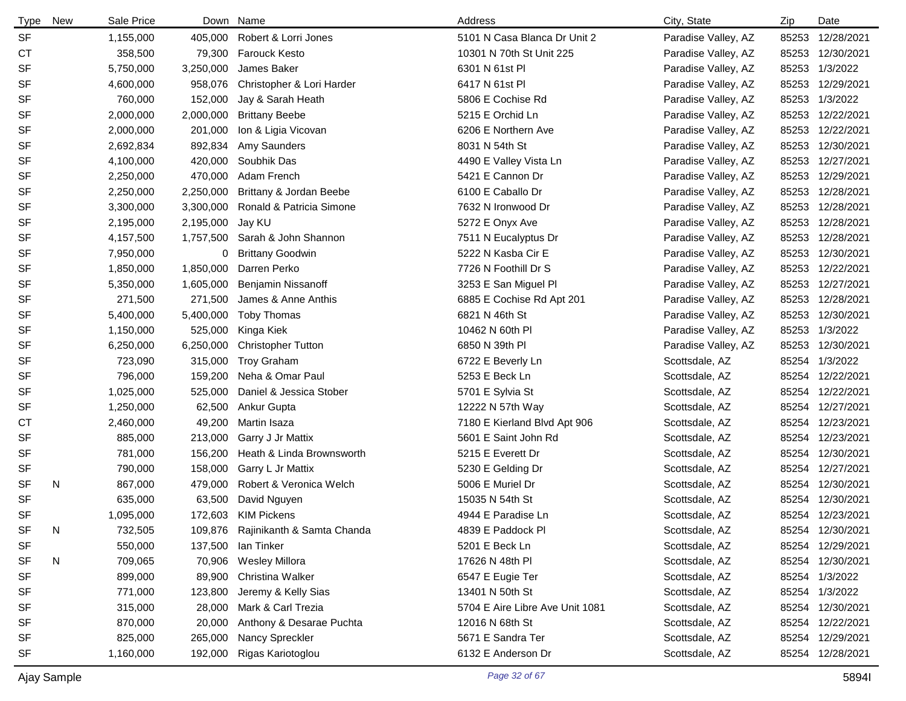| Type | New | Sale Price | Down | Name | Address | City, State | Zip | Date |
|---|---|---|---|---|---|---|---|---|
| SF | | 1,155,000 | 405,000 | Robert & Lorri Jones | 5101 N Casa Blanca Dr Unit 2 | Paradise Valley, AZ | 85253 | 12/28/2021 |
| CT | | 358,500 | 79,300 | Farouck Kesto | 10301 N 70th St Unit 225 | Paradise Valley, AZ | 85253 | 12/30/2021 |
| SF | | 5,750,000 | 3,250,000 | James Baker | 6301 N 61st Pl | Paradise Valley, AZ | 85253 | 1/3/2022 |
| SF | | 4,600,000 | 958,076 | Christopher & Lori Harder | 6417 N 61st Pl | Paradise Valley, AZ | 85253 | 12/29/2021 |
| SF | | 760,000 | 152,000 | Jay & Sarah Heath | 5806 E Cochise Rd | Paradise Valley, AZ | 85253 | 1/3/2022 |
| SF | | 2,000,000 | 2,000,000 | Brittany Beebe | 5215 E Orchid Ln | Paradise Valley, AZ | 85253 | 12/22/2021 |
| SF | | 2,000,000 | 201,000 | Ion & Ligia Vicovan | 6206 E Northern Ave | Paradise Valley, AZ | 85253 | 12/22/2021 |
| SF | | 2,692,834 | 892,834 | Amy Saunders | 8031 N 54th St | Paradise Valley, AZ | 85253 | 12/30/2021 |
| SF | | 4,100,000 | 420,000 | Soubhik Das | 4490 E Valley Vista Ln | Paradise Valley, AZ | 85253 | 12/27/2021 |
| SF | | 2,250,000 | 470,000 | Adam French | 5421 E Cannon Dr | Paradise Valley, AZ | 85253 | 12/29/2021 |
| SF | | 2,250,000 | 2,250,000 | Brittany & Jordan Beebe | 6100 E Caballo Dr | Paradise Valley, AZ | 85253 | 12/28/2021 |
| SF | | 3,300,000 | 3,300,000 | Ronald & Patricia Simone | 7632 N Ironwood Dr | Paradise Valley, AZ | 85253 | 12/28/2021 |
| SF | | 2,195,000 | 2,195,000 | Jay KU | 5272 E Onyx Ave | Paradise Valley, AZ | 85253 | 12/28/2021 |
| SF | | 4,157,500 | 1,757,500 | Sarah & John Shannon | 7511 N Eucalyptus Dr | Paradise Valley, AZ | 85253 | 12/28/2021 |
| SF | | 7,950,000 | 0 | Brittany Goodwin | 5222 N Kasba Cir E | Paradise Valley, AZ | 85253 | 12/30/2021 |
| SF | | 1,850,000 | 1,850,000 | Darren Perko | 7726 N Foothill Dr S | Paradise Valley, AZ | 85253 | 12/22/2021 |
| SF | | 5,350,000 | 1,605,000 | Benjamin Nissanoff | 3253 E San Miguel Pl | Paradise Valley, AZ | 85253 | 12/27/2021 |
| SF | | 271,500 | 271,500 | James & Anne Anthis | 6885 E Cochise Rd Apt 201 | Paradise Valley, AZ | 85253 | 12/28/2021 |
| SF | | 5,400,000 | 5,400,000 | Toby Thomas | 6821 N 46th St | Paradise Valley, AZ | 85253 | 12/30/2021 |
| SF | | 1,150,000 | 525,000 | Kinga Kiek | 10462 N 60th Pl | Paradise Valley, AZ | 85253 | 1/3/2022 |
| SF | | 6,250,000 | 6,250,000 | Christopher Tutton | 6850 N 39th Pl | Paradise Valley, AZ | 85253 | 12/30/2021 |
| SF | | 723,090 | 315,000 | Troy Graham | 6722 E Beverly Ln | Scottsdale, AZ | 85254 | 1/3/2022 |
| SF | | 796,000 | 159,200 | Neha & Omar Paul | 5253 E Beck Ln | Scottsdale, AZ | 85254 | 12/22/2021 |
| SF | | 1,025,000 | 525,000 | Daniel & Jessica Stober | 5701 E Sylvia St | Scottsdale, AZ | 85254 | 12/22/2021 |
| SF | | 1,250,000 | 62,500 | Ankur Gupta | 12222 N 57th Way | Scottsdale, AZ | 85254 | 12/27/2021 |
| CT | | 2,460,000 | 49,200 | Martin Isaza | 7180 E Kierland Blvd Apt 906 | Scottsdale, AZ | 85254 | 12/23/2021 |
| SF | | 885,000 | 213,000 | Garry J Jr Mattix | 5601 E Saint John Rd | Scottsdale, AZ | 85254 | 12/23/2021 |
| SF | | 781,000 | 156,200 | Heath & Linda Brownsworth | 5215 E Everett Dr | Scottsdale, AZ | 85254 | 12/30/2021 |
| SF | | 790,000 | 158,000 | Garry L Jr Mattix | 5230 E Gelding Dr | Scottsdale, AZ | 85254 | 12/27/2021 |
| SF | N | 867,000 | 479,000 | Robert & Veronica Welch | 5006 E Muriel Dr | Scottsdale, AZ | 85254 | 12/30/2021 |
| SF | | 635,000 | 63,500 | David Nguyen | 15035 N 54th St | Scottsdale, AZ | 85254 | 12/30/2021 |
| SF | | 1,095,000 | 172,603 | KIM Pickens | 4944 E Paradise Ln | Scottsdale, AZ | 85254 | 12/23/2021 |
| SF | N | 732,505 | 109,876 | Rajinikanth & Samta Chanda | 4839 E Paddock Pl | Scottsdale, AZ | 85254 | 12/30/2021 |
| SF | | 550,000 | 137,500 | Ian Tinker | 5201 E Beck Ln | Scottsdale, AZ | 85254 | 12/29/2021 |
| SF | N | 709,065 | 70,906 | Wesley Millora | 17626 N 48th Pl | Scottsdale, AZ | 85254 | 12/30/2021 |
| SF | | 899,000 | 89,900 | Christina Walker | 6547 E Eugie Ter | Scottsdale, AZ | 85254 | 1/3/2022 |
| SF | | 771,000 | 123,800 | Jeremy & Kelly Sias | 13401 N 50th St | Scottsdale, AZ | 85254 | 1/3/2022 |
| SF | | 315,000 | 28,000 | Mark & Carl Trezia | 5704 E Aire Libre Ave Unit 1081 | Scottsdale, AZ | 85254 | 12/30/2021 |
| SF | | 870,000 | 20,000 | Anthony & Desarae Puchta | 12016 N 68th St | Scottsdale, AZ | 85254 | 12/22/2021 |
| SF | | 825,000 | 265,000 | Nancy Spreckler | 5671 E Sandra Ter | Scottsdale, AZ | 85254 | 12/29/2021 |
| SF | | 1,160,000 | 192,000 | Rigas Kariotoglou | 6132 E Anderson Dr | Scottsdale, AZ | 85254 | 12/28/2021 |

Ajay Sample 5894I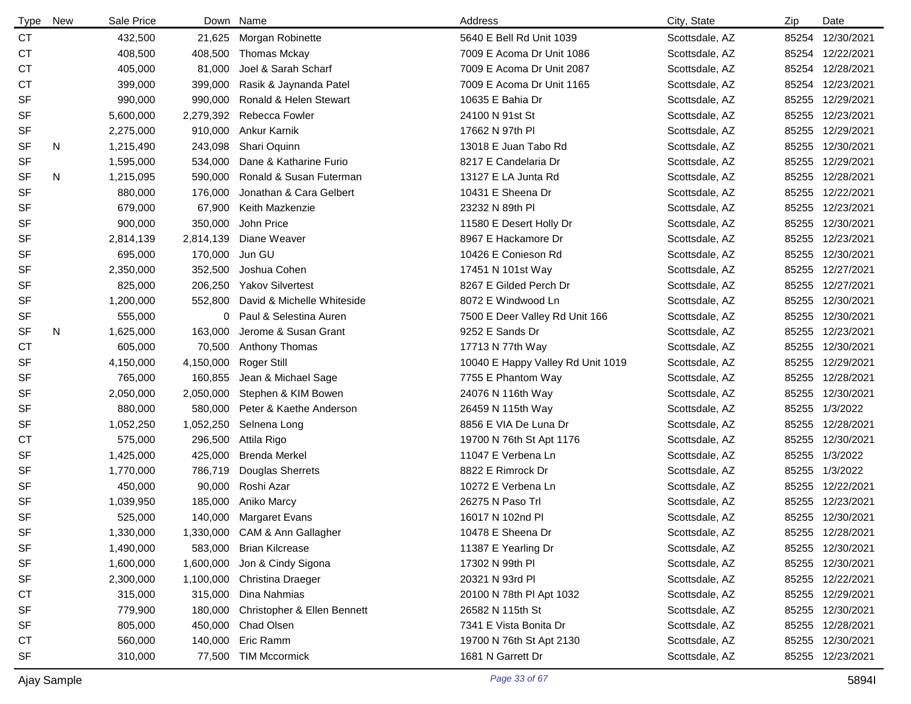| Type | New | Sale Price | Down | Name | Address | City, State | Zip | Date |
|---|---|---|---|---|---|---|---|---|
| CT | | 432,500 | 21,625 | Morgan Robinette | 5640 E Bell Rd Unit 1039 | Scottsdale, AZ | 85254 | 12/30/2021 |
| CT | | 408,500 | 408,500 | Thomas Mckay | 7009 E Acoma Dr Unit 1086 | Scottsdale, AZ | 85254 | 12/22/2021 |
| CT | | 405,000 | 81,000 | Joel & Sarah Scharf | 7009 E Acoma Dr Unit 2087 | Scottsdale, AZ | 85254 | 12/28/2021 |
| CT | | 399,000 | 399,000 | Rasik & Jaynanda Patel | 7009 E Acoma Dr Unit 1165 | Scottsdale, AZ | 85254 | 12/23/2021 |
| SF | | 990,000 | 990,000 | Ronald & Helen Stewart | 10635 E Bahia Dr | Scottsdale, AZ | 85255 | 12/29/2021 |
| SF | | 5,600,000 | 2,279,392 | Rebecca Fowler | 24100 N 91st St | Scottsdale, AZ | 85255 | 12/23/2021 |
| SF | | 2,275,000 | 910,000 | Ankur Karnik | 17662 N 97th Pl | Scottsdale, AZ | 85255 | 12/29/2021 |
| SF | N | 1,215,490 | 243,098 | Shari Oquinn | 13018 E Juan Tabo Rd | Scottsdale, AZ | 85255 | 12/30/2021 |
| SF | | 1,595,000 | 534,000 | Dane & Katharine Furio | 8217 E Candelaria Dr | Scottsdale, AZ | 85255 | 12/29/2021 |
| SF | N | 1,215,095 | 590,000 | Ronald & Susan Futerman | 13127 E LA Junta Rd | Scottsdale, AZ | 85255 | 12/28/2021 |
| SF | | 880,000 | 176,000 | Jonathan & Cara Gelbert | 10431 E Sheena Dr | Scottsdale, AZ | 85255 | 12/22/2021 |
| SF | | 679,000 | 67,900 | Keith Mazkenzie | 23232 N 89th Pl | Scottsdale, AZ | 85255 | 12/23/2021 |
| SF | | 900,000 | 350,000 | John Price | 11580 E Desert Holly Dr | Scottsdale, AZ | 85255 | 12/30/2021 |
| SF | | 2,814,139 | 2,814,139 | Diane Weaver | 8967 E Hackamore Dr | Scottsdale, AZ | 85255 | 12/23/2021 |
| SF | | 695,000 | 170,000 | Jun GU | 10426 E Conieson Rd | Scottsdale, AZ | 85255 | 12/30/2021 |
| SF | | 2,350,000 | 352,500 | Joshua Cohen | 17451 N 101st Way | Scottsdale, AZ | 85255 | 12/27/2021 |
| SF | | 825,000 | 206,250 | Yakov Silvertest | 8267 E Gilded Perch Dr | Scottsdale, AZ | 85255 | 12/27/2021 |
| SF | | 1,200,000 | 552,800 | David & Michelle Whiteside | 8072 E Windwood Ln | Scottsdale, AZ | 85255 | 12/30/2021 |
| SF | | 555,000 | 0 | Paul & Selestina Auren | 7500 E Deer Valley Rd Unit 166 | Scottsdale, AZ | 85255 | 12/30/2021 |
| SF | N | 1,625,000 | 163,000 | Jerome & Susan Grant | 9252 E Sands Dr | Scottsdale, AZ | 85255 | 12/23/2021 |
| CT | | 605,000 | 70,500 | Anthony Thomas | 17713 N 77th Way | Scottsdale, AZ | 85255 | 12/30/2021 |
| SF | | 4,150,000 | 4,150,000 | Roger Still | 10040 E Happy Valley Rd Unit 1019 | Scottsdale, AZ | 85255 | 12/29/2021 |
| SF | | 765,000 | 160,855 | Jean & Michael Sage | 7755 E Phantom Way | Scottsdale, AZ | 85255 | 12/28/2021 |
| SF | | 2,050,000 | 2,050,000 | Stephen & KIM Bowen | 24076 N 116th Way | Scottsdale, AZ | 85255 | 12/30/2021 |
| SF | | 880,000 | 580,000 | Peter & Kaethe Anderson | 26459 N 115th Way | Scottsdale, AZ | 85255 | 1/3/2022 |
| SF | | 1,052,250 | 1,052,250 | Selnena Long | 8856 E VIA De Luna Dr | Scottsdale, AZ | 85255 | 12/28/2021 |
| CT | | 575,000 | 296,500 | Attila Rigo | 19700 N 76th St Apt 1176 | Scottsdale, AZ | 85255 | 12/30/2021 |
| SF | | 1,425,000 | 425,000 | Brenda Merkel | 11047 E Verbena Ln | Scottsdale, AZ | 85255 | 1/3/2022 |
| SF | | 1,770,000 | 786,719 | Douglas Sherrets | 8822 E Rimrock Dr | Scottsdale, AZ | 85255 | 1/3/2022 |
| SF | | 450,000 | 90,000 | Roshi Azar | 10272 E Verbena Ln | Scottsdale, AZ | 85255 | 12/22/2021 |
| SF | | 1,039,950 | 185,000 | Aniko Marcy | 26275 N Paso Trl | Scottsdale, AZ | 85255 | 12/23/2021 |
| SF | | 525,000 | 140,000 | Margaret Evans | 16017 N 102nd Pl | Scottsdale, AZ | 85255 | 12/30/2021 |
| SF | | 1,330,000 | 1,330,000 | CAM & Ann Gallagher | 10478 E Sheena Dr | Scottsdale, AZ | 85255 | 12/28/2021 |
| SF | | 1,490,000 | 583,000 | Brian Kilcrease | 11387 E Yearling Dr | Scottsdale, AZ | 85255 | 12/30/2021 |
| SF | | 1,600,000 | 1,600,000 | Jon & Cindy Sigona | 17302 N 99th Pl | Scottsdale, AZ | 85255 | 12/30/2021 |
| SF | | 2,300,000 | 1,100,000 | Christina Draeger | 20321 N 93rd Pl | Scottsdale, AZ | 85255 | 12/22/2021 |
| CT | | 315,000 | 315,000 | Dina Nahmias | 20100 N 78th Pl Apt 1032 | Scottsdale, AZ | 85255 | 12/29/2021 |
| SF | | 779,900 | 180,000 | Christopher & Ellen Bennett | 26582 N 115th St | Scottsdale, AZ | 85255 | 12/30/2021 |
| SF | | 805,000 | 450,000 | Chad Olsen | 7341 E Vista Bonita Dr | Scottsdale, AZ | 85255 | 12/28/2021 |
| CT | | 560,000 | 140,000 | Eric Ramm | 19700 N 76th St Apt 2130 | Scottsdale, AZ | 85255 | 12/30/2021 |
| SF | | 310,000 | 77,500 | TIM Mccormick | 1681 N Garrett Dr | Scottsdale, AZ | 85255 | 12/23/2021 |

Ajay Sample 5894I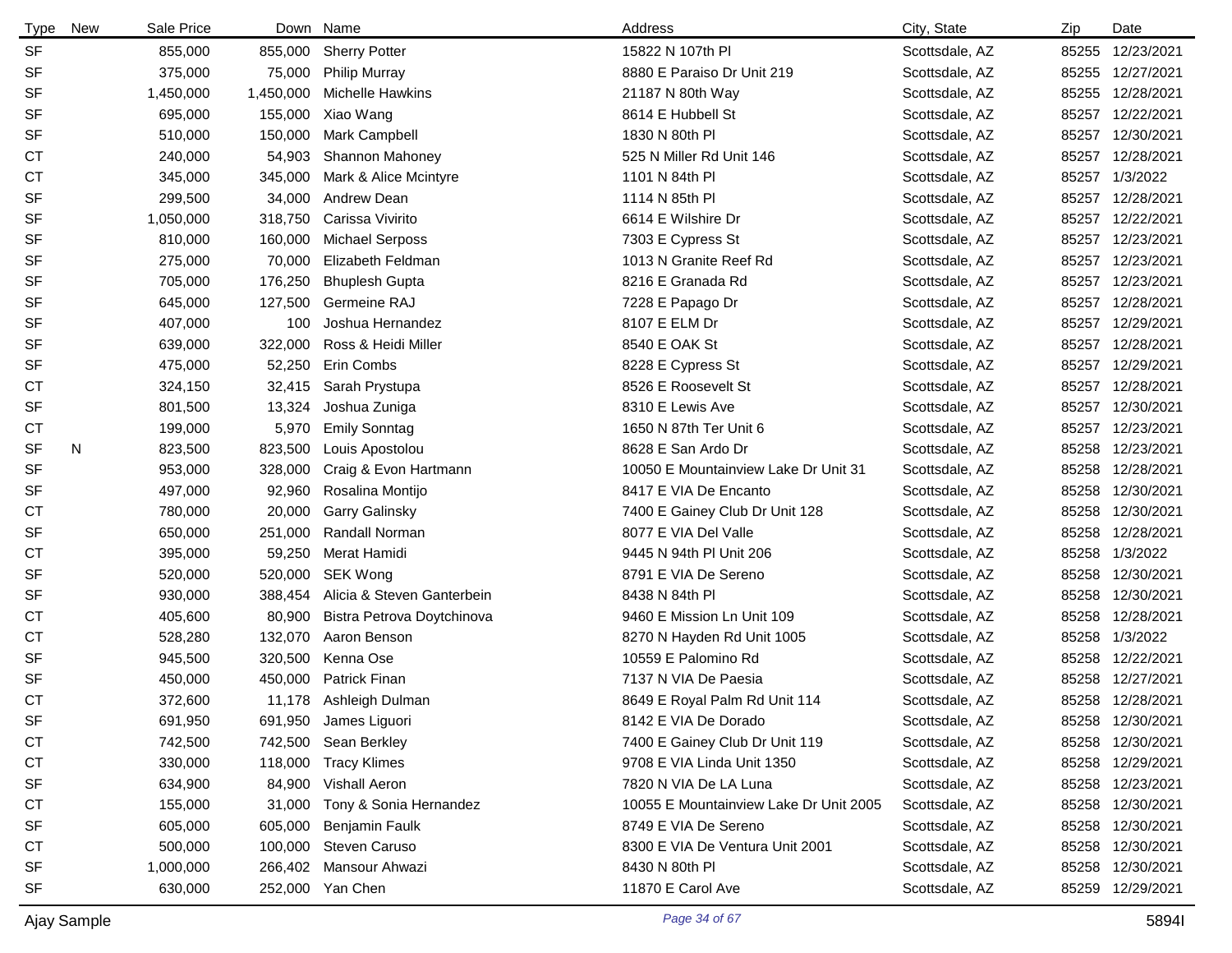| Type | New | Sale Price | Down | Name | Address | City, State | Zip | Date |
|---|---|---|---|---|---|---|---|---|
| SF | | 855,000 | 855,000 | Sherry Potter | 15822 N 107th Pl | Scottsdale, AZ | 85255 | 12/23/2021 |
| SF | | 375,000 | 75,000 | Philip Murray | 8880 E Paraiso Dr Unit 219 | Scottsdale, AZ | 85255 | 12/27/2021 |
| SF | | 1,450,000 | 1,450,000 | Michelle Hawkins | 21187 N 80th Way | Scottsdale, AZ | 85255 | 12/28/2021 |
| SF | | 695,000 | 155,000 | Xiao Wang | 8614 E Hubbell St | Scottsdale, AZ | 85257 | 12/22/2021 |
| SF | | 510,000 | 150,000 | Mark Campbell | 1830 N 80th Pl | Scottsdale, AZ | 85257 | 12/30/2021 |
| CT | | 240,000 | 54,903 | Shannon Mahoney | 525 N Miller Rd Unit 146 | Scottsdale, AZ | 85257 | 12/28/2021 |
| CT | | 345,000 | 345,000 | Mark & Alice Mcintyre | 1101 N 84th Pl | Scottsdale, AZ | 85257 | 1/3/2022 |
| SF | | 299,500 | 34,000 | Andrew Dean | 1114 N 85th Pl | Scottsdale, AZ | 85257 | 12/28/2021 |
| SF | | 1,050,000 | 318,750 | Carissa Vivirito | 6614 E Wilshire Dr | Scottsdale, AZ | 85257 | 12/22/2021 |
| SF | | 810,000 | 160,000 | Michael Serposs | 7303 E Cypress St | Scottsdale, AZ | 85257 | 12/23/2021 |
| SF | | 275,000 | 70,000 | Elizabeth Feldman | 1013 N Granite Reef Rd | Scottsdale, AZ | 85257 | 12/23/2021 |
| SF | | 705,000 | 176,250 | Bhuplesh Gupta | 8216 E Granada Rd | Scottsdale, AZ | 85257 | 12/23/2021 |
| SF | | 645,000 | 127,500 | Germeine RAJ | 7228 E Papago Dr | Scottsdale, AZ | 85257 | 12/28/2021 |
| SF | | 407,000 | 100 | Joshua Hernandez | 8107 E ELM Dr | Scottsdale, AZ | 85257 | 12/29/2021 |
| SF | | 639,000 | 322,000 | Ross & Heidi Miller | 8540 E OAK St | Scottsdale, AZ | 85257 | 12/28/2021 |
| SF | | 475,000 | 52,250 | Erin Combs | 8228 E Cypress St | Scottsdale, AZ | 85257 | 12/29/2021 |
| CT | | 324,150 | 32,415 | Sarah Prystupa | 8526 E Roosevelt St | Scottsdale, AZ | 85257 | 12/28/2021 |
| SF | | 801,500 | 13,324 | Joshua Zuniga | 8310 E Lewis Ave | Scottsdale, AZ | 85257 | 12/30/2021 |
| CT | | 199,000 | 5,970 | Emily Sonntag | 1650 N 87th Ter Unit 6 | Scottsdale, AZ | 85257 | 12/23/2021 |
| SF | N | 823,500 | 823,500 | Louis Apostolou | 8628 E San Ardo Dr | Scottsdale, AZ | 85258 | 12/23/2021 |
| SF | | 953,000 | 328,000 | Craig & Evon Hartmann | 10050 E Mountainview Lake Dr Unit 31 | Scottsdale, AZ | 85258 | 12/28/2021 |
| SF | | 497,000 | 92,960 | Rosalina Montijo | 8417 E VIA De Encanto | Scottsdale, AZ | 85258 | 12/30/2021 |
| CT | | 780,000 | 20,000 | Garry Galinsky | 7400 E Gainey Club Dr Unit 128 | Scottsdale, AZ | 85258 | 12/30/2021 |
| SF | | 650,000 | 251,000 | Randall Norman | 8077 E VIA Del Valle | Scottsdale, AZ | 85258 | 12/28/2021 |
| CT | | 395,000 | 59,250 | Merat Hamidi | 9445 N 94th Pl Unit 206 | Scottsdale, AZ | 85258 | 1/3/2022 |
| SF | | 520,000 | 520,000 | SEK Wong | 8791 E VIA De Sereno | Scottsdale, AZ | 85258 | 12/30/2021 |
| SF | | 930,000 | 388,454 | Alicia & Steven Ganterbein | 8438 N 84th Pl | Scottsdale, AZ | 85258 | 12/30/2021 |
| CT | | 405,600 | 80,900 | Bistra Petrova Doytchinova | 9460 E Mission Ln Unit 109 | Scottsdale, AZ | 85258 | 12/28/2021 |
| CT | | 528,280 | 132,070 | Aaron Benson | 8270 N Hayden Rd Unit 1005 | Scottsdale, AZ | 85258 | 1/3/2022 |
| SF | | 945,500 | 320,500 | Kenna Ose | 10559 E Palomino Rd | Scottsdale, AZ | 85258 | 12/22/2021 |
| SF | | 450,000 | 450,000 | Patrick Finan | 7137 N VIA De Paesia | Scottsdale, AZ | 85258 | 12/27/2021 |
| CT | | 372,600 | 11,178 | Ashleigh Dulman | 8649 E Royal Palm Rd Unit 114 | Scottsdale, AZ | 85258 | 12/28/2021 |
| SF | | 691,950 | 691,950 | James Liguori | 8142 E VIA De Dorado | Scottsdale, AZ | 85258 | 12/30/2021 |
| CT | | 742,500 | 742,500 | Sean Berkley | 7400 E Gainey Club Dr Unit 119 | Scottsdale, AZ | 85258 | 12/30/2021 |
| CT | | 330,000 | 118,000 | Tracy Klimes | 9708 E VIA Linda Unit 1350 | Scottsdale, AZ | 85258 | 12/29/2021 |
| SF | | 634,900 | 84,900 | Vishall Aeron | 7820 N VIA De LA Luna | Scottsdale, AZ | 85258 | 12/23/2021 |
| CT | | 155,000 | 31,000 | Tony & Sonia Hernandez | 10055 E Mountainview Lake Dr Unit 2005 | Scottsdale, AZ | 85258 | 12/30/2021 |
| SF | | 605,000 | 605,000 | Benjamin Faulk | 8749 E VIA De Sereno | Scottsdale, AZ | 85258 | 12/30/2021 |
| CT | | 500,000 | 100,000 | Steven Caruso | 8300 E VIA De Ventura Unit 2001 | Scottsdale, AZ | 85258 | 12/30/2021 |
| SF | | 1,000,000 | 266,402 | Mansour Ahwazi | 8430 N 80th Pl | Scottsdale, AZ | 85258 | 12/30/2021 |
| SF | | 630,000 | 252,000 | Yan Chen | 11870 E Carol Ave | Scottsdale, AZ | 85259 | 12/29/2021 |

Ajay Sample 5894I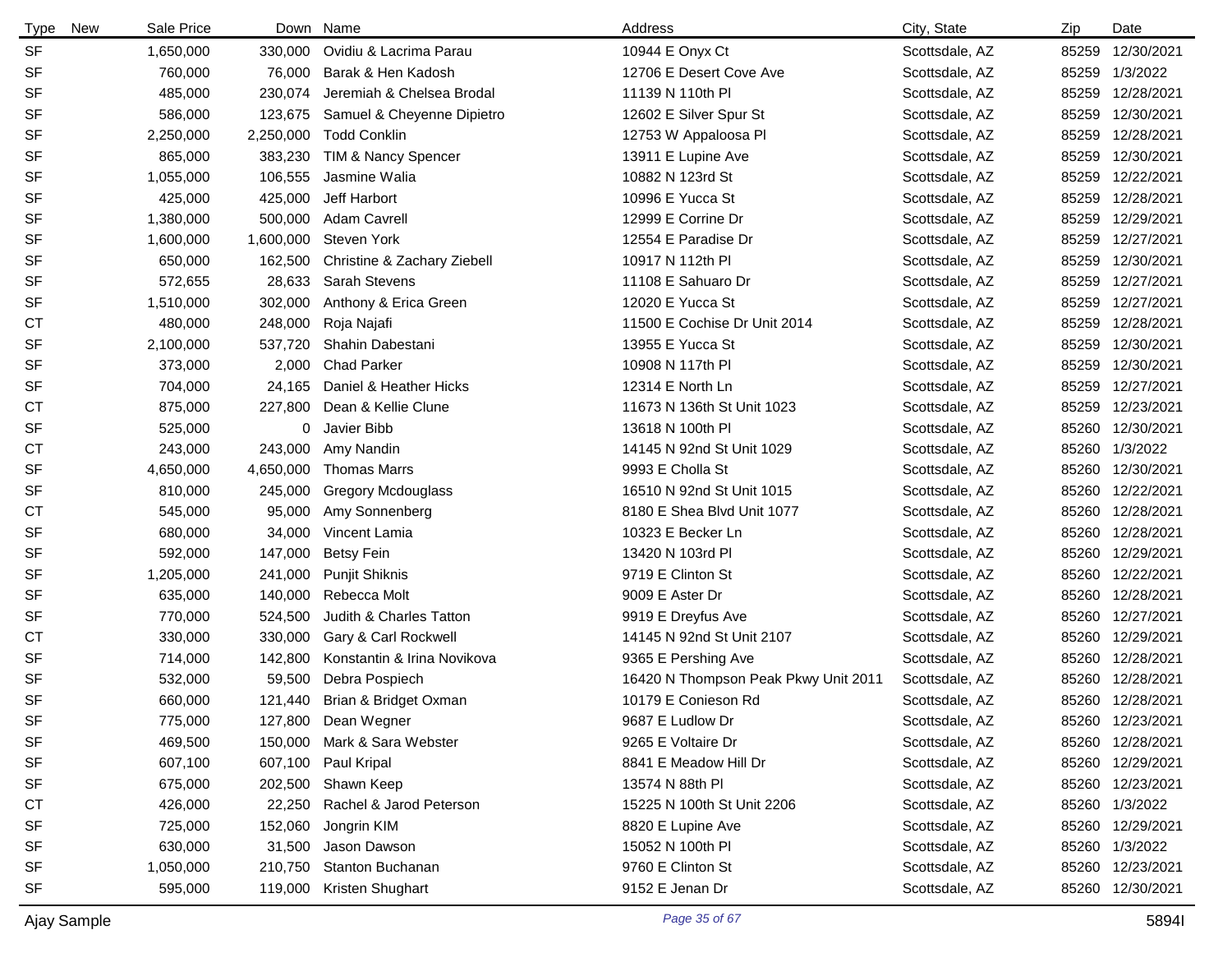| Type | New | Sale Price | Down | Name | Address | City, State | Zip | Date |
|---|---|---|---|---|---|---|---|---|
| SF | | 1,650,000 | 330,000 | Ovidiu & Lacrima Parau | 10944 E Onyx Ct | Scottsdale, AZ | 85259 | 12/30/2021 |
| SF | | 760,000 | 76,000 | Barak & Hen Kadosh | 12706 E Desert Cove Ave | Scottsdale, AZ | 85259 | 1/3/2022 |
| SF | | 485,000 | 230,074 | Jeremiah & Chelsea Brodal | 11139 N 110th Pl | Scottsdale, AZ | 85259 | 12/28/2021 |
| SF | | 586,000 | 123,675 | Samuel & Cheyenne Dipietro | 12602 E Silver Spur St | Scottsdale, AZ | 85259 | 12/30/2021 |
| SF | | 2,250,000 | 2,250,000 | Todd Conklin | 12753 W Appaloosa Pl | Scottsdale, AZ | 85259 | 12/28/2021 |
| SF | | 865,000 | 383,230 | TIM & Nancy Spencer | 13911 E Lupine Ave | Scottsdale, AZ | 85259 | 12/30/2021 |
| SF | | 1,055,000 | 106,555 | Jasmine Walia | 10882 N 123rd St | Scottsdale, AZ | 85259 | 12/22/2021 |
| SF | | 425,000 | 425,000 | Jeff Harbort | 10996 E Yucca St | Scottsdale, AZ | 85259 | 12/28/2021 |
| SF | | 1,380,000 | 500,000 | Adam Cavrell | 12999 E Corrine Dr | Scottsdale, AZ | 85259 | 12/29/2021 |
| SF | | 1,600,000 | 1,600,000 | Steven York | 12554 E Paradise Dr | Scottsdale, AZ | 85259 | 12/27/2021 |
| SF | | 650,000 | 162,500 | Christine & Zachary Ziebell | 10917 N 112th Pl | Scottsdale, AZ | 85259 | 12/30/2021 |
| SF | | 572,655 | 28,633 | Sarah Stevens | 11108 E Sahuaro Dr | Scottsdale, AZ | 85259 | 12/27/2021 |
| SF | | 1,510,000 | 302,000 | Anthony & Erica Green | 12020 E Yucca St | Scottsdale, AZ | 85259 | 12/27/2021 |
| CT | | 480,000 | 248,000 | Roja Najafi | 11500 E Cochise Dr Unit 2014 | Scottsdale, AZ | 85259 | 12/28/2021 |
| SF | | 2,100,000 | 537,720 | Shahin Dabestani | 13955 E Yucca St | Scottsdale, AZ | 85259 | 12/30/2021 |
| SF | | 373,000 | 2,000 | Chad Parker | 10908 N 117th Pl | Scottsdale, AZ | 85259 | 12/30/2021 |
| SF | | 704,000 | 24,165 | Daniel & Heather Hicks | 12314 E North Ln | Scottsdale, AZ | 85259 | 12/27/2021 |
| CT | | 875,000 | 227,800 | Dean & Kellie Clune | 11673 N 136th St Unit 1023 | Scottsdale, AZ | 85259 | 12/23/2021 |
| SF | | 525,000 | 0 | Javier Bibb | 13618 N 100th Pl | Scottsdale, AZ | 85260 | 12/30/2021 |
| CT | | 243,000 | 243,000 | Amy Nandin | 14145 N 92nd St Unit 1029 | Scottsdale, AZ | 85260 | 1/3/2022 |
| SF | | 4,650,000 | 4,650,000 | Thomas Marrs | 9993 E Cholla St | Scottsdale, AZ | 85260 | 12/30/2021 |
| SF | | 810,000 | 245,000 | Gregory Mcdouglass | 16510 N 92nd St Unit 1015 | Scottsdale, AZ | 85260 | 12/22/2021 |
| CT | | 545,000 | 95,000 | Amy Sonnenberg | 8180 E Shea Blvd Unit 1077 | Scottsdale, AZ | 85260 | 12/28/2021 |
| SF | | 680,000 | 34,000 | Vincent Lamia | 10323 E Becker Ln | Scottsdale, AZ | 85260 | 12/28/2021 |
| SF | | 592,000 | 147,000 | Betsy Fein | 13420 N 103rd Pl | Scottsdale, AZ | 85260 | 12/29/2021 |
| SF | | 1,205,000 | 241,000 | Punjit Shiknis | 9719 E Clinton St | Scottsdale, AZ | 85260 | 12/22/2021 |
| SF | | 635,000 | 140,000 | Rebecca Molt | 9009 E Aster Dr | Scottsdale, AZ | 85260 | 12/28/2021 |
| SF | | 770,000 | 524,500 | Judith & Charles Tatton | 9919 E Dreyfus Ave | Scottsdale, AZ | 85260 | 12/27/2021 |
| CT | | 330,000 | 330,000 | Gary & Carl Rockwell | 14145 N 92nd St Unit 2107 | Scottsdale, AZ | 85260 | 12/29/2021 |
| SF | | 714,000 | 142,800 | Konstantin & Irina Novikova | 9365 E Pershing Ave | Scottsdale, AZ | 85260 | 12/28/2021 |
| SF | | 532,000 | 59,500 | Debra Pospiech | 16420 N Thompson Peak Pkwy Unit 2011 | Scottsdale, AZ | 85260 | 12/28/2021 |
| SF | | 660,000 | 121,440 | Brian & Bridget Oxman | 10179 E Conieson Rd | Scottsdale, AZ | 85260 | 12/28/2021 |
| SF | | 775,000 | 127,800 | Dean Wegner | 9687 E Ludlow Dr | Scottsdale, AZ | 85260 | 12/23/2021 |
| SF | | 469,500 | 150,000 | Mark & Sara Webster | 9265 E Voltaire Dr | Scottsdale, AZ | 85260 | 12/28/2021 |
| SF | | 607,100 | 607,100 | Paul Kripal | 8841 E Meadow Hill Dr | Scottsdale, AZ | 85260 | 12/29/2021 |
| SF | | 675,000 | 202,500 | Shawn Keep | 13574 N 88th Pl | Scottsdale, AZ | 85260 | 12/23/2021 |
| CT | | 426,000 | 22,250 | Rachel & Jarod Peterson | 15225 N 100th St Unit 2206 | Scottsdale, AZ | 85260 | 1/3/2022 |
| SF | | 725,000 | 152,060 | Jongrin KIM | 8820 E Lupine Ave | Scottsdale, AZ | 85260 | 12/29/2021 |
| SF | | 630,000 | 31,500 | Jason Dawson | 15052 N 100th Pl | Scottsdale, AZ | 85260 | 1/3/2022 |
| SF | | 1,050,000 | 210,750 | Stanton Buchanan | 9760 E Clinton St | Scottsdale, AZ | 85260 | 12/23/2021 |
| SF | | 595,000 | 119,000 | Kristen Shughart | 9152 E Jenan Dr | Scottsdale, AZ | 85260 | 12/30/2021 |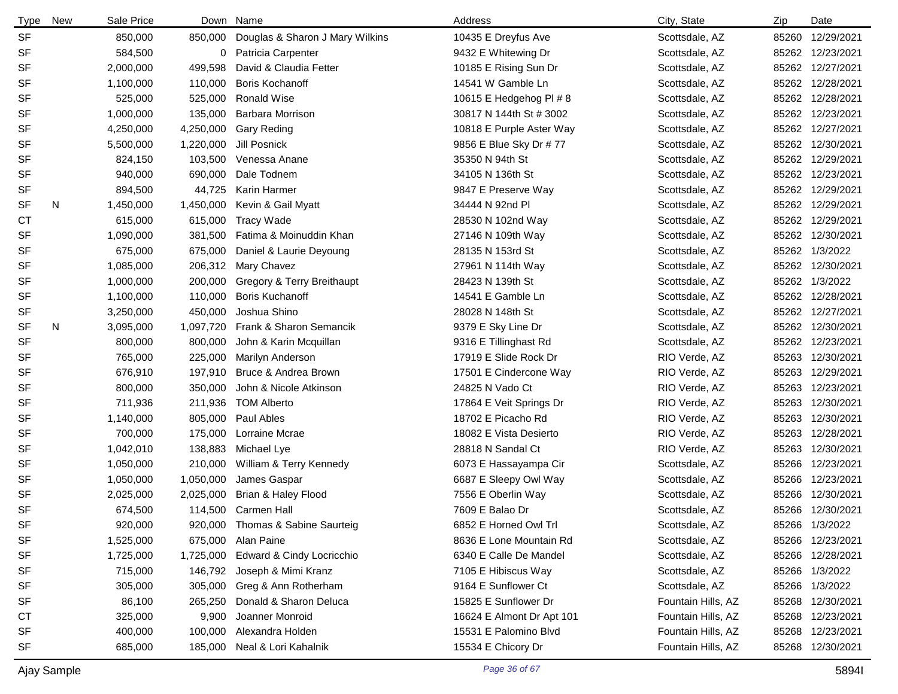| Type | New | Sale Price | Down | Name | Address | City, State | Zip | Date |
|---|---|---|---|---|---|---|---|---|
| SF | | 850,000 | 850,000 | Douglas & Sharon J Mary Wilkins | 10435 E Dreyfus Ave | Scottsdale, AZ | 85260 | 12/29/2021 |
| SF | | 584,500 | 0 | Patricia Carpenter | 9432 E Whitewing Dr | Scottsdale, AZ | 85262 | 12/23/2021 |
| SF | | 2,000,000 | 499,598 | David & Claudia Fetter | 10185 E Rising Sun Dr | Scottsdale, AZ | 85262 | 12/27/2021 |
| SF | | 1,100,000 | 110,000 | Boris Kochanoff | 14541 W Gamble Ln | Scottsdale, AZ | 85262 | 12/28/2021 |
| SF | | 525,000 | 525,000 | Ronald Wise | 10615 E Hedgehog Pl # 8 | Scottsdale, AZ | 85262 | 12/28/2021 |
| SF | | 1,000,000 | 135,000 | Barbara Morrison | 30817 N 144th St # 3002 | Scottsdale, AZ | 85262 | 12/23/2021 |
| SF | | 4,250,000 | 4,250,000 | Gary Reding | 10818 E Purple Aster Way | Scottsdale, AZ | 85262 | 12/27/2021 |
| SF | | 5,500,000 | 1,220,000 | Jill Posnick | 9856 E Blue Sky Dr # 77 | Scottsdale, AZ | 85262 | 12/30/2021 |
| SF | | 824,150 | 103,500 | Venessa Anane | 35350 N 94th St | Scottsdale, AZ | 85262 | 12/29/2021 |
| SF | | 940,000 | 690,000 | Dale Todnem | 34105 N 136th St | Scottsdale, AZ | 85262 | 12/23/2021 |
| SF | | 894,500 | 44,725 | Karin Harmer | 9847 E Preserve Way | Scottsdale, AZ | 85262 | 12/29/2021 |
| SF | N | 1,450,000 | 1,450,000 | Kevin & Gail Myatt | 34444 N 92nd Pl | Scottsdale, AZ | 85262 | 12/29/2021 |
| CT | | 615,000 | 615,000 | Tracy Wade | 28530 N 102nd Way | Scottsdale, AZ | 85262 | 12/29/2021 |
| SF | | 1,090,000 | 381,500 | Fatima & Moinuddin Khan | 27146 N 109th Way | Scottsdale, AZ | 85262 | 12/30/2021 |
| SF | | 675,000 | 675,000 | Daniel & Laurie Deyoung | 28135 N 153rd St | Scottsdale, AZ | 85262 | 1/3/2022 |
| SF | | 1,085,000 | 206,312 | Mary Chavez | 27961 N 114th Way | Scottsdale, AZ | 85262 | 12/30/2021 |
| SF | | 1,000,000 | 200,000 | Gregory & Terry Breithaupt | 28423 N 139th St | Scottsdale, AZ | 85262 | 1/3/2022 |
| SF | | 1,100,000 | 110,000 | Boris Kuchanoff | 14541 E Gamble Ln | Scottsdale, AZ | 85262 | 12/28/2021 |
| SF | | 3,250,000 | 450,000 | Joshua Shino | 28028 N 148th St | Scottsdale, AZ | 85262 | 12/27/2021 |
| SF | N | 3,095,000 | 1,097,720 | Frank & Sharon Semancik | 9379 E Sky Line Dr | Scottsdale, AZ | 85262 | 12/30/2021 |
| SF | | 800,000 | 800,000 | John & Karin Mcquillan | 9316 E Tillinghast Rd | Scottsdale, AZ | 85262 | 12/23/2021 |
| SF | | 765,000 | 225,000 | Marilyn Anderson | 17919 E Slide Rock Dr | RIO Verde, AZ | 85263 | 12/30/2021 |
| SF | | 676,910 | 197,910 | Bruce & Andrea Brown | 17501 E Cindercone Way | RIO Verde, AZ | 85263 | 12/29/2021 |
| SF | | 800,000 | 350,000 | John & Nicole Atkinson | 24825 N Vado Ct | RIO Verde, AZ | 85263 | 12/23/2021 |
| SF | | 711,936 | 211,936 | TOM Alberto | 17864 E Veit Springs Dr | RIO Verde, AZ | 85263 | 12/30/2021 |
| SF | | 1,140,000 | 805,000 | Paul Ables | 18702 E Picacho Rd | RIO Verde, AZ | 85263 | 12/30/2021 |
| SF | | 700,000 | 175,000 | Lorraine Mcrae | 18082 E Vista Desierto | RIO Verde, AZ | 85263 | 12/28/2021 |
| SF | | 1,042,010 | 138,883 | Michael Lye | 28818 N Sandal Ct | RIO Verde, AZ | 85263 | 12/30/2021 |
| SF | | 1,050,000 | 210,000 | William & Terry Kennedy | 6073 E Hassayampa Cir | Scottsdale, AZ | 85266 | 12/23/2021 |
| SF | | 1,050,000 | 1,050,000 | James Gaspar | 6687 E Sleepy Owl Way | Scottsdale, AZ | 85266 | 12/23/2021 |
| SF | | 2,025,000 | 2,025,000 | Brian & Haley Flood | 7556 E Oberlin Way | Scottsdale, AZ | 85266 | 12/30/2021 |
| SF | | 674,500 | 114,500 | Carmen Hall | 7609 E Balao Dr | Scottsdale, AZ | 85266 | 12/30/2021 |
| SF | | 920,000 | 920,000 | Thomas & Sabine Saurteig | 6852 E Horned Owl Trl | Scottsdale, AZ | 85266 | 1/3/2022 |
| SF | | 1,525,000 | 675,000 | Alan Paine | 8636 E Lone Mountain Rd | Scottsdale, AZ | 85266 | 12/23/2021 |
| SF | | 1,725,000 | 1,725,000 | Edward & Cindy Locricchio | 6340 E Calle De Mandel | Scottsdale, AZ | 85266 | 12/28/2021 |
| SF | | 715,000 | 146,792 | Joseph & Mimi Kranz | 7105 E Hibiscus Way | Scottsdale, AZ | 85266 | 1/3/2022 |
| SF | | 305,000 | 305,000 | Greg & Ann Rotherham | 9164 E Sunflower Ct | Scottsdale, AZ | 85266 | 1/3/2022 |
| SF | | 86,100 | 265,250 | Donald & Sharon Deluca | 15825 E Sunflower Dr | Fountain Hills, AZ | 85268 | 12/30/2021 |
| CT | | 325,000 | 9,900 | Joanner Monroid | 16624 E Almont Dr Apt 101 | Fountain Hills, AZ | 85268 | 12/23/2021 |
| SF | | 400,000 | 100,000 | Alexandra Holden | 15531 E Palomino Blvd | Fountain Hills, AZ | 85268 | 12/23/2021 |
| SF | | 685,000 | 185,000 | Neal & Lori Kahalnik | 15534 E Chicory Dr | Fountain Hills, AZ | 85268 | 12/30/2021 |

Ajay Sample

5894I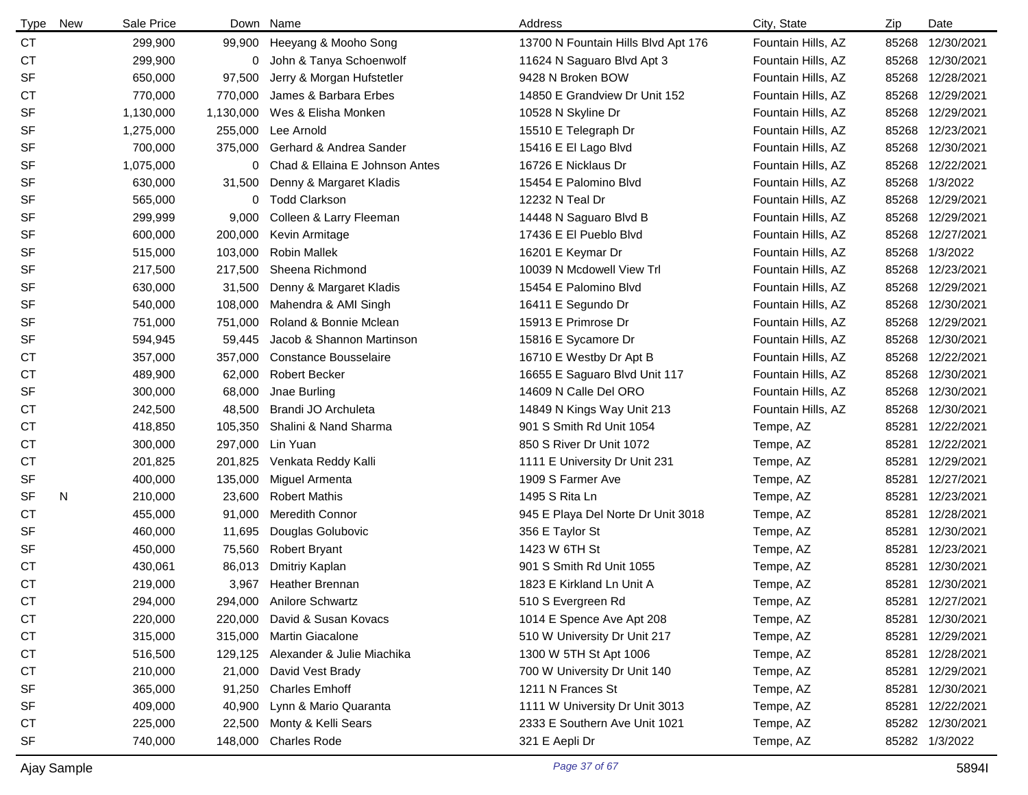| Type | New | Sale Price | Down | Name | Address | City, State | Zip | Date |
|---|---|---|---|---|---|---|---|---|
| CT | | 299,900 | 99,900 | Heeyang & Mooho Song | 13700 N Fountain Hills Blvd Apt 176 | Fountain Hills, AZ | 85268 | 12/30/2021 |
| CT | | 299,900 | 0 | John & Tanya Schoenwolf | 11624 N Saguaro Blvd Apt 3 | Fountain Hills, AZ | 85268 | 12/30/2021 |
| SF | | 650,000 | 97,500 | Jerry & Morgan Hufstetler | 9428 N Broken BOW | Fountain Hills, AZ | 85268 | 12/28/2021 |
| CT | | 770,000 | 770,000 | James & Barbara Erbes | 14850 E Grandview Dr Unit 152 | Fountain Hills, AZ | 85268 | 12/29/2021 |
| SF | | 1,130,000 | 1,130,000 | Wes & Elisha Monken | 10528 N Skyline Dr | Fountain Hills, AZ | 85268 | 12/29/2021 |
| SF | | 1,275,000 | 255,000 | Lee Arnold | 15510 E Telegraph Dr | Fountain Hills, AZ | 85268 | 12/23/2021 |
| SF | | 700,000 | 375,000 | Gerhard & Andrea Sander | 15416 E El Lago Blvd | Fountain Hills, AZ | 85268 | 12/30/2021 |
| SF | | 1,075,000 | 0 | Chad & Ellaina E Johnson Antes | 16726 E Nicklaus Dr | Fountain Hills, AZ | 85268 | 12/22/2021 |
| SF | | 630,000 | 31,500 | Denny & Margaret Kladis | 15454 E Palomino Blvd | Fountain Hills, AZ | 85268 | 1/3/2022 |
| SF | | 565,000 | 0 | Todd Clarkson | 12232 N Teal Dr | Fountain Hills, AZ | 85268 | 12/29/2021 |
| SF | | 299,999 | 9,000 | Colleen & Larry Fleeman | 14448 N Saguaro Blvd B | Fountain Hills, AZ | 85268 | 12/29/2021 |
| SF | | 600,000 | 200,000 | Kevin Armitage | 17436 E El Pueblo Blvd | Fountain Hills, AZ | 85268 | 12/27/2021 |
| SF | | 515,000 | 103,000 | Robin Mallek | 16201 E Keymar Dr | Fountain Hills, AZ | 85268 | 1/3/2022 |
| SF | | 217,500 | 217,500 | Sheena Richmond | 10039 N Mcdowell View Trl | Fountain Hills, AZ | 85268 | 12/23/2021 |
| SF | | 630,000 | 31,500 | Denny & Margaret Kladis | 15454 E Palomino Blvd | Fountain Hills, AZ | 85268 | 12/29/2021 |
| SF | | 540,000 | 108,000 | Mahendra & AMI Singh | 16411 E Segundo Dr | Fountain Hills, AZ | 85268 | 12/30/2021 |
| SF | | 751,000 | 751,000 | Roland & Bonnie Mclean | 15913 E Primrose Dr | Fountain Hills, AZ | 85268 | 12/29/2021 |
| SF | | 594,945 | 59,445 | Jacob & Shannon Martinson | 15816 E Sycamore Dr | Fountain Hills, AZ | 85268 | 12/30/2021 |
| CT | | 357,000 | 357,000 | Constance Bousselaire | 16710 E Westby Dr Apt B | Fountain Hills, AZ | 85268 | 12/22/2021 |
| CT | | 489,900 | 62,000 | Robert Becker | 16655 E Saguaro Blvd Unit 117 | Fountain Hills, AZ | 85268 | 12/30/2021 |
| SF | | 300,000 | 68,000 | Jnae Burling | 14609 N Calle Del ORO | Fountain Hills, AZ | 85268 | 12/30/2021 |
| CT | | 242,500 | 48,500 | Brandi JO Archuleta | 14849 N Kings Way Unit 213 | Fountain Hills, AZ | 85268 | 12/30/2021 |
| CT | | 418,850 | 105,350 | Shalini & Nand Sharma | 901 S Smith Rd Unit 1054 | Tempe, AZ | 85281 | 12/22/2021 |
| CT | | 300,000 | 297,000 | Lin Yuan | 850 S River Dr Unit 1072 | Tempe, AZ | 85281 | 12/22/2021 |
| CT | | 201,825 | 201,825 | Venkata Reddy Kalli | 1111 E University Dr Unit 231 | Tempe, AZ | 85281 | 12/29/2021 |
| SF | | 400,000 | 135,000 | Miguel Armenta | 1909 S Farmer Ave | Tempe, AZ | 85281 | 12/27/2021 |
| SF | N | 210,000 | 23,600 | Robert Mathis | 1495 S Rita Ln | Tempe, AZ | 85281 | 12/23/2021 |
| CT | | 455,000 | 91,000 | Meredith Connor | 945 E Playa Del Norte Dr Unit 3018 | Tempe, AZ | 85281 | 12/28/2021 |
| SF | | 460,000 | 11,695 | Douglas Golubovic | 356 E Taylor St | Tempe, AZ | 85281 | 12/30/2021 |
| SF | | 450,000 | 75,560 | Robert Bryant | 1423 W 6TH St | Tempe, AZ | 85281 | 12/23/2021 |
| CT | | 430,061 | 86,013 | Dmitriy Kaplan | 901 S Smith Rd Unit 1055 | Tempe, AZ | 85281 | 12/30/2021 |
| CT | | 219,000 | 3,967 | Heather Brennan | 1823 E Kirkland Ln Unit A | Tempe, AZ | 85281 | 12/30/2021 |
| CT | | 294,000 | 294,000 | Anilore Schwartz | 510 S Evergreen Rd | Tempe, AZ | 85281 | 12/27/2021 |
| CT | | 220,000 | 220,000 | David & Susan Kovacs | 1014 E Spence Ave Apt 208 | Tempe, AZ | 85281 | 12/30/2021 |
| CT | | 315,000 | 315,000 | Martin Giacalone | 510 W University Dr Unit 217 | Tempe, AZ | 85281 | 12/29/2021 |
| CT | | 516,500 | 129,125 | Alexander & Julie Miachika | 1300 W 5TH St Apt 1006 | Tempe, AZ | 85281 | 12/28/2021 |
| CT | | 210,000 | 21,000 | David Vest Brady | 700 W University Dr Unit 140 | Tempe, AZ | 85281 | 12/29/2021 |
| SF | | 365,000 | 91,250 | Charles Emhoff | 1211 N Frances St | Tempe, AZ | 85281 | 12/30/2021 |
| SF | | 409,000 | 40,900 | Lynn & Mario Quaranta | 1111 W University Dr Unit 3013 | Tempe, AZ | 85281 | 12/22/2021 |
| CT | | 225,000 | 22,500 | Monty & Kelli Sears | 2333 E Southern Ave Unit 1021 | Tempe, AZ | 85282 | 12/30/2021 |
| SF | | 740,000 | 148,000 | Charles Rode | 321 E Aepli Dr | Tempe, AZ | 85282 | 1/3/2022 |

Ajay Sample 5894I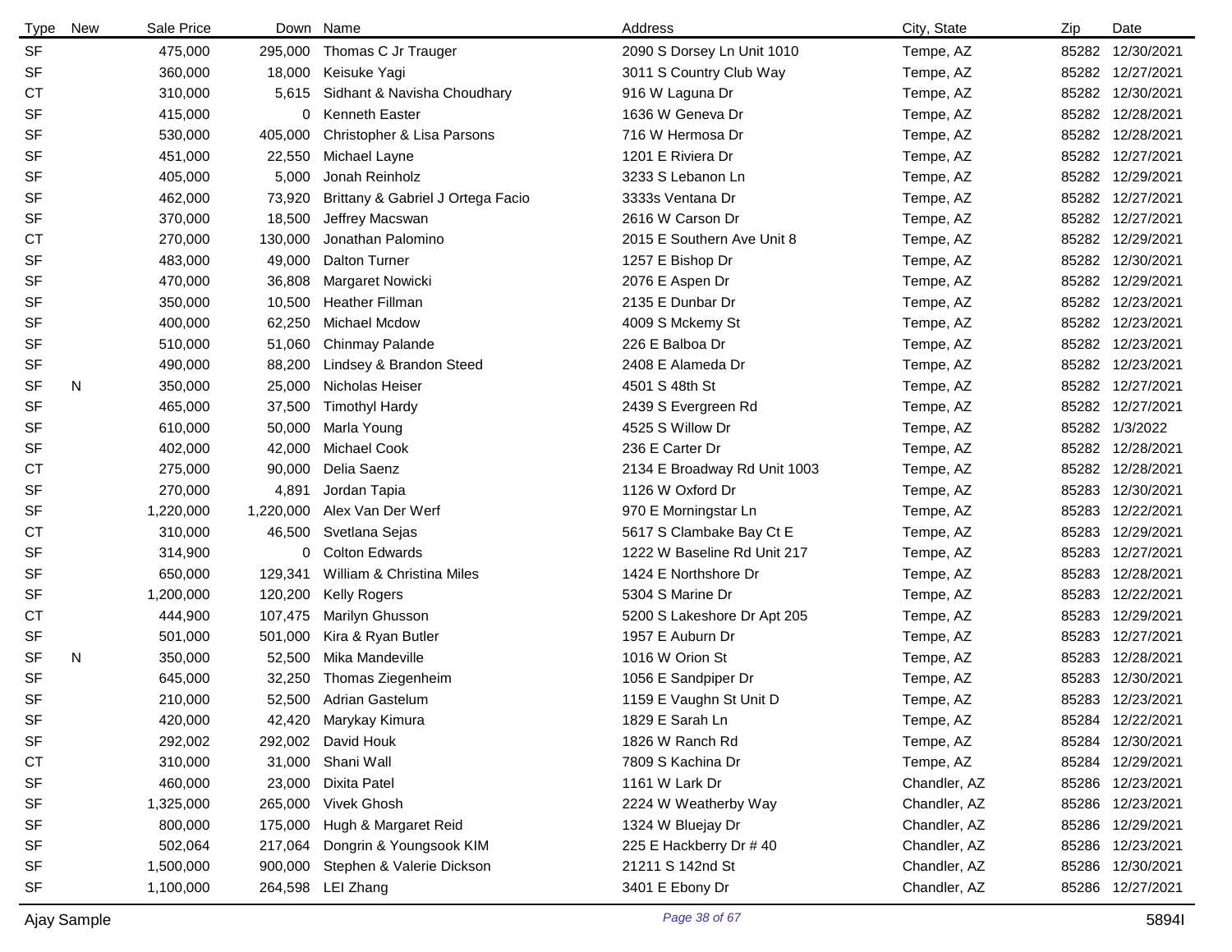| Type | New | Sale Price | Down | Name | Address | City, State | Zip | Date |
|---|---|---|---|---|---|---|---|---|
| SF | | 475,000 | 295,000 | Thomas C Jr Trauger | 2090 S Dorsey Ln Unit 1010 | Tempe, AZ | 85282 | 12/30/2021 |
| SF | | 360,000 | 18,000 | Keisuke Yagi | 3011 S Country Club Way | Tempe, AZ | 85282 | 12/27/2021 |
| CT | | 310,000 | 5,615 | Sidhant & Navisha Choudhary | 916 W Laguna Dr | Tempe, AZ | 85282 | 12/30/2021 |
| SF | | 415,000 | 0 | Kenneth Easter | 1636 W Geneva Dr | Tempe, AZ | 85282 | 12/28/2021 |
| SF | | 530,000 | 405,000 | Christopher & Lisa Parsons | 716 W Hermosa Dr | Tempe, AZ | 85282 | 12/28/2021 |
| SF | | 451,000 | 22,550 | Michael Layne | 1201 E Riviera Dr | Tempe, AZ | 85282 | 12/27/2021 |
| SF | | 405,000 | 5,000 | Jonah Reinholz | 3233 S Lebanon Ln | Tempe, AZ | 85282 | 12/29/2021 |
| SF | | 462,000 | 73,920 | Brittany & Gabriel J Ortega Facio | 3333s Ventana Dr | Tempe, AZ | 85282 | 12/27/2021 |
| SF | | 370,000 | 18,500 | Jeffrey Macswan | 2616 W Carson Dr | Tempe, AZ | 85282 | 12/27/2021 |
| CT | | 270,000 | 130,000 | Jonathan Palomino | 2015 E Southern Ave Unit 8 | Tempe, AZ | 85282 | 12/29/2021 |
| SF | | 483,000 | 49,000 | Dalton Turner | 1257 E Bishop Dr | Tempe, AZ | 85282 | 12/30/2021 |
| SF | | 470,000 | 36,808 | Margaret Nowicki | 2076 E Aspen Dr | Tempe, AZ | 85282 | 12/29/2021 |
| SF | | 350,000 | 10,500 | Heather Fillman | 2135 E Dunbar Dr | Tempe, AZ | 85282 | 12/23/2021 |
| SF | | 400,000 | 62,250 | Michael Mcdow | 4009 S Mckemy St | Tempe, AZ | 85282 | 12/23/2021 |
| SF | | 510,000 | 51,060 | Chinmay Palande | 226 E Balboa Dr | Tempe, AZ | 85282 | 12/23/2021 |
| SF | | 490,000 | 88,200 | Lindsey & Brandon Steed | 2408 E Alameda Dr | Tempe, AZ | 85282 | 12/23/2021 |
| SF | N | 350,000 | 25,000 | Nicholas Heiser | 4501 S 48th St | Tempe, AZ | 85282 | 12/27/2021 |
| SF | | 465,000 | 37,500 | Timothyl Hardy | 2439 S Evergreen Rd | Tempe, AZ | 85282 | 12/27/2021 |
| SF | | 610,000 | 50,000 | Marla Young | 4525 S Willow Dr | Tempe, AZ | 85282 | 1/3/2022 |
| SF | | 402,000 | 42,000 | Michael Cook | 236 E Carter Dr | Tempe, AZ | 85282 | 12/28/2021 |
| CT | | 275,000 | 90,000 | Delia Saenz | 2134 E Broadway Rd Unit 1003 | Tempe, AZ | 85282 | 12/28/2021 |
| SF | | 270,000 | 4,891 | Jordan Tapia | 1126 W Oxford Dr | Tempe, AZ | 85283 | 12/30/2021 |
| SF | | 1,220,000 | 1,220,000 | Alex Van Der Werf | 970 E Morningstar Ln | Tempe, AZ | 85283 | 12/22/2021 |
| CT | | 310,000 | 46,500 | Svetlana Sejas | 5617 S Clambake Bay Ct E | Tempe, AZ | 85283 | 12/29/2021 |
| SF | | 314,900 | 0 | Colton Edwards | 1222 W Baseline Rd Unit 217 | Tempe, AZ | 85283 | 12/27/2021 |
| SF | | 650,000 | 129,341 | William & Christina Miles | 1424 E Northshore Dr | Tempe, AZ | 85283 | 12/28/2021 |
| SF | | 1,200,000 | 120,200 | Kelly Rogers | 5304 S Marine Dr | Tempe, AZ | 85283 | 12/22/2021 |
| CT | | 444,900 | 107,475 | Marilyn Ghusson | 5200 S Lakeshore Dr Apt 205 | Tempe, AZ | 85283 | 12/29/2021 |
| SF | | 501,000 | 501,000 | Kira & Ryan Butler | 1957 E Auburn Dr | Tempe, AZ | 85283 | 12/27/2021 |
| SF | N | 350,000 | 52,500 | Mika Mandeville | 1016 W Orion St | Tempe, AZ | 85283 | 12/28/2021 |
| SF | | 645,000 | 32,250 | Thomas Ziegenheim | 1056 E Sandpiper Dr | Tempe, AZ | 85283 | 12/30/2021 |
| SF | | 210,000 | 52,500 | Adrian Gastelum | 1159 E Vaughn St Unit D | Tempe, AZ | 85283 | 12/23/2021 |
| SF | | 420,000 | 42,420 | Marykay Kimura | 1829 E Sarah Ln | Tempe, AZ | 85284 | 12/22/2021 |
| SF | | 292,002 | 292,002 | David Houk | 1826 W Ranch Rd | Tempe, AZ | 85284 | 12/30/2021 |
| CT | | 310,000 | 31,000 | Shani Wall | 7809 S Kachina Dr | Tempe, AZ | 85284 | 12/29/2021 |
| SF | | 460,000 | 23,000 | Dixita Patel | 1161 W Lark Dr | Chandler, AZ | 85286 | 12/23/2021 |
| SF | | 1,325,000 | 265,000 | Vivek Ghosh | 2224 W Weatherby Way | Chandler, AZ | 85286 | 12/23/2021 |
| SF | | 800,000 | 175,000 | Hugh & Margaret Reid | 1324 W Bluejay Dr | Chandler, AZ | 85286 | 12/29/2021 |
| SF | | 502,064 | 217,064 | Dongrin & Youngsook KIM | 225 E Hackberry Dr # 40 | Chandler, AZ | 85286 | 12/23/2021 |
| SF | | 1,500,000 | 900,000 | Stephen & Valerie Dickson | 21211 S 142nd St | Chandler, AZ | 85286 | 12/30/2021 |
| SF | | 1,100,000 | 264,598 | LEI Zhang | 3401 E Ebony Dr | Chandler, AZ | 85286 | 12/27/2021 |

Ajay Sample 5894I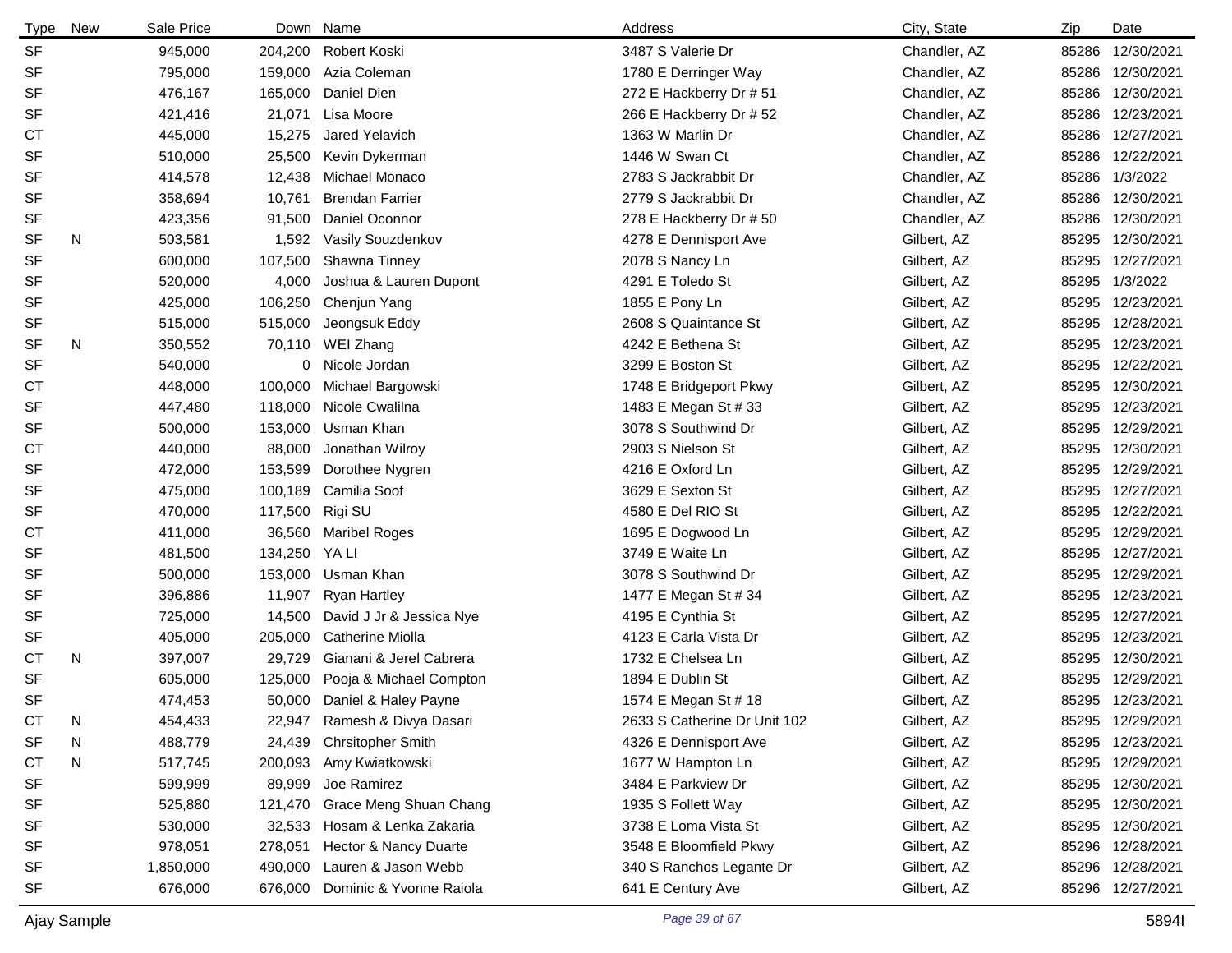| Type | New | Sale Price | Down | Name | Address | City, State | Zip | Date |
|---|---|---|---|---|---|---|---|---|
| SF | | 945,000 | 204,200 | Robert Koski | 3487 S Valerie Dr | Chandler, AZ | 85286 | 12/30/2021 |
| SF | | 795,000 | 159,000 | Azia Coleman | 1780 E Derringer Way | Chandler, AZ | 85286 | 12/30/2021 |
| SF | | 476,167 | 165,000 | Daniel Dien | 272 E Hackberry Dr # 51 | Chandler, AZ | 85286 | 12/30/2021 |
| SF | | 421,416 | 21,071 | Lisa Moore | 266 E Hackberry Dr # 52 | Chandler, AZ | 85286 | 12/23/2021 |
| CT | | 445,000 | 15,275 | Jared Yelavich | 1363 W Marlin Dr | Chandler, AZ | 85286 | 12/27/2021 |
| SF | | 510,000 | 25,500 | Kevin Dykerman | 1446 W Swan Ct | Chandler, AZ | 85286 | 12/22/2021 |
| SF | | 414,578 | 12,438 | Michael Monaco | 2783 S Jackrabbit Dr | Chandler, AZ | 85286 | 1/3/2022 |
| SF | | 358,694 | 10,761 | Brendan Farrier | 2779 S Jackrabbit Dr | Chandler, AZ | 85286 | 12/30/2021 |
| SF | | 423,356 | 91,500 | Daniel Oconnor | 278 E Hackberry Dr # 50 | Chandler, AZ | 85286 | 12/30/2021 |
| SF | N | 503,581 | 1,592 | Vasily Souzdenkov | 4278 E Dennisport Ave | Gilbert, AZ | 85295 | 12/30/2021 |
| SF | | 600,000 | 107,500 | Shawna Tinney | 2078 S Nancy Ln | Gilbert, AZ | 85295 | 12/27/2021 |
| SF | | 520,000 | 4,000 | Joshua & Lauren Dupont | 4291 E Toledo St | Gilbert, AZ | 85295 | 1/3/2022 |
| SF | | 425,000 | 106,250 | Chenjun Yang | 1855 E Pony Ln | Gilbert, AZ | 85295 | 12/23/2021 |
| SF | | 515,000 | 515,000 | Jeongsuk Eddy | 2608 S Quaintance St | Gilbert, AZ | 85295 | 12/28/2021 |
| SF | N | 350,552 | 70,110 | WEI Zhang | 4242 E Bethena St | Gilbert, AZ | 85295 | 12/23/2021 |
| SF | | 540,000 | 0 | Nicole Jordan | 3299 E Boston St | Gilbert, AZ | 85295 | 12/22/2021 |
| CT | | 448,000 | 100,000 | Michael Bargowski | 1748 E Bridgeport Pkwy | Gilbert, AZ | 85295 | 12/30/2021 |
| SF | | 447,480 | 118,000 | Nicole Cwalilna | 1483 E Megan St # 33 | Gilbert, AZ | 85295 | 12/23/2021 |
| SF | | 500,000 | 153,000 | Usman Khan | 3078 S Southwind Dr | Gilbert, AZ | 85295 | 12/29/2021 |
| CT | | 440,000 | 88,000 | Jonathan Wilroy | 2903 S Nielson St | Gilbert, AZ | 85295 | 12/30/2021 |
| SF | | 472,000 | 153,599 | Dorothee Nygren | 4216 E Oxford Ln | Gilbert, AZ | 85295 | 12/29/2021 |
| SF | | 475,000 | 100,189 | Camilia Soof | 3629 E Sexton St | Gilbert, AZ | 85295 | 12/27/2021 |
| SF | | 470,000 | 117,500 | Rigi SU | 4580 E Del RIO St | Gilbert, AZ | 85295 | 12/22/2021 |
| CT | | 411,000 | 36,560 | Maribel Roges | 1695 E Dogwood Ln | Gilbert, AZ | 85295 | 12/29/2021 |
| SF | | 481,500 | 134,250 | YA LI | 3749 E Waite Ln | Gilbert, AZ | 85295 | 12/27/2021 |
| SF | | 500,000 | 153,000 | Usman Khan | 3078 S Southwind Dr | Gilbert, AZ | 85295 | 12/29/2021 |
| SF | | 396,886 | 11,907 | Ryan Hartley | 1477 E Megan St # 34 | Gilbert, AZ | 85295 | 12/23/2021 |
| SF | | 725,000 | 14,500 | David J Jr & Jessica Nye | 4195 E Cynthia St | Gilbert, AZ | 85295 | 12/27/2021 |
| SF | | 405,000 | 205,000 | Catherine Miolla | 4123 E Carla Vista Dr | Gilbert, AZ | 85295 | 12/23/2021 |
| CT | N | 397,007 | 29,729 | Gianani & Jerel Cabrera | 1732 E Chelsea Ln | Gilbert, AZ | 85295 | 12/30/2021 |
| SF | | 605,000 | 125,000 | Pooja & Michael Compton | 1894 E Dublin St | Gilbert, AZ | 85295 | 12/29/2021 |
| SF | | 474,453 | 50,000 | Daniel & Haley Payne | 1574 E Megan St # 18 | Gilbert, AZ | 85295 | 12/23/2021 |
| CT | N | 454,433 | 22,947 | Ramesh & Divya Dasari | 2633 S Catherine Dr Unit 102 | Gilbert, AZ | 85295 | 12/29/2021 |
| SF | N | 488,779 | 24,439 | Chrsitopher Smith | 4326 E Dennisport Ave | Gilbert, AZ | 85295 | 12/23/2021 |
| CT | N | 517,745 | 200,093 | Amy Kwiatkowski | 1677 W Hampton Ln | Gilbert, AZ | 85295 | 12/29/2021 |
| SF | | 599,999 | 89,999 | Joe Ramirez | 3484 E Parkview Dr | Gilbert, AZ | 85295 | 12/30/2021 |
| SF | | 525,880 | 121,470 | Grace Meng Shuan Chang | 1935 S Follett Way | Gilbert, AZ | 85295 | 12/30/2021 |
| SF | | 530,000 | 32,533 | Hosam & Lenka Zakaria | 3738 E Loma Vista St | Gilbert, AZ | 85295 | 12/30/2021 |
| SF | | 978,051 | 278,051 | Hector & Nancy Duarte | 3548 E Bloomfield Pkwy | Gilbert, AZ | 85296 | 12/28/2021 |
| SF | | 1,850,000 | 490,000 | Lauren & Jason Webb | 340 S Ranchos Legante Dr | Gilbert, AZ | 85296 | 12/28/2021 |
| SF | | 676,000 | 676,000 | Dominic & Yvonne Raiola | 641 E Century Ave | Gilbert, AZ | 85296 | 12/27/2021 |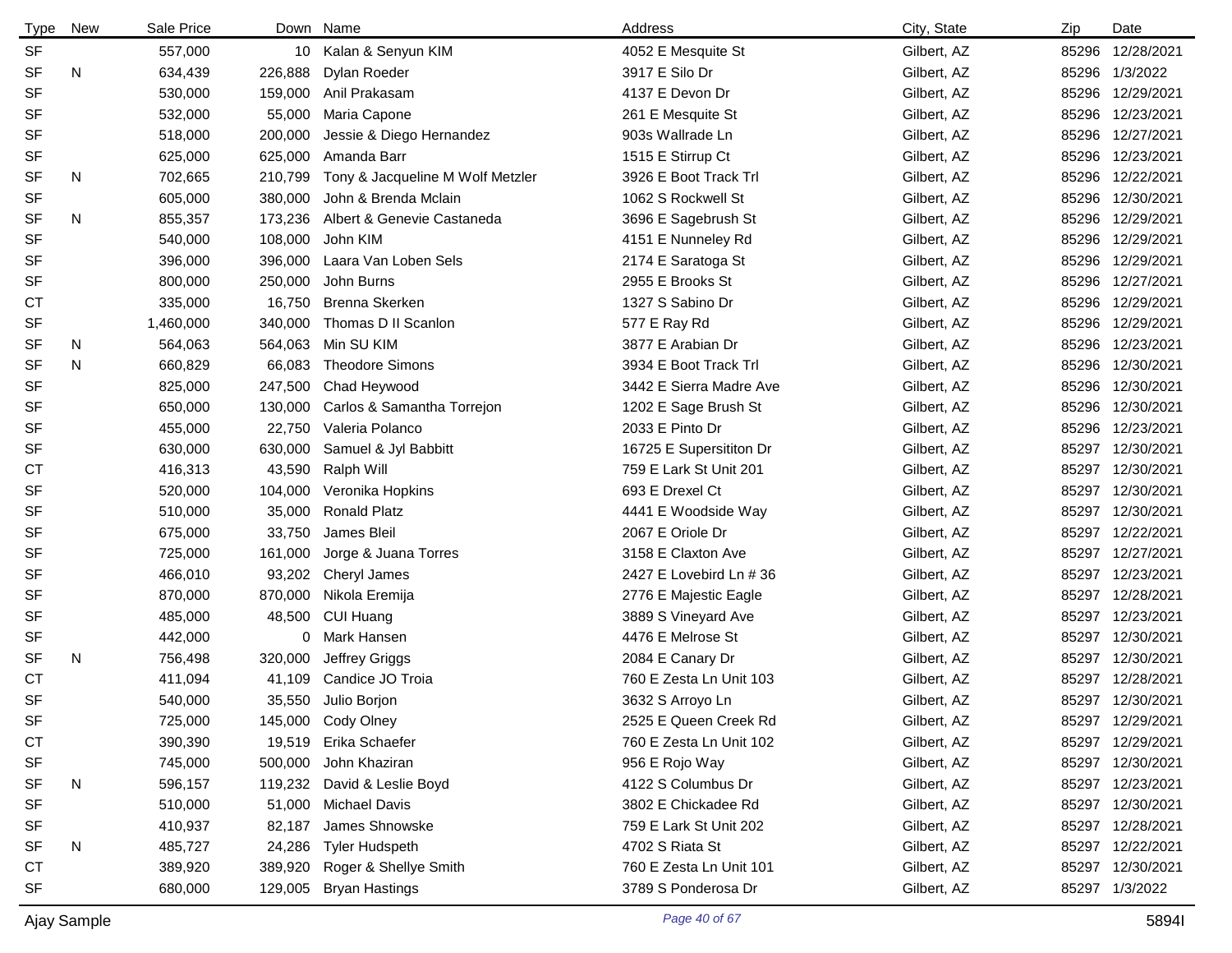| Type | New | Sale Price | Down | Name | Address | City, State | Zip | Date |
|---|---|---|---|---|---|---|---|---|
| SF | | 557,000 | 10 | Kalan & Senyun KIM | 4052 E Mesquite St | Gilbert, AZ | 85296 | 12/28/2021 |
| SF | N | 634,439 | 226,888 | Dylan Roeder | 3917 E Silo Dr | Gilbert, AZ | 85296 | 1/3/2022 |
| SF | | 530,000 | 159,000 | Anil Prakasam | 4137 E Devon Dr | Gilbert, AZ | 85296 | 12/29/2021 |
| SF | | 532,000 | 55,000 | Maria Capone | 261 E Mesquite St | Gilbert, AZ | 85296 | 12/23/2021 |
| SF | | 518,000 | 200,000 | Jessie & Diego Hernandez | 903s Wallrade Ln | Gilbert, AZ | 85296 | 12/27/2021 |
| SF | | 625,000 | 625,000 | Amanda Barr | 1515 E Stirrup Ct | Gilbert, AZ | 85296 | 12/23/2021 |
| SF | N | 702,665 | 210,799 | Tony & Jacqueline M Wolf Metzler | 3926 E Boot Track Trl | Gilbert, AZ | 85296 | 12/22/2021 |
| SF | | 605,000 | 380,000 | John & Brenda Mclain | 1062 S Rockwell St | Gilbert, AZ | 85296 | 12/30/2021 |
| SF | N | 855,357 | 173,236 | Albert & Genevie Castaneda | 3696 E Sagebrush St | Gilbert, AZ | 85296 | 12/29/2021 |
| SF | | 540,000 | 108,000 | John KIM | 4151 E Nunneley Rd | Gilbert, AZ | 85296 | 12/29/2021 |
| SF | | 396,000 | 396,000 | Laara Van Loben Sels | 2174 E Saratoga St | Gilbert, AZ | 85296 | 12/29/2021 |
| SF | | 800,000 | 250,000 | John Burns | 2955 E Brooks St | Gilbert, AZ | 85296 | 12/27/2021 |
| CT | | 335,000 | 16,750 | Brenna Skerken | 1327 S Sabino Dr | Gilbert, AZ | 85296 | 12/29/2021 |
| SF | | 1,460,000 | 340,000 | Thomas D II Scanlon | 577 E Ray Rd | Gilbert, AZ | 85296 | 12/29/2021 |
| SF | N | 564,063 | 564,063 | Min SU KIM | 3877 E Arabian Dr | Gilbert, AZ | 85296 | 12/23/2021 |
| SF | N | 660,829 | 66,083 | Theodore Simons | 3934 E Boot Track Trl | Gilbert, AZ | 85296 | 12/30/2021 |
| SF | | 825,000 | 247,500 | Chad Heywood | 3442 E Sierra Madre Ave | Gilbert, AZ | 85296 | 12/30/2021 |
| SF | | 650,000 | 130,000 | Carlos & Samantha Torrejon | 1202 E Sage Brush St | Gilbert, AZ | 85296 | 12/30/2021 |
| SF | | 455,000 | 22,750 | Valeria Polanco | 2033 E Pinto Dr | Gilbert, AZ | 85296 | 12/23/2021 |
| SF | | 630,000 | 630,000 | Samuel & Jyl Babbitt | 16725 E Supersititon Dr | Gilbert, AZ | 85297 | 12/30/2021 |
| CT | | 416,313 | 43,590 | Ralph Will | 759 E Lark St Unit 201 | Gilbert, AZ | 85297 | 12/30/2021 |
| SF | | 520,000 | 104,000 | Veronika Hopkins | 693 E Drexel Ct | Gilbert, AZ | 85297 | 12/30/2021 |
| SF | | 510,000 | 35,000 | Ronald Platz | 4441 E Woodside Way | Gilbert, AZ | 85297 | 12/30/2021 |
| SF | | 675,000 | 33,750 | James Bleil | 2067 E Oriole Dr | Gilbert, AZ | 85297 | 12/22/2021 |
| SF | | 725,000 | 161,000 | Jorge & Juana Torres | 3158 E Claxton Ave | Gilbert, AZ | 85297 | 12/27/2021 |
| SF | | 466,010 | 93,202 | Cheryl James | 2427 E Lovebird Ln # 36 | Gilbert, AZ | 85297 | 12/23/2021 |
| SF | | 870,000 | 870,000 | Nikola Eremija | 2776 E Majestic Eagle | Gilbert, AZ | 85297 | 12/28/2021 |
| SF | | 485,000 | 48,500 | CUI Huang | 3889 S Vineyard Ave | Gilbert, AZ | 85297 | 12/23/2021 |
| SF | | 442,000 | 0 | Mark Hansen | 4476 E Melrose St | Gilbert, AZ | 85297 | 12/30/2021 |
| SF | N | 756,498 | 320,000 | Jeffrey Griggs | 2084 E Canary Dr | Gilbert, AZ | 85297 | 12/30/2021 |
| CT | | 411,094 | 41,109 | Candice JO Troia | 760 E Zesta Ln Unit 103 | Gilbert, AZ | 85297 | 12/28/2021 |
| SF | | 540,000 | 35,550 | Julio Borjon | 3632 S Arroyo Ln | Gilbert, AZ | 85297 | 12/30/2021 |
| SF | | 725,000 | 145,000 | Cody Olney | 2525 E Queen Creek Rd | Gilbert, AZ | 85297 | 12/29/2021 |
| CT | | 390,390 | 19,519 | Erika Schaefer | 760 E Zesta Ln Unit 102 | Gilbert, AZ | 85297 | 12/29/2021 |
| SF | | 745,000 | 500,000 | John Khaziran | 956 E Rojo Way | Gilbert, AZ | 85297 | 12/30/2021 |
| SF | N | 596,157 | 119,232 | David & Leslie Boyd | 4122 S Columbus Dr | Gilbert, AZ | 85297 | 12/23/2021 |
| SF | | 510,000 | 51,000 | Michael Davis | 3802 E Chickadee Rd | Gilbert, AZ | 85297 | 12/30/2021 |
| SF | | 410,937 | 82,187 | James Shnowske | 759 E Lark St Unit 202 | Gilbert, AZ | 85297 | 12/28/2021 |
| SF | N | 485,727 | 24,286 | Tyler Hudspeth | 4702 S Riata St | Gilbert, AZ | 85297 | 12/22/2021 |
| CT | | 389,920 | 389,920 | Roger & Shellye Smith | 760 E Zesta Ln Unit 101 | Gilbert, AZ | 85297 | 12/30/2021 |
| SF | | 680,000 | 129,005 | Bryan Hastings | 3789 S Ponderosa Dr | Gilbert, AZ | 85297 | 1/3/2022 |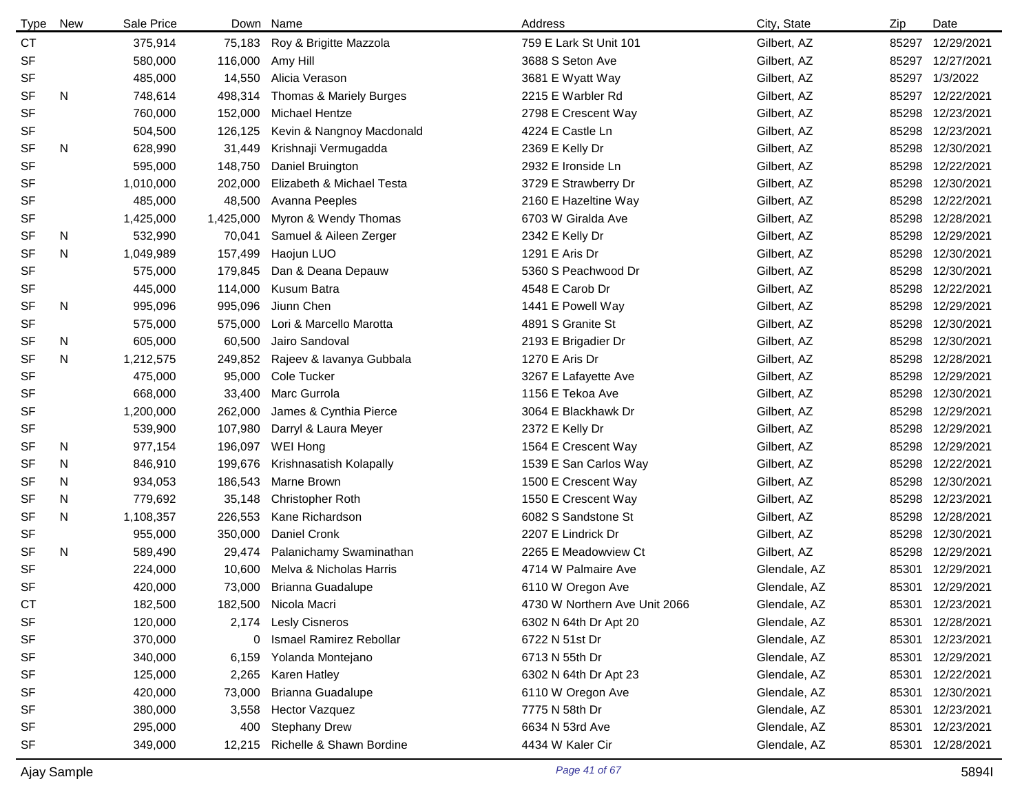| Type | New | Sale Price | Down | Name | Address | City, State | Zip | Date |
|---|---|---|---|---|---|---|---|---|
| CT | | 375,914 | 75,183 | Roy & Brigitte Mazzola | 759 E Lark St Unit 101 | Gilbert, AZ | 85297 | 12/29/2021 |
| SF | | 580,000 | 116,000 | Amy Hill | 3688 S Seton Ave | Gilbert, AZ | 85297 | 12/27/2021 |
| SF | | 485,000 | 14,550 | Alicia Verason | 3681 E Wyatt Way | Gilbert, AZ | 85297 | 1/3/2022 |
| SF | N | 748,614 | 498,314 | Thomas & Mariely Burges | 2215 E Warbler Rd | Gilbert, AZ | 85297 | 12/22/2021 |
| SF | | 760,000 | 152,000 | Michael Hentze | 2798 E Crescent Way | Gilbert, AZ | 85298 | 12/23/2021 |
| SF | | 504,500 | 126,125 | Kevin & Nangnoy Macdonald | 4224 E Castle Ln | Gilbert, AZ | 85298 | 12/23/2021 |
| SF | N | 628,990 | 31,449 | Krishnaji Vermugadda | 2369 E Kelly Dr | Gilbert, AZ | 85298 | 12/30/2021 |
| SF | | 595,000 | 148,750 | Daniel Bruington | 2932 E Ironside Ln | Gilbert, AZ | 85298 | 12/22/2021 |
| SF | | 1,010,000 | 202,000 | Elizabeth & Michael Testa | 3729 E Strawberry Dr | Gilbert, AZ | 85298 | 12/30/2021 |
| SF | | 485,000 | 48,500 | Avanna Peeples | 2160 E Hazeltine Way | Gilbert, AZ | 85298 | 12/22/2021 |
| SF | | 1,425,000 | 1,425,000 | Myron & Wendy Thomas | 6703 W Giralda Ave | Gilbert, AZ | 85298 | 12/28/2021 |
| SF | N | 532,990 | 70,041 | Samuel & Aileen Zerger | 2342 E Kelly Dr | Gilbert, AZ | 85298 | 12/29/2021 |
| SF | N | 1,049,989 | 157,499 | Haojun LUO | 1291 E Aris Dr | Gilbert, AZ | 85298 | 12/30/2021 |
| SF | | 575,000 | 179,845 | Dan & Deana Depauw | 5360 S Peachwood Dr | Gilbert, AZ | 85298 | 12/30/2021 |
| SF | | 445,000 | 114,000 | Kusum Batra | 4548 E Carob Dr | Gilbert, AZ | 85298 | 12/22/2021 |
| SF | N | 995,096 | 995,096 | Jiunn Chen | 1441 E Powell Way | Gilbert, AZ | 85298 | 12/29/2021 |
| SF | | 575,000 | 575,000 | Lori & Marcello Marotta | 4891 S Granite St | Gilbert, AZ | 85298 | 12/30/2021 |
| SF | N | 605,000 | 60,500 | Jairo Sandoval | 2193 E Brigadier Dr | Gilbert, AZ | 85298 | 12/30/2021 |
| SF | N | 1,212,575 | 249,852 | Rajeev & Iavanya Gubbala | 1270 E Aris Dr | Gilbert, AZ | 85298 | 12/28/2021 |
| SF | | 475,000 | 95,000 | Cole Tucker | 3267 E Lafayette Ave | Gilbert, AZ | 85298 | 12/29/2021 |
| SF | | 668,000 | 33,400 | Marc Gurrola | 1156 E Tekoa Ave | Gilbert, AZ | 85298 | 12/30/2021 |
| SF | | 1,200,000 | 262,000 | James & Cynthia Pierce | 3064 E Blackhawk Dr | Gilbert, AZ | 85298 | 12/29/2021 |
| SF | | 539,900 | 107,980 | Darryl & Laura Meyer | 2372 E Kelly Dr | Gilbert, AZ | 85298 | 12/29/2021 |
| SF | N | 977,154 | 196,097 | WEI Hong | 1564 E Crescent Way | Gilbert, AZ | 85298 | 12/29/2021 |
| SF | N | 846,910 | 199,676 | Krishnasatish Kolapally | 1539 E San Carlos Way | Gilbert, AZ | 85298 | 12/22/2021 |
| SF | N | 934,053 | 186,543 | Marne Brown | 1500 E Crescent Way | Gilbert, AZ | 85298 | 12/30/2021 |
| SF | N | 779,692 | 35,148 | Christopher Roth | 1550 E Crescent Way | Gilbert, AZ | 85298 | 12/23/2021 |
| SF | N | 1,108,357 | 226,553 | Kane Richardson | 6082 S Sandstone St | Gilbert, AZ | 85298 | 12/28/2021 |
| SF | | 955,000 | 350,000 | Daniel Cronk | 2207 E Lindrick Dr | Gilbert, AZ | 85298 | 12/30/2021 |
| SF | N | 589,490 | 29,474 | Palanichamy Swaminathan | 2265 E Meadowview Ct | Gilbert, AZ | 85298 | 12/29/2021 |
| SF | | 224,000 | 10,600 | Melva & Nicholas Harris | 4714 W Palmaire Ave | Glendale, AZ | 85301 | 12/29/2021 |
| SF | | 420,000 | 73,000 | Brianna Guadalupe | 6110 W Oregon Ave | Glendale, AZ | 85301 | 12/29/2021 |
| CT | | 182,500 | 182,500 | Nicola Macri | 4730 W Northern Ave Unit 2066 | Glendale, AZ | 85301 | 12/23/2021 |
| SF | | 120,000 | 2,174 | Lesly Cisneros | 6302 N 64th Dr Apt 20 | Glendale, AZ | 85301 | 12/28/2021 |
| SF | | 370,000 | 0 | Ismael Ramirez Rebollar | 6722 N 51st Dr | Glendale, AZ | 85301 | 12/23/2021 |
| SF | | 340,000 | 6,159 | Yolanda Montejano | 6713 N 55th Dr | Glendale, AZ | 85301 | 12/29/2021 |
| SF | | 125,000 | 2,265 | Karen Hatley | 6302 N 64th Dr Apt 23 | Glendale, AZ | 85301 | 12/22/2021 |
| SF | | 420,000 | 73,000 | Brianna Guadalupe | 6110 W Oregon Ave | Glendale, AZ | 85301 | 12/30/2021 |
| SF | | 380,000 | 3,558 | Hector Vazquez | 7775 N 58th Dr | Glendale, AZ | 85301 | 12/23/2021 |
| SF | | 295,000 | 400 | Stephany Drew | 6634 N 53rd Ave | Glendale, AZ | 85301 | 12/23/2021 |
| SF | | 349,000 | 12,215 | Richelle & Shawn Bordine | 4434 W Kaler Cir | Glendale, AZ | 85301 | 12/28/2021 |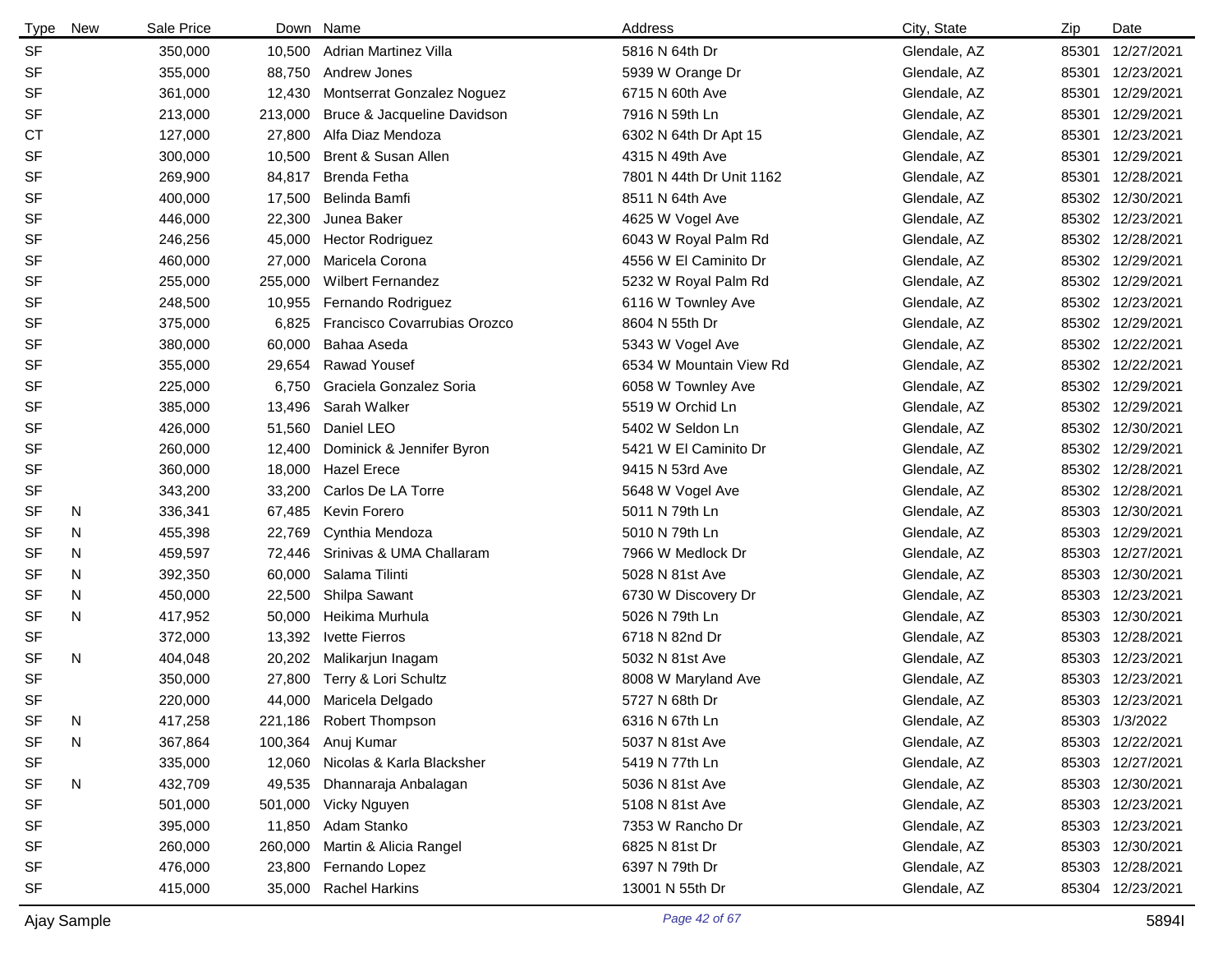| Type | New | Sale Price | Down | Name | Address | City, State | Zip | Date |
|---|---|---|---|---|---|---|---|---|
| SF | | 350,000 | 10,500 | Adrian Martinez Villa | 5816 N 64th Dr | Glendale, AZ | 85301 | 12/27/2021 |
| SF | | 355,000 | 88,750 | Andrew Jones | 5939 W Orange Dr | Glendale, AZ | 85301 | 12/23/2021 |
| SF | | 361,000 | 12,430 | Montserrat Gonzalez Noguez | 6715 N 60th Ave | Glendale, AZ | 85301 | 12/29/2021 |
| SF | | 213,000 | 213,000 | Bruce & Jacqueline Davidson | 7916 N 59th Ln | Glendale, AZ | 85301 | 12/29/2021 |
| CT | | 127,000 | 27,800 | Alfa Diaz Mendoza | 6302 N 64th Dr Apt 15 | Glendale, AZ | 85301 | 12/23/2021 |
| SF | | 300,000 | 10,500 | Brent & Susan Allen | 4315 N 49th Ave | Glendale, AZ | 85301 | 12/29/2021 |
| SF | | 269,900 | 84,817 | Brenda Fetha | 7801 N 44th Dr Unit 1162 | Glendale, AZ | 85301 | 12/28/2021 |
| SF | | 400,000 | 17,500 | Belinda Bamfi | 8511 N 64th Ave | Glendale, AZ | 85302 | 12/30/2021 |
| SF | | 446,000 | 22,300 | Junea Baker | 4625 W Vogel Ave | Glendale, AZ | 85302 | 12/23/2021 |
| SF | | 246,256 | 45,000 | Hector Rodriguez | 6043 W Royal Palm Rd | Glendale, AZ | 85302 | 12/28/2021 |
| SF | | 460,000 | 27,000 | Maricela Corona | 4556 W El Caminito Dr | Glendale, AZ | 85302 | 12/29/2021 |
| SF | | 255,000 | 255,000 | Wilbert Fernandez | 5232 W Royal Palm Rd | Glendale, AZ | 85302 | 12/29/2021 |
| SF | | 248,500 | 10,955 | Fernando Rodriguez | 6116 W Townley Ave | Glendale, AZ | 85302 | 12/23/2021 |
| SF | | 375,000 | 6,825 | Francisco Covarrubias Orozco | 8604 N 55th Dr | Glendale, AZ | 85302 | 12/29/2021 |
| SF | | 380,000 | 60,000 | Bahaa Aseda | 5343 W Vogel Ave | Glendale, AZ | 85302 | 12/22/2021 |
| SF | | 355,000 | 29,654 | Rawad Yousef | 6534 W Mountain View Rd | Glendale, AZ | 85302 | 12/22/2021 |
| SF | | 225,000 | 6,750 | Graciela Gonzalez Soria | 6058 W Townley Ave | Glendale, AZ | 85302 | 12/29/2021 |
| SF | | 385,000 | 13,496 | Sarah Walker | 5519 W Orchid Ln | Glendale, AZ | 85302 | 12/29/2021 |
| SF | | 426,000 | 51,560 | Daniel LEO | 5402 W Seldon Ln | Glendale, AZ | 85302 | 12/30/2021 |
| SF | | 260,000 | 12,400 | Dominick & Jennifer Byron | 5421 W El Caminito Dr | Glendale, AZ | 85302 | 12/29/2021 |
| SF | | 360,000 | 18,000 | Hazel Erece | 9415 N 53rd Ave | Glendale, AZ | 85302 | 12/28/2021 |
| SF | | 343,200 | 33,200 | Carlos De LA Torre | 5648 W Vogel Ave | Glendale, AZ | 85302 | 12/28/2021 |
| SF | N | 336,341 | 67,485 | Kevin Forero | 5011 N 79th Ln | Glendale, AZ | 85303 | 12/30/2021 |
| SF | N | 455,398 | 22,769 | Cynthia Mendoza | 5010 N 79th Ln | Glendale, AZ | 85303 | 12/29/2021 |
| SF | N | 459,597 | 72,446 | Srinivas & UMA Challaram | 7966 W Medlock Dr | Glendale, AZ | 85303 | 12/27/2021 |
| SF | N | 392,350 | 60,000 | Salama Tilinti | 5028 N 81st Ave | Glendale, AZ | 85303 | 12/30/2021 |
| SF | N | 450,000 | 22,500 | Shilpa Sawant | 6730 W Discovery Dr | Glendale, AZ | 85303 | 12/23/2021 |
| SF | N | 417,952 | 50,000 | Heikima Murhula | 5026 N 79th Ln | Glendale, AZ | 85303 | 12/30/2021 |
| SF | | 372,000 | 13,392 | Ivette Fierros | 6718 N 82nd Dr | Glendale, AZ | 85303 | 12/28/2021 |
| SF | N | 404,048 | 20,202 | Malikarjun Inagam | 5032 N 81st Ave | Glendale, AZ | 85303 | 12/23/2021 |
| SF | | 350,000 | 27,800 | Terry & Lori Schultz | 8008 W Maryland Ave | Glendale, AZ | 85303 | 12/23/2021 |
| SF | | 220,000 | 44,000 | Maricela Delgado | 5727 N 68th Dr | Glendale, AZ | 85303 | 12/23/2021 |
| SF | N | 417,258 | 221,186 | Robert Thompson | 6316 N 67th Ln | Glendale, AZ | 85303 | 1/3/2022 |
| SF | N | 367,864 | 100,364 | Anuj Kumar | 5037 N 81st Ave | Glendale, AZ | 85303 | 12/22/2021 |
| SF | | 335,000 | 12,060 | Nicolas & Karla Blacksher | 5419 N 77th Ln | Glendale, AZ | 85303 | 12/27/2021 |
| SF | N | 432,709 | 49,535 | Dhannaraja Anbalagan | 5036 N 81st Ave | Glendale, AZ | 85303 | 12/30/2021 |
| SF | | 501,000 | 501,000 | Vicky Nguyen | 5108 N 81st Ave | Glendale, AZ | 85303 | 12/23/2021 |
| SF | | 395,000 | 11,850 | Adam Stanko | 7353 W Rancho Dr | Glendale, AZ | 85303 | 12/23/2021 |
| SF | | 260,000 | 260,000 | Martin & Alicia Rangel | 6825 N 81st Dr | Glendale, AZ | 85303 | 12/30/2021 |
| SF | | 476,000 | 23,800 | Fernando Lopez | 6397 N 79th Dr | Glendale, AZ | 85303 | 12/28/2021 |
| SF | | 415,000 | 35,000 | Rachel Harkins | 13001 N 55th Dr | Glendale, AZ | 85304 | 12/23/2021 |

Ajay Sample

5894I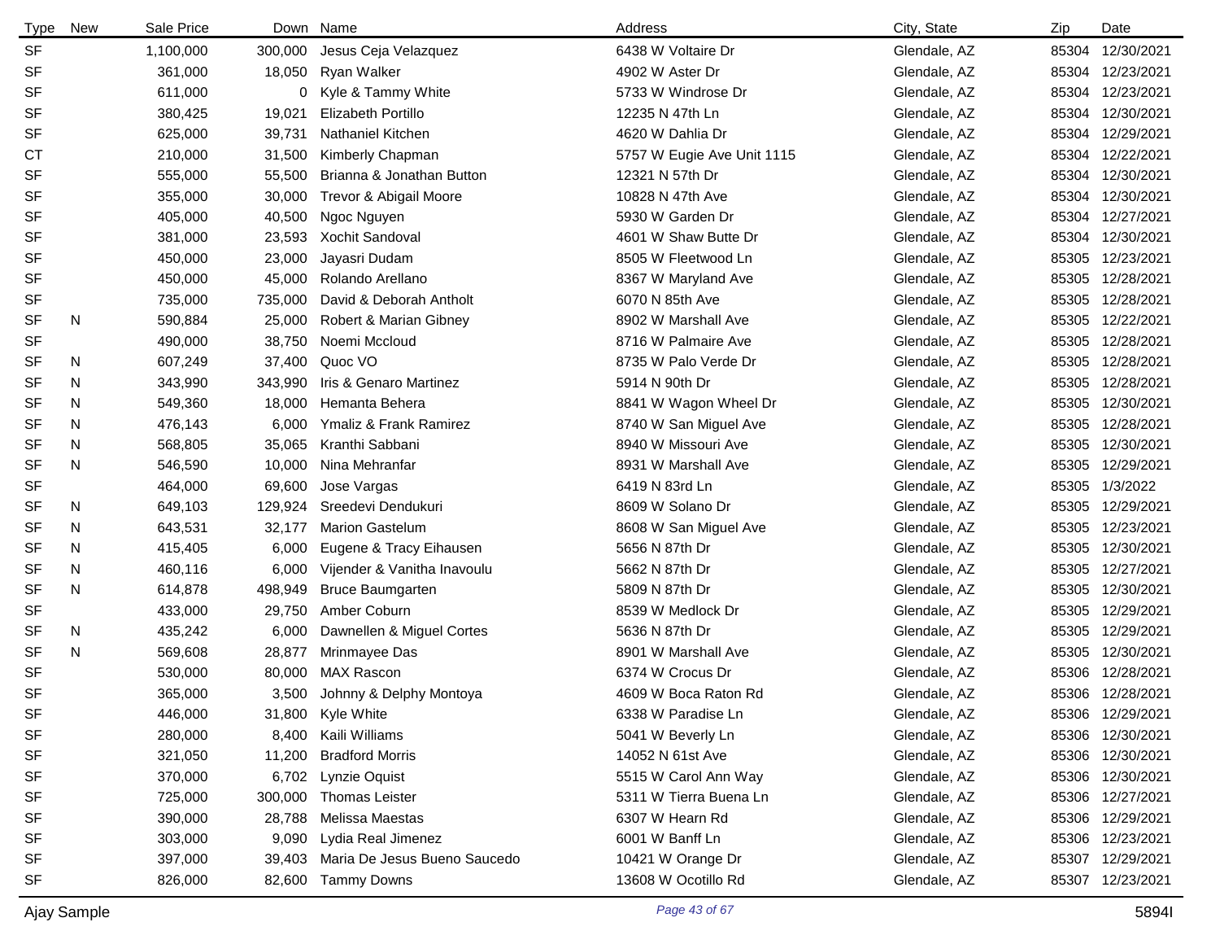| Type | New | Sale Price | Down | Name | Address | City, State | Zip | Date |
|---|---|---|---|---|---|---|---|---|
| SF | | 1,100,000 | 300,000 | Jesus Ceja Velazquez | 6438 W Voltaire Dr | Glendale, AZ | 85304 | 12/30/2021 |
| SF | | 361,000 | 18,050 | Ryan Walker | 4902 W Aster Dr | Glendale, AZ | 85304 | 12/23/2021 |
| SF | | 611,000 | 0 | Kyle & Tammy White | 5733 W Windrose Dr | Glendale, AZ | 85304 | 12/23/2021 |
| SF | | 380,425 | 19,021 | Elizabeth Portillo | 12235 N 47th Ln | Glendale, AZ | 85304 | 12/30/2021 |
| SF | | 625,000 | 39,731 | Nathaniel Kitchen | 4620 W Dahlia Dr | Glendale, AZ | 85304 | 12/29/2021 |
| CT | | 210,000 | 31,500 | Kimberly Chapman | 5757 W Eugie Ave Unit 1115 | Glendale, AZ | 85304 | 12/22/2021 |
| SF | | 555,000 | 55,500 | Brianna & Jonathan Button | 12321 N 57th Dr | Glendale, AZ | 85304 | 12/30/2021 |
| SF | | 355,000 | 30,000 | Trevor & Abigail Moore | 10828 N 47th Ave | Glendale, AZ | 85304 | 12/30/2021 |
| SF | | 405,000 | 40,500 | Ngoc Nguyen | 5930 W Garden Dr | Glendale, AZ | 85304 | 12/27/2021 |
| SF | | 381,000 | 23,593 | Xochit Sandoval | 4601 W Shaw Butte Dr | Glendale, AZ | 85304 | 12/30/2021 |
| SF | | 450,000 | 23,000 | Jayasri Dudam | 8505 W Fleetwood Ln | Glendale, AZ | 85305 | 12/23/2021 |
| SF | | 450,000 | 45,000 | Rolando Arellano | 8367 W Maryland Ave | Glendale, AZ | 85305 | 12/28/2021 |
| SF | | 735,000 | 735,000 | David & Deborah Antholt | 6070 N 85th Ave | Glendale, AZ | 85305 | 12/28/2021 |
| SF | N | 590,884 | 25,000 | Robert & Marian Gibney | 8902 W Marshall Ave | Glendale, AZ | 85305 | 12/22/2021 |
| SF | | 490,000 | 38,750 | Noemi Mccloud | 8716 W Palmaire Ave | Glendale, AZ | 85305 | 12/28/2021 |
| SF | N | 607,249 | 37,400 | Quoc VO | 8735 W Palo Verde Dr | Glendale, AZ | 85305 | 12/28/2021 |
| SF | N | 343,990 | 343,990 | Iris & Genaro Martinez | 5914 N 90th Dr | Glendale, AZ | 85305 | 12/28/2021 |
| SF | N | 549,360 | 18,000 | Hemanta Behera | 8841 W Wagon Wheel Dr | Glendale, AZ | 85305 | 12/30/2021 |
| SF | N | 476,143 | 6,000 | Ymaliz & Frank Ramirez | 8740 W San Miguel Ave | Glendale, AZ | 85305 | 12/28/2021 |
| SF | N | 568,805 | 35,065 | Kranthi Sabbani | 8940 W Missouri Ave | Glendale, AZ | 85305 | 12/30/2021 |
| SF | N | 546,590 | 10,000 | Nina Mehranfar | 8931 W Marshall Ave | Glendale, AZ | 85305 | 12/29/2021 |
| SF | | 464,000 | 69,600 | Jose Vargas | 6419 N 83rd Ln | Glendale, AZ | 85305 | 1/3/2022 |
| SF | N | 649,103 | 129,924 | Sreedevi Dendukuri | 8609 W Solano Dr | Glendale, AZ | 85305 | 12/29/2021 |
| SF | N | 643,531 | 32,177 | Marion Gastelum | 8608 W San Miguel Ave | Glendale, AZ | 85305 | 12/23/2021 |
| SF | N | 415,405 | 6,000 | Eugene & Tracy Eihausen | 5656 N 87th Dr | Glendale, AZ | 85305 | 12/30/2021 |
| SF | N | 460,116 | 6,000 | Vijender & Vanitha Inavoulu | 5662 N 87th Dr | Glendale, AZ | 85305 | 12/27/2021 |
| SF | N | 614,878 | 498,949 | Bruce Baumgarten | 5809 N 87th Dr | Glendale, AZ | 85305 | 12/30/2021 |
| SF | | 433,000 | 29,750 | Amber Coburn | 8539 W Medlock Dr | Glendale, AZ | 85305 | 12/29/2021 |
| SF | N | 435,242 | 6,000 | Dawnellen & Miguel Cortes | 5636 N 87th Dr | Glendale, AZ | 85305 | 12/29/2021 |
| SF | N | 569,608 | 28,877 | Mrinmayee Das | 8901 W Marshall Ave | Glendale, AZ | 85305 | 12/30/2021 |
| SF | | 530,000 | 80,000 | MAX Rascon | 6374 W Crocus Dr | Glendale, AZ | 85306 | 12/28/2021 |
| SF | | 365,000 | 3,500 | Johnny & Delphy Montoya | 4609 W Boca Raton Rd | Glendale, AZ | 85306 | 12/28/2021 |
| SF | | 446,000 | 31,800 | Kyle White | 6338 W Paradise Ln | Glendale, AZ | 85306 | 12/29/2021 |
| SF | | 280,000 | 8,400 | Kaili Williams | 5041 W Beverly Ln | Glendale, AZ | 85306 | 12/30/2021 |
| SF | | 321,050 | 11,200 | Bradford Morris | 14052 N 61st Ave | Glendale, AZ | 85306 | 12/30/2021 |
| SF | | 370,000 | 6,702 | Lynzie Oquist | 5515 W Carol Ann Way | Glendale, AZ | 85306 | 12/30/2021 |
| SF | | 725,000 | 300,000 | Thomas Leister | 5311 W Tierra Buena Ln | Glendale, AZ | 85306 | 12/27/2021 |
| SF | | 390,000 | 28,788 | Melissa Maestas | 6307 W Hearn Rd | Glendale, AZ | 85306 | 12/29/2021 |
| SF | | 303,000 | 9,090 | Lydia Real Jimenez | 6001 W Banff Ln | Glendale, AZ | 85306 | 12/23/2021 |
| SF | | 397,000 | 39,403 | Maria De Jesus Bueno Saucedo | 10421 W Orange Dr | Glendale, AZ | 85307 | 12/29/2021 |
| SF | | 826,000 | 82,600 | Tammy Downs | 13608 W Ocotillo Rd | Glendale, AZ | 85307 | 12/23/2021 |

Ajay Sample

5894I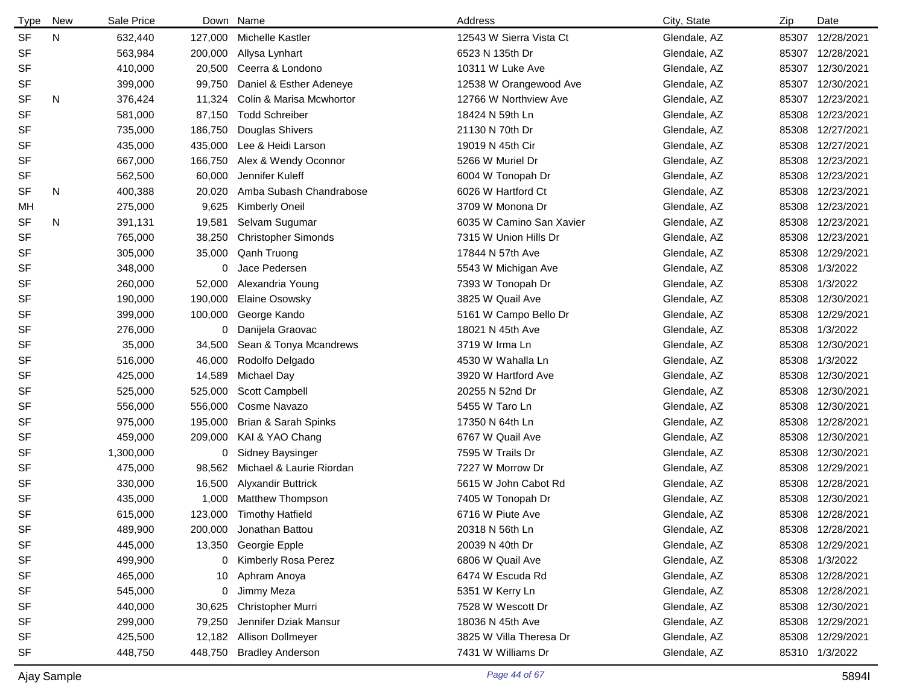| Type | New | Sale Price | Down | Name | Address | City, State | Zip | Date |
|---|---|---|---|---|---|---|---|---|
| SF | N | 632,440 | 127,000 | Michelle Kastler | 12543 W Sierra Vista Ct | Glendale, AZ | 85307 | 12/28/2021 |
| SF | | 563,984 | 200,000 | Allysa Lynhart | 6523 N 135th Dr | Glendale, AZ | 85307 | 12/28/2021 |
| SF | | 410,000 | 20,500 | Ceerra & Londono | 10311 W Luke Ave | Glendale, AZ | 85307 | 12/30/2021 |
| SF | | 399,000 | 99,750 | Daniel & Esther Adeneye | 12538 W Orangewood Ave | Glendale, AZ | 85307 | 12/30/2021 |
| SF | N | 376,424 | 11,324 | Colin & Marisa Mcwhortor | 12766 W Northview Ave | Glendale, AZ | 85307 | 12/23/2021 |
| SF | | 581,000 | 87,150 | Todd Schreiber | 18424 N 59th Ln | Glendale, AZ | 85308 | 12/23/2021 |
| SF | | 735,000 | 186,750 | Douglas Shivers | 21130 N 70th Dr | Glendale, AZ | 85308 | 12/27/2021 |
| SF | | 435,000 | 435,000 | Lee & Heidi Larson | 19019 N 45th Cir | Glendale, AZ | 85308 | 12/27/2021 |
| SF | | 667,000 | 166,750 | Alex & Wendy Oconnor | 5266 W Muriel Dr | Glendale, AZ | 85308 | 12/23/2021 |
| SF | | 562,500 | 60,000 | Jennifer Kuleff | 6004 W Tonopah Dr | Glendale, AZ | 85308 | 12/23/2021 |
| SF | N | 400,388 | 20,020 | Amba Subash Chandrabose | 6026 W Hartford Ct | Glendale, AZ | 85308 | 12/23/2021 |
| MH | | 275,000 | 9,625 | Kimberly Oneil | 3709 W Monona Dr | Glendale, AZ | 85308 | 12/23/2021 |
| SF | N | 391,131 | 19,581 | Selvam Sugumar | 6035 W Camino San Xavier | Glendale, AZ | 85308 | 12/23/2021 |
| SF | | 765,000 | 38,250 | Christopher Simonds | 7315 W Union Hills Dr | Glendale, AZ | 85308 | 12/23/2021 |
| SF | | 305,000 | 35,000 | Qanh Truong | 17844 N 57th Ave | Glendale, AZ | 85308 | 12/29/2021 |
| SF | | 348,000 | 0 | Jace Pedersen | 5543 W Michigan Ave | Glendale, AZ | 85308 | 1/3/2022 |
| SF | | 260,000 | 52,000 | Alexandria Young | 7393 W Tonopah Dr | Glendale, AZ | 85308 | 1/3/2022 |
| SF | | 190,000 | 190,000 | Elaine Osowsky | 3825 W Quail Ave | Glendale, AZ | 85308 | 12/30/2021 |
| SF | | 399,000 | 100,000 | George Kando | 5161 W Campo Bello Dr | Glendale, AZ | 85308 | 12/29/2021 |
| SF | | 276,000 | 0 | Danijela Graovac | 18021 N 45th Ave | Glendale, AZ | 85308 | 1/3/2022 |
| SF | | 35,000 | 34,500 | Sean & Tonya Mcandrews | 3719 W Irma Ln | Glendale, AZ | 85308 | 12/30/2021 |
| SF | | 516,000 | 46,000 | Rodolfo Delgado | 4530 W Wahalla Ln | Glendale, AZ | 85308 | 1/3/2022 |
| SF | | 425,000 | 14,589 | Michael Day | 3920 W Hartford Ave | Glendale, AZ | 85308 | 12/30/2021 |
| SF | | 525,000 | 525,000 | Scott Campbell | 20255 N 52nd Dr | Glendale, AZ | 85308 | 12/30/2021 |
| SF | | 556,000 | 556,000 | Cosme Navazo | 5455 W Taro Ln | Glendale, AZ | 85308 | 12/30/2021 |
| SF | | 975,000 | 195,000 | Brian & Sarah Spinks | 17350 N 64th Ln | Glendale, AZ | 85308 | 12/28/2021 |
| SF | | 459,000 | 209,000 | KAI & YAO Chang | 6767 W Quail Ave | Glendale, AZ | 85308 | 12/30/2021 |
| SF | | 1,300,000 | 0 | Sidney Baysinger | 7595 W Trails Dr | Glendale, AZ | 85308 | 12/30/2021 |
| SF | | 475,000 | 98,562 | Michael & Laurie Riordan | 7227 W Morrow Dr | Glendale, AZ | 85308 | 12/29/2021 |
| SF | | 330,000 | 16,500 | Alyxandir Buttrick | 5615 W John Cabot Rd | Glendale, AZ | 85308 | 12/28/2021 |
| SF | | 435,000 | 1,000 | Matthew Thompson | 7405 W Tonopah Dr | Glendale, AZ | 85308 | 12/30/2021 |
| SF | | 615,000 | 123,000 | Timothy Hatfield | 6716 W Piute Ave | Glendale, AZ | 85308 | 12/28/2021 |
| SF | | 489,900 | 200,000 | Jonathan Battou | 20318 N 56th Ln | Glendale, AZ | 85308 | 12/28/2021 |
| SF | | 445,000 | 13,350 | Georgie Epple | 20039 N 40th Dr | Glendale, AZ | 85308 | 12/29/2021 |
| SF | | 499,900 | 0 | Kimberly Rosa Perez | 6806 W Quail Ave | Glendale, AZ | 85308 | 1/3/2022 |
| SF | | 465,000 | 10 | Aphram Anoya | 6474 W Escuda Rd | Glendale, AZ | 85308 | 12/28/2021 |
| SF | | 545,000 | 0 | Jimmy Meza | 5351 W Kerry Ln | Glendale, AZ | 85308 | 12/28/2021 |
| SF | | 440,000 | 30,625 | Christopher Murri | 7528 W Wescott Dr | Glendale, AZ | 85308 | 12/30/2021 |
| SF | | 299,000 | 79,250 | Jennifer Dziak Mansur | 18036 N 45th Ave | Glendale, AZ | 85308 | 12/29/2021 |
| SF | | 425,500 | 12,182 | Allison Dollmeyer | 3825 W Villa Theresa Dr | Glendale, AZ | 85308 | 12/29/2021 |
| SF | | 448,750 | 448,750 | Bradley Anderson | 7431 W Williams Dr | Glendale, AZ | 85310 | 1/3/2022 |

Ajay Sample 5894I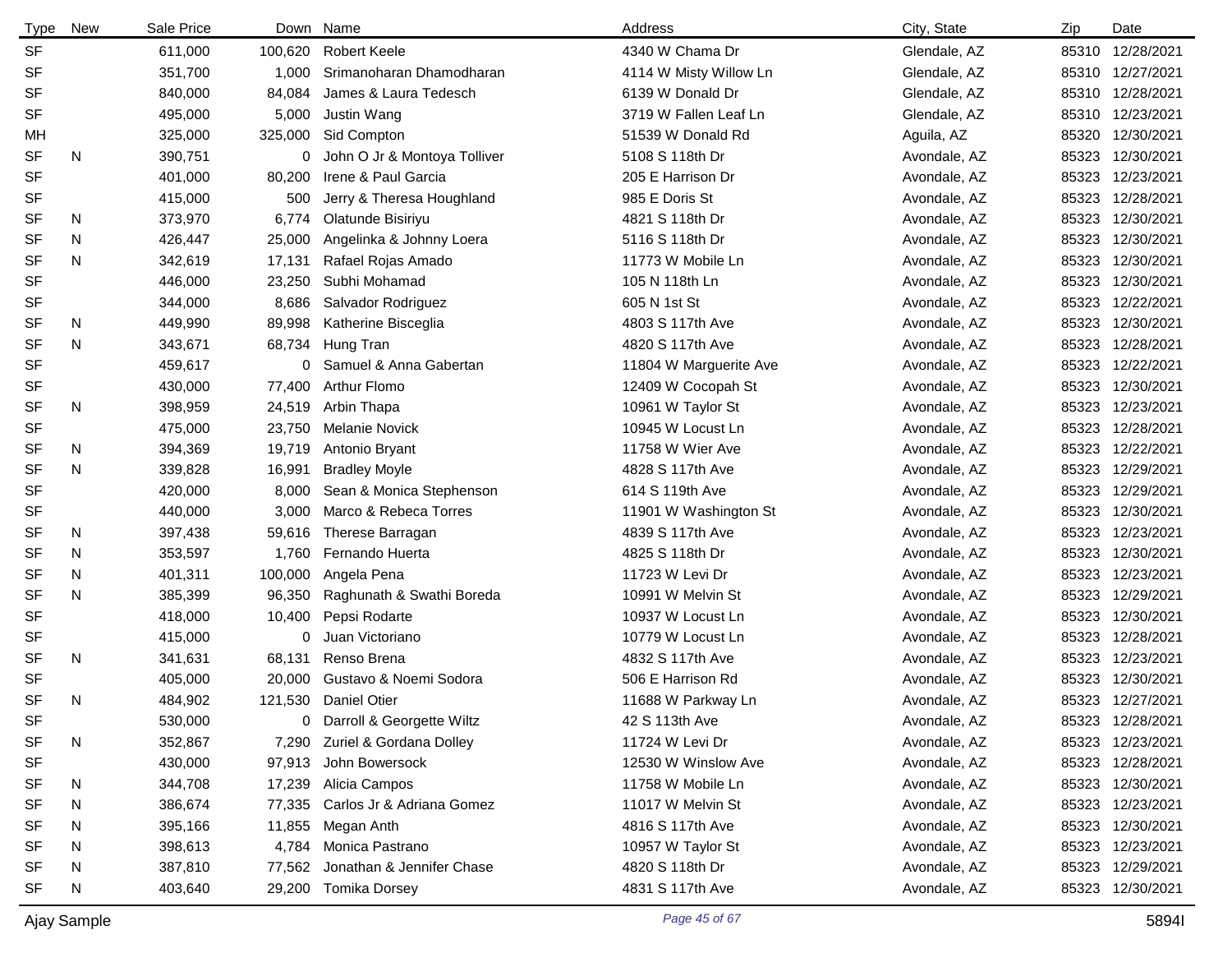| Type | New | Sale Price | Down | Name | Address | City, State | Zip | Date |
|---|---|---|---|---|---|---|---|---|
| SF | | 611,000 | 100,620 | Robert Keele | 4340 W Chama Dr | Glendale, AZ | 85310 | 12/28/2021 |
| SF | | 351,700 | 1,000 | Srimanoharan Dhamodharan | 4114 W Misty Willow Ln | Glendale, AZ | 85310 | 12/27/2021 |
| SF | | 840,000 | 84,084 | James & Laura Tedesch | 6139 W Donald Dr | Glendale, AZ | 85310 | 12/28/2021 |
| SF | | 495,000 | 5,000 | Justin Wang | 3719 W Fallen Leaf Ln | Glendale, AZ | 85310 | 12/23/2021 |
| MH | | 325,000 | 325,000 | Sid Compton | 51539 W Donald Rd | Aguila, AZ | 85320 | 12/30/2021 |
| SF | N | 390,751 | 0 | John O Jr & Montoya Tolliver | 5108 S 118th Dr | Avondale, AZ | 85323 | 12/30/2021 |
| SF | | 401,000 | 80,200 | Irene & Paul Garcia | 205 E Harrison Dr | Avondale, AZ | 85323 | 12/23/2021 |
| SF | | 415,000 | 500 | Jerry & Theresa Houghland | 985 E Doris St | Avondale, AZ | 85323 | 12/28/2021 |
| SF | N | 373,970 | 6,774 | Olatunde Bisiriyu | 4821 S 118th Dr | Avondale, AZ | 85323 | 12/30/2021 |
| SF | N | 426,447 | 25,000 | Angelinka & Johnny Loera | 5116 S 118th Dr | Avondale, AZ | 85323 | 12/30/2021 |
| SF | N | 342,619 | 17,131 | Rafael Rojas Amado | 11773 W Mobile Ln | Avondale, AZ | 85323 | 12/30/2021 |
| SF | | 446,000 | 23,250 | Subhi Mohamad | 105 N 118th Ln | Avondale, AZ | 85323 | 12/30/2021 |
| SF | | 344,000 | 8,686 | Salvador Rodriguez | 605 N 1st St | Avondale, AZ | 85323 | 12/22/2021 |
| SF | N | 449,990 | 89,998 | Katherine Bisceglia | 4803 S 117th Ave | Avondale, AZ | 85323 | 12/30/2021 |
| SF | N | 343,671 | 68,734 | Hung Tran | 4820 S 117th Ave | Avondale, AZ | 85323 | 12/28/2021 |
| SF | | 459,617 | 0 | Samuel & Anna Gabertan | 11804 W Marguerite Ave | Avondale, AZ | 85323 | 12/22/2021 |
| SF | | 430,000 | 77,400 | Arthur Flomo | 12409 W Cocopah St | Avondale, AZ | 85323 | 12/30/2021 |
| SF | N | 398,959 | 24,519 | Arbin Thapa | 10961 W Taylor St | Avondale, AZ | 85323 | 12/23/2021 |
| SF | | 475,000 | 23,750 | Melanie Novick | 10945 W Locust Ln | Avondale, AZ | 85323 | 12/28/2021 |
| SF | N | 394,369 | 19,719 | Antonio Bryant | 11758 W Wier Ave | Avondale, AZ | 85323 | 12/22/2021 |
| SF | N | 339,828 | 16,991 | Bradley Moyle | 4828 S 117th Ave | Avondale, AZ | 85323 | 12/29/2021 |
| SF | | 420,000 | 8,000 | Sean & Monica Stephenson | 614 S 119th Ave | Avondale, AZ | 85323 | 12/29/2021 |
| SF | | 440,000 | 3,000 | Marco & Rebeca Torres | 11901 W Washington St | Avondale, AZ | 85323 | 12/30/2021 |
| SF | N | 397,438 | 59,616 | Therese Barragan | 4839 S 117th Ave | Avondale, AZ | 85323 | 12/23/2021 |
| SF | N | 353,597 | 1,760 | Fernando Huerta | 4825 S 118th Dr | Avondale, AZ | 85323 | 12/30/2021 |
| SF | N | 401,311 | 100,000 | Angela Pena | 11723 W Levi Dr | Avondale, AZ | 85323 | 12/23/2021 |
| SF | N | 385,399 | 96,350 | Raghunath & Swathi Boreda | 10991 W Melvin St | Avondale, AZ | 85323 | 12/29/2021 |
| SF | | 418,000 | 10,400 | Pepsi Rodarte | 10937 W Locust Ln | Avondale, AZ | 85323 | 12/30/2021 |
| SF | | 415,000 | 0 | Juan Victoriano | 10779 W Locust Ln | Avondale, AZ | 85323 | 12/28/2021 |
| SF | N | 341,631 | 68,131 | Renso Brena | 4832 S 117th Ave | Avondale, AZ | 85323 | 12/23/2021 |
| SF | | 405,000 | 20,000 | Gustavo & Noemi Sodora | 506 E Harrison Rd | Avondale, AZ | 85323 | 12/30/2021 |
| SF | N | 484,902 | 121,530 | Daniel Otier | 11688 W Parkway Ln | Avondale, AZ | 85323 | 12/27/2021 |
| SF | | 530,000 | 0 | Darroll & Georgette Wiltz | 42 S 113th Ave | Avondale, AZ | 85323 | 12/28/2021 |
| SF | N | 352,867 | 7,290 | Zuriel & Gordana Dolley | 11724 W Levi Dr | Avondale, AZ | 85323 | 12/23/2021 |
| SF | | 430,000 | 97,913 | John Bowersock | 12530 W Winslow Ave | Avondale, AZ | 85323 | 12/28/2021 |
| SF | N | 344,708 | 17,239 | Alicia Campos | 11758 W Mobile Ln | Avondale, AZ | 85323 | 12/30/2021 |
| SF | N | 386,674 | 77,335 | Carlos Jr & Adriana Gomez | 11017 W Melvin St | Avondale, AZ | 85323 | 12/23/2021 |
| SF | N | 395,166 | 11,855 | Megan Anth | 4816 S 117th Ave | Avondale, AZ | 85323 | 12/30/2021 |
| SF | N | 398,613 | 4,784 | Monica Pastrano | 10957 W Taylor St | Avondale, AZ | 85323 | 12/23/2021 |
| SF | N | 387,810 | 77,562 | Jonathan & Jennifer Chase | 4820 S 118th Dr | Avondale, AZ | 85323 | 12/29/2021 |
| SF | N | 403,640 | 29,200 | Tomika Dorsey | 4831 S 117th Ave | Avondale, AZ | 85323 | 12/30/2021 |

Ajay Sample 5894I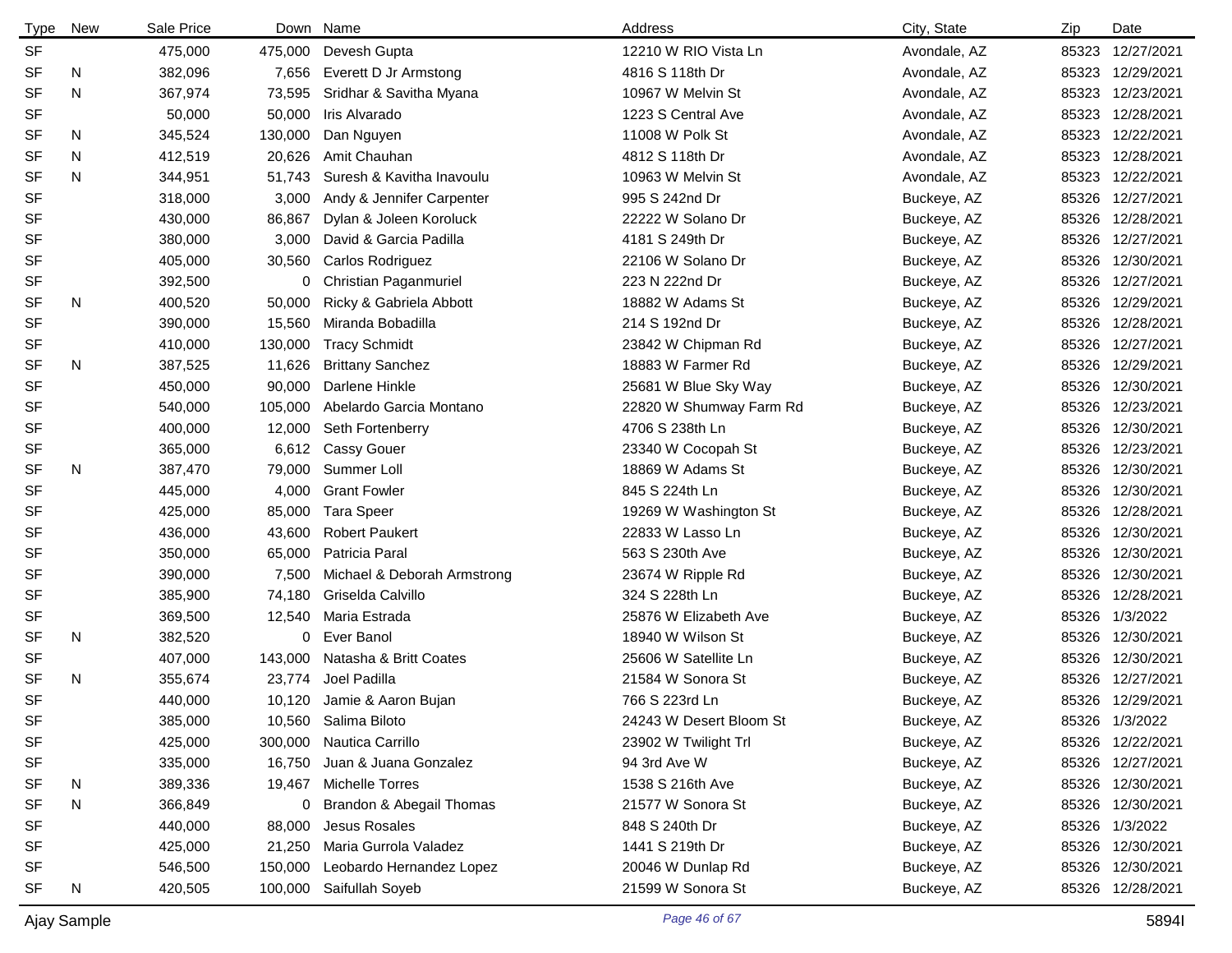| Type | New | Sale Price | Down | Name | Address | City, State | Zip | Date |
|---|---|---|---|---|---|---|---|---|
| SF | | 475,000 | 475,000 | Devesh Gupta | 12210 W RIO Vista Ln | Avondale, AZ | 85323 | 12/27/2021 |
| SF | N | 382,096 | 7,656 | Everett D Jr Armstong | 4816 S 118th Dr | Avondale, AZ | 85323 | 12/29/2021 |
| SF | N | 367,974 | 73,595 | Sridhar & Savitha Myana | 10967 W Melvin St | Avondale, AZ | 85323 | 12/23/2021 |
| SF | | 50,000 | 50,000 | Iris Alvarado | 1223 S Central Ave | Avondale, AZ | 85323 | 12/28/2021 |
| SF | N | 345,524 | 130,000 | Dan Nguyen | 11008 W Polk St | Avondale, AZ | 85323 | 12/22/2021 |
| SF | N | 412,519 | 20,626 | Amit Chauhan | 4812 S 118th Dr | Avondale, AZ | 85323 | 12/28/2021 |
| SF | N | 344,951 | 51,743 | Suresh & Kavitha Inavoulu | 10963 W Melvin St | Avondale, AZ | 85323 | 12/22/2021 |
| SF | | 318,000 | 3,000 | Andy & Jennifer Carpenter | 995 S 242nd Dr | Buckeye, AZ | 85326 | 12/27/2021 |
| SF | | 430,000 | 86,867 | Dylan & Joleen Koroluck | 22222 W Solano Dr | Buckeye, AZ | 85326 | 12/28/2021 |
| SF | | 380,000 | 3,000 | David & Garcia Padilla | 4181 S 249th Dr | Buckeye, AZ | 85326 | 12/27/2021 |
| SF | | 405,000 | 30,560 | Carlos Rodriguez | 22106 W Solano Dr | Buckeye, AZ | 85326 | 12/30/2021 |
| SF | | 392,500 | 0 | Christian Paganmuriel | 223 N 222nd Dr | Buckeye, AZ | 85326 | 12/27/2021 |
| SF | N | 400,520 | 50,000 | Ricky & Gabriela Abbott | 18882 W Adams St | Buckeye, AZ | 85326 | 12/29/2021 |
| SF | | 390,000 | 15,560 | Miranda Bobadilla | 214 S 192nd Dr | Buckeye, AZ | 85326 | 12/28/2021 |
| SF | | 410,000 | 130,000 | Tracy Schmidt | 23842 W Chipman Rd | Buckeye, AZ | 85326 | 12/27/2021 |
| SF | N | 387,525 | 11,626 | Brittany Sanchez | 18883 W Farmer Rd | Buckeye, AZ | 85326 | 12/29/2021 |
| SF | | 450,000 | 90,000 | Darlene Hinkle | 25681 W Blue Sky Way | Buckeye, AZ | 85326 | 12/30/2021 |
| SF | | 540,000 | 105,000 | Abelardo Garcia Montano | 22820 W Shumway Farm Rd | Buckeye, AZ | 85326 | 12/23/2021 |
| SF | | 400,000 | 12,000 | Seth Fortenberry | 4706 S 238th Ln | Buckeye, AZ | 85326 | 12/30/2021 |
| SF | | 365,000 | 6,612 | Cassy Gouer | 23340 W Cocopah St | Buckeye, AZ | 85326 | 12/23/2021 |
| SF | N | 387,470 | 79,000 | Summer Loll | 18869 W Adams St | Buckeye, AZ | 85326 | 12/30/2021 |
| SF | | 445,000 | 4,000 | Grant Fowler | 845 S 224th Ln | Buckeye, AZ | 85326 | 12/30/2021 |
| SF | | 425,000 | 85,000 | Tara Speer | 19269 W Washington St | Buckeye, AZ | 85326 | 12/28/2021 |
| SF | | 436,000 | 43,600 | Robert Paukert | 22833 W Lasso Ln | Buckeye, AZ | 85326 | 12/30/2021 |
| SF | | 350,000 | 65,000 | Patricia Paral | 563 S 230th Ave | Buckeye, AZ | 85326 | 12/30/2021 |
| SF | | 390,000 | 7,500 | Michael & Deborah Armstrong | 23674 W Ripple Rd | Buckeye, AZ | 85326 | 12/30/2021 |
| SF | | 385,900 | 74,180 | Griselda Calvillo | 324 S 228th Ln | Buckeye, AZ | 85326 | 12/28/2021 |
| SF | | 369,500 | 12,540 | Maria Estrada | 25876 W Elizabeth Ave | Buckeye, AZ | 85326 | 1/3/2022 |
| SF | N | 382,520 | 0 | Ever Banol | 18940 W Wilson St | Buckeye, AZ | 85326 | 12/30/2021 |
| SF | | 407,000 | 143,000 | Natasha & Britt Coates | 25606 W Satellite Ln | Buckeye, AZ | 85326 | 12/30/2021 |
| SF | N | 355,674 | 23,774 | Joel Padilla | 21584 W Sonora St | Buckeye, AZ | 85326 | 12/27/2021 |
| SF | | 440,000 | 10,120 | Jamie & Aaron Bujan | 766 S 223rd Ln | Buckeye, AZ | 85326 | 12/29/2021 |
| SF | | 385,000 | 10,560 | Salima Biloto | 24243 W Desert Bloom St | Buckeye, AZ | 85326 | 1/3/2022 |
| SF | | 425,000 | 300,000 | Nautica Carrillo | 23902 W Twilight Trl | Buckeye, AZ | 85326 | 12/22/2021 |
| SF | | 335,000 | 16,750 | Juan & Juana Gonzalez | 94 3rd Ave W | Buckeye, AZ | 85326 | 12/27/2021 |
| SF | N | 389,336 | 19,467 | Michelle Torres | 1538 S 216th Ave | Buckeye, AZ | 85326 | 12/30/2021 |
| SF | N | 366,849 | 0 | Brandon & Abegail Thomas | 21577 W Sonora St | Buckeye, AZ | 85326 | 12/30/2021 |
| SF | | 440,000 | 88,000 | Jesus Rosales | 848 S 240th Dr | Buckeye, AZ | 85326 | 1/3/2022 |
| SF | | 425,000 | 21,250 | Maria Gurrola Valadez | 1441 S 219th Dr | Buckeye, AZ | 85326 | 12/30/2021 |
| SF | | 546,500 | 150,000 | Leobardo Hernandez Lopez | 20046 W Dunlap Rd | Buckeye, AZ | 85326 | 12/30/2021 |
| SF | N | 420,505 | 100,000 | Saifullah Soyeb | 21599 W Sonora St | Buckeye, AZ | 85326 | 12/28/2021 |

Ajay Sample 5894I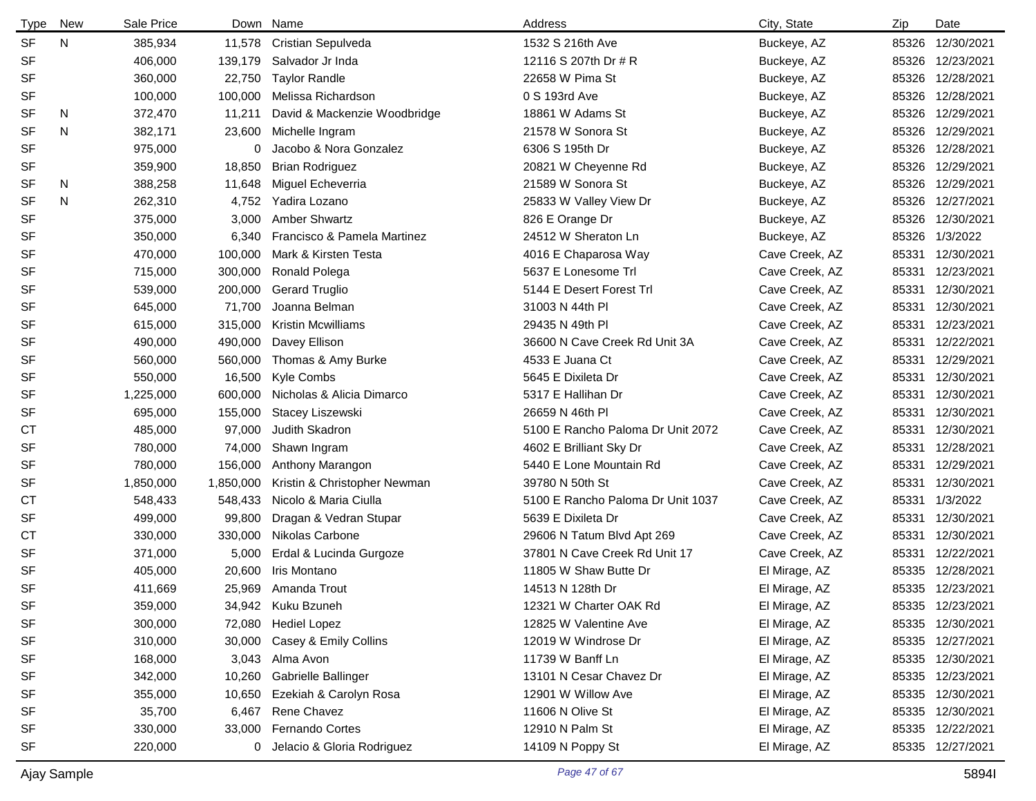| Type | New | Sale Price | Down | Name | Address | City, State | Zip | Date |
|---|---|---|---|---|---|---|---|---|
| SF | N | 385,934 | 11,578 | Cristian Sepulveda | 1532 S 216th Ave | Buckeye, AZ | 85326 | 12/30/2021 |
| SF | | 406,000 | 139,179 | Salvador Jr Inda | 12116 S 207th Dr # R | Buckeye, AZ | 85326 | 12/23/2021 |
| SF | | 360,000 | 22,750 | Taylor Randle | 22658 W Pima St | Buckeye, AZ | 85326 | 12/28/2021 |
| SF | | 100,000 | 100,000 | Melissa Richardson | 0 S 193rd Ave | Buckeye, AZ | 85326 | 12/28/2021 |
| SF | N | 372,470 | 11,211 | David & Mackenzie Woodbridge | 18861 W Adams St | Buckeye, AZ | 85326 | 12/29/2021 |
| SF | N | 382,171 | 23,600 | Michelle Ingram | 21578 W Sonora St | Buckeye, AZ | 85326 | 12/29/2021 |
| SF | | 975,000 | 0 | Jacobo & Nora Gonzalez | 6306 S 195th Dr | Buckeye, AZ | 85326 | 12/28/2021 |
| SF | | 359,900 | 18,850 | Brian Rodriguez | 20821 W Cheyenne Rd | Buckeye, AZ | 85326 | 12/29/2021 |
| SF | N | 388,258 | 11,648 | Miguel Echeverria | 21589 W Sonora St | Buckeye, AZ | 85326 | 12/29/2021 |
| SF | N | 262,310 | 4,752 | Yadira Lozano | 25833 W Valley View Dr | Buckeye, AZ | 85326 | 12/27/2021 |
| SF | | 375,000 | 3,000 | Amber Shwartz | 826 E Orange Dr | Buckeye, AZ | 85326 | 12/30/2021 |
| SF | | 350,000 | 6,340 | Francisco & Pamela Martinez | 24512 W Sheraton Ln | Buckeye, AZ | 85326 | 1/3/2022 |
| SF | | 470,000 | 100,000 | Mark & Kirsten Testa | 4016 E Chaparosa Way | Cave Creek, AZ | 85331 | 12/30/2021 |
| SF | | 715,000 | 300,000 | Ronald Polega | 5637 E Lonesome Trl | Cave Creek, AZ | 85331 | 12/23/2021 |
| SF | | 539,000 | 200,000 | Gerard Truglio | 5144 E Desert Forest Trl | Cave Creek, AZ | 85331 | 12/30/2021 |
| SF | | 645,000 | 71,700 | Joanna Belman | 31003 N 44th Pl | Cave Creek, AZ | 85331 | 12/30/2021 |
| SF | | 615,000 | 315,000 | Kristin Mcwilliams | 29435 N 49th Pl | Cave Creek, AZ | 85331 | 12/23/2021 |
| SF | | 490,000 | 490,000 | Davey Ellison | 36600 N Cave Creek Rd Unit 3A | Cave Creek, AZ | 85331 | 12/22/2021 |
| SF | | 560,000 | 560,000 | Thomas & Amy Burke | 4533 E Juana Ct | Cave Creek, AZ | 85331 | 12/29/2021 |
| SF | | 550,000 | 16,500 | Kyle Combs | 5645 E Dixileta Dr | Cave Creek, AZ | 85331 | 12/30/2021 |
| SF | | 1,225,000 | 600,000 | Nicholas & Alicia Dimarco | 5317 E Hallihan Dr | Cave Creek, AZ | 85331 | 12/30/2021 |
| SF | | 695,000 | 155,000 | Stacey Liszewski | 26659 N 46th Pl | Cave Creek, AZ | 85331 | 12/30/2021 |
| CT | | 485,000 | 97,000 | Judith Skadron | 5100 E Rancho Paloma Dr Unit 2072 | Cave Creek, AZ | 85331 | 12/30/2021 |
| SF | | 780,000 | 74,000 | Shawn Ingram | 4602 E Brilliant Sky Dr | Cave Creek, AZ | 85331 | 12/28/2021 |
| SF | | 780,000 | 156,000 | Anthony Marangon | 5440 E Lone Mountain Rd | Cave Creek, AZ | 85331 | 12/29/2021 |
| SF | | 1,850,000 | 1,850,000 | Kristin & Christopher Newman | 39780 N 50th St | Cave Creek, AZ | 85331 | 12/30/2021 |
| CT | | 548,433 | 548,433 | Nicolo & Maria Ciulla | 5100 E Rancho Paloma Dr Unit 1037 | Cave Creek, AZ | 85331 | 1/3/2022 |
| SF | | 499,000 | 99,800 | Dragan & Vedran Stupar | 5639 E Dixileta Dr | Cave Creek, AZ | 85331 | 12/30/2021 |
| CT | | 330,000 | 330,000 | Nikolas Carbone | 29606 N Tatum Blvd Apt 269 | Cave Creek, AZ | 85331 | 12/30/2021 |
| SF | | 371,000 | 5,000 | Erdal & Lucinda Gurgoze | 37801 N Cave Creek Rd Unit 17 | Cave Creek, AZ | 85331 | 12/22/2021 |
| SF | | 405,000 | 20,600 | Iris Montano | 11805 W Shaw Butte Dr | El Mirage, AZ | 85335 | 12/28/2021 |
| SF | | 411,669 | 25,969 | Amanda Trout | 14513 N 128th Dr | El Mirage, AZ | 85335 | 12/23/2021 |
| SF | | 359,000 | 34,942 | Kuku Bzuneh | 12321 W Charter OAK Rd | El Mirage, AZ | 85335 | 12/23/2021 |
| SF | | 300,000 | 72,080 | Hediel Lopez | 12825 W Valentine Ave | El Mirage, AZ | 85335 | 12/30/2021 |
| SF | | 310,000 | 30,000 | Casey & Emily Collins | 12019 W Windrose Dr | El Mirage, AZ | 85335 | 12/27/2021 |
| SF | | 168,000 | 3,043 | Alma Avon | 11739 W Banff Ln | El Mirage, AZ | 85335 | 12/30/2021 |
| SF | | 342,000 | 10,260 | Gabrielle Ballinger | 13101 N Cesar Chavez Dr | El Mirage, AZ | 85335 | 12/23/2021 |
| SF | | 355,000 | 10,650 | Ezekiah & Carolyn Rosa | 12901 W Willow Ave | El Mirage, AZ | 85335 | 12/30/2021 |
| SF | | 35,700 | 6,467 | Rene Chavez | 11606 N Olive St | El Mirage, AZ | 85335 | 12/30/2021 |
| SF | | 330,000 | 33,000 | Fernando Cortes | 12910 N Palm St | El Mirage, AZ | 85335 | 12/22/2021 |
| SF | | 220,000 | 0 | Jelacio & Gloria Rodriguez | 14109 N Poppy St | El Mirage, AZ | 85335 | 12/27/2021 |

Ajay Sample 5894I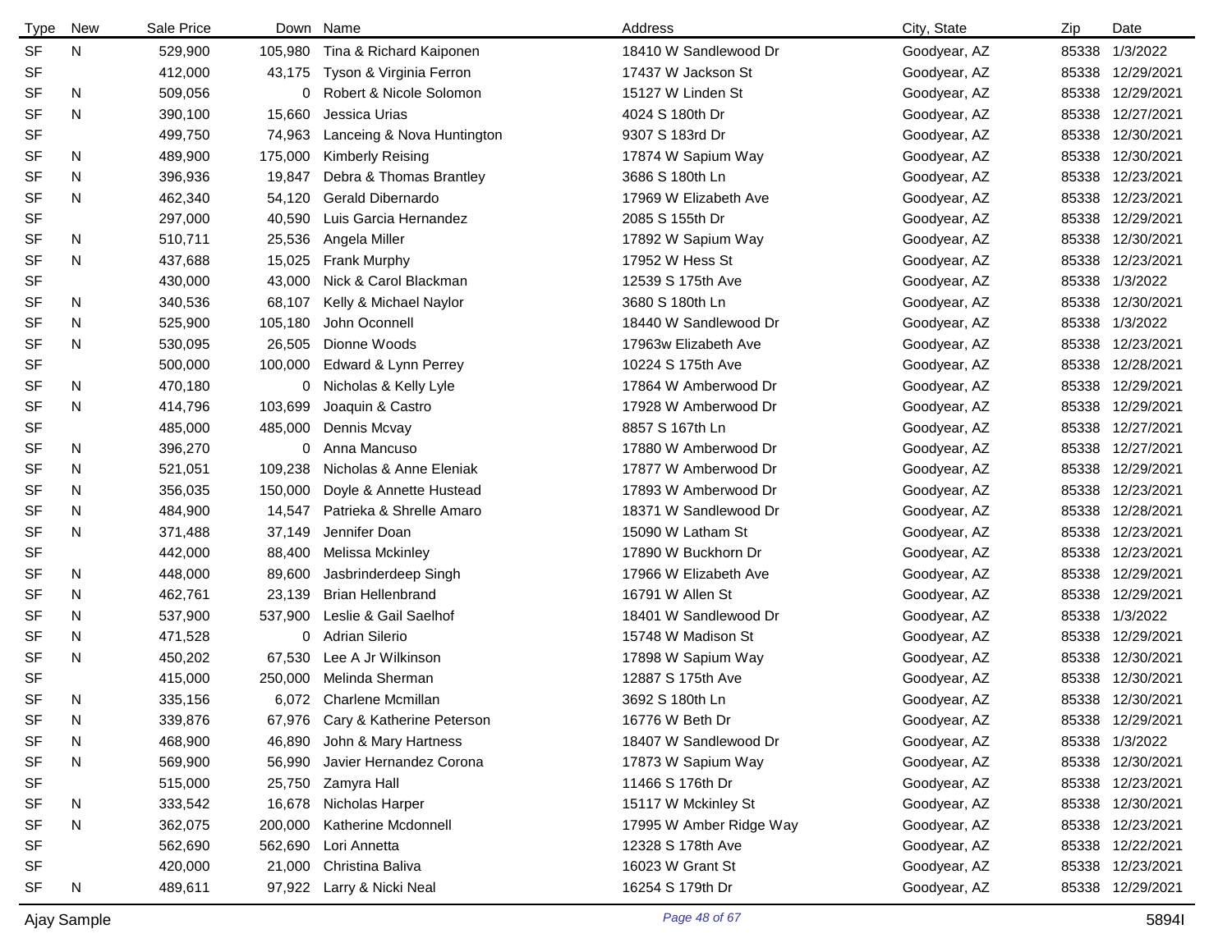| Type | New | Sale Price | Down | Name | Address | City, State | Zip | Date |
|---|---|---|---|---|---|---|---|---|
| SF | N | 529,900 | 105,980 | Tina & Richard Kaiponen | 18410 W Sandlewood Dr | Goodyear, AZ | 85338 | 1/3/2022 |
| SF | | 412,000 | 43,175 | Tyson & Virginia Ferron | 17437 W Jackson St | Goodyear, AZ | 85338 | 12/29/2021 |
| SF | N | 509,056 | 0 | Robert & Nicole Solomon | 15127 W Linden St | Goodyear, AZ | 85338 | 12/29/2021 |
| SF | N | 390,100 | 15,660 | Jessica Urias | 4024 S 180th Dr | Goodyear, AZ | 85338 | 12/27/2021 |
| SF | | 499,750 | 74,963 | Lanceing & Nova Huntington | 9307 S 183rd Dr | Goodyear, AZ | 85338 | 12/30/2021 |
| SF | N | 489,900 | 175,000 | Kimberly Reising | 17874 W Sapium Way | Goodyear, AZ | 85338 | 12/30/2021 |
| SF | N | 396,936 | 19,847 | Debra & Thomas Brantley | 3686 S 180th Ln | Goodyear, AZ | 85338 | 12/23/2021 |
| SF | N | 462,340 | 54,120 | Gerald Dibernardo | 17969 W Elizabeth Ave | Goodyear, AZ | 85338 | 12/23/2021 |
| SF | | 297,000 | 40,590 | Luis Garcia Hernandez | 2085 S 155th Dr | Goodyear, AZ | 85338 | 12/29/2021 |
| SF | N | 510,711 | 25,536 | Angela Miller | 17892 W Sapium Way | Goodyear, AZ | 85338 | 12/30/2021 |
| SF | N | 437,688 | 15,025 | Frank Murphy | 17952 W Hess St | Goodyear, AZ | 85338 | 12/23/2021 |
| SF | | 430,000 | 43,000 | Nick & Carol Blackman | 12539 S 175th Ave | Goodyear, AZ | 85338 | 1/3/2022 |
| SF | N | 340,536 | 68,107 | Kelly & Michael Naylor | 3680 S 180th Ln | Goodyear, AZ | 85338 | 12/30/2021 |
| SF | N | 525,900 | 105,180 | John Oconnell | 18440 W Sandlewood Dr | Goodyear, AZ | 85338 | 1/3/2022 |
| SF | N | 530,095 | 26,505 | Dionne Woods | 17963w Elizabeth Ave | Goodyear, AZ | 85338 | 12/23/2021 |
| SF | | 500,000 | 100,000 | Edward & Lynn Perrey | 10224 S 175th Ave | Goodyear, AZ | 85338 | 12/28/2021 |
| SF | N | 470,180 | 0 | Nicholas & Kelly Lyle | 17864 W Amberwood Dr | Goodyear, AZ | 85338 | 12/29/2021 |
| SF | N | 414,796 | 103,699 | Joaquin & Castro | 17928 W Amberwood Dr | Goodyear, AZ | 85338 | 12/29/2021 |
| SF | | 485,000 | 485,000 | Dennis Mcvay | 8857 S 167th Ln | Goodyear, AZ | 85338 | 12/27/2021 |
| SF | N | 396,270 | 0 | Anna Mancuso | 17880 W Amberwood Dr | Goodyear, AZ | 85338 | 12/27/2021 |
| SF | N | 521,051 | 109,238 | Nicholas & Anne Eleniak | 17877 W Amberwood Dr | Goodyear, AZ | 85338 | 12/29/2021 |
| SF | N | 356,035 | 150,000 | Doyle & Annette Hustead | 17893 W Amberwood Dr | Goodyear, AZ | 85338 | 12/23/2021 |
| SF | N | 484,900 | 14,547 | Patrieka & Shrelle Amaro | 18371 W Sandlewood Dr | Goodyear, AZ | 85338 | 12/28/2021 |
| SF | N | 371,488 | 37,149 | Jennifer Doan | 15090 W Latham St | Goodyear, AZ | 85338 | 12/23/2021 |
| SF | | 442,000 | 88,400 | Melissa Mckinley | 17890 W Buckhorn Dr | Goodyear, AZ | 85338 | 12/23/2021 |
| SF | N | 448,000 | 89,600 | Jasbrinderdeep Singh | 17966 W Elizabeth Ave | Goodyear, AZ | 85338 | 12/29/2021 |
| SF | N | 462,761 | 23,139 | Brian Hellenbrand | 16791 W Allen St | Goodyear, AZ | 85338 | 12/29/2021 |
| SF | N | 537,900 | 537,900 | Leslie & Gail Saelhof | 18401 W Sandlewood Dr | Goodyear, AZ | 85338 | 1/3/2022 |
| SF | N | 471,528 | 0 | Adrian Silerio | 15748 W Madison St | Goodyear, AZ | 85338 | 12/29/2021 |
| SF | N | 450,202 | 67,530 | Lee A Jr Wilkinson | 17898 W Sapium Way | Goodyear, AZ | 85338 | 12/30/2021 |
| SF | | 415,000 | 250,000 | Melinda Sherman | 12887 S 175th Ave | Goodyear, AZ | 85338 | 12/30/2021 |
| SF | N | 335,156 | 6,072 | Charlene Mcmillan | 3692 S 180th Ln | Goodyear, AZ | 85338 | 12/30/2021 |
| SF | N | 339,876 | 67,976 | Cary & Katherine Peterson | 16776 W Beth Dr | Goodyear, AZ | 85338 | 12/29/2021 |
| SF | N | 468,900 | 46,890 | John & Mary Hartness | 18407 W Sandlewood Dr | Goodyear, AZ | 85338 | 1/3/2022 |
| SF | N | 569,900 | 56,990 | Javier Hernandez Corona | 17873 W Sapium Way | Goodyear, AZ | 85338 | 12/30/2021 |
| SF | | 515,000 | 25,750 | Zamyra Hall | 11466 S 176th Dr | Goodyear, AZ | 85338 | 12/23/2021 |
| SF | N | 333,542 | 16,678 | Nicholas Harper | 15117 W Mckinley St | Goodyear, AZ | 85338 | 12/30/2021 |
| SF | N | 362,075 | 200,000 | Katherine Mcdonnell | 17995 W Amber Ridge Way | Goodyear, AZ | 85338 | 12/23/2021 |
| SF | | 562,690 | 562,690 | Lori Annetta | 12328 S 178th Ave | Goodyear, AZ | 85338 | 12/22/2021 |
| SF | | 420,000 | 21,000 | Christina Baliva | 16023 W Grant St | Goodyear, AZ | 85338 | 12/23/2021 |
| SF | N | 489,611 | 97,922 | Larry & Nicki Neal | 16254 S 179th Dr | Goodyear, AZ | 85338 | 12/29/2021 |

Ajay Sample 5894I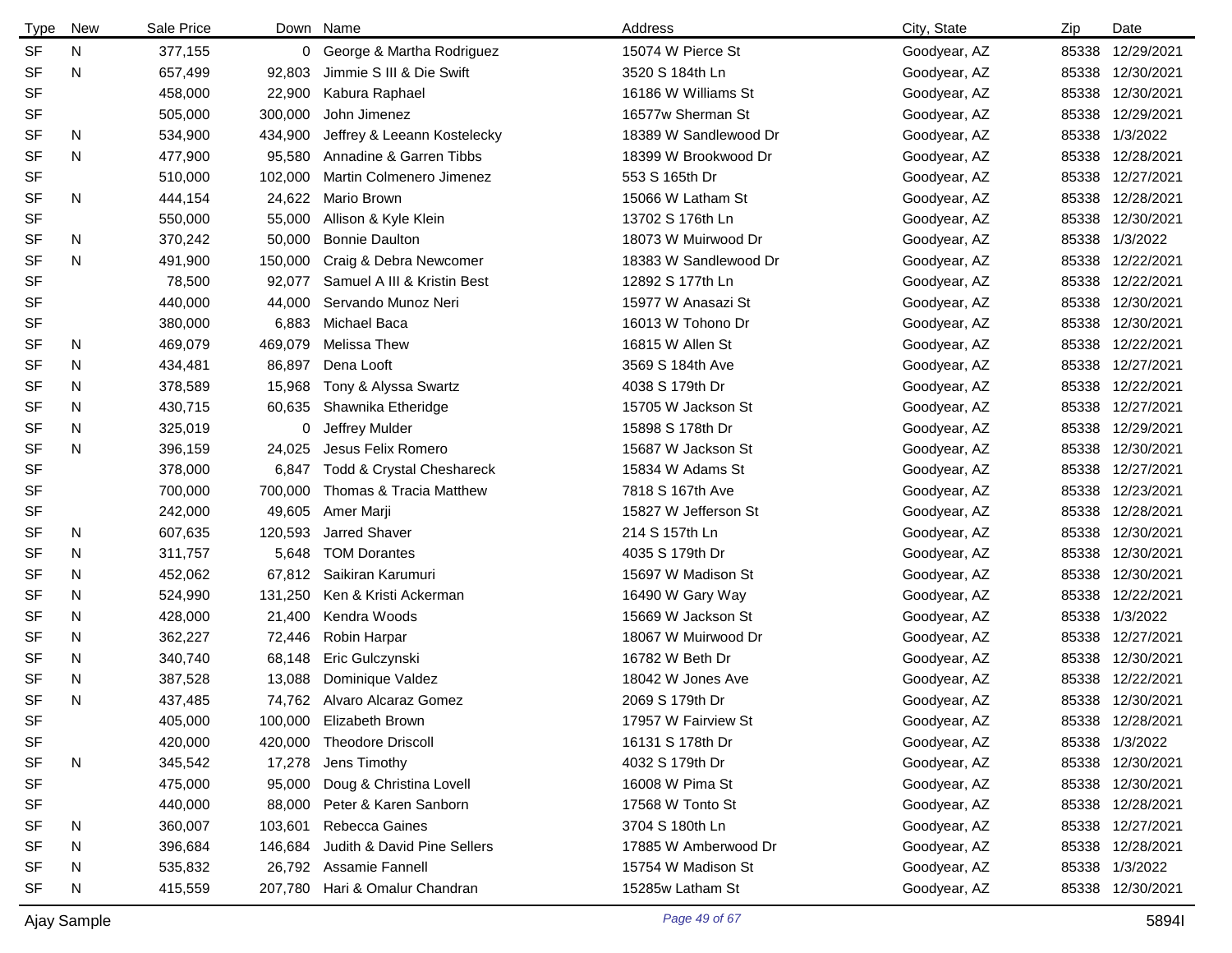| Type | New | Sale Price | Down | Name | Address | City, State | Zip | Date |
|---|---|---|---|---|---|---|---|---|
| SF | N | 377,155 | 0 | George & Martha Rodriguez | 15074 W Pierce St | Goodyear, AZ | 85338 | 12/29/2021 |
| SF | N | 657,499 | 92,803 | Jimmie S III & Die Swift | 3520 S 184th Ln | Goodyear, AZ | 85338 | 12/30/2021 |
| SF | | 458,000 | 22,900 | Kabura Raphael | 16186 W Williams St | Goodyear, AZ | 85338 | 12/30/2021 |
| SF | | 505,000 | 300,000 | John Jimenez | 16577w Sherman St | Goodyear, AZ | 85338 | 12/29/2021 |
| SF | N | 534,900 | 434,900 | Jeffrey & Leeann Kostelecky | 18389 W Sandlewood Dr | Goodyear, AZ | 85338 | 1/3/2022 |
| SF | N | 477,900 | 95,580 | Annadine & Garren Tibbs | 18399 W Brookwood Dr | Goodyear, AZ | 85338 | 12/28/2021 |
| SF | | 510,000 | 102,000 | Martin Colmenero Jimenez | 553 S 165th Dr | Goodyear, AZ | 85338 | 12/27/2021 |
| SF | N | 444,154 | 24,622 | Mario Brown | 15066 W Latham St | Goodyear, AZ | 85338 | 12/28/2021 |
| SF | | 550,000 | 55,000 | Allison & Kyle Klein | 13702 S 176th Ln | Goodyear, AZ | 85338 | 12/30/2021 |
| SF | N | 370,242 | 50,000 | Bonnie Daulton | 18073 W Muirwood Dr | Goodyear, AZ | 85338 | 1/3/2022 |
| SF | N | 491,900 | 150,000 | Craig & Debra Newcomer | 18383 W Sandlewood Dr | Goodyear, AZ | 85338 | 12/22/2021 |
| SF | | 78,500 | 92,077 | Samuel A III & Kristin Best | 12892 S 177th Ln | Goodyear, AZ | 85338 | 12/22/2021 |
| SF | | 440,000 | 44,000 | Servando Munoz Neri | 15977 W Anasazi St | Goodyear, AZ | 85338 | 12/30/2021 |
| SF | | 380,000 | 6,883 | Michael Baca | 16013 W Tohono Dr | Goodyear, AZ | 85338 | 12/30/2021 |
| SF | N | 469,079 | 469,079 | Melissa Thew | 16815 W Allen St | Goodyear, AZ | 85338 | 12/22/2021 |
| SF | N | 434,481 | 86,897 | Dena Looft | 3569 S 184th Ave | Goodyear, AZ | 85338 | 12/27/2021 |
| SF | N | 378,589 | 15,968 | Tony & Alyssa Swartz | 4038 S 179th Dr | Goodyear, AZ | 85338 | 12/22/2021 |
| SF | N | 430,715 | 60,635 | Shawnika Etheridge | 15705 W Jackson St | Goodyear, AZ | 85338 | 12/27/2021 |
| SF | N | 325,019 | 0 | Jeffrey Mulder | 15898 S 178th Dr | Goodyear, AZ | 85338 | 12/29/2021 |
| SF | N | 396,159 | 24,025 | Jesus Felix Romero | 15687 W Jackson St | Goodyear, AZ | 85338 | 12/30/2021 |
| SF | | 378,000 | 6,847 | Todd & Crystal Cheshareck | 15834 W Adams St | Goodyear, AZ | 85338 | 12/27/2021 |
| SF | | 700,000 | 700,000 | Thomas & Tracia Matthew | 7818 S 167th Ave | Goodyear, AZ | 85338 | 12/23/2021 |
| SF | | 242,000 | 49,605 | Amer Marji | 15827 W Jefferson St | Goodyear, AZ | 85338 | 12/28/2021 |
| SF | N | 607,635 | 120,593 | Jarred Shaver | 214 S 157th Ln | Goodyear, AZ | 85338 | 12/30/2021 |
| SF | N | 311,757 | 5,648 | TOM Dorantes | 4035 S 179th Dr | Goodyear, AZ | 85338 | 12/30/2021 |
| SF | N | 452,062 | 67,812 | Saikiran Karumuri | 15697 W Madison St | Goodyear, AZ | 85338 | 12/30/2021 |
| SF | N | 524,990 | 131,250 | Ken & Kristi Ackerman | 16490 W Gary Way | Goodyear, AZ | 85338 | 12/22/2021 |
| SF | N | 428,000 | 21,400 | Kendra Woods | 15669 W Jackson St | Goodyear, AZ | 85338 | 1/3/2022 |
| SF | N | 362,227 | 72,446 | Robin Harpar | 18067 W Muirwood Dr | Goodyear, AZ | 85338 | 12/27/2021 |
| SF | N | 340,740 | 68,148 | Eric Gulczynski | 16782 W Beth Dr | Goodyear, AZ | 85338 | 12/30/2021 |
| SF | N | 387,528 | 13,088 | Dominique Valdez | 18042 W Jones Ave | Goodyear, AZ | 85338 | 12/22/2021 |
| SF | N | 437,485 | 74,762 | Alvaro Alcaraz Gomez | 2069 S 179th Dr | Goodyear, AZ | 85338 | 12/30/2021 |
| SF | | 405,000 | 100,000 | Elizabeth Brown | 17957 W Fairview St | Goodyear, AZ | 85338 | 12/28/2021 |
| SF | | 420,000 | 420,000 | Theodore Driscoll | 16131 S 178th Dr | Goodyear, AZ | 85338 | 1/3/2022 |
| SF | N | 345,542 | 17,278 | Jens Timothy | 4032 S 179th Dr | Goodyear, AZ | 85338 | 12/30/2021 |
| SF | | 475,000 | 95,000 | Doug & Christina Lovell | 16008 W Pima St | Goodyear, AZ | 85338 | 12/30/2021 |
| SF | | 440,000 | 88,000 | Peter & Karen Sanborn | 17568 W Tonto St | Goodyear, AZ | 85338 | 12/28/2021 |
| SF | N | 360,007 | 103,601 | Rebecca Gaines | 3704 S 180th Ln | Goodyear, AZ | 85338 | 12/27/2021 |
| SF | N | 396,684 | 146,684 | Judith & David Pine Sellers | 17885 W Amberwood Dr | Goodyear, AZ | 85338 | 12/28/2021 |
| SF | N | 535,832 | 26,792 | Assamie Fannell | 15754 W Madison St | Goodyear, AZ | 85338 | 1/3/2022 |
| SF | N | 415,559 | 207,780 | Hari & Omalur Chandran | 15285w Latham St | Goodyear, AZ | 85338 | 12/30/2021 |

Ajay Sample | 5894I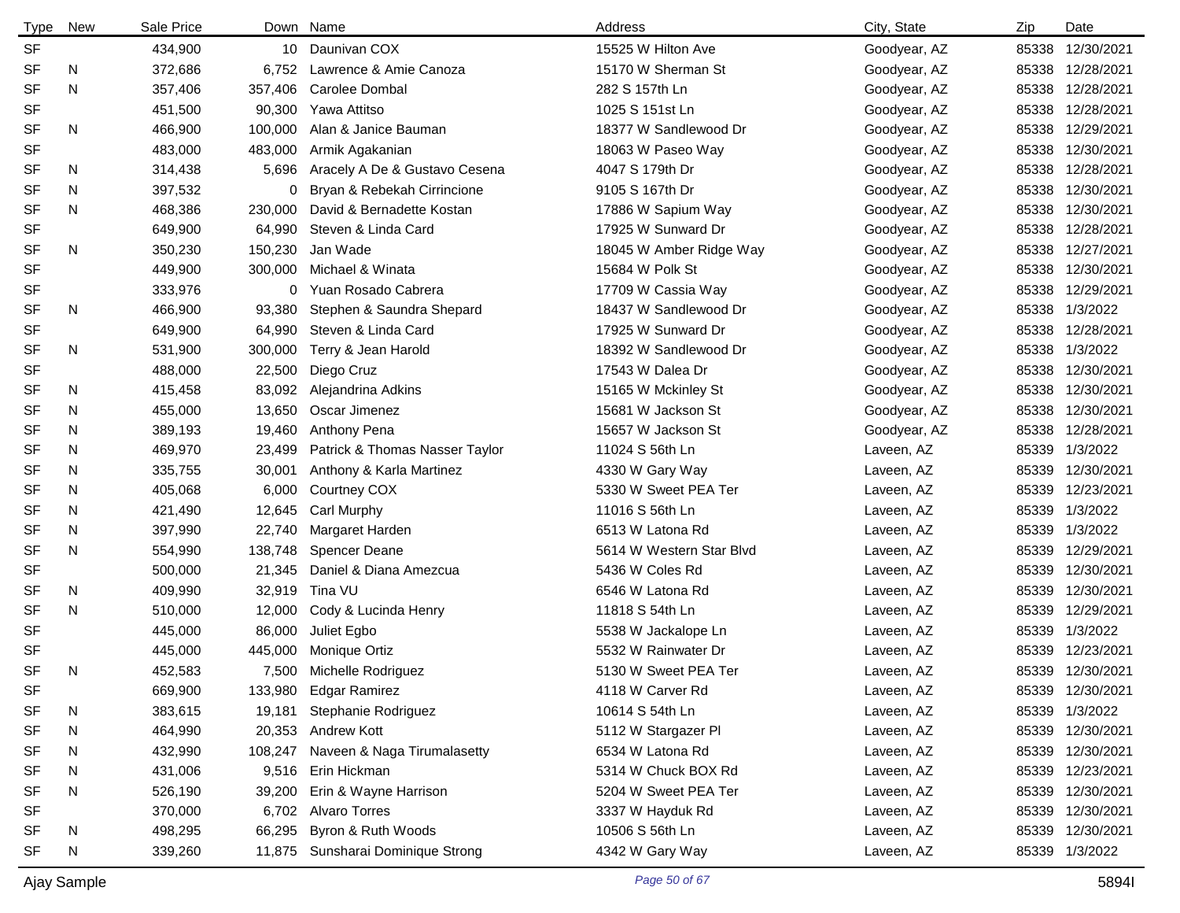| Type | New | Sale Price | Down | Name | Address | City, State | Zip | Date |
|---|---|---|---|---|---|---|---|---|
| SF | | 434,900 | 10 | Daunivan COX | 15525 W Hilton Ave | Goodyear, AZ | 85338 | 12/30/2021 |
| SF | N | 372,686 | 6,752 | Lawrence & Amie Canoza | 15170 W Sherman St | Goodyear, AZ | 85338 | 12/28/2021 |
| SF | N | 357,406 | 357,406 | Carolee Dombal | 282 S 157th Ln | Goodyear, AZ | 85338 | 12/28/2021 |
| SF | | 451,500 | 90,300 | Yawa Attitso | 1025 S 151st Ln | Goodyear, AZ | 85338 | 12/28/2021 |
| SF | N | 466,900 | 100,000 | Alan & Janice Bauman | 18377 W Sandlewood Dr | Goodyear, AZ | 85338 | 12/29/2021 |
| SF | | 483,000 | 483,000 | Armik Agakanian | 18063 W Paseo Way | Goodyear, AZ | 85338 | 12/30/2021 |
| SF | N | 314,438 | 5,696 | Aracely A De & Gustavo Cesena | 4047 S 179th Dr | Goodyear, AZ | 85338 | 12/28/2021 |
| SF | N | 397,532 | 0 | Bryan & Rebekah Cirrincione | 9105 S 167th Dr | Goodyear, AZ | 85338 | 12/30/2021 |
| SF | N | 468,386 | 230,000 | David & Bernadette Kostan | 17886 W Sapium Way | Goodyear, AZ | 85338 | 12/30/2021 |
| SF | | 649,900 | 64,990 | Steven & Linda Card | 17925 W Sunward Dr | Goodyear, AZ | 85338 | 12/28/2021 |
| SF | N | 350,230 | 150,230 | Jan Wade | 18045 W Amber Ridge Way | Goodyear, AZ | 85338 | 12/27/2021 |
| SF | | 449,900 | 300,000 | Michael & Winata | 15684 W Polk St | Goodyear, AZ | 85338 | 12/30/2021 |
| SF | | 333,976 | 0 | Yuan Rosado Cabrera | 17709 W Cassia Way | Goodyear, AZ | 85338 | 12/29/2021 |
| SF | N | 466,900 | 93,380 | Stephen & Saundra Shepard | 18437 W Sandlewood Dr | Goodyear, AZ | 85338 | 1/3/2022 |
| SF | | 649,900 | 64,990 | Steven & Linda Card | 17925 W Sunward Dr | Goodyear, AZ | 85338 | 12/28/2021 |
| SF | N | 531,900 | 300,000 | Terry & Jean Harold | 18392 W Sandlewood Dr | Goodyear, AZ | 85338 | 1/3/2022 |
| SF | | 488,000 | 22,500 | Diego Cruz | 17543 W Dalea Dr | Goodyear, AZ | 85338 | 12/30/2021 |
| SF | N | 415,458 | 83,092 | Alejandrina Adkins | 15165 W Mckinley St | Goodyear, AZ | 85338 | 12/30/2021 |
| SF | N | 455,000 | 13,650 | Oscar Jimenez | 15681 W Jackson St | Goodyear, AZ | 85338 | 12/30/2021 |
| SF | N | 389,193 | 19,460 | Anthony Pena | 15657 W Jackson St | Goodyear, AZ | 85338 | 12/28/2021 |
| SF | N | 469,970 | 23,499 | Patrick & Thomas Nasser Taylor | 11024 S 56th Ln | Laveen, AZ | 85339 | 1/3/2022 |
| SF | N | 335,755 | 30,001 | Anthony & Karla Martinez | 4330 W Gary Way | Laveen, AZ | 85339 | 12/30/2021 |
| SF | N | 405,068 | 6,000 | Courtney COX | 5330 W Sweet PEA Ter | Laveen, AZ | 85339 | 12/23/2021 |
| SF | N | 421,490 | 12,645 | Carl Murphy | 11016 S 56th Ln | Laveen, AZ | 85339 | 1/3/2022 |
| SF | N | 397,990 | 22,740 | Margaret Harden | 6513 W Latona Rd | Laveen, AZ | 85339 | 1/3/2022 |
| SF | N | 554,990 | 138,748 | Spencer Deane | 5614 W Western Star Blvd | Laveen, AZ | 85339 | 12/29/2021 |
| SF | | 500,000 | 21,345 | Daniel & Diana Amezcua | 5436 W Coles Rd | Laveen, AZ | 85339 | 12/30/2021 |
| SF | N | 409,990 | 32,919 | Tina VU | 6546 W Latona Rd | Laveen, AZ | 85339 | 12/30/2021 |
| SF | N | 510,000 | 12,000 | Cody & Lucinda Henry | 11818 S 54th Ln | Laveen, AZ | 85339 | 12/29/2021 |
| SF | | 445,000 | 86,000 | Juliet Egbo | 5538 W Jackalope Ln | Laveen, AZ | 85339 | 1/3/2022 |
| SF | | 445,000 | 445,000 | Monique Ortiz | 5532 W Rainwater Dr | Laveen, AZ | 85339 | 12/23/2021 |
| SF | N | 452,583 | 7,500 | Michelle Rodriguez | 5130 W Sweet PEA Ter | Laveen, AZ | 85339 | 12/30/2021 |
| SF | | 669,900 | 133,980 | Edgar Ramirez | 4118 W Carver Rd | Laveen, AZ | 85339 | 12/30/2021 |
| SF | N | 383,615 | 19,181 | Stephanie Rodriguez | 10614 S 54th Ln | Laveen, AZ | 85339 | 1/3/2022 |
| SF | N | 464,990 | 20,353 | Andrew Kott | 5112 W Stargazer Pl | Laveen, AZ | 85339 | 12/30/2021 |
| SF | N | 432,990 | 108,247 | Naveen & Naga Tirumalasetty | 6534 W Latona Rd | Laveen, AZ | 85339 | 12/30/2021 |
| SF | N | 431,006 | 9,516 | Erin Hickman | 5314 W Chuck BOX Rd | Laveen, AZ | 85339 | 12/23/2021 |
| SF | N | 526,190 | 39,200 | Erin & Wayne Harrison | 5204 W Sweet PEA Ter | Laveen, AZ | 85339 | 12/30/2021 |
| SF | | 370,000 | 6,702 | Alvaro Torres | 3337 W Hayduk Rd | Laveen, AZ | 85339 | 12/30/2021 |
| SF | N | 498,295 | 66,295 | Byron & Ruth Woods | 10506 S 56th Ln | Laveen, AZ | 85339 | 12/30/2021 |
| SF | N | 339,260 | 11,875 | Sunsharai Dominique Strong | 4342 W Gary Way | Laveen, AZ | 85339 | 1/3/2022 |

Ajay Sample 5894I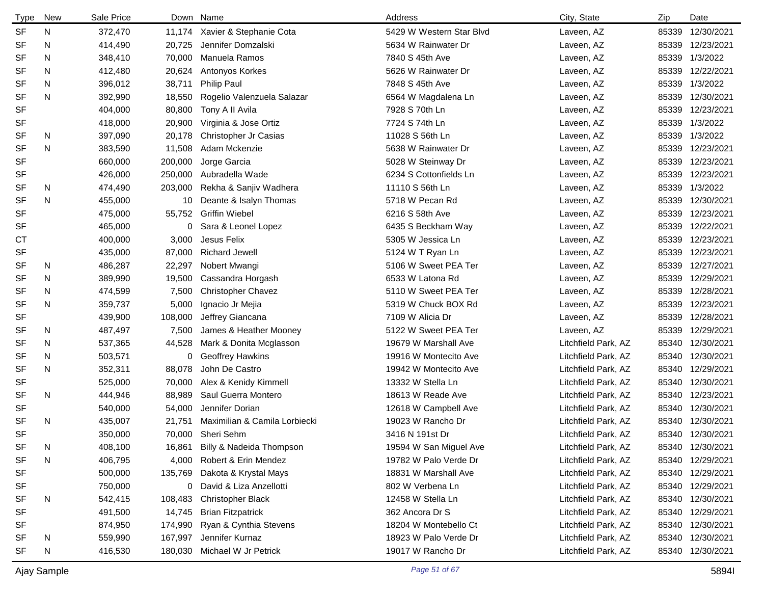| Type | New | Sale Price | Down | Name | Address | City, State | Zip | Date |
|---|---|---|---|---|---|---|---|---|
| SF | N | 372,470 | 11,174 | Xavier & Stephanie Cota | 5429 W Western Star Blvd | Laveen, AZ | 85339 | 12/30/2021 |
| SF | N | 414,490 | 20,725 | Jennifer Domzalski | 5634 W Rainwater Dr | Laveen, AZ | 85339 | 12/23/2021 |
| SF | N | 348,410 | 70,000 | Manuela Ramos | 7840 S 45th Ave | Laveen, AZ | 85339 | 1/3/2022 |
| SF | N | 412,480 | 20,624 | Antonyos Korkes | 5626 W Rainwater Dr | Laveen, AZ | 85339 | 12/22/2021 |
| SF | N | 396,012 | 38,711 | Philip Paul | 7848 S 45th Ave | Laveen, AZ | 85339 | 1/3/2022 |
| SF | N | 392,990 | 18,550 | Rogelio Valenzuela Salazar | 6564 W Magdalena Ln | Laveen, AZ | 85339 | 12/30/2021 |
| SF | | 404,000 | 80,800 | Tony A II Avila | 7928 S 70th Ln | Laveen, AZ | 85339 | 12/23/2021 |
| SF | | 418,000 | 20,900 | Virginia & Jose Ortiz | 7724 S 74th Ln | Laveen, AZ | 85339 | 1/3/2022 |
| SF | N | 397,090 | 20,178 | Christopher Jr Casias | 11028 S 56th Ln | Laveen, AZ | 85339 | 1/3/2022 |
| SF | N | 383,590 | 11,508 | Adam Mckenzie | 5638 W Rainwater Dr | Laveen, AZ | 85339 | 12/23/2021 |
| SF | | 660,000 | 200,000 | Jorge Garcia | 5028 W Steinway Dr | Laveen, AZ | 85339 | 12/23/2021 |
| SF | | 426,000 | 250,000 | Aubradella Wade | 6234 S Cottonfields Ln | Laveen, AZ | 85339 | 12/23/2021 |
| SF | N | 474,490 | 203,000 | Rekha & Sanjiv Wadhera | 11110 S 56th Ln | Laveen, AZ | 85339 | 1/3/2022 |
| SF | N | 455,000 | 10 | Deante & Isalyn Thomas | 5718 W Pecan Rd | Laveen, AZ | 85339 | 12/30/2021 |
| SF | | 475,000 | 55,752 | Griffin Wiebel | 6216 S 58th Ave | Laveen, AZ | 85339 | 12/23/2021 |
| SF | | 465,000 | 0 | Sara & Leonel Lopez | 6435 S Beckham Way | Laveen, AZ | 85339 | 12/22/2021 |
| CT | | 400,000 | 3,000 | Jesus Felix | 5305 W Jessica Ln | Laveen, AZ | 85339 | 12/23/2021 |
| SF | | 435,000 | 87,000 | Richard Jewell | 5124 W T Ryan Ln | Laveen, AZ | 85339 | 12/23/2021 |
| SF | N | 486,287 | 22,297 | Nobert Mwangi | 5106 W Sweet PEA Ter | Laveen, AZ | 85339 | 12/27/2021 |
| SF | N | 389,990 | 19,500 | Cassandra Horgash | 6533 W Latona Rd | Laveen, AZ | 85339 | 12/29/2021 |
| SF | N | 474,599 | 7,500 | Christopher Chavez | 5110 W Sweet PEA Ter | Laveen, AZ | 85339 | 12/28/2021 |
| SF | N | 359,737 | 5,000 | Ignacio Jr Mejia | 5319 W Chuck BOX Rd | Laveen, AZ | 85339 | 12/23/2021 |
| SF | | 439,900 | 108,000 | Jeffrey Giancana | 7109 W Alicia Dr | Laveen, AZ | 85339 | 12/28/2021 |
| SF | N | 487,497 | 7,500 | James & Heather Mooney | 5122 W Sweet PEA Ter | Laveen, AZ | 85339 | 12/29/2021 |
| SF | N | 537,365 | 44,528 | Mark & Donita Mcglasson | 19679 W Marshall Ave | Litchfield Park, AZ | 85340 | 12/30/2021 |
| SF | N | 503,571 | 0 | Geoffrey Hawkins | 19916 W Montecito Ave | Litchfield Park, AZ | 85340 | 12/30/2021 |
| SF | N | 352,311 | 88,078 | John De Castro | 19942 W Montecito Ave | Litchfield Park, AZ | 85340 | 12/29/2021 |
| SF | | 525,000 | 70,000 | Alex & Kenidy Kimmell | 13332 W Stella Ln | Litchfield Park, AZ | 85340 | 12/30/2021 |
| SF | N | 444,946 | 88,989 | Saul Guerra Montero | 18613 W Reade Ave | Litchfield Park, AZ | 85340 | 12/23/2021 |
| SF | | 540,000 | 54,000 | Jennifer Dorian | 12618 W Campbell Ave | Litchfield Park, AZ | 85340 | 12/30/2021 |
| SF | N | 435,007 | 21,751 | Maximilian & Camila Lorbiecki | 19023 W Rancho Dr | Litchfield Park, AZ | 85340 | 12/30/2021 |
| SF | | 350,000 | 70,000 | Sheri Sehm | 3416 N 191st Dr | Litchfield Park, AZ | 85340 | 12/30/2021 |
| SF | N | 408,100 | 16,861 | Billy & Nadeida Thompson | 19594 W San Miguel Ave | Litchfield Park, AZ | 85340 | 12/30/2021 |
| SF | N | 406,795 | 4,000 | Robert & Erin Mendez | 19782 W Palo Verde Dr | Litchfield Park, AZ | 85340 | 12/29/2021 |
| SF | | 500,000 | 135,769 | Dakota & Krystal Mays | 18831 W Marshall Ave | Litchfield Park, AZ | 85340 | 12/29/2021 |
| SF | | 750,000 | 0 | David & Liza Anzellotti | 802 W Verbena Ln | Litchfield Park, AZ | 85340 | 12/29/2021 |
| SF | N | 542,415 | 108,483 | Christopher Black | 12458 W Stella Ln | Litchfield Park, AZ | 85340 | 12/30/2021 |
| SF | | 491,500 | 14,745 | Brian Fitzpatrick | 362 Ancora Dr S | Litchfield Park, AZ | 85340 | 12/29/2021 |
| SF | | 874,950 | 174,990 | Ryan & Cynthia Stevens | 18204 W Montebello Ct | Litchfield Park, AZ | 85340 | 12/30/2021 |
| SF | N | 559,990 | 167,997 | Jennifer Kurnaz | 18923 W Palo Verde Dr | Litchfield Park, AZ | 85340 | 12/30/2021 |
| SF | N | 416,530 | 180,030 | Michael W Jr Petrick | 19017 W Rancho Dr | Litchfield Park, AZ | 85340 | 12/30/2021 |

Ajay Sample 5894I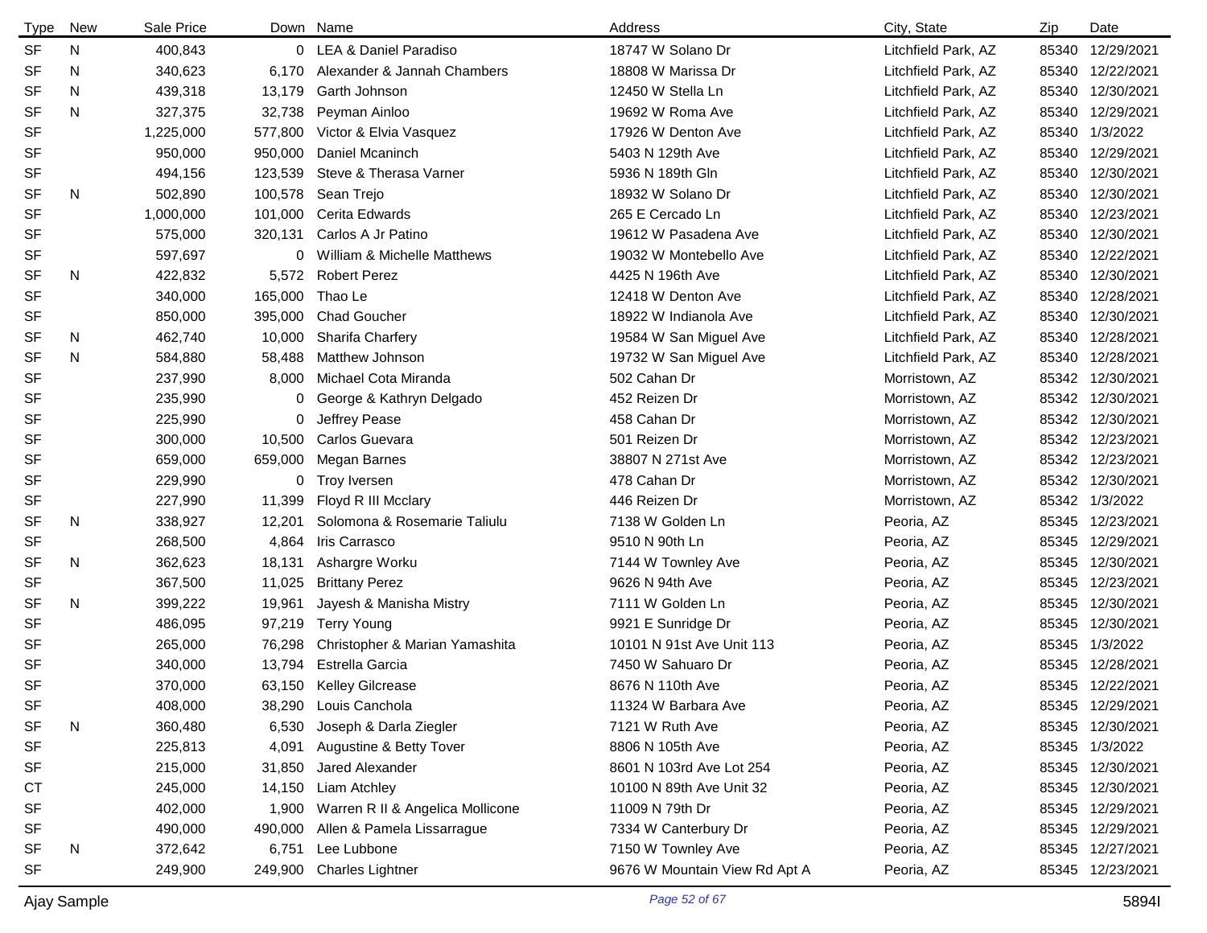| Type | New | Sale Price | Down | Name | Address | City, State | Zip | Date |
|---|---|---|---|---|---|---|---|---|
| SF | N | 400,843 | 0 | LEA & Daniel Paradiso | 18747 W Solano Dr | Litchfield Park, AZ | 85340 | 12/29/2021 |
| SF | N | 340,623 | 6,170 | Alexander & Jannah Chambers | 18808 W Marissa Dr | Litchfield Park, AZ | 85340 | 12/22/2021 |
| SF | N | 439,318 | 13,179 | Garth Johnson | 12450 W Stella Ln | Litchfield Park, AZ | 85340 | 12/30/2021 |
| SF | N | 327,375 | 32,738 | Peyman Ainloo | 19692 W Roma Ave | Litchfield Park, AZ | 85340 | 12/29/2021 |
| SF | | 1,225,000 | 577,800 | Victor & Elvia Vasquez | 17926 W Denton Ave | Litchfield Park, AZ | 85340 | 1/3/2022 |
| SF | | 950,000 | 950,000 | Daniel Mcaninch | 5403 N 129th Ave | Litchfield Park, AZ | 85340 | 12/29/2021 |
| SF | | 494,156 | 123,539 | Steve & Therasa Varner | 5936 N 189th Gln | Litchfield Park, AZ | 85340 | 12/30/2021 |
| SF | N | 502,890 | 100,578 | Sean Trejo | 18932 W Solano Dr | Litchfield Park, AZ | 85340 | 12/30/2021 |
| SF | | 1,000,000 | 101,000 | Cerita Edwards | 265 E Cercado Ln | Litchfield Park, AZ | 85340 | 12/23/2021 |
| SF | | 575,000 | 320,131 | Carlos A Jr Patino | 19612 W Pasadena Ave | Litchfield Park, AZ | 85340 | 12/30/2021 |
| SF | | 597,697 | 0 | William & Michelle Matthews | 19032 W Montebello Ave | Litchfield Park, AZ | 85340 | 12/22/2021 |
| SF | N | 422,832 | 5,572 | Robert Perez | 4425 N 196th Ave | Litchfield Park, AZ | 85340 | 12/30/2021 |
| SF | | 340,000 | 165,000 | Thao Le | 12418 W Denton Ave | Litchfield Park, AZ | 85340 | 12/28/2021 |
| SF | | 850,000 | 395,000 | Chad Goucher | 18922 W Indianola Ave | Litchfield Park, AZ | 85340 | 12/30/2021 |
| SF | N | 462,740 | 10,000 | Sharifa Charfery | 19584 W San Miguel Ave | Litchfield Park, AZ | 85340 | 12/28/2021 |
| SF | N | 584,880 | 58,488 | Matthew Johnson | 19732 W San Miguel Ave | Litchfield Park, AZ | 85340 | 12/28/2021 |
| SF | | 237,990 | 8,000 | Michael Cota Miranda | 502 Cahan Dr | Morristown, AZ | 85342 | 12/30/2021 |
| SF | | 235,990 | 0 | George & Kathryn Delgado | 452 Reizen Dr | Morristown, AZ | 85342 | 12/30/2021 |
| SF | | 225,990 | 0 | Jeffrey Pease | 458 Cahan Dr | Morristown, AZ | 85342 | 12/30/2021 |
| SF | | 300,000 | 10,500 | Carlos Guevara | 501 Reizen Dr | Morristown, AZ | 85342 | 12/23/2021 |
| SF | | 659,000 | 659,000 | Megan Barnes | 38807 N 271st Ave | Morristown, AZ | 85342 | 12/23/2021 |
| SF | | 229,990 | 0 | Troy Iversen | 478 Cahan Dr | Morristown, AZ | 85342 | 12/30/2021 |
| SF | | 227,990 | 11,399 | Floyd R III Mcclary | 446 Reizen Dr | Morristown, AZ | 85342 | 1/3/2022 |
| SF | N | 338,927 | 12,201 | Solomona & Rosemarie Taliulu | 7138 W Golden Ln | Peoria, AZ | 85345 | 12/23/2021 |
| SF | | 268,500 | 4,864 | Iris Carrasco | 9510 N 90th Ln | Peoria, AZ | 85345 | 12/29/2021 |
| SF | N | 362,623 | 18,131 | Ashargre Worku | 7144 W Townley Ave | Peoria, AZ | 85345 | 12/30/2021 |
| SF | | 367,500 | 11,025 | Brittany Perez | 9626 N 94th Ave | Peoria, AZ | 85345 | 12/23/2021 |
| SF | N | 399,222 | 19,961 | Jayesh & Manisha Mistry | 7111 W Golden Ln | Peoria, AZ | 85345 | 12/30/2021 |
| SF | | 486,095 | 97,219 | Terry Young | 9921 E Sunridge Dr | Peoria, AZ | 85345 | 12/30/2021 |
| SF | | 265,000 | 76,298 | Christopher & Marian Yamashita | 10101 N 91st Ave Unit 113 | Peoria, AZ | 85345 | 1/3/2022 |
| SF | | 340,000 | 13,794 | Estrella Garcia | 7450 W Sahuaro Dr | Peoria, AZ | 85345 | 12/28/2021 |
| SF | | 370,000 | 63,150 | Kelley Gilcrease | 8676 N 110th Ave | Peoria, AZ | 85345 | 12/22/2021 |
| SF | | 408,000 | 38,290 | Louis Canchola | 11324 W Barbara Ave | Peoria, AZ | 85345 | 12/29/2021 |
| SF | N | 360,480 | 6,530 | Joseph & Darla Ziegler | 7121 W Ruth Ave | Peoria, AZ | 85345 | 12/30/2021 |
| SF | | 225,813 | 4,091 | Augustine & Betty Tover | 8806 N 105th Ave | Peoria, AZ | 85345 | 1/3/2022 |
| SF | | 215,000 | 31,850 | Jared Alexander | 8601 N 103rd Ave Lot 254 | Peoria, AZ | 85345 | 12/30/2021 |
| CT | | 245,000 | 14,150 | Liam Atchley | 10100 N 89th Ave Unit 32 | Peoria, AZ | 85345 | 12/30/2021 |
| SF | | 402,000 | 1,900 | Warren R II & Angelica Mollicone | 11009 N 79th Dr | Peoria, AZ | 85345 | 12/29/2021 |
| SF | | 490,000 | 490,000 | Allen & Pamela Lissarrague | 7334 W Canterbury Dr | Peoria, AZ | 85345 | 12/29/2021 |
| SF | N | 372,642 | 6,751 | Lee Lubbone | 7150 W Townley Ave | Peoria, AZ | 85345 | 12/27/2021 |
| SF | | 249,900 | 249,900 | Charles Lightner | 9676 W Mountain View Rd Apt A | Peoria, AZ | 85345 | 12/23/2021 |

Ajay Sample 5894I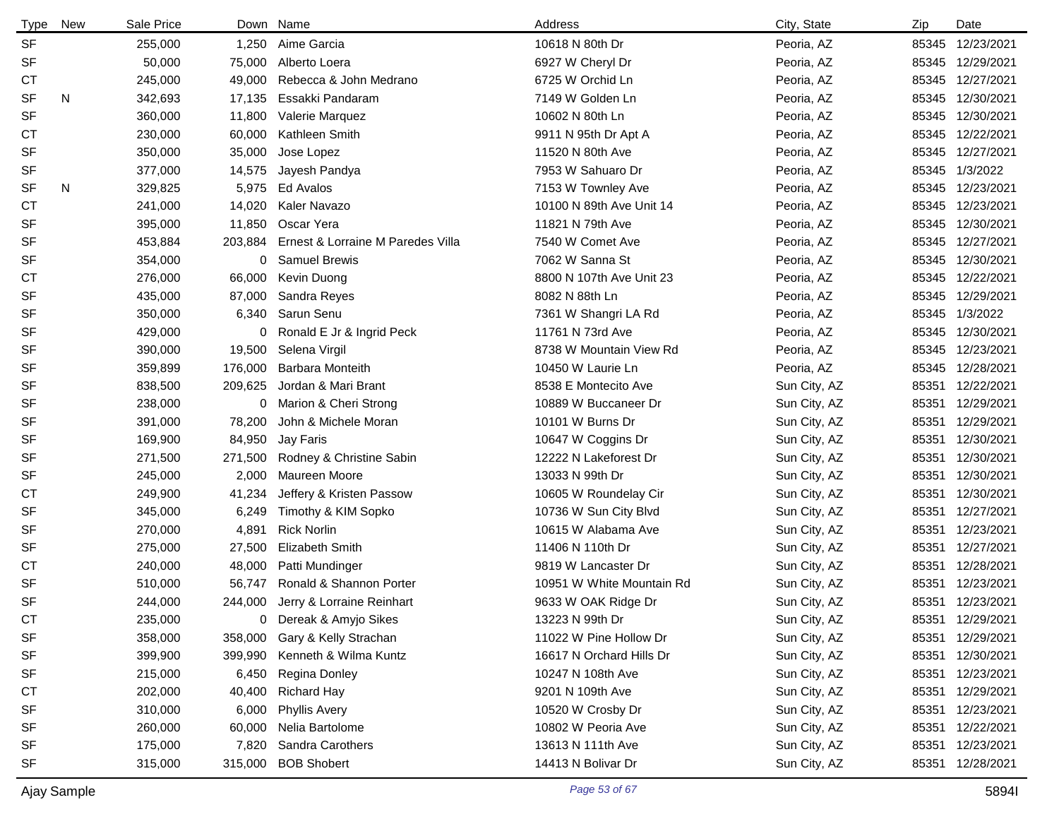| Type | New | Sale Price | Down | Name | Address | City, State | Zip | Date |
|---|---|---|---|---|---|---|---|---|
| SF | | 255,000 | 1,250 | Aime Garcia | 10618 N 80th Dr | Peoria, AZ | 85345 | 12/23/2021 |
| SF | | 50,000 | 75,000 | Alberto Loera | 6927 W Cheryl Dr | Peoria, AZ | 85345 | 12/29/2021 |
| CT | | 245,000 | 49,000 | Rebecca & John Medrano | 6725 W Orchid Ln | Peoria, AZ | 85345 | 12/27/2021 |
| SF | N | 342,693 | 17,135 | Essakki Pandaram | 7149 W Golden Ln | Peoria, AZ | 85345 | 12/30/2021 |
| SF | | 360,000 | 11,800 | Valerie Marquez | 10602 N 80th Ln | Peoria, AZ | 85345 | 12/30/2021 |
| CT | | 230,000 | 60,000 | Kathleen Smith | 9911 N 95th Dr Apt A | Peoria, AZ | 85345 | 12/22/2021 |
| SF | | 350,000 | 35,000 | Jose Lopez | 11520 N 80th Ave | Peoria, AZ | 85345 | 12/27/2021 |
| SF | | 377,000 | 14,575 | Jayesh Pandya | 7953 W Sahuaro Dr | Peoria, AZ | 85345 | 1/3/2022 |
| SF | N | 329,825 | 5,975 | Ed Avalos | 7153 W Townley Ave | Peoria, AZ | 85345 | 12/23/2021 |
| CT | | 241,000 | 14,020 | Kaler Navazo | 10100 N 89th Ave Unit 14 | Peoria, AZ | 85345 | 12/23/2021 |
| SF | | 395,000 | 11,850 | Oscar Yera | 11821 N 79th Ave | Peoria, AZ | 85345 | 12/30/2021 |
| SF | | 453,884 | 203,884 | Ernest & Lorraine M Paredes Villa | 7540 W Comet Ave | Peoria, AZ | 85345 | 12/27/2021 |
| SF | | 354,000 | 0 | Samuel Brewis | 7062 W Sanna St | Peoria, AZ | 85345 | 12/30/2021 |
| CT | | 276,000 | 66,000 | Kevin Duong | 8800 N 107th Ave Unit 23 | Peoria, AZ | 85345 | 12/22/2021 |
| SF | | 435,000 | 87,000 | Sandra Reyes | 8082 N 88th Ln | Peoria, AZ | 85345 | 12/29/2021 |
| SF | | 350,000 | 6,340 | Sarun Senu | 7361 W Shangri LA Rd | Peoria, AZ | 85345 | 1/3/2022 |
| SF | | 429,000 | 0 | Ronald E Jr & Ingrid Peck | 11761 N 73rd Ave | Peoria, AZ | 85345 | 12/30/2021 |
| SF | | 390,000 | 19,500 | Selena Virgil | 8738 W Mountain View Rd | Peoria, AZ | 85345 | 12/23/2021 |
| SF | | 359,899 | 176,000 | Barbara Monteith | 10450 W Laurie Ln | Peoria, AZ | 85345 | 12/28/2021 |
| SF | | 838,500 | 209,625 | Jordan & Mari Brant | 8538 E Montecito Ave | Sun City, AZ | 85351 | 12/22/2021 |
| SF | | 238,000 | 0 | Marion & Cheri Strong | 10889 W Buccaneer Dr | Sun City, AZ | 85351 | 12/29/2021 |
| SF | | 391,000 | 78,200 | John & Michele Moran | 10101 W Burns Dr | Sun City, AZ | 85351 | 12/29/2021 |
| SF | | 169,900 | 84,950 | Jay Faris | 10647 W Coggins Dr | Sun City, AZ | 85351 | 12/30/2021 |
| SF | | 271,500 | 271,500 | Rodney & Christine Sabin | 12222 N Lakeforest Dr | Sun City, AZ | 85351 | 12/30/2021 |
| SF | | 245,000 | 2,000 | Maureen Moore | 13033 N 99th Dr | Sun City, AZ | 85351 | 12/30/2021 |
| CT | | 249,900 | 41,234 | Jeffery & Kristen Passow | 10605 W Roundelay Cir | Sun City, AZ | 85351 | 12/30/2021 |
| SF | | 345,000 | 6,249 | Timothy & KIM Sopko | 10736 W Sun City Blvd | Sun City, AZ | 85351 | 12/27/2021 |
| SF | | 270,000 | 4,891 | Rick Norlin | 10615 W Alabama Ave | Sun City, AZ | 85351 | 12/23/2021 |
| SF | | 275,000 | 27,500 | Elizabeth Smith | 11406 N 110th Dr | Sun City, AZ | 85351 | 12/27/2021 |
| CT | | 240,000 | 48,000 | Patti Mundinger | 9819 W Lancaster Dr | Sun City, AZ | 85351 | 12/28/2021 |
| SF | | 510,000 | 56,747 | Ronald & Shannon Porter | 10951 W White Mountain Rd | Sun City, AZ | 85351 | 12/23/2021 |
| SF | | 244,000 | 244,000 | Jerry & Lorraine Reinhart | 9633 W OAK Ridge Dr | Sun City, AZ | 85351 | 12/23/2021 |
| CT | | 235,000 | 0 | Dereak & Amyjo Sikes | 13223 N 99th Dr | Sun City, AZ | 85351 | 12/29/2021 |
| SF | | 358,000 | 358,000 | Gary & Kelly Strachan | 11022 W Pine Hollow Dr | Sun City, AZ | 85351 | 12/29/2021 |
| SF | | 399,900 | 399,990 | Kenneth & Wilma Kuntz | 16617 N Orchard Hills Dr | Sun City, AZ | 85351 | 12/30/2021 |
| SF | | 215,000 | 6,450 | Regina Donley | 10247 N 108th Ave | Sun City, AZ | 85351 | 12/23/2021 |
| CT | | 202,000 | 40,400 | Richard Hay | 9201 N 109th Ave | Sun City, AZ | 85351 | 12/29/2021 |
| SF | | 310,000 | 6,000 | Phyllis Avery | 10520 W Crosby Dr | Sun City, AZ | 85351 | 12/23/2021 |
| SF | | 260,000 | 60,000 | Nelia Bartolome | 10802 W Peoria Ave | Sun City, AZ | 85351 | 12/22/2021 |
| SF | | 175,000 | 7,820 | Sandra Carothers | 13613 N 111th Ave | Sun City, AZ | 85351 | 12/23/2021 |
| SF | | 315,000 | 315,000 | BOB Shobert | 14413 N Bolivar Dr | Sun City, AZ | 85351 | 12/28/2021 |

Ajay Sample | 5894I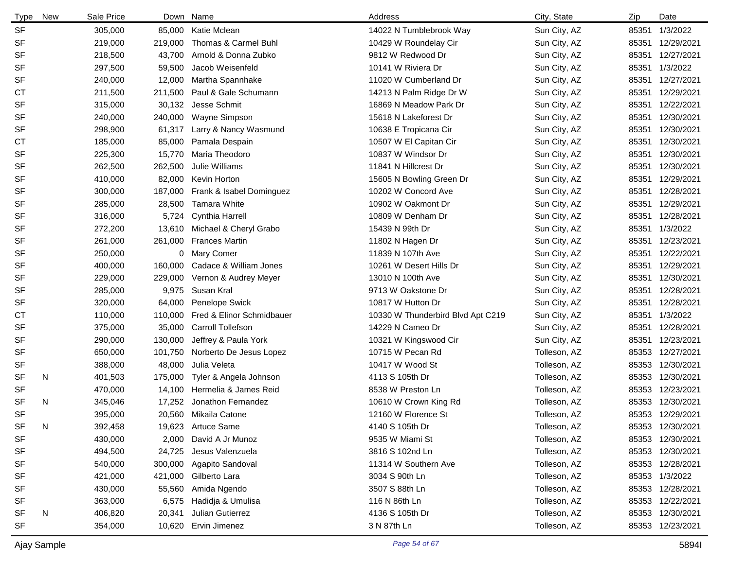| Type | New | Sale Price | Down | Name | Address | City, State | Zip | Date |
|---|---|---|---|---|---|---|---|---|
| SF | | 305,000 | 85,000 | Katie Mclean | 14022 N Tumblebrook Way | Sun City, AZ | 85351 | 1/3/2022 |
| SF | | 219,000 | 219,000 | Thomas & Carmel Buhl | 10429 W Roundelay Cir | Sun City, AZ | 85351 | 12/29/2021 |
| SF | | 218,500 | 43,700 | Arnold & Donna Zubko | 9812 W Redwood Dr | Sun City, AZ | 85351 | 12/27/2021 |
| SF | | 297,500 | 59,500 | Jacob Weisenfeld | 10141 W Riviera Dr | Sun City, AZ | 85351 | 1/3/2022 |
| SF | | 240,000 | 12,000 | Martha Spannhake | 11020 W Cumberland Dr | Sun City, AZ | 85351 | 12/27/2021 |
| CT | | 211,500 | 211,500 | Paul & Gale Schumann | 14213 N Palm Ridge Dr W | Sun City, AZ | 85351 | 12/29/2021 |
| SF | | 315,000 | 30,132 | Jesse Schmit | 16869 N Meadow Park Dr | Sun City, AZ | 85351 | 12/22/2021 |
| SF | | 240,000 | 240,000 | Wayne Simpson | 15618 N Lakeforest Dr | Sun City, AZ | 85351 | 12/30/2021 |
| SF | | 298,900 | 61,317 | Larry & Nancy Wasmund | 10638 E Tropicana Cir | Sun City, AZ | 85351 | 12/30/2021 |
| CT | | 185,000 | 85,000 | Pamala Despain | 10507 W El Capitan Cir | Sun City, AZ | 85351 | 12/30/2021 |
| SF | | 225,300 | 15,770 | Maria Theodoro | 10837 W Windsor Dr | Sun City, AZ | 85351 | 12/30/2021 |
| SF | | 262,500 | 262,500 | Julie Williams | 11841 N Hillcrest Dr | Sun City, AZ | 85351 | 12/30/2021 |
| SF | | 410,000 | 82,000 | Kevin Horton | 15605 N Bowling Green Dr | Sun City, AZ | 85351 | 12/29/2021 |
| SF | | 300,000 | 187,000 | Frank & Isabel Dominguez | 10202 W Concord Ave | Sun City, AZ | 85351 | 12/28/2021 |
| SF | | 285,000 | 28,500 | Tamara White | 10902 W Oakmont Dr | Sun City, AZ | 85351 | 12/29/2021 |
| SF | | 316,000 | 5,724 | Cynthia Harrell | 10809 W Denham Dr | Sun City, AZ | 85351 | 12/28/2021 |
| SF | | 272,200 | 13,610 | Michael & Cheryl Grabo | 15439 N 99th Dr | Sun City, AZ | 85351 | 1/3/2022 |
| SF | | 261,000 | 261,000 | Frances Martin | 11802 N Hagen Dr | Sun City, AZ | 85351 | 12/23/2021 |
| SF | | 250,000 | 0 | Mary Comer | 11839 N 107th Ave | Sun City, AZ | 85351 | 12/22/2021 |
| SF | | 400,000 | 160,000 | Cadace & William Jones | 10261 W Desert Hills Dr | Sun City, AZ | 85351 | 12/29/2021 |
| SF | | 229,000 | 229,000 | Vernon & Audrey Meyer | 13010 N 100th Ave | Sun City, AZ | 85351 | 12/30/2021 |
| SF | | 285,000 | 9,975 | Susan Kral | 9713 W Oakstone Dr | Sun City, AZ | 85351 | 12/28/2021 |
| SF | | 320,000 | 64,000 | Penelope Swick | 10817 W Hutton Dr | Sun City, AZ | 85351 | 12/28/2021 |
| CT | | 110,000 | 110,000 | Fred & Elinor Schmidbauer | 10330 W Thunderbird Blvd Apt C219 | Sun City, AZ | 85351 | 1/3/2022 |
| SF | | 375,000 | 35,000 | Carroll Tollefson | 14229 N Cameo Dr | Sun City, AZ | 85351 | 12/28/2021 |
| SF | | 290,000 | 130,000 | Jeffrey & Paula York | 10321 W Kingswood Cir | Sun City, AZ | 85351 | 12/23/2021 |
| SF | | 650,000 | 101,750 | Norberto De Jesus Lopez | 10715 W Pecan Rd | Tolleson, AZ | 85353 | 12/27/2021 |
| SF | | 388,000 | 48,000 | Julia Veleta | 10417 W Wood St | Tolleson, AZ | 85353 | 12/30/2021 |
| SF | N | 401,503 | 175,000 | Tyler & Angela Johnson | 4113 S 105th Dr | Tolleson, AZ | 85353 | 12/30/2021 |
| SF | | 470,000 | 14,100 | Hermelia & James Reid | 8538 W Preston Ln | Tolleson, AZ | 85353 | 12/23/2021 |
| SF | N | 345,046 | 17,252 | Jonathon Fernandez | 10610 W Crown King Rd | Tolleson, AZ | 85353 | 12/30/2021 |
| SF | | 395,000 | 20,560 | Mikaila Catone | 12160 W Florence St | Tolleson, AZ | 85353 | 12/29/2021 |
| SF | N | 392,458 | 19,623 | Artuce Same | 4140 S 105th Dr | Tolleson, AZ | 85353 | 12/30/2021 |
| SF | | 430,000 | 2,000 | David A Jr Munoz | 9535 W Miami St | Tolleson, AZ | 85353 | 12/30/2021 |
| SF | | 494,500 | 24,725 | Jesus Valenzuela | 3816 S 102nd Ln | Tolleson, AZ | 85353 | 12/30/2021 |
| SF | | 540,000 | 300,000 | Agapito Sandoval | 11314 W Southern Ave | Tolleson, AZ | 85353 | 12/28/2021 |
| SF | | 421,000 | 421,000 | Gilberto Lara | 3034 S 90th Ln | Tolleson, AZ | 85353 | 1/3/2022 |
| SF | | 430,000 | 55,560 | Amida Ngendo | 3507 S 88th Ln | Tolleson, AZ | 85353 | 12/28/2021 |
| SF | | 363,000 | 6,575 | Hadidja & Umulisa | 116 N 86th Ln | Tolleson, AZ | 85353 | 12/22/2021 |
| SF | N | 406,820 | 20,341 | Julian Gutierrez | 4136 S 105th Dr | Tolleson, AZ | 85353 | 12/30/2021 |
| SF | | 354,000 | 10,620 | Ervin Jimenez | 3 N 87th Ln | Tolleson, AZ | 85353 | 12/23/2021 |

Ajay Sample

5894I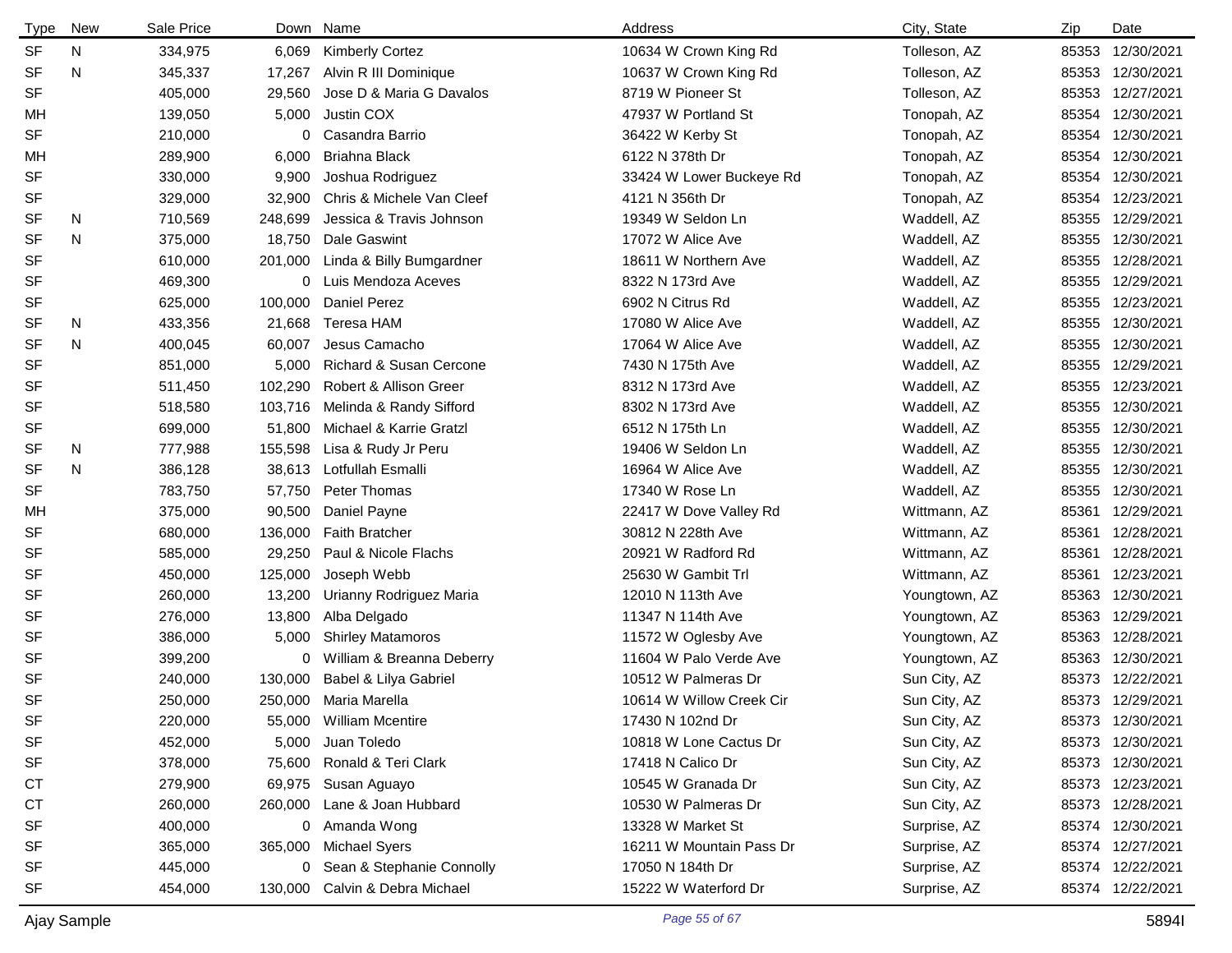| Type | New | Sale Price | Down | Name | Address | City, State | Zip | Date |
|---|---|---|---|---|---|---|---|---|
| SF | N | 334,975 | 6,069 | Kimberly Cortez | 10634 W Crown King Rd | Tolleson, AZ | 85353 | 12/30/2021 |
| SF | N | 345,337 | 17,267 | Alvin R III Dominique | 10637 W Crown King Rd | Tolleson, AZ | 85353 | 12/30/2021 |
| SF | | 405,000 | 29,560 | Jose D & Maria G Davalos | 8719 W Pioneer St | Tolleson, AZ | 85353 | 12/27/2021 |
| MH | | 139,050 | 5,000 | Justin COX | 47937 W Portland St | Tonopah, AZ | 85354 | 12/30/2021 |
| SF | | 210,000 | 0 | Casandra Barrio | 36422 W Kerby St | Tonopah, AZ | 85354 | 12/30/2021 |
| MH | | 289,900 | 6,000 | Briahna Black | 6122 N 378th Dr | Tonopah, AZ | 85354 | 12/30/2021 |
| SF | | 330,000 | 9,900 | Joshua Rodriguez | 33424 W Lower Buckeye Rd | Tonopah, AZ | 85354 | 12/30/2021 |
| SF | | 329,000 | 32,900 | Chris & Michele Van Cleef | 4121 N 356th Dr | Tonopah, AZ | 85354 | 12/23/2021 |
| SF | N | 710,569 | 248,699 | Jessica & Travis Johnson | 19349 W Seldon Ln | Waddell, AZ | 85355 | 12/29/2021 |
| SF | N | 375,000 | 18,750 | Dale Gaswint | 17072 W Alice Ave | Waddell, AZ | 85355 | 12/30/2021 |
| SF | | 610,000 | 201,000 | Linda & Billy Bumgardner | 18611 W Northern Ave | Waddell, AZ | 85355 | 12/28/2021 |
| SF | | 469,300 | 0 | Luis Mendoza Aceves | 8322 N 173rd Ave | Waddell, AZ | 85355 | 12/29/2021 |
| SF | | 625,000 | 100,000 | Daniel Perez | 6902 N Citrus Rd | Waddell, AZ | 85355 | 12/23/2021 |
| SF | N | 433,356 | 21,668 | Teresa HAM | 17080 W Alice Ave | Waddell, AZ | 85355 | 12/30/2021 |
| SF | N | 400,045 | 60,007 | Jesus Camacho | 17064 W Alice Ave | Waddell, AZ | 85355 | 12/30/2021 |
| SF | | 851,000 | 5,000 | Richard & Susan Cercone | 7430 N 175th Ave | Waddell, AZ | 85355 | 12/29/2021 |
| SF | | 511,450 | 102,290 | Robert & Allison Greer | 8312 N 173rd Ave | Waddell, AZ | 85355 | 12/23/2021 |
| SF | | 518,580 | 103,716 | Melinda & Randy Sifford | 8302 N 173rd Ave | Waddell, AZ | 85355 | 12/30/2021 |
| SF | | 699,000 | 51,800 | Michael & Karrie Gratzl | 6512 N 175th Ln | Waddell, AZ | 85355 | 12/30/2021 |
| SF | N | 777,988 | 155,598 | Lisa & Rudy Jr Peru | 19406 W Seldon Ln | Waddell, AZ | 85355 | 12/30/2021 |
| SF | N | 386,128 | 38,613 | Lotfullah Esmalli | 16964 W Alice Ave | Waddell, AZ | 85355 | 12/30/2021 |
| SF | | 783,750 | 57,750 | Peter Thomas | 17340 W Rose Ln | Waddell, AZ | 85355 | 12/30/2021 |
| MH | | 375,000 | 90,500 | Daniel Payne | 22417 W Dove Valley Rd | Wittmann, AZ | 85361 | 12/29/2021 |
| SF | | 680,000 | 136,000 | Faith Bratcher | 30812 N 228th Ave | Wittmann, AZ | 85361 | 12/28/2021 |
| SF | | 585,000 | 29,250 | Paul & Nicole Flachs | 20921 W Radford Rd | Wittmann, AZ | 85361 | 12/28/2021 |
| SF | | 450,000 | 125,000 | Joseph Webb | 25630 W Gambit Trl | Wittmann, AZ | 85361 | 12/23/2021 |
| SF | | 260,000 | 13,200 | Urianny Rodriguez Maria | 12010 N 113th Ave | Youngtown, AZ | 85363 | 12/30/2021 |
| SF | | 276,000 | 13,800 | Alba Delgado | 11347 N 114th Ave | Youngtown, AZ | 85363 | 12/29/2021 |
| SF | | 386,000 | 5,000 | Shirley Matamoros | 11572 W Oglesby Ave | Youngtown, AZ | 85363 | 12/28/2021 |
| SF | | 399,200 | 0 | William & Breanna Deberry | 11604 W Palo Verde Ave | Youngtown, AZ | 85363 | 12/30/2021 |
| SF | | 240,000 | 130,000 | Babel & Lilya Gabriel | 10512 W Palmeras Dr | Sun City, AZ | 85373 | 12/22/2021 |
| SF | | 250,000 | 250,000 | Maria Marella | 10614 W Willow Creek Cir | Sun City, AZ | 85373 | 12/29/2021 |
| SF | | 220,000 | 55,000 | William Mcentire | 17430 N 102nd Dr | Sun City, AZ | 85373 | 12/30/2021 |
| SF | | 452,000 | 5,000 | Juan Toledo | 10818 W Lone Cactus Dr | Sun City, AZ | 85373 | 12/30/2021 |
| SF | | 378,000 | 75,600 | Ronald & Teri Clark | 17418 N Calico Dr | Sun City, AZ | 85373 | 12/30/2021 |
| CT | | 279,900 | 69,975 | Susan Aguayo | 10545 W Granada Dr | Sun City, AZ | 85373 | 12/23/2021 |
| CT | | 260,000 | 260,000 | Lane & Joan Hubbard | 10530 W Palmeras Dr | Sun City, AZ | 85373 | 12/28/2021 |
| SF | | 400,000 | 0 | Amanda Wong | 13328 W Market St | Surprise, AZ | 85374 | 12/30/2021 |
| SF | | 365,000 | 365,000 | Michael Syers | 16211 W Mountain Pass Dr | Surprise, AZ | 85374 | 12/27/2021 |
| SF | | 445,000 | 0 | Sean & Stephanie Connolly | 17050 N 184th Dr | Surprise, AZ | 85374 | 12/22/2021 |
| SF | | 454,000 | 130,000 | Calvin & Debra Michael | 15222 W Waterford Dr | Surprise, AZ | 85374 | 12/22/2021 |

Ajay Sample 5894I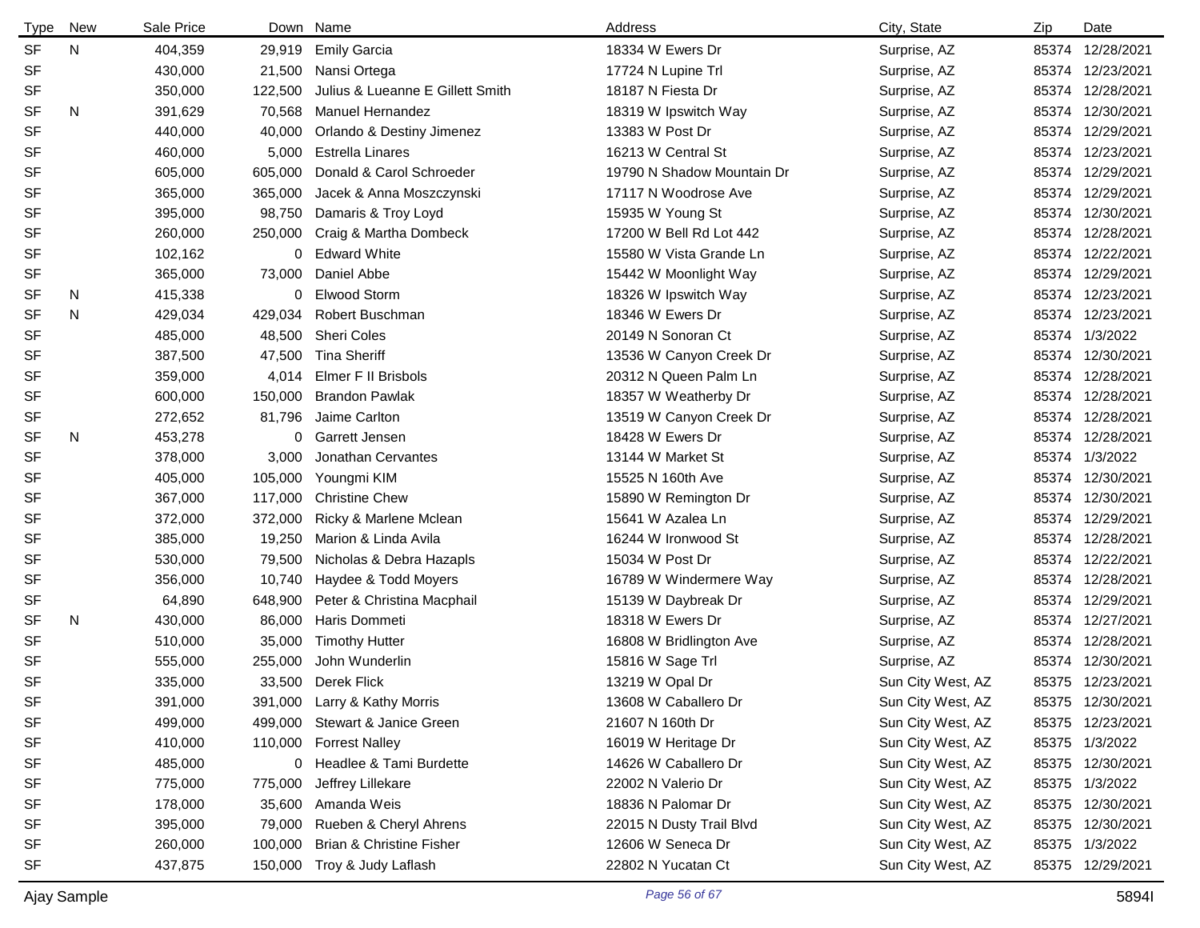| Type | New | Sale Price | Down | Name | Address | City, State | Zip | Date |
|---|---|---|---|---|---|---|---|---|
| SF | N | 404,359 | 29,919 | Emily Garcia | 18334 W Ewers Dr | Surprise, AZ | 85374 | 12/28/2021 |
| SF | | 430,000 | 21,500 | Nansi Ortega | 17724 N Lupine Trl | Surprise, AZ | 85374 | 12/23/2021 |
| SF | | 350,000 | 122,500 | Julius & Lueanne E Gillett Smith | 18187 N Fiesta Dr | Surprise, AZ | 85374 | 12/28/2021 |
| SF | N | 391,629 | 70,568 | Manuel Hernandez | 18319 W Ipswitch Way | Surprise, AZ | 85374 | 12/30/2021 |
| SF | | 440,000 | 40,000 | Orlando & Destiny Jimenez | 13383 W Post Dr | Surprise, AZ | 85374 | 12/29/2021 |
| SF | | 460,000 | 5,000 | Estrella Linares | 16213 W Central St | Surprise, AZ | 85374 | 12/23/2021 |
| SF | | 605,000 | 605,000 | Donald & Carol Schroeder | 19790 N Shadow Mountain Dr | Surprise, AZ | 85374 | 12/29/2021 |
| SF | | 365,000 | 365,000 | Jacek & Anna Moszczynski | 17117 N Woodrose Ave | Surprise, AZ | 85374 | 12/29/2021 |
| SF | | 395,000 | 98,750 | Damaris & Troy Loyd | 15935 W Young St | Surprise, AZ | 85374 | 12/30/2021 |
| SF | | 260,000 | 250,000 | Craig & Martha Dombeck | 17200 W Bell Rd Lot 442 | Surprise, AZ | 85374 | 12/28/2021 |
| SF | | 102,162 | 0 | Edward White | 15580 W Vista Grande Ln | Surprise, AZ | 85374 | 12/22/2021 |
| SF | | 365,000 | 73,000 | Daniel Abbe | 15442 W Moonlight Way | Surprise, AZ | 85374 | 12/29/2021 |
| SF | N | 415,338 | 0 | Elwood Storm | 18326 W Ipswitch Way | Surprise, AZ | 85374 | 12/23/2021 |
| SF | N | 429,034 | 429,034 | Robert Buschman | 18346 W Ewers Dr | Surprise, AZ | 85374 | 12/23/2021 |
| SF | | 485,000 | 48,500 | Sheri Coles | 20149 N Sonoran Ct | Surprise, AZ | 85374 | 1/3/2022 |
| SF | | 387,500 | 47,500 | Tina Sheriff | 13536 W Canyon Creek Dr | Surprise, AZ | 85374 | 12/30/2021 |
| SF | | 359,000 | 4,014 | Elmer F II Brisbols | 20312 N Queen Palm Ln | Surprise, AZ | 85374 | 12/28/2021 |
| SF | | 600,000 | 150,000 | Brandon Pawlak | 18357 W Weatherby Dr | Surprise, AZ | 85374 | 12/28/2021 |
| SF | | 272,652 | 81,796 | Jaime Carlton | 13519 W Canyon Creek Dr | Surprise, AZ | 85374 | 12/28/2021 |
| SF | N | 453,278 | 0 | Garrett Jensen | 18428 W Ewers Dr | Surprise, AZ | 85374 | 12/28/2021 |
| SF | | 378,000 | 3,000 | Jonathan Cervantes | 13144 W Market St | Surprise, AZ | 85374 | 1/3/2022 |
| SF | | 405,000 | 105,000 | Youngmi KIM | 15525 N 160th Ave | Surprise, AZ | 85374 | 12/30/2021 |
| SF | | 367,000 | 117,000 | Christine Chew | 15890 W Remington Dr | Surprise, AZ | 85374 | 12/30/2021 |
| SF | | 372,000 | 372,000 | Ricky & Marlene Mclean | 15641 W Azalea Ln | Surprise, AZ | 85374 | 12/29/2021 |
| SF | | 385,000 | 19,250 | Marion & Linda Avila | 16244 W Ironwood St | Surprise, AZ | 85374 | 12/28/2021 |
| SF | | 530,000 | 79,500 | Nicholas & Debra Hazapls | 15034 W Post Dr | Surprise, AZ | 85374 | 12/22/2021 |
| SF | | 356,000 | 10,740 | Haydee & Todd Moyers | 16789 W Windermere Way | Surprise, AZ | 85374 | 12/28/2021 |
| SF | | 64,890 | 648,900 | Peter & Christina Macphail | 15139 W Daybreak Dr | Surprise, AZ | 85374 | 12/29/2021 |
| SF | N | 430,000 | 86,000 | Haris Dommeti | 18318 W Ewers Dr | Surprise, AZ | 85374 | 12/27/2021 |
| SF | | 510,000 | 35,000 | Timothy Hutter | 16808 W Bridlington Ave | Surprise, AZ | 85374 | 12/28/2021 |
| SF | | 555,000 | 255,000 | John Wunderlin | 15816 W Sage Trl | Surprise, AZ | 85374 | 12/30/2021 |
| SF | | 335,000 | 33,500 | Derek Flick | 13219 W Opal Dr | Sun City West, AZ | 85375 | 12/23/2021 |
| SF | | 391,000 | 391,000 | Larry & Kathy Morris | 13608 W Caballero Dr | Sun City West, AZ | 85375 | 12/30/2021 |
| SF | | 499,000 | 499,000 | Stewart & Janice Green | 21607 N 160th Dr | Sun City West, AZ | 85375 | 12/23/2021 |
| SF | | 410,000 | 110,000 | Forrest Nalley | 16019 W Heritage Dr | Sun City West, AZ | 85375 | 1/3/2022 |
| SF | | 485,000 | 0 | Headlee & Tami Burdette | 14626 W Caballero Dr | Sun City West, AZ | 85375 | 12/30/2021 |
| SF | | 775,000 | 775,000 | Jeffrey Lillekare | 22002 N Valerio Dr | Sun City West, AZ | 85375 | 1/3/2022 |
| SF | | 178,000 | 35,600 | Amanda Weis | 18836 N Palomar Dr | Sun City West, AZ | 85375 | 12/30/2021 |
| SF | | 395,000 | 79,000 | Rueben & Cheryl Ahrens | 22015 N Dusty Trail Blvd | Sun City West, AZ | 85375 | 12/30/2021 |
| SF | | 260,000 | 100,000 | Brian & Christine Fisher | 12606 W Seneca Dr | Sun City West, AZ | 85375 | 1/3/2022 |
| SF | | 437,875 | 150,000 | Troy & Judy Laflash | 22802 N Yucatan Ct | Sun City West, AZ | 85375 | 12/29/2021 |

Ajay Sample 5894I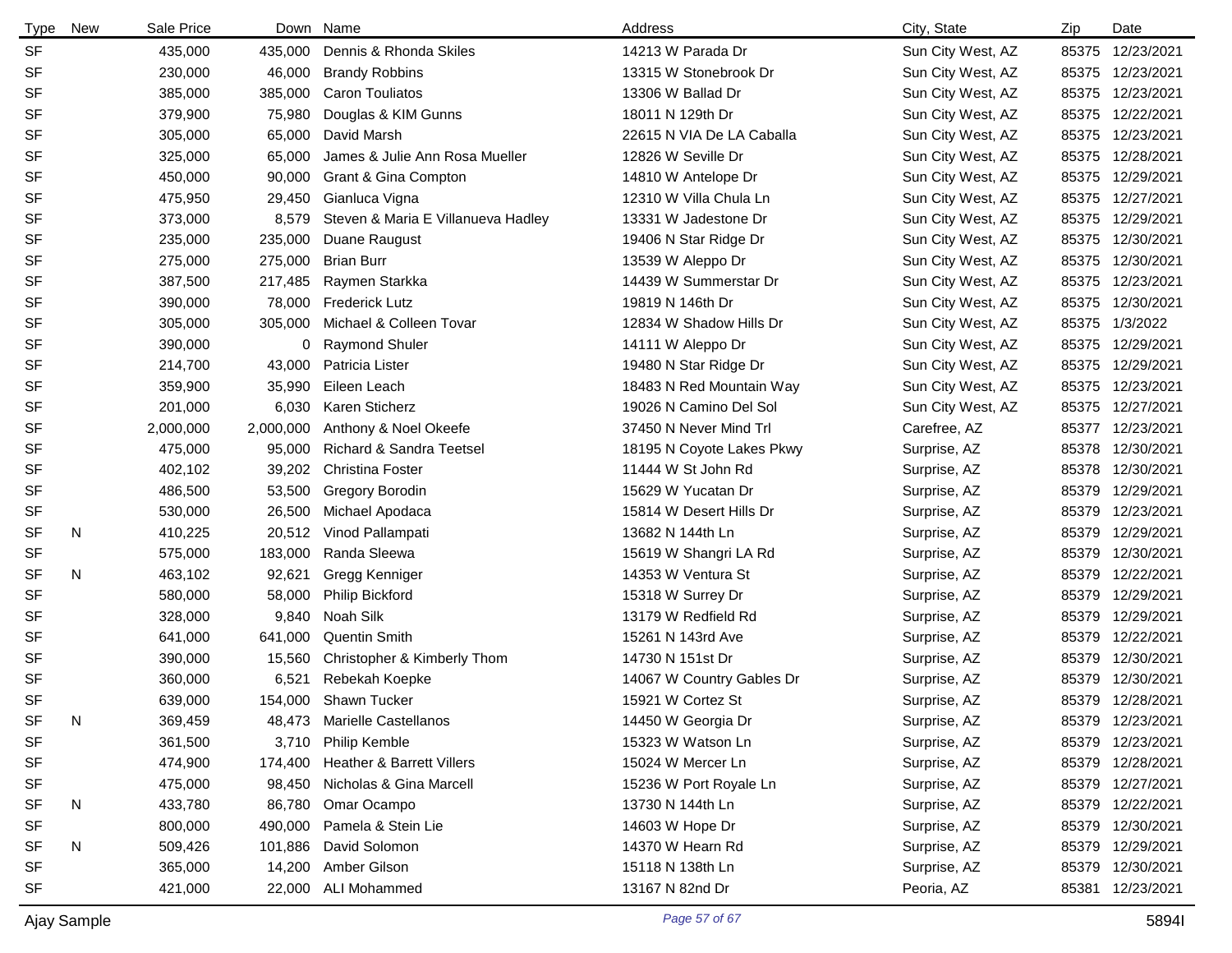| Type | New | Sale Price | Down | Name | Address | City, State | Zip | Date |
|---|---|---|---|---|---|---|---|---|
| SF | | 435,000 | 435,000 | Dennis & Rhonda Skiles | 14213 W Parada Dr | Sun City West, AZ | 85375 | 12/23/2021 |
| SF | | 230,000 | 46,000 | Brandy Robbins | 13315 W Stonebrook Dr | Sun City West, AZ | 85375 | 12/23/2021 |
| SF | | 385,000 | 385,000 | Caron Touliatos | 13306 W Ballad Dr | Sun City West, AZ | 85375 | 12/23/2021 |
| SF | | 379,900 | 75,980 | Douglas & KIM Gunns | 18011 N 129th Dr | Sun City West, AZ | 85375 | 12/22/2021 |
| SF | | 305,000 | 65,000 | David Marsh | 22615 N VIA De LA Caballa | Sun City West, AZ | 85375 | 12/23/2021 |
| SF | | 325,000 | 65,000 | James & Julie Ann Rosa Mueller | 12826 W Seville Dr | Sun City West, AZ | 85375 | 12/28/2021 |
| SF | | 450,000 | 90,000 | Grant & Gina Compton | 14810 W Antelope Dr | Sun City West, AZ | 85375 | 12/29/2021 |
| SF | | 475,950 | 29,450 | Gianluca Vigna | 12310 W Villa Chula Ln | Sun City West, AZ | 85375 | 12/27/2021 |
| SF | | 373,000 | 8,579 | Steven & Maria E Villanueva Hadley | 13331 W Jadestone Dr | Sun City West, AZ | 85375 | 12/29/2021 |
| SF | | 235,000 | 235,000 | Duane Raugust | 19406 N Star Ridge Dr | Sun City West, AZ | 85375 | 12/30/2021 |
| SF | | 275,000 | 275,000 | Brian Burr | 13539 W Aleppo Dr | Sun City West, AZ | 85375 | 12/30/2021 |
| SF | | 387,500 | 217,485 | Raymen Starkka | 14439 W Summerstar Dr | Sun City West, AZ | 85375 | 12/23/2021 |
| SF | | 390,000 | 78,000 | Frederick Lutz | 19819 N 146th Dr | Sun City West, AZ | 85375 | 12/30/2021 |
| SF | | 305,000 | 305,000 | Michael & Colleen Tovar | 12834 W Shadow Hills Dr | Sun City West, AZ | 85375 | 1/3/2022 |
| SF | | 390,000 | 0 | Raymond Shuler | 14111 W Aleppo Dr | Sun City West, AZ | 85375 | 12/29/2021 |
| SF | | 214,700 | 43,000 | Patricia Lister | 19480 N Star Ridge Dr | Sun City West, AZ | 85375 | 12/29/2021 |
| SF | | 359,900 | 35,990 | Eileen Leach | 18483 N Red Mountain Way | Sun City West, AZ | 85375 | 12/23/2021 |
| SF | | 201,000 | 6,030 | Karen Sticherz | 19026 N Camino Del Sol | Sun City West, AZ | 85375 | 12/27/2021 |
| SF | | 2,000,000 | 2,000,000 | Anthony & Noel Okeefe | 37450 N Never Mind Trl | Carefree, AZ | 85377 | 12/23/2021 |
| SF | | 475,000 | 95,000 | Richard & Sandra Teetsel | 18195 N Coyote Lakes Pkwy | Surprise, AZ | 85378 | 12/30/2021 |
| SF | | 402,102 | 39,202 | Christina Foster | 11444 W St John Rd | Surprise, AZ | 85378 | 12/30/2021 |
| SF | | 486,500 | 53,500 | Gregory Borodin | 15629 W Yucatan Dr | Surprise, AZ | 85379 | 12/29/2021 |
| SF | | 530,000 | 26,500 | Michael Apodaca | 15814 W Desert Hills Dr | Surprise, AZ | 85379 | 12/23/2021 |
| SF | N | 410,225 | 20,512 | Vinod Pallampati | 13682 N 144th Ln | Surprise, AZ | 85379 | 12/29/2021 |
| SF | | 575,000 | 183,000 | Randa Sleewa | 15619 W Shangri LA Rd | Surprise, AZ | 85379 | 12/30/2021 |
| SF | N | 463,102 | 92,621 | Gregg Kenniger | 14353 W Ventura St | Surprise, AZ | 85379 | 12/22/2021 |
| SF | | 580,000 | 58,000 | Philip Bickford | 15318 W Surrey Dr | Surprise, AZ | 85379 | 12/29/2021 |
| SF | | 328,000 | 9,840 | Noah Silk | 13179 W Redfield Rd | Surprise, AZ | 85379 | 12/29/2021 |
| SF | | 641,000 | 641,000 | Quentin Smith | 15261 N 143rd Ave | Surprise, AZ | 85379 | 12/22/2021 |
| SF | | 390,000 | 15,560 | Christopher & Kimberly Thom | 14730 N 151st Dr | Surprise, AZ | 85379 | 12/30/2021 |
| SF | | 360,000 | 6,521 | Rebekah Koepke | 14067 W Country Gables Dr | Surprise, AZ | 85379 | 12/30/2021 |
| SF | | 639,000 | 154,000 | Shawn Tucker | 15921 W Cortez St | Surprise, AZ | 85379 | 12/28/2021 |
| SF | N | 369,459 | 48,473 | Marielle Castellanos | 14450 W Georgia Dr | Surprise, AZ | 85379 | 12/23/2021 |
| SF | | 361,500 | 3,710 | Philip Kemble | 15323 W Watson Ln | Surprise, AZ | 85379 | 12/23/2021 |
| SF | | 474,900 | 174,400 | Heather & Barrett Villers | 15024 W Mercer Ln | Surprise, AZ | 85379 | 12/28/2021 |
| SF | | 475,000 | 98,450 | Nicholas & Gina Marcell | 15236 W Port Royale Ln | Surprise, AZ | 85379 | 12/27/2021 |
| SF | N | 433,780 | 86,780 | Omar Ocampo | 13730 N 144th Ln | Surprise, AZ | 85379 | 12/22/2021 |
| SF | | 800,000 | 490,000 | Pamela & Stein Lie | 14603 W Hope Dr | Surprise, AZ | 85379 | 12/30/2021 |
| SF | N | 509,426 | 101,886 | David Solomon | 14370 W Hearn Rd | Surprise, AZ | 85379 | 12/29/2021 |
| SF | | 365,000 | 14,200 | Amber Gilson | 15118 N 138th Ln | Surprise, AZ | 85379 | 12/30/2021 |
| SF | | 421,000 | 22,000 | ALI Mohammed | 13167 N 82nd Dr | Peoria, AZ | 85381 | 12/23/2021 |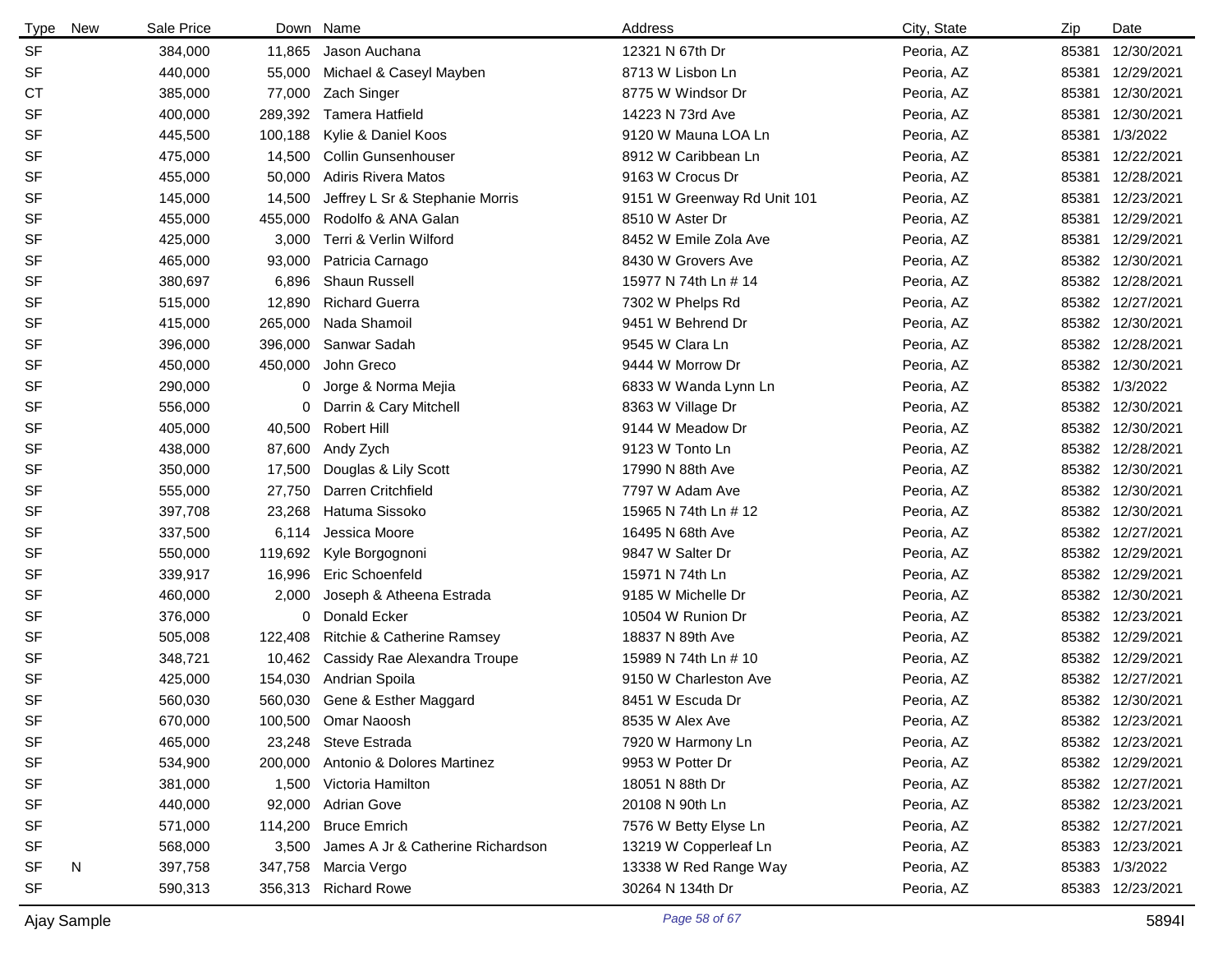| Type | New | Sale Price | Down | Name | Address | City, State | Zip | Date |
|---|---|---|---|---|---|---|---|---|
| SF | | 384,000 | 11,865 | Jason Auchana | 12321 N 67th Dr | Peoria, AZ | 85381 | 12/30/2021 |
| SF | | 440,000 | 55,000 | Michael & Caseyl Mayben | 8713 W Lisbon Ln | Peoria, AZ | 85381 | 12/29/2021 |
| CT | | 385,000 | 77,000 | Zach Singer | 8775 W Windsor Dr | Peoria, AZ | 85381 | 12/30/2021 |
| SF | | 400,000 | 289,392 | Tamera Hatfield | 14223 N 73rd Ave | Peoria, AZ | 85381 | 12/30/2021 |
| SF | | 445,500 | 100,188 | Kylie & Daniel Koos | 9120 W Mauna LOA Ln | Peoria, AZ | 85381 | 1/3/2022 |
| SF | | 475,000 | 14,500 | Collin Gunsenhouser | 8912 W Caribbean Ln | Peoria, AZ | 85381 | 12/22/2021 |
| SF | | 455,000 | 50,000 | Adiris Rivera Matos | 9163 W Crocus Dr | Peoria, AZ | 85381 | 12/28/2021 |
| SF | | 145,000 | 14,500 | Jeffrey L Sr & Stephanie Morris | 9151 W Greenway Rd Unit 101 | Peoria, AZ | 85381 | 12/23/2021 |
| SF | | 455,000 | 455,000 | Rodolfo & ANA Galan | 8510 W Aster Dr | Peoria, AZ | 85381 | 12/29/2021 |
| SF | | 425,000 | 3,000 | Terri & Verlin Wilford | 8452 W Emile Zola Ave | Peoria, AZ | 85381 | 12/29/2021 |
| SF | | 465,000 | 93,000 | Patricia Carnago | 8430 W Grovers Ave | Peoria, AZ | 85382 | 12/30/2021 |
| SF | | 380,697 | 6,896 | Shaun Russell | 15977 N 74th Ln # 14 | Peoria, AZ | 85382 | 12/28/2021 |
| SF | | 515,000 | 12,890 | Richard Guerra | 7302 W Phelps Rd | Peoria, AZ | 85382 | 12/27/2021 |
| SF | | 415,000 | 265,000 | Nada Shamoil | 9451 W Behrend Dr | Peoria, AZ | 85382 | 12/30/2021 |
| SF | | 396,000 | 396,000 | Sanwar Sadah | 9545 W Clara Ln | Peoria, AZ | 85382 | 12/28/2021 |
| SF | | 450,000 | 450,000 | John Greco | 9444 W Morrow Dr | Peoria, AZ | 85382 | 12/30/2021 |
| SF | | 290,000 | 0 | Jorge & Norma Mejia | 6833 W Wanda Lynn Ln | Peoria, AZ | 85382 | 1/3/2022 |
| SF | | 556,000 | 0 | Darrin & Cary Mitchell | 8363 W Village Dr | Peoria, AZ | 85382 | 12/30/2021 |
| SF | | 405,000 | 40,500 | Robert Hill | 9144 W Meadow Dr | Peoria, AZ | 85382 | 12/30/2021 |
| SF | | 438,000 | 87,600 | Andy Zych | 9123 W Tonto Ln | Peoria, AZ | 85382 | 12/28/2021 |
| SF | | 350,000 | 17,500 | Douglas & Lily Scott | 17990 N 88th Ave | Peoria, AZ | 85382 | 12/30/2021 |
| SF | | 555,000 | 27,750 | Darren Critchfield | 7797 W Adam Ave | Peoria, AZ | 85382 | 12/30/2021 |
| SF | | 397,708 | 23,268 | Hatuma Sissoko | 15965 N 74th Ln # 12 | Peoria, AZ | 85382 | 12/30/2021 |
| SF | | 337,500 | 6,114 | Jessica Moore | 16495 N 68th Ave | Peoria, AZ | 85382 | 12/27/2021 |
| SF | | 550,000 | 119,692 | Kyle Borgognoni | 9847 W Salter Dr | Peoria, AZ | 85382 | 12/29/2021 |
| SF | | 339,917 | 16,996 | Eric Schoenfeld | 15971 N 74th Ln | Peoria, AZ | 85382 | 12/29/2021 |
| SF | | 460,000 | 2,000 | Joseph & Atheena Estrada | 9185 W Michelle Dr | Peoria, AZ | 85382 | 12/30/2021 |
| SF | | 376,000 | 0 | Donald Ecker | 10504 W Runion Dr | Peoria, AZ | 85382 | 12/23/2021 |
| SF | | 505,008 | 122,408 | Ritchie & Catherine Ramsey | 18837 N 89th Ave | Peoria, AZ | 85382 | 12/29/2021 |
| SF | | 348,721 | 10,462 | Cassidy Rae Alexandra Troupe | 15989 N 74th Ln # 10 | Peoria, AZ | 85382 | 12/29/2021 |
| SF | | 425,000 | 154,030 | Andrian Spoila | 9150 W Charleston Ave | Peoria, AZ | 85382 | 12/27/2021 |
| SF | | 560,030 | 560,030 | Gene & Esther Maggard | 8451 W Escuda Dr | Peoria, AZ | 85382 | 12/30/2021 |
| SF | | 670,000 | 100,500 | Omar Naoosh | 8535 W Alex Ave | Peoria, AZ | 85382 | 12/23/2021 |
| SF | | 465,000 | 23,248 | Steve Estrada | 7920 W Harmony Ln | Peoria, AZ | 85382 | 12/23/2021 |
| SF | | 534,900 | 200,000 | Antonio & Dolores Martinez | 9953 W Potter Dr | Peoria, AZ | 85382 | 12/29/2021 |
| SF | | 381,000 | 1,500 | Victoria Hamilton | 18051 N 88th Dr | Peoria, AZ | 85382 | 12/27/2021 |
| SF | | 440,000 | 92,000 | Adrian Gove | 20108 N 90th Ln | Peoria, AZ | 85382 | 12/23/2021 |
| SF | | 571,000 | 114,200 | Bruce Emrich | 7576 W Betty Elyse Ln | Peoria, AZ | 85382 | 12/27/2021 |
| SF | | 568,000 | 3,500 | James A Jr & Catherine Richardson | 13219 W Copperleaf Ln | Peoria, AZ | 85383 | 12/23/2021 |
| SF | N | 397,758 | 347,758 | Marcia Vergo | 13338 W Red Range Way | Peoria, AZ | 85383 | 1/3/2022 |
| SF | | 590,313 | 356,313 | Richard Rowe | 30264 N 134th Dr | Peoria, AZ | 85383 | 12/23/2021 |

Ajay Sample 5894I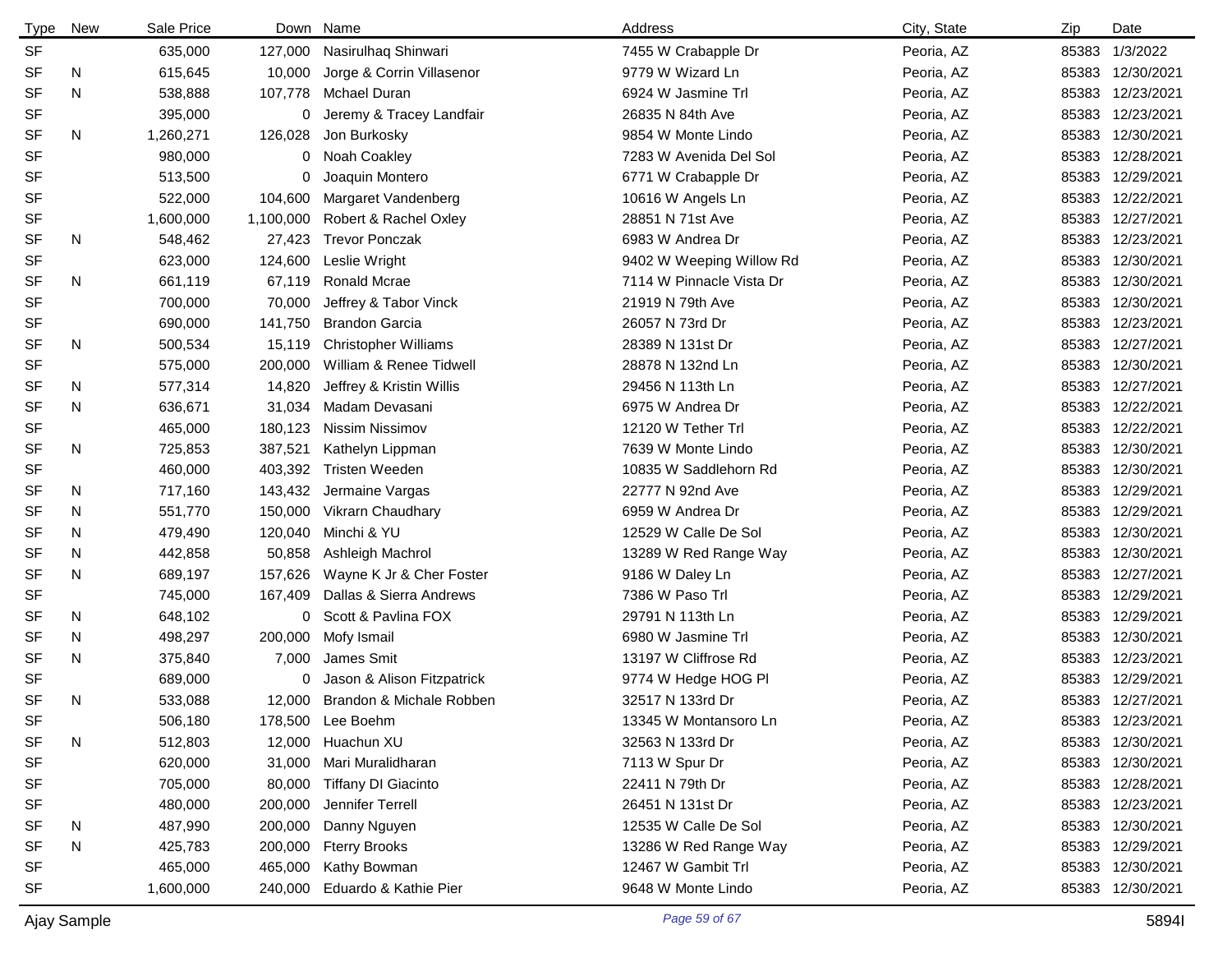| Type | New | Sale Price | Down | Name | Address | City, State | Zip | Date |
|---|---|---|---|---|---|---|---|---|
| SF | | 635,000 | 127,000 | Nasirulhaq Shinwari | 7455 W Crabapple Dr | Peoria, AZ | 85383 | 1/3/2022 |
| SF | N | 615,645 | 10,000 | Jorge & Corrin Villasenor | 9779 W Wizard Ln | Peoria, AZ | 85383 | 12/30/2021 |
| SF | N | 538,888 | 107,778 | Mchael Duran | 6924 W Jasmine Trl | Peoria, AZ | 85383 | 12/23/2021 |
| SF | | 395,000 | 0 | Jeremy & Tracey Landfair | 26835 N 84th Ave | Peoria, AZ | 85383 | 12/23/2021 |
| SF | N | 1,260,271 | 126,028 | Jon Burkosky | 9854 W Monte Lindo | Peoria, AZ | 85383 | 12/30/2021 |
| SF | | 980,000 | 0 | Noah Coakley | 7283 W Avenida Del Sol | Peoria, AZ | 85383 | 12/28/2021 |
| SF | | 513,500 | 0 | Joaquin Montero | 6771 W Crabapple Dr | Peoria, AZ | 85383 | 12/29/2021 |
| SF | | 522,000 | 104,600 | Margaret Vandenberg | 10616 W Angels Ln | Peoria, AZ | 85383 | 12/22/2021 |
| SF | | 1,600,000 | 1,100,000 | Robert & Rachel Oxley | 28851 N 71st Ave | Peoria, AZ | 85383 | 12/27/2021 |
| SF | N | 548,462 | 27,423 | Trevor Ponczak | 6983 W Andrea Dr | Peoria, AZ | 85383 | 12/23/2021 |
| SF | | 623,000 | 124,600 | Leslie Wright | 9402 W Weeping Willow Rd | Peoria, AZ | 85383 | 12/30/2021 |
| SF | N | 661,119 | 67,119 | Ronald Mcrae | 7114 W Pinnacle Vista Dr | Peoria, AZ | 85383 | 12/30/2021 |
| SF | | 700,000 | 70,000 | Jeffrey & Tabor Vinck | 21919 N 79th Ave | Peoria, AZ | 85383 | 12/30/2021 |
| SF | | 690,000 | 141,750 | Brandon Garcia | 26057 N 73rd Dr | Peoria, AZ | 85383 | 12/23/2021 |
| SF | N | 500,534 | 15,119 | Christopher Williams | 28389 N 131st Dr | Peoria, AZ | 85383 | 12/27/2021 |
| SF | | 575,000 | 200,000 | William & Renee Tidwell | 28878 N 132nd Ln | Peoria, AZ | 85383 | 12/30/2021 |
| SF | N | 577,314 | 14,820 | Jeffrey & Kristin Willis | 29456 N 113th Ln | Peoria, AZ | 85383 | 12/27/2021 |
| SF | N | 636,671 | 31,034 | Madam Devasani | 6975 W Andrea Dr | Peoria, AZ | 85383 | 12/22/2021 |
| SF | | 465,000 | 180,123 | Nissim Nissimov | 12120 W Tether Trl | Peoria, AZ | 85383 | 12/22/2021 |
| SF | N | 725,853 | 387,521 | Kathelyn Lippman | 7639 W Monte Lindo | Peoria, AZ | 85383 | 12/30/2021 |
| SF | | 460,000 | 403,392 | Tristen Weeden | 10835 W Saddlehorn Rd | Peoria, AZ | 85383 | 12/30/2021 |
| SF | N | 717,160 | 143,432 | Jermaine Vargas | 22777 N 92nd Ave | Peoria, AZ | 85383 | 12/29/2021 |
| SF | N | 551,770 | 150,000 | Vikrarn Chaudhary | 6959 W Andrea Dr | Peoria, AZ | 85383 | 12/29/2021 |
| SF | N | 479,490 | 120,040 | Minchi & YU | 12529 W Calle De Sol | Peoria, AZ | 85383 | 12/30/2021 |
| SF | N | 442,858 | 50,858 | Ashleigh Machrol | 13289 W Red Range Way | Peoria, AZ | 85383 | 12/30/2021 |
| SF | N | 689,197 | 157,626 | Wayne K Jr & Cher Foster | 9186 W Daley Ln | Peoria, AZ | 85383 | 12/27/2021 |
| SF | | 745,000 | 167,409 | Dallas & Sierra Andrews | 7386 W Paso Trl | Peoria, AZ | 85383 | 12/29/2021 |
| SF | N | 648,102 | 0 | Scott & Pavlina FOX | 29791 N 113th Ln | Peoria, AZ | 85383 | 12/29/2021 |
| SF | N | 498,297 | 200,000 | Mofy Ismail | 6980 W Jasmine Trl | Peoria, AZ | 85383 | 12/30/2021 |
| SF | N | 375,840 | 7,000 | James Smit | 13197 W Cliffrose Rd | Peoria, AZ | 85383 | 12/23/2021 |
| SF | | 689,000 | 0 | Jason & Alison Fitzpatrick | 9774 W Hedge HOG Pl | Peoria, AZ | 85383 | 12/29/2021 |
| SF | N | 533,088 | 12,000 | Brandon & Michale Robben | 32517 N 133rd Dr | Peoria, AZ | 85383 | 12/27/2021 |
| SF | | 506,180 | 178,500 | Lee Boehm | 13345 W Montansoro Ln | Peoria, AZ | 85383 | 12/23/2021 |
| SF | N | 512,803 | 12,000 | Huachun XU | 32563 N 133rd Dr | Peoria, AZ | 85383 | 12/30/2021 |
| SF | | 620,000 | 31,000 | Mari Muralidharan | 7113 W Spur Dr | Peoria, AZ | 85383 | 12/30/2021 |
| SF | | 705,000 | 80,000 | Tiffany DI Giacinto | 22411 N 79th Dr | Peoria, AZ | 85383 | 12/28/2021 |
| SF | | 480,000 | 200,000 | Jennifer Terrell | 26451 N 131st Dr | Peoria, AZ | 85383 | 12/23/2021 |
| SF | N | 487,990 | 200,000 | Danny Nguyen | 12535 W Calle De Sol | Peoria, AZ | 85383 | 12/30/2021 |
| SF | N | 425,783 | 200,000 | Fterry Brooks | 13286 W Red Range Way | Peoria, AZ | 85383 | 12/29/2021 |
| SF | | 465,000 | 465,000 | Kathy Bowman | 12467 W Gambit Trl | Peoria, AZ | 85383 | 12/30/2021 |
| SF | | 1,600,000 | 240,000 | Eduardo & Kathie Pier | 9648 W Monte Lindo | Peoria, AZ | 85383 | 12/30/2021 |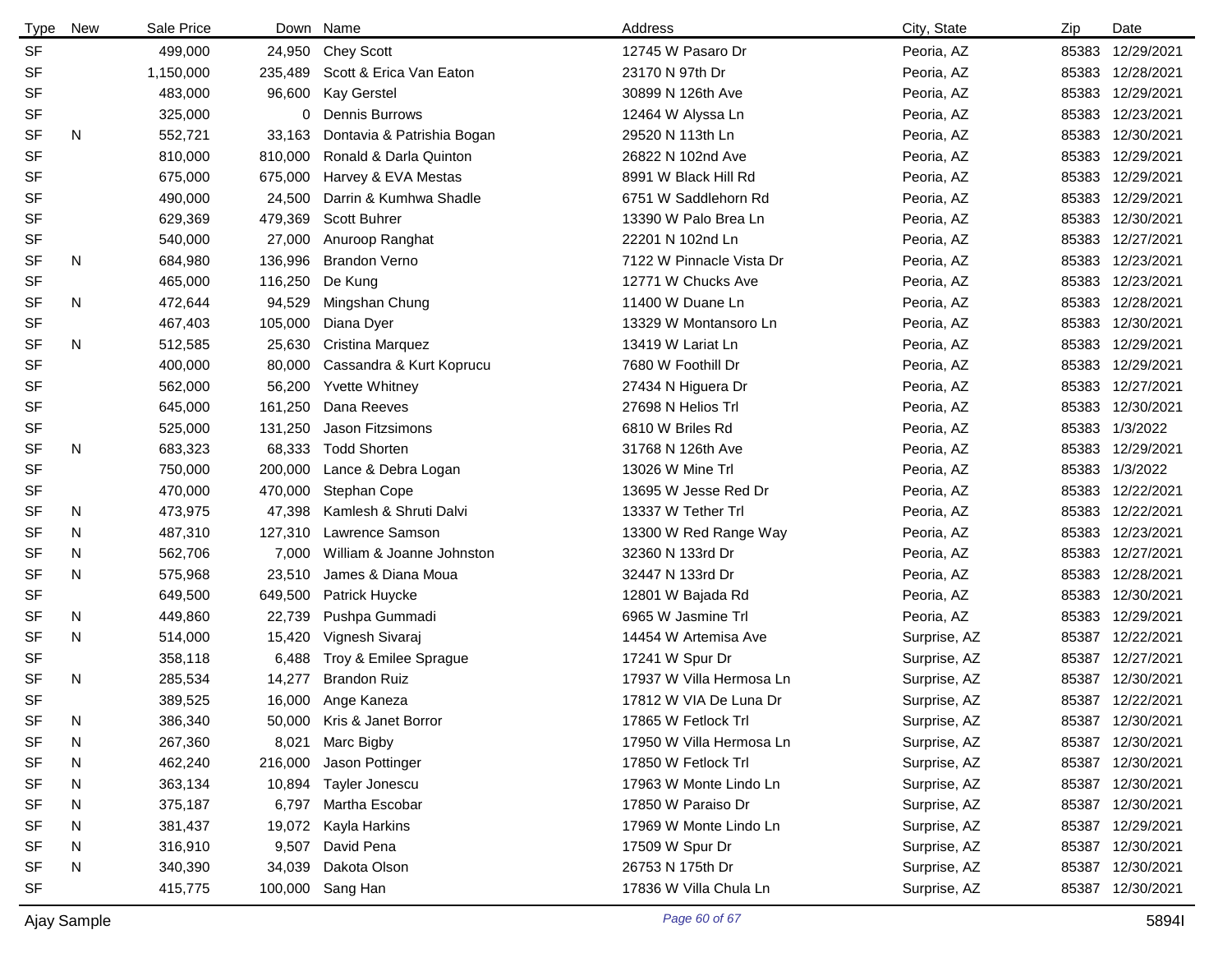| Type | New | Sale Price | Down | Name | Address | City, State | Zip | Date |
|---|---|---|---|---|---|---|---|---|
| SF | | 499,000 | 24,950 | Chey Scott | 12745 W Pasaro Dr | Peoria, AZ | 85383 | 12/29/2021 |
| SF | | 1,150,000 | 235,489 | Scott & Erica Van Eaton | 23170 N 97th Dr | Peoria, AZ | 85383 | 12/28/2021 |
| SF | | 483,000 | 96,600 | Kay Gerstel | 30899 N 126th Ave | Peoria, AZ | 85383 | 12/29/2021 |
| SF | | 325,000 | 0 | Dennis Burrows | 12464 W Alyssa Ln | Peoria, AZ | 85383 | 12/23/2021 |
| SF | N | 552,721 | 33,163 | Dontavia & Patrishia Bogan | 29520 N 113th Ln | Peoria, AZ | 85383 | 12/30/2021 |
| SF | | 810,000 | 810,000 | Ronald & Darla Quinton | 26822 N 102nd Ave | Peoria, AZ | 85383 | 12/29/2021 |
| SF | | 675,000 | 675,000 | Harvey & EVA Mestas | 8991 W Black Hill Rd | Peoria, AZ | 85383 | 12/29/2021 |
| SF | | 490,000 | 24,500 | Darrin & Kumhwa Shadle | 6751 W Saddlehorn Rd | Peoria, AZ | 85383 | 12/29/2021 |
| SF | | 629,369 | 479,369 | Scott Buhrer | 13390 W Palo Brea Ln | Peoria, AZ | 85383 | 12/30/2021 |
| SF | | 540,000 | 27,000 | Anuroop Ranghat | 22201 N 102nd Ln | Peoria, AZ | 85383 | 12/27/2021 |
| SF | N | 684,980 | 136,996 | Brandon Verno | 7122 W Pinnacle Vista Dr | Peoria, AZ | 85383 | 12/23/2021 |
| SF | | 465,000 | 116,250 | De Kung | 12771 W Chucks Ave | Peoria, AZ | 85383 | 12/23/2021 |
| SF | N | 472,644 | 94,529 | Mingshan Chung | 11400 W Duane Ln | Peoria, AZ | 85383 | 12/28/2021 |
| SF | | 467,403 | 105,000 | Diana Dyer | 13329 W Montansoro Ln | Peoria, AZ | 85383 | 12/30/2021 |
| SF | N | 512,585 | 25,630 | Cristina Marquez | 13419 W Lariat Ln | Peoria, AZ | 85383 | 12/29/2021 |
| SF | | 400,000 | 80,000 | Cassandra & Kurt Koprucu | 7680 W Foothill Dr | Peoria, AZ | 85383 | 12/29/2021 |
| SF | | 562,000 | 56,200 | Yvette Whitney | 27434 N Higuera Dr | Peoria, AZ | 85383 | 12/27/2021 |
| SF | | 645,000 | 161,250 | Dana Reeves | 27698 N Helios Trl | Peoria, AZ | 85383 | 12/30/2021 |
| SF | | 525,000 | 131,250 | Jason Fitzsimons | 6810 W Briles Rd | Peoria, AZ | 85383 | 1/3/2022 |
| SF | N | 683,323 | 68,333 | Todd Shorten | 31768 N 126th Ave | Peoria, AZ | 85383 | 12/29/2021 |
| SF | | 750,000 | 200,000 | Lance & Debra Logan | 13026 W Mine Trl | Peoria, AZ | 85383 | 1/3/2022 |
| SF | | 470,000 | 470,000 | Stephan Cope | 13695 W Jesse Red Dr | Peoria, AZ | 85383 | 12/22/2021 |
| SF | N | 473,975 | 47,398 | Kamlesh & Shruti Dalvi | 13337 W Tether Trl | Peoria, AZ | 85383 | 12/22/2021 |
| SF | N | 487,310 | 127,310 | Lawrence Samson | 13300 W Red Range Way | Peoria, AZ | 85383 | 12/23/2021 |
| SF | N | 562,706 | 7,000 | William & Joanne Johnston | 32360 N 133rd Dr | Peoria, AZ | 85383 | 12/27/2021 |
| SF | N | 575,968 | 23,510 | James & Diana Moua | 32447 N 133rd Dr | Peoria, AZ | 85383 | 12/28/2021 |
| SF | | 649,500 | 649,500 | Patrick Huycke | 12801 W Bajada Rd | Peoria, AZ | 85383 | 12/30/2021 |
| SF | N | 449,860 | 22,739 | Pushpa Gummadi | 6965 W Jasmine Trl | Peoria, AZ | 85383 | 12/29/2021 |
| SF | N | 514,000 | 15,420 | Vignesh Sivaraj | 14454 W Artemisa Ave | Surprise, AZ | 85387 | 12/22/2021 |
| SF | | 358,118 | 6,488 | Troy & Emilee Sprague | 17241 W Spur Dr | Surprise, AZ | 85387 | 12/27/2021 |
| SF | N | 285,534 | 14,277 | Brandon Ruiz | 17937 W Villa Hermosa Ln | Surprise, AZ | 85387 | 12/30/2021 |
| SF | | 389,525 | 16,000 | Ange Kaneza | 17812 W VIA De Luna Dr | Surprise, AZ | 85387 | 12/22/2021 |
| SF | N | 386,340 | 50,000 | Kris & Janet Borror | 17865 W Fetlock Trl | Surprise, AZ | 85387 | 12/30/2021 |
| SF | N | 267,360 | 8,021 | Marc Bigby | 17950 W Villa Hermosa Ln | Surprise, AZ | 85387 | 12/30/2021 |
| SF | N | 462,240 | 216,000 | Jason Pottinger | 17850 W Fetlock Trl | Surprise, AZ | 85387 | 12/30/2021 |
| SF | N | 363,134 | 10,894 | Tayler Jonescu | 17963 W Monte Lindo Ln | Surprise, AZ | 85387 | 12/30/2021 |
| SF | N | 375,187 | 6,797 | Martha Escobar | 17850 W Paraiso Dr | Surprise, AZ | 85387 | 12/30/2021 |
| SF | N | 381,437 | 19,072 | Kayla Harkins | 17969 W Monte Lindo Ln | Surprise, AZ | 85387 | 12/29/2021 |
| SF | N | 316,910 | 9,507 | David Pena | 17509 W Spur Dr | Surprise, AZ | 85387 | 12/30/2021 |
| SF | N | 340,390 | 34,039 | Dakota Olson | 26753 N 175th Dr | Surprise, AZ | 85387 | 12/30/2021 |
| SF | | 415,775 | 100,000 | Sang Han | 17836 W Villa Chula Ln | Surprise, AZ | 85387 | 12/30/2021 |

Ajay Sample 5894I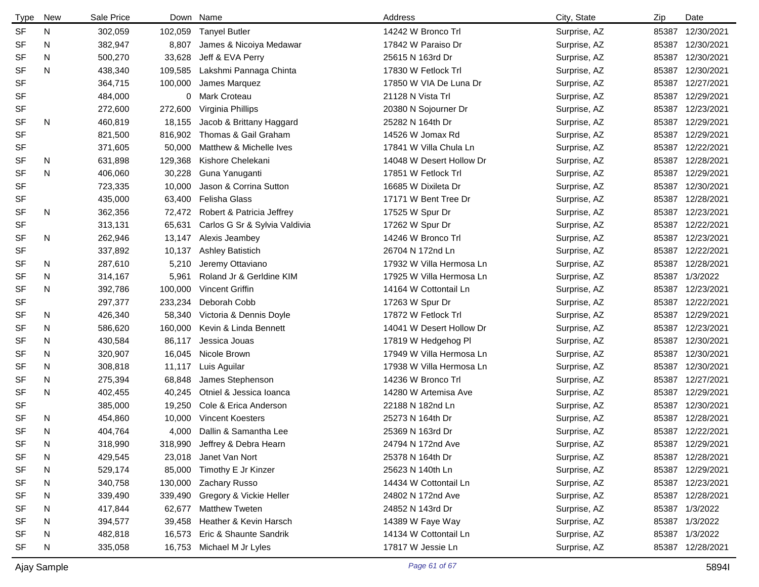| Type | New | Sale Price | Down | Name | Address | City, State | Zip | Date |
|---|---|---|---|---|---|---|---|---|
| SF | N | 302,059 | 102,059 | Tanyel Butler | 14242 W Bronco Trl | Surprise, AZ | 85387 | 12/30/2021 |
| SF | N | 382,947 | 8,807 | James & Nicoiya Medawar | 17842 W Paraiso Dr | Surprise, AZ | 85387 | 12/30/2021 |
| SF | N | 500,270 | 33,628 | Jeff & EVA Perry | 25615 N 163rd Dr | Surprise, AZ | 85387 | 12/30/2021 |
| SF | N | 438,340 | 109,585 | Lakshmi Pannaga Chinta | 17830 W Fetlock Trl | Surprise, AZ | 85387 | 12/30/2021 |
| SF | | 364,715 | 100,000 | James Marquez | 17850 W VIA De Luna Dr | Surprise, AZ | 85387 | 12/27/2021 |
| SF | | 484,000 | 0 | Mark Croteau | 21128 N Vista Trl | Surprise, AZ | 85387 | 12/29/2021 |
| SF | | 272,600 | 272,600 | Virginia Phillips | 20380 N Sojourner Dr | Surprise, AZ | 85387 | 12/23/2021 |
| SF | N | 460,819 | 18,155 | Jacob & Brittany Haggard | 25282 N 164th Dr | Surprise, AZ | 85387 | 12/29/2021 |
| SF | | 821,500 | 816,902 | Thomas & Gail Graham | 14526 W Jomax Rd | Surprise, AZ | 85387 | 12/29/2021 |
| SF | | 371,605 | 50,000 | Matthew & Michelle Ives | 17841 W Villa Chula Ln | Surprise, AZ | 85387 | 12/22/2021 |
| SF | N | 631,898 | 129,368 | Kishore Chelekani | 14048 W Desert Hollow Dr | Surprise, AZ | 85387 | 12/28/2021 |
| SF | N | 406,060 | 30,228 | Guna Yanuganti | 17851 W Fetlock Trl | Surprise, AZ | 85387 | 12/29/2021 |
| SF | | 723,335 | 10,000 | Jason & Corrina Sutton | 16685 W Dixileta Dr | Surprise, AZ | 85387 | 12/30/2021 |
| SF | | 435,000 | 63,400 | Felisha Glass | 17171 W Bent Tree Dr | Surprise, AZ | 85387 | 12/28/2021 |
| SF | N | 362,356 | 72,472 | Robert & Patricia Jeffrey | 17525 W Spur Dr | Surprise, AZ | 85387 | 12/23/2021 |
| SF | | 313,131 | 65,631 | Carlos G Sr & Sylvia Valdivia | 17262 W Spur Dr | Surprise, AZ | 85387 | 12/22/2021 |
| SF | N | 262,946 | 13,147 | Alexis Jeambey | 14246 W Bronco Trl | Surprise, AZ | 85387 | 12/23/2021 |
| SF | | 337,892 | 10,137 | Ashley Batistich | 26704 N 172nd Ln | Surprise, AZ | 85387 | 12/22/2021 |
| SF | N | 287,610 | 5,210 | Jeremy Ottaviano | 17932 W Villa Hermosa Ln | Surprise, AZ | 85387 | 12/28/2021 |
| SF | N | 314,167 | 5,961 | Roland Jr & Gerldine KIM | 17925 W Villa Hermosa Ln | Surprise, AZ | 85387 | 1/3/2022 |
| SF | N | 392,786 | 100,000 | Vincent Griffin | 14164 W Cottontail Ln | Surprise, AZ | 85387 | 12/23/2021 |
| SF | | 297,377 | 233,234 | Deborah Cobb | 17263 W Spur Dr | Surprise, AZ | 85387 | 12/22/2021 |
| SF | N | 426,340 | 58,340 | Victoria & Dennis Doyle | 17872 W Fetlock Trl | Surprise, AZ | 85387 | 12/29/2021 |
| SF | N | 586,620 | 160,000 | Kevin & Linda Bennett | 14041 W Desert Hollow Dr | Surprise, AZ | 85387 | 12/23/2021 |
| SF | N | 430,584 | 86,117 | Jessica Jouas | 17819 W Hedgehog Pl | Surprise, AZ | 85387 | 12/30/2021 |
| SF | N | 320,907 | 16,045 | Nicole Brown | 17949 W Villa Hermosa Ln | Surprise, AZ | 85387 | 12/30/2021 |
| SF | N | 308,818 | 11,117 | Luis Aguilar | 17938 W Villa Hermosa Ln | Surprise, AZ | 85387 | 12/30/2021 |
| SF | N | 275,394 | 68,848 | James Stephenson | 14236 W Bronco Trl | Surprise, AZ | 85387 | 12/27/2021 |
| SF | N | 402,455 | 40,245 | Otniel & Jessica Ioanca | 14280 W Artemisa Ave | Surprise, AZ | 85387 | 12/29/2021 |
| SF | | 385,000 | 19,250 | Cole & Erica Anderson | 22188 N 182nd Ln | Surprise, AZ | 85387 | 12/30/2021 |
| SF | N | 454,860 | 10,000 | Vincent Koesters | 25273 N 164th Dr | Surprise, AZ | 85387 | 12/28/2021 |
| SF | N | 404,764 | 4,000 | Dallin & Samantha Lee | 25369 N 163rd Dr | Surprise, AZ | 85387 | 12/22/2021 |
| SF | N | 318,990 | 318,990 | Jeffrey & Debra Hearn | 24794 N 172nd Ave | Surprise, AZ | 85387 | 12/29/2021 |
| SF | N | 429,545 | 23,018 | Janet Van Nort | 25378 N 164th Dr | Surprise, AZ | 85387 | 12/28/2021 |
| SF | N | 529,174 | 85,000 | Timothy E Jr Kinzer | 25623 N 140th Ln | Surprise, AZ | 85387 | 12/29/2021 |
| SF | N | 340,758 | 130,000 | Zachary Russo | 14434 W Cottontail Ln | Surprise, AZ | 85387 | 12/23/2021 |
| SF | N | 339,490 | 339,490 | Gregory & Vickie Heller | 24802 N 172nd Ave | Surprise, AZ | 85387 | 12/28/2021 |
| SF | N | 417,844 | 62,677 | Matthew Tweten | 24852 N 143rd Dr | Surprise, AZ | 85387 | 1/3/2022 |
| SF | N | 394,577 | 39,458 | Heather & Kevin Harsch | 14389 W Faye Way | Surprise, AZ | 85387 | 1/3/2022 |
| SF | N | 482,818 | 16,573 | Eric & Shaunte Sandrik | 14134 W Cottontail Ln | Surprise, AZ | 85387 | 1/3/2022 |
| SF | N | 335,058 | 16,753 | Michael M Jr Lyles | 17817 W Jessie Ln | Surprise, AZ | 85387 | 12/28/2021 |

Ajay Sample 5894I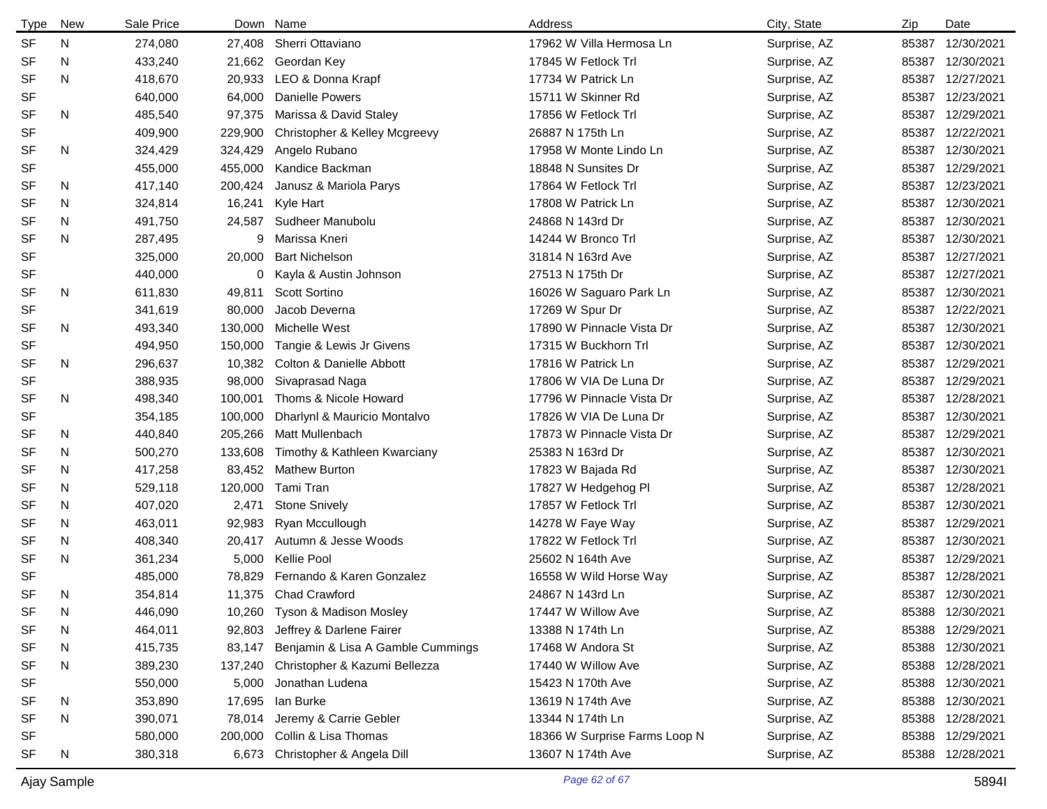| Type | New | Sale Price | Down | Name | Address | City, State | Zip | Date |
|---|---|---|---|---|---|---|---|---|
| SF | N | 274,080 | 27,408 | Sherri Ottaviano | 17962 W Villa Hermosa Ln | Surprise, AZ | 85387 | 12/30/2021 |
| SF | N | 433,240 | 21,662 | Geordan Key | 17845 W Fetlock Trl | Surprise, AZ | 85387 | 12/30/2021 |
| SF | N | 418,670 | 20,933 | LEO & Donna Krapf | 17734 W Patrick Ln | Surprise, AZ | 85387 | 12/27/2021 |
| SF | | 640,000 | 64,000 | Danielle Powers | 15711 W Skinner Rd | Surprise, AZ | 85387 | 12/23/2021 |
| SF | N | 485,540 | 97,375 | Marissa & David Staley | 17856 W Fetlock Trl | Surprise, AZ | 85387 | 12/29/2021 |
| SF | | 409,900 | 229,900 | Christopher & Kelley Mcgreevy | 26887 N 175th Ln | Surprise, AZ | 85387 | 12/22/2021 |
| SF | N | 324,429 | 324,429 | Angelo Rubano | 17958 W Monte Lindo Ln | Surprise, AZ | 85387 | 12/30/2021 |
| SF | | 455,000 | 455,000 | Kandice Backman | 18848 N Sunsites Dr | Surprise, AZ | 85387 | 12/29/2021 |
| SF | N | 417,140 | 200,424 | Janusz & Mariola Parys | 17864 W Fetlock Trl | Surprise, AZ | 85387 | 12/23/2021 |
| SF | N | 324,814 | 16,241 | Kyle Hart | 17808 W Patrick Ln | Surprise, AZ | 85387 | 12/30/2021 |
| SF | N | 491,750 | 24,587 | Sudheer Manubolu | 24868 N 143rd Dr | Surprise, AZ | 85387 | 12/30/2021 |
| SF | N | 287,495 | 9 | Marissa Kneri | 14244 W Bronco Trl | Surprise, AZ | 85387 | 12/30/2021 |
| SF | | 325,000 | 20,000 | Bart Nichelson | 31814 N 163rd Ave | Surprise, AZ | 85387 | 12/27/2021 |
| SF | | 440,000 | 0 | Kayla & Austin Johnson | 27513 N 175th Dr | Surprise, AZ | 85387 | 12/27/2021 |
| SF | N | 611,830 | 49,811 | Scott Sortino | 16026 W Saguaro Park Ln | Surprise, AZ | 85387 | 12/30/2021 |
| SF | | 341,619 | 80,000 | Jacob Deverna | 17269 W Spur Dr | Surprise, AZ | 85387 | 12/22/2021 |
| SF | N | 493,340 | 130,000 | Michelle West | 17890 W Pinnacle Vista Dr | Surprise, AZ | 85387 | 12/30/2021 |
| SF | | 494,950 | 150,000 | Tangie & Lewis Jr Givens | 17315 W Buckhorn Trl | Surprise, AZ | 85387 | 12/30/2021 |
| SF | N | 296,637 | 10,382 | Colton & Danielle Abbott | 17816 W Patrick Ln | Surprise, AZ | 85387 | 12/29/2021 |
| SF | | 388,935 | 98,000 | Sivaprasad Naga | 17806 W VIA De Luna Dr | Surprise, AZ | 85387 | 12/29/2021 |
| SF | N | 498,340 | 100,001 | Thoms & Nicole Howard | 17796 W Pinnacle Vista Dr | Surprise, AZ | 85387 | 12/28/2021 |
| SF | | 354,185 | 100,000 | Dharlynl & Mauricio Montalvo | 17826 W VIA De Luna Dr | Surprise, AZ | 85387 | 12/30/2021 |
| SF | N | 440,840 | 205,266 | Matt Mullenbach | 17873 W Pinnacle Vista Dr | Surprise, AZ | 85387 | 12/29/2021 |
| SF | N | 500,270 | 133,608 | Timothy & Kathleen Kwarciany | 25383 N 163rd Dr | Surprise, AZ | 85387 | 12/30/2021 |
| SF | N | 417,258 | 83,452 | Mathew Burton | 17823 W Bajada Rd | Surprise, AZ | 85387 | 12/30/2021 |
| SF | N | 529,118 | 120,000 | Tami Tran | 17827 W Hedgehog Pl | Surprise, AZ | 85387 | 12/28/2021 |
| SF | N | 407,020 | 2,471 | Stone Snively | 17857 W Fetlock Trl | Surprise, AZ | 85387 | 12/30/2021 |
| SF | N | 463,011 | 92,983 | Ryan Mccullough | 14278 W Faye Way | Surprise, AZ | 85387 | 12/29/2021 |
| SF | N | 408,340 | 20,417 | Autumn & Jesse Woods | 17822 W Fetlock Trl | Surprise, AZ | 85387 | 12/30/2021 |
| SF | N | 361,234 | 5,000 | Kellie Pool | 25602 N 164th Ave | Surprise, AZ | 85387 | 12/29/2021 |
| SF | | 485,000 | 78,829 | Fernando & Karen Gonzalez | 16558 W Wild Horse Way | Surprise, AZ | 85387 | 12/28/2021 |
| SF | N | 354,814 | 11,375 | Chad Crawford | 24867 N 143rd Ln | Surprise, AZ | 85387 | 12/30/2021 |
| SF | N | 446,090 | 10,260 | Tyson & Madison Mosley | 17447 W Willow Ave | Surprise, AZ | 85388 | 12/30/2021 |
| SF | N | 464,011 | 92,803 | Jeffrey & Darlene Fairer | 13388 N 174th Ln | Surprise, AZ | 85388 | 12/29/2021 |
| SF | N | 415,735 | 83,147 | Benjamin & Lisa A Gamble Cummings | 17468 W Andora St | Surprise, AZ | 85388 | 12/30/2021 |
| SF | N | 389,230 | 137,240 | Christopher & Kazumi Bellezza | 17440 W Willow Ave | Surprise, AZ | 85388 | 12/28/2021 |
| SF | | 550,000 | 5,000 | Jonathan Ludena | 15423 N 170th Ave | Surprise, AZ | 85388 | 12/30/2021 |
| SF | N | 353,890 | 17,695 | Ian Burke | 13619 N 174th Ave | Surprise, AZ | 85388 | 12/30/2021 |
| SF | N | 390,071 | 78,014 | Jeremy & Carrie Gebler | 13344 N 174th Ln | Surprise, AZ | 85388 | 12/28/2021 |
| SF | | 580,000 | 200,000 | Collin & Lisa Thomas | 18366 W Surprise Farms Loop N | Surprise, AZ | 85388 | 12/29/2021 |
| SF | N | 380,318 | 6,673 | Christopher & Angela Dill | 13607 N 174th Ave | Surprise, AZ | 85388 | 12/28/2021 |

Ajay Sample 5894I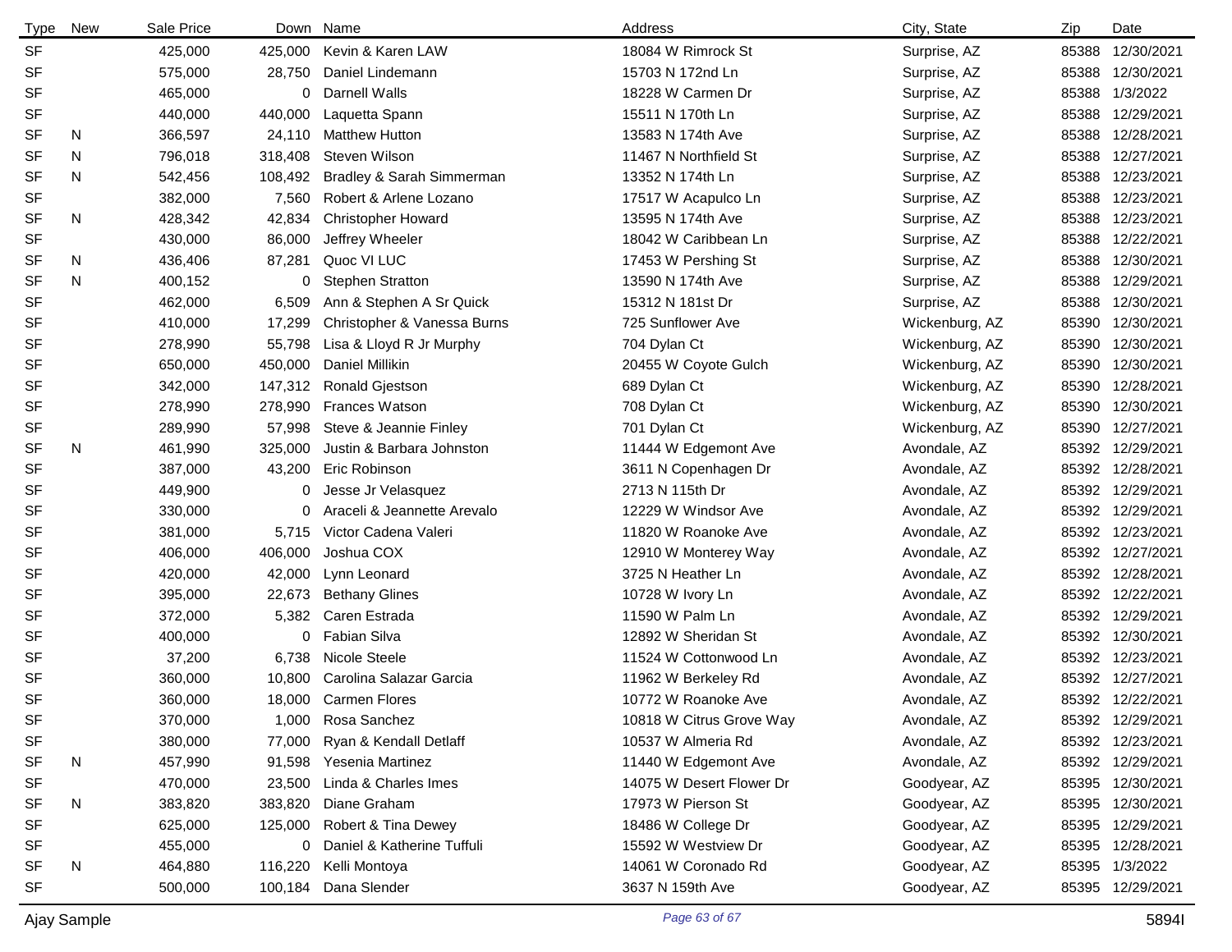| Type | New | Sale Price | Down | Name | Address | City, State | Zip | Date |
|---|---|---|---|---|---|---|---|---|
| SF | | 425,000 | 425,000 | Kevin & Karen LAW | 18084 W Rimrock St | Surprise, AZ | 85388 | 12/30/2021 |
| SF | | 575,000 | 28,750 | Daniel Lindemann | 15703 N 172nd Ln | Surprise, AZ | 85388 | 12/30/2021 |
| SF | | 465,000 | 0 | Darnell Walls | 18228 W Carmen Dr | Surprise, AZ | 85388 | 1/3/2022 |
| SF | | 440,000 | 440,000 | Laquetta Spann | 15511 N 170th Ln | Surprise, AZ | 85388 | 12/29/2021 |
| SF | N | 366,597 | 24,110 | Matthew Hutton | 13583 N 174th Ave | Surprise, AZ | 85388 | 12/28/2021 |
| SF | N | 796,018 | 318,408 | Steven Wilson | 11467 N Northfield St | Surprise, AZ | 85388 | 12/27/2021 |
| SF | N | 542,456 | 108,492 | Bradley & Sarah Simmerman | 13352 N 174th Ln | Surprise, AZ | 85388 | 12/23/2021 |
| SF | | 382,000 | 7,560 | Robert & Arlene Lozano | 17517 W Acapulco Ln | Surprise, AZ | 85388 | 12/23/2021 |
| SF | N | 428,342 | 42,834 | Christopher Howard | 13595 N 174th Ave | Surprise, AZ | 85388 | 12/23/2021 |
| SF | | 430,000 | 86,000 | Jeffrey Wheeler | 18042 W Caribbean Ln | Surprise, AZ | 85388 | 12/22/2021 |
| SF | N | 436,406 | 87,281 | Quoc VI LUC | 17453 W Pershing St | Surprise, AZ | 85388 | 12/30/2021 |
| SF | N | 400,152 | 0 | Stephen Stratton | 13590 N 174th Ave | Surprise, AZ | 85388 | 12/29/2021 |
| SF | | 462,000 | 6,509 | Ann & Stephen A Sr Quick | 15312 N 181st Dr | Surprise, AZ | 85388 | 12/30/2021 |
| SF | | 410,000 | 17,299 | Christopher & Vanessa Burns | 725 Sunflower Ave | Wickenburg, AZ | 85390 | 12/30/2021 |
| SF | | 278,990 | 55,798 | Lisa & Lloyd R Jr Murphy | 704 Dylan Ct | Wickenburg, AZ | 85390 | 12/30/2021 |
| SF | | 650,000 | 450,000 | Daniel Millikin | 20455 W Coyote Gulch | Wickenburg, AZ | 85390 | 12/30/2021 |
| SF | | 342,000 | 147,312 | Ronald Gjestson | 689 Dylan Ct | Wickenburg, AZ | 85390 | 12/28/2021 |
| SF | | 278,990 | 278,990 | Frances Watson | 708 Dylan Ct | Wickenburg, AZ | 85390 | 12/30/2021 |
| SF | | 289,990 | 57,998 | Steve & Jeannie Finley | 701 Dylan Ct | Wickenburg, AZ | 85390 | 12/27/2021 |
| SF | N | 461,990 | 325,000 | Justin & Barbara Johnston | 11444 W Edgemont Ave | Avondale, AZ | 85392 | 12/29/2021 |
| SF | | 387,000 | 43,200 | Eric Robinson | 3611 N Copenhagen Dr | Avondale, AZ | 85392 | 12/28/2021 |
| SF | | 449,900 | 0 | Jesse Jr Velasquez | 2713 N 115th Dr | Avondale, AZ | 85392 | 12/29/2021 |
| SF | | 330,000 | 0 | Araceli & Jeannette Arevalo | 12229 W Windsor Ave | Avondale, AZ | 85392 | 12/29/2021 |
| SF | | 381,000 | 5,715 | Victor Cadena Valeri | 11820 W Roanoke Ave | Avondale, AZ | 85392 | 12/23/2021 |
| SF | | 406,000 | 406,000 | Joshua COX | 12910 W Monterey Way | Avondale, AZ | 85392 | 12/27/2021 |
| SF | | 420,000 | 42,000 | Lynn Leonard | 3725 N Heather Ln | Avondale, AZ | 85392 | 12/28/2021 |
| SF | | 395,000 | 22,673 | Bethany Glines | 10728 W Ivory Ln | Avondale, AZ | 85392 | 12/22/2021 |
| SF | | 372,000 | 5,382 | Caren Estrada | 11590 W Palm Ln | Avondale, AZ | 85392 | 12/29/2021 |
| SF | | 400,000 | 0 | Fabian Silva | 12892 W Sheridan St | Avondale, AZ | 85392 | 12/30/2021 |
| SF | | 37,200 | 6,738 | Nicole Steele | 11524 W Cottonwood Ln | Avondale, AZ | 85392 | 12/23/2021 |
| SF | | 360,000 | 10,800 | Carolina Salazar Garcia | 11962 W Berkeley Rd | Avondale, AZ | 85392 | 12/27/2021 |
| SF | | 360,000 | 18,000 | Carmen Flores | 10772 W Roanoke Ave | Avondale, AZ | 85392 | 12/22/2021 |
| SF | | 370,000 | 1,000 | Rosa Sanchez | 10818 W Citrus Grove Way | Avondale, AZ | 85392 | 12/29/2021 |
| SF | | 380,000 | 77,000 | Ryan & Kendall Detlaff | 10537 W Almeria Rd | Avondale, AZ | 85392 | 12/23/2021 |
| SF | N | 457,990 | 91,598 | Yesenia Martinez | 11440 W Edgemont Ave | Avondale, AZ | 85392 | 12/29/2021 |
| SF | | 470,000 | 23,500 | Linda & Charles Imes | 14075 W Desert Flower Dr | Goodyear, AZ | 85395 | 12/30/2021 |
| SF | N | 383,820 | 383,820 | Diane Graham | 17973 W Pierson St | Goodyear, AZ | 85395 | 12/30/2021 |
| SF | | 625,000 | 125,000 | Robert & Tina Dewey | 18486 W College Dr | Goodyear, AZ | 85395 | 12/29/2021 |
| SF | | 455,000 | 0 | Daniel & Katherine Tuffuli | 15592 W Westview Dr | Goodyear, AZ | 85395 | 12/28/2021 |
| SF | N | 464,880 | 116,220 | Kelli Montoya | 14061 W Coronado Rd | Goodyear, AZ | 85395 | 1/3/2022 |
| SF | | 500,000 | 100,184 | Dana Slender | 3637 N 159th Ave | Goodyear, AZ | 85395 | 12/29/2021 |

Ajay Sample 5894I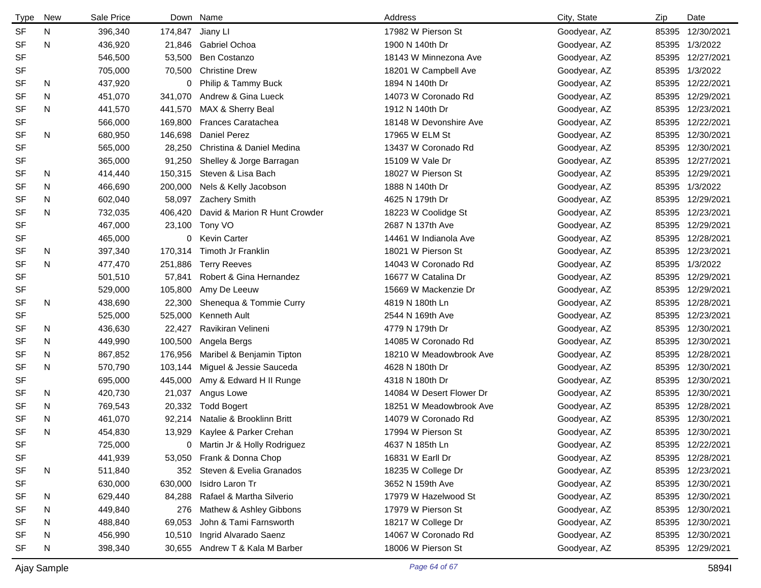| Type | New | Sale Price | Down | Name | Address | City, State | Zip | Date |
|---|---|---|---|---|---|---|---|---|
| SF | N | 396,340 | 174,847 | Jiany LI | 17982 W Pierson St | Goodyear, AZ | 85395 | 12/30/2021 |
| SF | N | 436,920 | 21,846 | Gabriel Ochoa | 1900 N 140th Dr | Goodyear, AZ | 85395 | 1/3/2022 |
| SF | | 546,500 | 53,500 | Ben Costanzo | 18143 W Minnezona Ave | Goodyear, AZ | 85395 | 12/27/2021 |
| SF | | 705,000 | 70,500 | Christine Drew | 18201 W Campbell Ave | Goodyear, AZ | 85395 | 1/3/2022 |
| SF | N | 437,920 | 0 | Philip & Tammy Buck | 1894 N 140th Dr | Goodyear, AZ | 85395 | 12/22/2021 |
| SF | N | 451,070 | 341,070 | Andrew & Gina Lueck | 14073 W Coronado Rd | Goodyear, AZ | 85395 | 12/29/2021 |
| SF | N | 441,570 | 441,570 | MAX & Sherry Beal | 1912 N 140th Dr | Goodyear, AZ | 85395 | 12/23/2021 |
| SF | | 566,000 | 169,800 | Frances Caratachea | 18148 W Devonshire Ave | Goodyear, AZ | 85395 | 12/22/2021 |
| SF | N | 680,950 | 146,698 | Daniel Perez | 17965 W ELM St | Goodyear, AZ | 85395 | 12/30/2021 |
| SF | | 565,000 | 28,250 | Christina & Daniel Medina | 13437 W Coronado Rd | Goodyear, AZ | 85395 | 12/30/2021 |
| SF | | 365,000 | 91,250 | Shelley & Jorge Barragan | 15109 W Vale Dr | Goodyear, AZ | 85395 | 12/27/2021 |
| SF | N | 414,440 | 150,315 | Steven & Lisa Bach | 18027 W Pierson St | Goodyear, AZ | 85395 | 12/29/2021 |
| SF | N | 466,690 | 200,000 | Nels & Kelly Jacobson | 1888 N 140th Dr | Goodyear, AZ | 85395 | 1/3/2022 |
| SF | N | 602,040 | 58,097 | Zachery Smith | 4625 N 179th Dr | Goodyear, AZ | 85395 | 12/29/2021 |
| SF | N | 732,035 | 406,420 | David & Marion R Hunt Crowder | 18223 W Coolidge St | Goodyear, AZ | 85395 | 12/23/2021 |
| SF | | 467,000 | 23,100 | Tony VO | 2687 N 137th Ave | Goodyear, AZ | 85395 | 12/29/2021 |
| SF | | 465,000 | 0 | Kevin Carter | 14461 W Indianola Ave | Goodyear, AZ | 85395 | 12/28/2021 |
| SF | N | 397,340 | 170,314 | Timoth Jr Franklin | 18021 W Pierson St | Goodyear, AZ | 85395 | 12/23/2021 |
| SF | N | 477,470 | 251,886 | Terry Reeves | 14043 W Coronado Rd | Goodyear, AZ | 85395 | 1/3/2022 |
| SF | | 501,510 | 57,841 | Robert & Gina Hernandez | 16677 W Catalina Dr | Goodyear, AZ | 85395 | 12/29/2021 |
| SF | | 529,000 | 105,800 | Amy De Leeuw | 15669 W Mackenzie Dr | Goodyear, AZ | 85395 | 12/29/2021 |
| SF | N | 438,690 | 22,300 | Shenequa & Tommie Curry | 4819 N 180th Ln | Goodyear, AZ | 85395 | 12/28/2021 |
| SF | | 525,000 | 525,000 | Kenneth Ault | 2544 N 169th Ave | Goodyear, AZ | 85395 | 12/23/2021 |
| SF | N | 436,630 | 22,427 | Ravikiran Velineni | 4779 N 179th Dr | Goodyear, AZ | 85395 | 12/30/2021 |
| SF | N | 449,990 | 100,500 | Angela Bergs | 14085 W Coronado Rd | Goodyear, AZ | 85395 | 12/30/2021 |
| SF | N | 867,852 | 176,956 | Maribel & Benjamin Tipton | 18210 W Meadowbrook Ave | Goodyear, AZ | 85395 | 12/28/2021 |
| SF | N | 570,790 | 103,144 | Miguel & Jessie Sauceda | 4628 N 180th Dr | Goodyear, AZ | 85395 | 12/30/2021 |
| SF | | 695,000 | 445,000 | Amy & Edward H II Runge | 4318 N 180th Dr | Goodyear, AZ | 85395 | 12/30/2021 |
| SF | N | 420,730 | 21,037 | Angus Lowe | 14084 W Desert Flower Dr | Goodyear, AZ | 85395 | 12/30/2021 |
| SF | N | 769,543 | 20,332 | Todd Bogert | 18251 W Meadowbrook Ave | Goodyear, AZ | 85395 | 12/28/2021 |
| SF | N | 461,070 | 92,214 | Natalie & Brooklinn Britt | 14079 W Coronado Rd | Goodyear, AZ | 85395 | 12/30/2021 |
| SF | N | 454,830 | 13,929 | Kaylee & Parker Crehan | 17994 W Pierson St | Goodyear, AZ | 85395 | 12/30/2021 |
| SF | | 725,000 | 0 | Martin Jr & Holly Rodriguez | 4637 N 185th Ln | Goodyear, AZ | 85395 | 12/22/2021 |
| SF | | 441,939 | 53,050 | Frank & Donna Chop | 16831 W Earll Dr | Goodyear, AZ | 85395 | 12/28/2021 |
| SF | N | 511,840 | 352 | Steven & Evelia Granados | 18235 W College Dr | Goodyear, AZ | 85395 | 12/23/2021 |
| SF | | 630,000 | 630,000 | Isidro Laron Tr | 3652 N 159th Ave | Goodyear, AZ | 85395 | 12/30/2021 |
| SF | N | 629,440 | 84,288 | Rafael & Martha Silverio | 17979 W Hazelwood St | Goodyear, AZ | 85395 | 12/30/2021 |
| SF | N | 449,840 | 276 | Mathew & Ashley Gibbons | 17979 W Pierson St | Goodyear, AZ | 85395 | 12/30/2021 |
| SF | N | 488,840 | 69,053 | John & Tami Farnsworth | 18217 W College Dr | Goodyear, AZ | 85395 | 12/30/2021 |
| SF | N | 456,990 | 10,510 | Ingrid Alvarado Saenz | 14067 W Coronado Rd | Goodyear, AZ | 85395 | 12/30/2021 |
| SF | N | 398,340 | 30,655 | Andrew T & Kala M Barber | 18006 W Pierson St | Goodyear, AZ | 85395 | 12/29/2021 |

Ajay Sample 5894I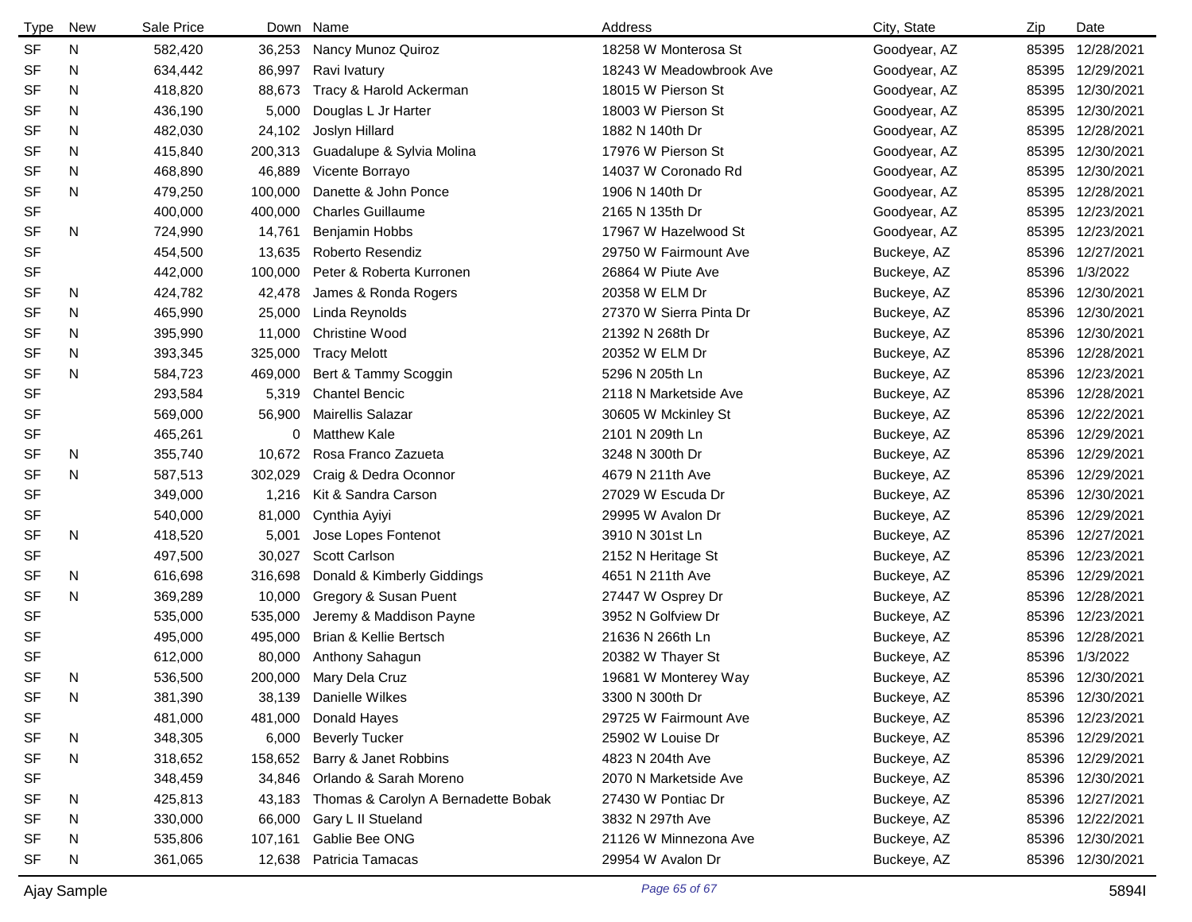| Type | New | Sale Price | Down | Name | Address | City, State | Zip | Date |
|---|---|---|---|---|---|---|---|---|
| SF | N | 582,420 | 36,253 | Nancy Munoz Quiroz | 18258 W Monterosa St | Goodyear, AZ | 85395 | 12/28/2021 |
| SF | N | 634,442 | 86,997 | Ravi Ivatury | 18243 W Meadowbrook Ave | Goodyear, AZ | 85395 | 12/29/2021 |
| SF | N | 418,820 | 88,673 | Tracy & Harold Ackerman | 18015 W Pierson St | Goodyear, AZ | 85395 | 12/30/2021 |
| SF | N | 436,190 | 5,000 | Douglas L Jr Harter | 18003 W Pierson St | Goodyear, AZ | 85395 | 12/30/2021 |
| SF | N | 482,030 | 24,102 | Joslyn Hillard | 1882 N 140th Dr | Goodyear, AZ | 85395 | 12/28/2021 |
| SF | N | 415,840 | 200,313 | Guadalupe & Sylvia Molina | 17976 W Pierson St | Goodyear, AZ | 85395 | 12/30/2021 |
| SF | N | 468,890 | 46,889 | Vicente Borrayo | 14037 W Coronado Rd | Goodyear, AZ | 85395 | 12/30/2021 |
| SF | N | 479,250 | 100,000 | Danette & John Ponce | 1906 N 140th Dr | Goodyear, AZ | 85395 | 12/28/2021 |
| SF | | 400,000 | 400,000 | Charles Guillaume | 2165 N 135th Dr | Goodyear, AZ | 85395 | 12/23/2021 |
| SF | N | 724,990 | 14,761 | Benjamin Hobbs | 17967 W Hazelwood St | Goodyear, AZ | 85395 | 12/23/2021 |
| SF | | 454,500 | 13,635 | Roberto Resendiz | 29750 W Fairmount Ave | Buckeye, AZ | 85396 | 12/27/2021 |
| SF | | 442,000 | 100,000 | Peter & Roberta Kurronen | 26864 W Piute Ave | Buckeye, AZ | 85396 | 1/3/2022 |
| SF | N | 424,782 | 42,478 | James & Ronda Rogers | 20358 W ELM Dr | Buckeye, AZ | 85396 | 12/30/2021 |
| SF | N | 465,990 | 25,000 | Linda Reynolds | 27370 W Sierra Pinta Dr | Buckeye, AZ | 85396 | 12/30/2021 |
| SF | N | 395,990 | 11,000 | Christine Wood | 21392 N 268th Dr | Buckeye, AZ | 85396 | 12/30/2021 |
| SF | N | 393,345 | 325,000 | Tracy Melott | 20352 W ELM Dr | Buckeye, AZ | 85396 | 12/28/2021 |
| SF | N | 584,723 | 469,000 | Bert & Tammy Scoggin | 5296 N 205th Ln | Buckeye, AZ | 85396 | 12/23/2021 |
| SF | | 293,584 | 5,319 | Chantel Bencic | 2118 N Marketside Ave | Buckeye, AZ | 85396 | 12/28/2021 |
| SF | | 569,000 | 56,900 | Mairellis Salazar | 30605 W Mckinley St | Buckeye, AZ | 85396 | 12/22/2021 |
| SF | | 465,261 | 0 | Matthew Kale | 2101 N 209th Ln | Buckeye, AZ | 85396 | 12/29/2021 |
| SF | N | 355,740 | 10,672 | Rosa Franco Zazueta | 3248 N 300th Dr | Buckeye, AZ | 85396 | 12/29/2021 |
| SF | N | 587,513 | 302,029 | Craig & Dedra Oconnor | 4679 N 211th Ave | Buckeye, AZ | 85396 | 12/29/2021 |
| SF | | 349,000 | 1,216 | Kit & Sandra Carson | 27029 W Escuda Dr | Buckeye, AZ | 85396 | 12/30/2021 |
| SF | | 540,000 | 81,000 | Cynthia Ayiyi | 29995 W Avalon Dr | Buckeye, AZ | 85396 | 12/29/2021 |
| SF | N | 418,520 | 5,001 | Jose Lopes Fontenot | 3910 N 301st Ln | Buckeye, AZ | 85396 | 12/27/2021 |
| SF | | 497,500 | 30,027 | Scott Carlson | 2152 N Heritage St | Buckeye, AZ | 85396 | 12/23/2021 |
| SF | N | 616,698 | 316,698 | Donald & Kimberly Giddings | 4651 N 211th Ave | Buckeye, AZ | 85396 | 12/29/2021 |
| SF | N | 369,289 | 10,000 | Gregory & Susan Puent | 27447 W Osprey Dr | Buckeye, AZ | 85396 | 12/28/2021 |
| SF | | 535,000 | 535,000 | Jeremy & Maddison Payne | 3952 N Golfview Dr | Buckeye, AZ | 85396 | 12/23/2021 |
| SF | | 495,000 | 495,000 | Brian & Kellie Bertsch | 21636 N 266th Ln | Buckeye, AZ | 85396 | 12/28/2021 |
| SF | | 612,000 | 80,000 | Anthony Sahagun | 20382 W Thayer St | Buckeye, AZ | 85396 | 1/3/2022 |
| SF | N | 536,500 | 200,000 | Mary Dela Cruz | 19681 W Monterey Way | Buckeye, AZ | 85396 | 12/30/2021 |
| SF | N | 381,390 | 38,139 | Danielle Wilkes | 3300 N 300th Dr | Buckeye, AZ | 85396 | 12/30/2021 |
| SF | | 481,000 | 481,000 | Donald Hayes | 29725 W Fairmount Ave | Buckeye, AZ | 85396 | 12/23/2021 |
| SF | N | 348,305 | 6,000 | Beverly Tucker | 25902 W Louise Dr | Buckeye, AZ | 85396 | 12/29/2021 |
| SF | N | 318,652 | 158,652 | Barry & Janet Robbins | 4823 N 204th Ave | Buckeye, AZ | 85396 | 12/29/2021 |
| SF | | 348,459 | 34,846 | Orlando & Sarah Moreno | 2070 N Marketside Ave | Buckeye, AZ | 85396 | 12/30/2021 |
| SF | N | 425,813 | 43,183 | Thomas & Carolyn A Bernadette Bobak | 27430 W Pontiac Dr | Buckeye, AZ | 85396 | 12/27/2021 |
| SF | N | 330,000 | 66,000 | Gary L II Stueland | 3832 N 297th Ave | Buckeye, AZ | 85396 | 12/22/2021 |
| SF | N | 535,806 | 107,161 | Gablie Bee ONG | 21126 W Minnezona Ave | Buckeye, AZ | 85396 | 12/30/2021 |
| SF | N | 361,065 | 12,638 | Patricia Tamacas | 29954 W Avalon Dr | Buckeye, AZ | 85396 | 12/30/2021 |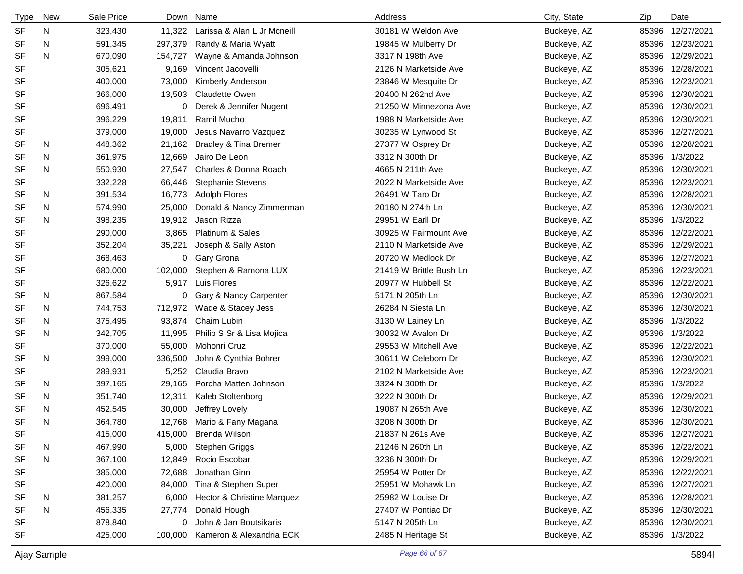| Type | New | Sale Price | Down | Name | Address | City, State | Zip | Date |
|---|---|---|---|---|---|---|---|---|
| SF | N | 323,430 | 11,322 | Larissa & Alan L Jr Mcneill | 30181 W Weldon Ave | Buckeye, AZ | 85396 | 12/27/2021 |
| SF | N | 591,345 | 297,379 | Randy & Maria Wyatt | 19845 W Mulberry Dr | Buckeye, AZ | 85396 | 12/23/2021 |
| SF | N | 670,090 | 154,727 | Wayne & Amanda Johnson | 3317 N 198th Ave | Buckeye, AZ | 85396 | 12/29/2021 |
| SF | | 305,621 | 9,169 | Vincent Jacovelli | 2126 N Marketside Ave | Buckeye, AZ | 85396 | 12/28/2021 |
| SF | | 400,000 | 73,000 | Kimberly Anderson | 23846 W Mesquite Dr | Buckeye, AZ | 85396 | 12/23/2021 |
| SF | | 366,000 | 13,503 | Claudette Owen | 20400 N 262nd Ave | Buckeye, AZ | 85396 | 12/30/2021 |
| SF | | 696,491 | 0 | Derek & Jennifer Nugent | 21250 W Minnezona Ave | Buckeye, AZ | 85396 | 12/30/2021 |
| SF | | 396,229 | 19,811 | Ramil Mucho | 1988 N Marketside Ave | Buckeye, AZ | 85396 | 12/30/2021 |
| SF | | 379,000 | 19,000 | Jesus Navarro Vazquez | 30235 W Lynwood St | Buckeye, AZ | 85396 | 12/27/2021 |
| SF | N | 448,362 | 21,162 | Bradley & Tina Bremer | 27377 W Osprey Dr | Buckeye, AZ | 85396 | 12/28/2021 |
| SF | N | 361,975 | 12,669 | Jairo De Leon | 3312 N 300th Dr | Buckeye, AZ | 85396 | 1/3/2022 |
| SF | N | 550,930 | 27,547 | Charles & Donna Roach | 4665 N 211th Ave | Buckeye, AZ | 85396 | 12/30/2021 |
| SF | | 332,228 | 66,446 | Stephanie Stevens | 2022 N Marketside Ave | Buckeye, AZ | 85396 | 12/23/2021 |
| SF | N | 391,534 | 16,773 | Adolph Flores | 26491 W Taro Dr | Buckeye, AZ | 85396 | 12/28/2021 |
| SF | N | 574,990 | 25,000 | Donald & Nancy Zimmerman | 20180 N 274th Ln | Buckeye, AZ | 85396 | 12/30/2021 |
| SF | N | 398,235 | 19,912 | Jason Rizza | 29951 W Earll Dr | Buckeye, AZ | 85396 | 1/3/2022 |
| SF | | 290,000 | 3,865 | Platinum & Sales | 30925 W Fairmount Ave | Buckeye, AZ | 85396 | 12/22/2021 |
| SF | | 352,204 | 35,221 | Joseph & Sally Aston | 2110 N Marketside Ave | Buckeye, AZ | 85396 | 12/29/2021 |
| SF | | 368,463 | 0 | Gary Grona | 20720 W Medlock Dr | Buckeye, AZ | 85396 | 12/27/2021 |
| SF | | 680,000 | 102,000 | Stephen & Ramona LUX | 21419 W Brittle Bush Ln | Buckeye, AZ | 85396 | 12/23/2021 |
| SF | | 326,622 | 5,917 | Luis Flores | 20977 W Hubbell St | Buckeye, AZ | 85396 | 12/22/2021 |
| SF | N | 867,584 | 0 | Gary & Nancy Carpenter | 5171 N 205th Ln | Buckeye, AZ | 85396 | 12/30/2021 |
| SF | N | 744,753 | 712,972 | Wade & Stacey Jess | 26284 N Siesta Ln | Buckeye, AZ | 85396 | 12/30/2021 |
| SF | N | 375,495 | 93,874 | Chaim Lubin | 3130 W Lainey Ln | Buckeye, AZ | 85396 | 1/3/2022 |
| SF | N | 342,705 | 11,995 | Philip S Sr & Lisa Mojica | 30032 W Avalon Dr | Buckeye, AZ | 85396 | 1/3/2022 |
| SF | | 370,000 | 55,000 | Mohonri Cruz | 29553 W Mitchell Ave | Buckeye, AZ | 85396 | 12/22/2021 |
| SF | N | 399,000 | 336,500 | John & Cynthia Bohrer | 30611 W Celeborn Dr | Buckeye, AZ | 85396 | 12/30/2021 |
| SF | | 289,931 | 5,252 | Claudia Bravo | 2102 N Marketside Ave | Buckeye, AZ | 85396 | 12/23/2021 |
| SF | N | 397,165 | 29,165 | Porcha Matten Johnson | 3324 N 300th Dr | Buckeye, AZ | 85396 | 1/3/2022 |
| SF | N | 351,740 | 12,311 | Kaleb Stoltenborg | 3222 N 300th Dr | Buckeye, AZ | 85396 | 12/29/2021 |
| SF | N | 452,545 | 30,000 | Jeffrey Lovely | 19087 N 265th Ave | Buckeye, AZ | 85396 | 12/30/2021 |
| SF | N | 364,780 | 12,768 | Mario & Fany Magana | 3208 N 300th Dr | Buckeye, AZ | 85396 | 12/30/2021 |
| SF | | 415,000 | 415,000 | Brenda Wilson | 21837 N 261s Ave | Buckeye, AZ | 85396 | 12/27/2021 |
| SF | N | 467,990 | 5,000 | Stephen Griggs | 21246 N 260th Ln | Buckeye, AZ | 85396 | 12/22/2021 |
| SF | N | 367,100 | 12,849 | Rocio Escobar | 3236 N 300th Dr | Buckeye, AZ | 85396 | 12/29/2021 |
| SF | | 385,000 | 72,688 | Jonathan Ginn | 25954 W Potter Dr | Buckeye, AZ | 85396 | 12/22/2021 |
| SF | | 420,000 | 84,000 | Tina & Stephen Super | 25951 W Mohawk Ln | Buckeye, AZ | 85396 | 12/27/2021 |
| SF | N | 381,257 | 6,000 | Hector & Christine Marquez | 25982 W Louise Dr | Buckeye, AZ | 85396 | 12/28/2021 |
| SF | N | 456,335 | 27,774 | Donald Hough | 27407 W Pontiac Dr | Buckeye, AZ | 85396 | 12/30/2021 |
| SF | | 878,840 | 0 | John & Jan Boutsikaris | 5147 N 205th Ln | Buckeye, AZ | 85396 | 12/30/2021 |
| SF | | 425,000 | 100,000 | Kameron & Alexandria ECK | 2485 N Heritage St | Buckeye, AZ | 85396 | 1/3/2022 |

Ajay Sample 5894I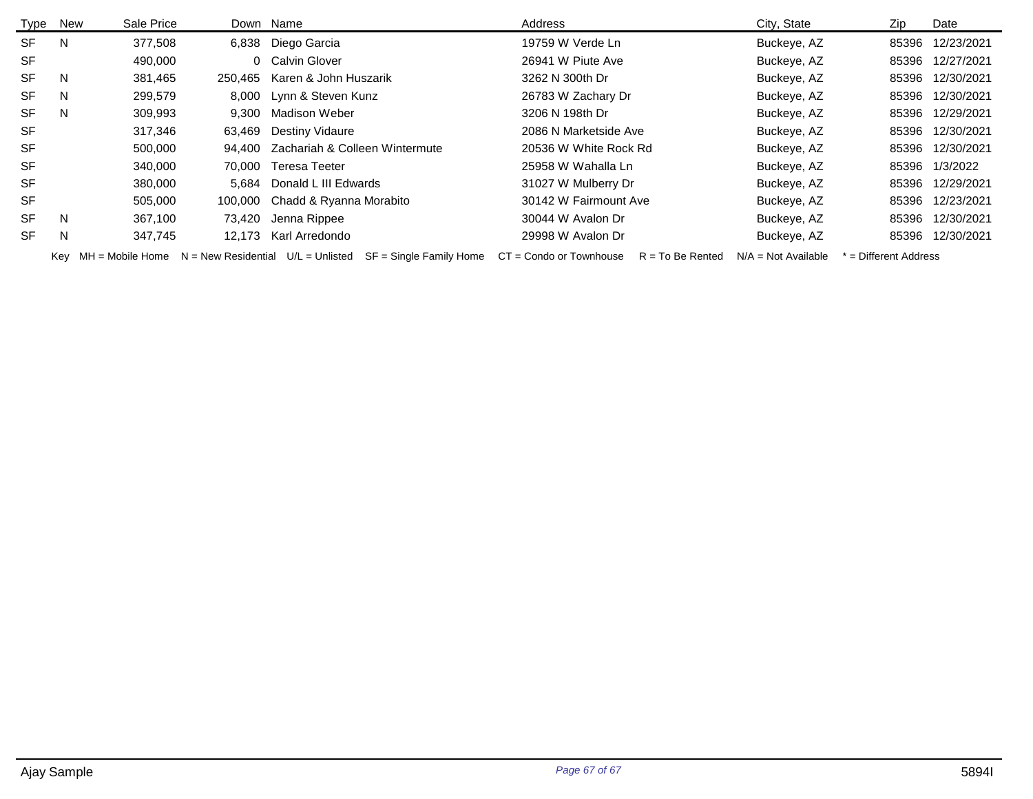| Type | New | Sale Price | Down | Name | Address | City, State | Zip | Date |
|---|---|---|---|---|---|---|---|---|
| SF | N | 377,508 | 6,838 | Diego Garcia | 19759 W Verde Ln | Buckeye, AZ | 85396 | 12/23/2021 |
| SF | | 490,000 | 0 | Calvin Glover | 26941 W Piute Ave | Buckeye, AZ | 85396 | 12/27/2021 |
| SF | N | 381,465 | 250,465 | Karen & John Huszarik | 3262 N 300th Dr | Buckeye, AZ | 85396 | 12/30/2021 |
| SF | N | 299,579 | 8,000 | Lynn & Steven Kunz | 26783 W Zachary Dr | Buckeye, AZ | 85396 | 12/30/2021 |
| SF | N | 309,993 | 9,300 | Madison Weber | 3206 N 198th Dr | Buckeye, AZ | 85396 | 12/29/2021 |
| SF | | 317,346 | 63,469 | Destiny Vidaure | 2086 N Marketside Ave | Buckeye, AZ | 85396 | 12/30/2021 |
| SF | | 500,000 | 94,400 | Zachariah & Colleen Wintermute | 20536 W White Rock Rd | Buckeye, AZ | 85396 | 12/30/2021 |
| SF | | 340,000 | 70,000 | Teresa Teeter | 25958 W Wahalla Ln | Buckeye, AZ | 85396 | 1/3/2022 |
| SF | | 380,000 | 5,684 | Donald L III Edwards | 31027 W Mulberry Dr | Buckeye, AZ | 85396 | 12/29/2021 |
| SF | | 505,000 | 100,000 | Chadd & Ryanna Morabito | 30142 W Fairmount Ave | Buckeye, AZ | 85396 | 12/23/2021 |
| SF | N | 367,100 | 73,420 | Jenna Rippee | 30044 W Avalon Dr | Buckeye, AZ | 85396 | 12/30/2021 |
| SF | N | 347,745 | 12,173 | Karl Arredondo | 29998 W Avalon Dr | Buckeye, AZ | 85396 | 12/30/2021 |

Key MH = Mobile Home N = New Residential U/L = Unlisted SF = Single Family Home CT = Condo or Townhouse R = To Be Rented N/A = Not Available * = Different Address

Ajay Sample 5894I